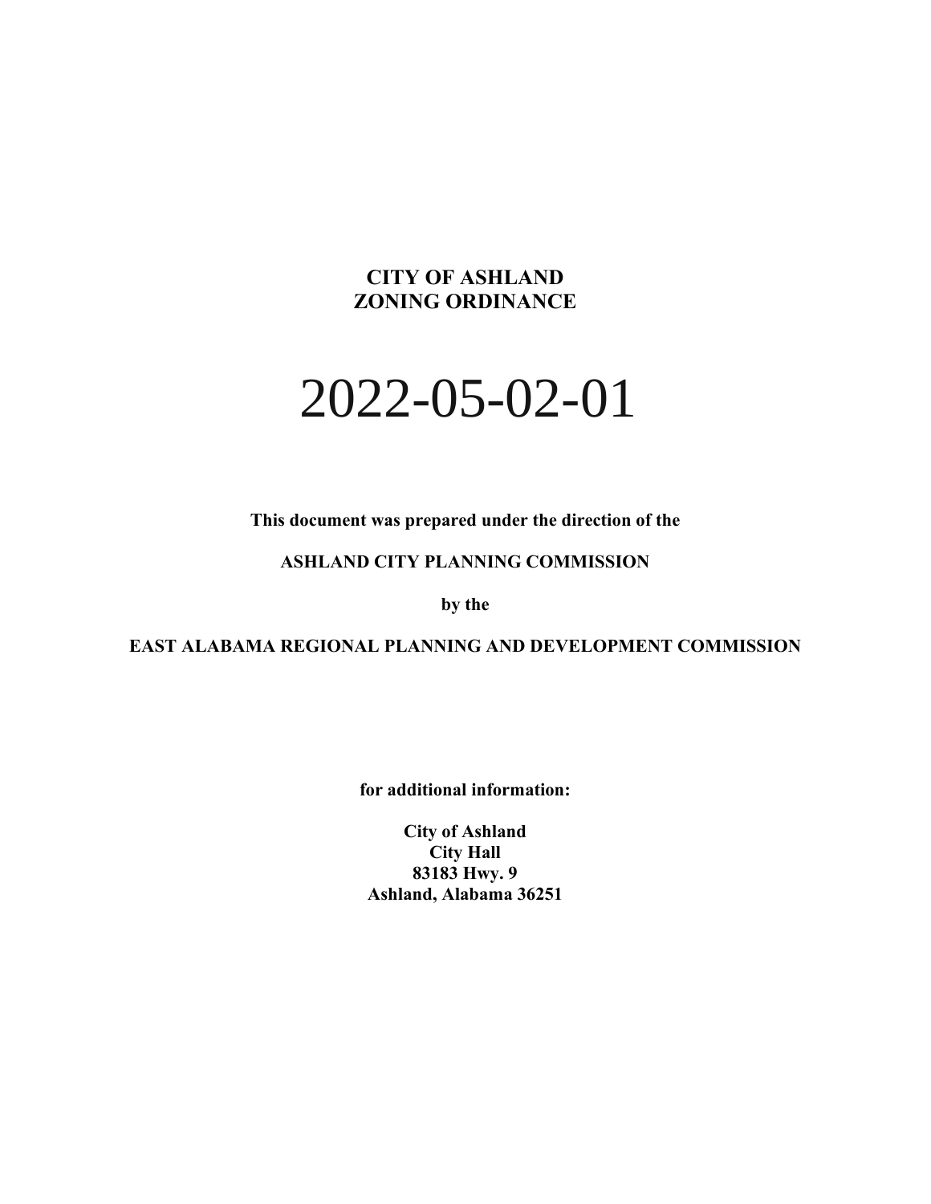# CITY OF ASHLAND
# ZONING ORDINANCE

# 2022-05-02-01

**This document was prepared under the direction of the**

**ASHLAND CITY PLANNING COMMISSION**

**by the**

**EAST ALABAMA REGIONAL PLANNING AND DEVELOPMENT COMMISSION**

**for additional information:**

**City of Ashland**
**City Hall**
**83183 Hwy. 9**
**Ashland, Alabama 36251**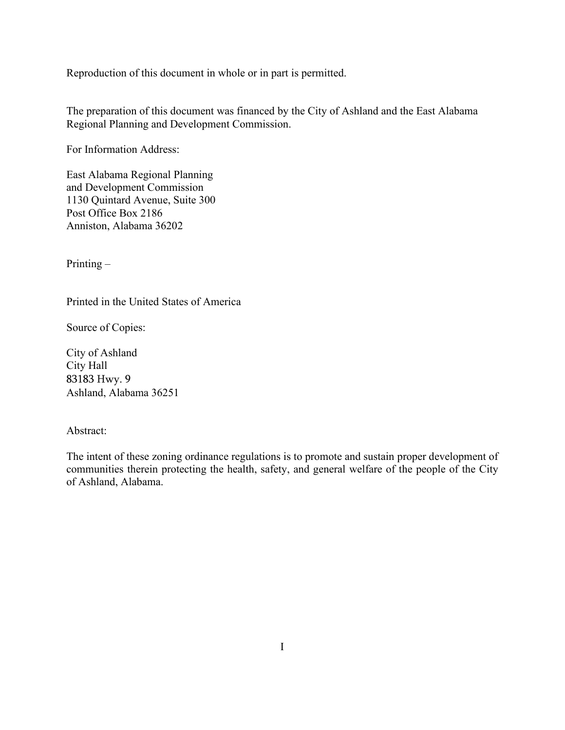Reproduction of this document in whole or in part is permitted.

The preparation of this document was financed by the City of Ashland and the East Alabama Regional Planning and Development Commission.

For Information Address:

East Alabama Regional Planning
and Development Commission
1130 Quintard Avenue, Suite 300
Post Office Box 2186
Anniston, Alabama 36202

Printing –

Printed in the United States of America

Source of Copies:

City of Ashland
City Hall
83183 Hwy. 9
Ashland, Alabama 36251

Abstract:

The intent of these zoning ordinance regulations is to promote and sustain proper development of communities therein protecting the health, safety, and general welfare of the people of the City of Ashland, Alabama.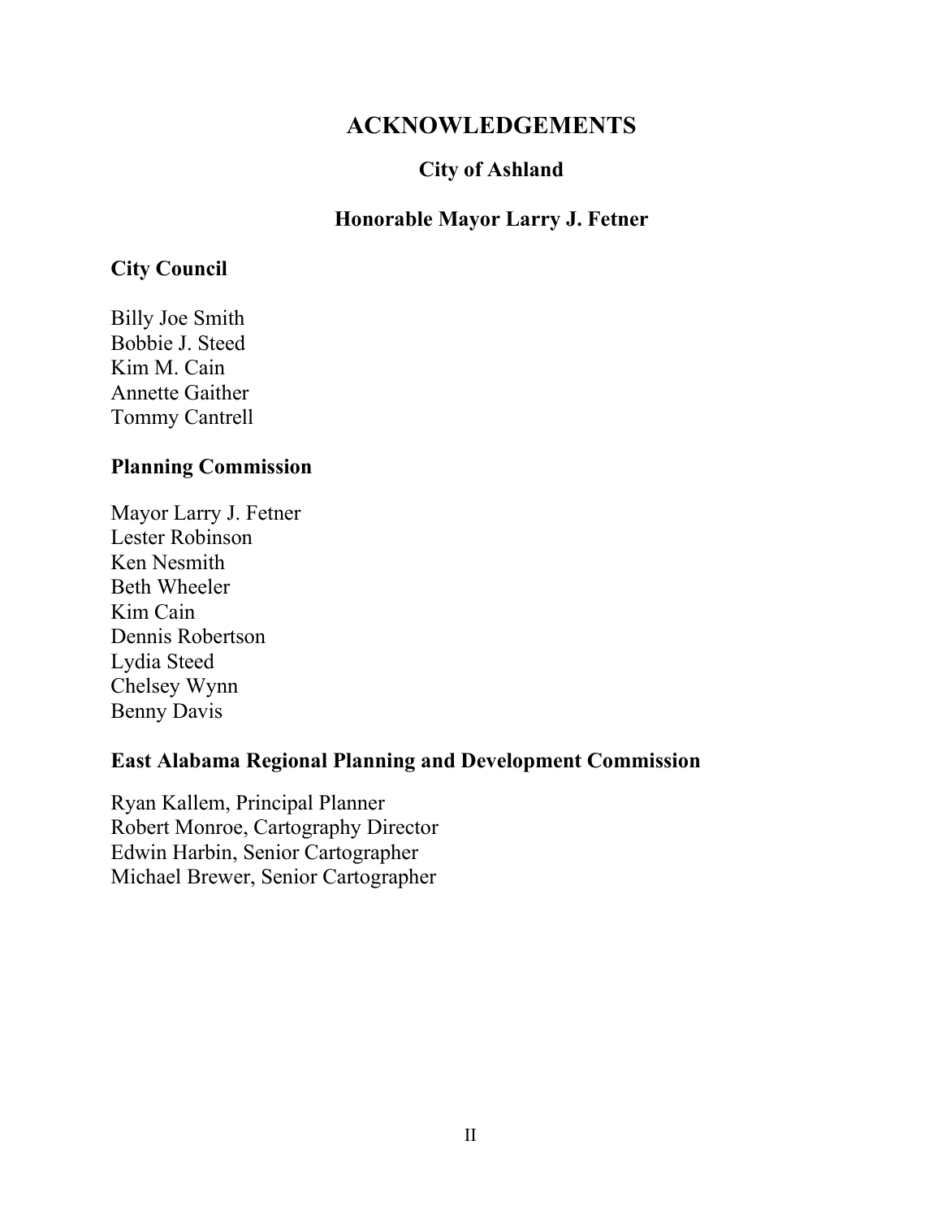# ACKNOWLEDGEMENTS

## City of Ashland

## Honorable Mayor Larry J. Fetner

### City Council

Billy Joe Smith
Bobbie J. Steed
Kim M. Cain
Annette Gaither
Tommy Cantrell

### Planning Commission

Mayor Larry J. Fetner
Lester Robinson
Ken Nesmith
Beth Wheeler
Kim Cain
Dennis Robertson
Lydia Steed
Chelsey Wynn
Benny Davis

### East Alabama Regional Planning and Development Commission

Ryan Kallem, Principal Planner
Robert Monroe, Cartography Director
Edwin Harbin, Senior Cartographer
Michael Brewer, Senior Cartographer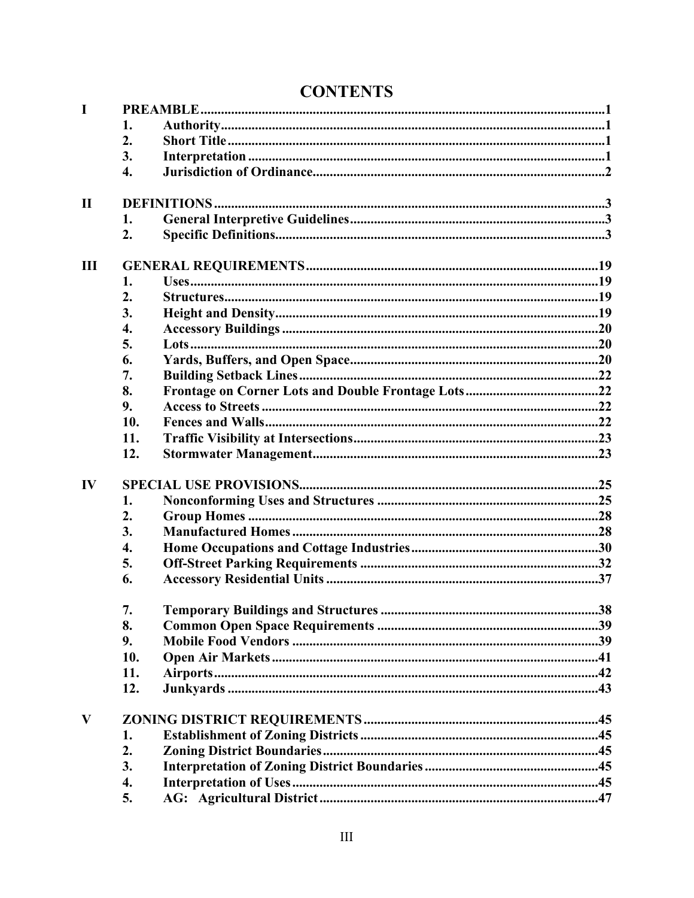# CONTENTS

- **I PREAMBLE** ........ 1
  - 1. Authority ........ 1
  - 2. Short Title ........ 1
  - 3. Interpretation ........ 1
  - 4. Jurisdiction of Ordinance ........ 2
- **II DEFINITIONS** ........ 3
  - 1. General Interpretive Guidelines ........ 3
  - 2. Specific Definitions ........ 3
- **III GENERAL REQUIREMENTS** ........ 19
  - 1. Uses ........ 19
  - 2. Structures ........ 19
  - 3. Height and Density ........ 19
  - 4. Accessory Buildings ........ 20
  - 5. Lots ........ 20
  - 6. Yards, Buffers, and Open Space ........ 20
  - 7. Building Setback Lines ........ 22
  - 8. Frontage on Corner Lots and Double Frontage Lots ........ 22
  - 9. Access to Streets ........ 22
  - 10. Fences and Walls ........ 22
  - 11. Traffic Visibility at Intersections ........ 23
  - 12. Stormwater Management ........ 23
- **IV SPECIAL USE PROVISIONS** ........ 25
  - 1. Nonconforming Uses and Structures ........ 25
  - 2. Group Homes ........ 28
  - 3. Manufactured Homes ........ 28
  - 4. Home Occupations and Cottage Industries ........ 30
  - 5. Off-Street Parking Requirements ........ 32
  - 6. Accessory Residential Units ........ 37
  - 7. Temporary Buildings and Structures ........ 38
  - 8. Common Open Space Requirements ........ 39
  - 9. Mobile Food Vendors ........ 39
  - 10. Open Air Markets ........ 41
  - 11. Airports ........ 42
  - 12. Junkyards ........ 43
- **V ZONING DISTRICT REQUIREMENTS** ........ 45
  - 1. Establishment of Zoning Districts ........ 45
  - 2. Zoning District Boundaries ........ 45
  - 3. Interpretation of Zoning District Boundaries ........ 45
  - 4. Interpretation of Uses ........ 45
  - 5. AG: Agricultural District ........ 47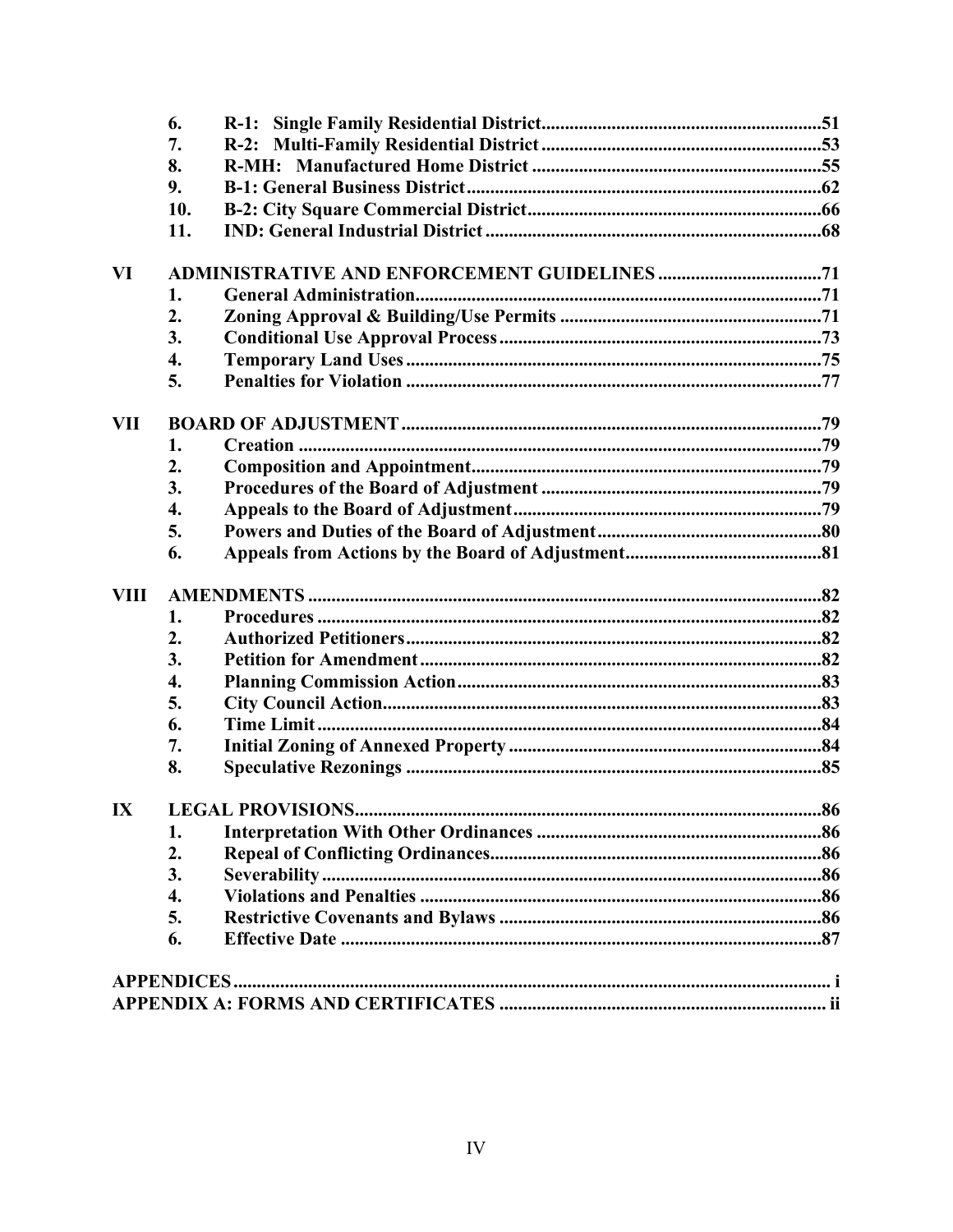| | | | |
|---|---|---|---|
| | 6. | **R-1: Single Family Residential District** | **51** |
| | 7. | **R-2: Multi-Family Residential District** | **53** |
| | 8. | **R-MH: Manufactured Home District** | **55** |
| | 9. | **B-1: General Business District** | **62** |
| | 10. | **B-2: City Square Commercial District** | **66** |
| | 11. | **IND: General Industrial District** | **68** |
| **VI** | **ADMINISTRATIVE AND ENFORCEMENT GUIDELINES** | | **71** |
| | 1. | **General Administration** | **71** |
| | 2. | **Zoning Approval & Building/Use Permits** | **71** |
| | 3. | **Conditional Use Approval Process** | **73** |
| | 4. | **Temporary Land Uses** | **75** |
| | 5. | **Penalties for Violation** | **77** |
| **VII** | **BOARD OF ADJUSTMENT** | | **79** |
| | 1. | **Creation** | **79** |
| | 2. | **Composition and Appointment** | **79** |
| | 3. | **Procedures of the Board of Adjustment** | **79** |
| | 4. | **Appeals to the Board of Adjustment** | **79** |
| | 5. | **Powers and Duties of the Board of Adjustment** | **80** |
| | 6. | **Appeals from Actions by the Board of Adjustment** | **81** |
| **VIII** | **AMENDMENTS** | | **82** |
| | 1. | **Procedures** | **82** |
| | 2. | **Authorized Petitioners** | **82** |
| | 3. | **Petition for Amendment** | **82** |
| | 4. | **Planning Commission Action** | **83** |
| | 5. | **City Council Action** | **83** |
| | 6. | **Time Limit** | **84** |
| | 7. | **Initial Zoning of Annexed Property** | **84** |
| | 8. | **Speculative Rezonings** | **85** |
| **IX** | **LEGAL PROVISIONS** | | **86** |
| | 1. | **Interpretation With Other Ordinances** | **86** |
| | 2. | **Repeal of Conflicting Ordinances** | **86** |
| | 3. | **Severability** | **86** |
| | 4. | **Violations and Penalties** | **86** |
| | 5. | **Restrictive Covenants and Bylaws** | **86** |
| | 6. | **Effective Date** | **87** |
| **APPENDICES** | | | **i** |
| **APPENDIX A: FORMS AND CERTIFICATES** | | | **ii** |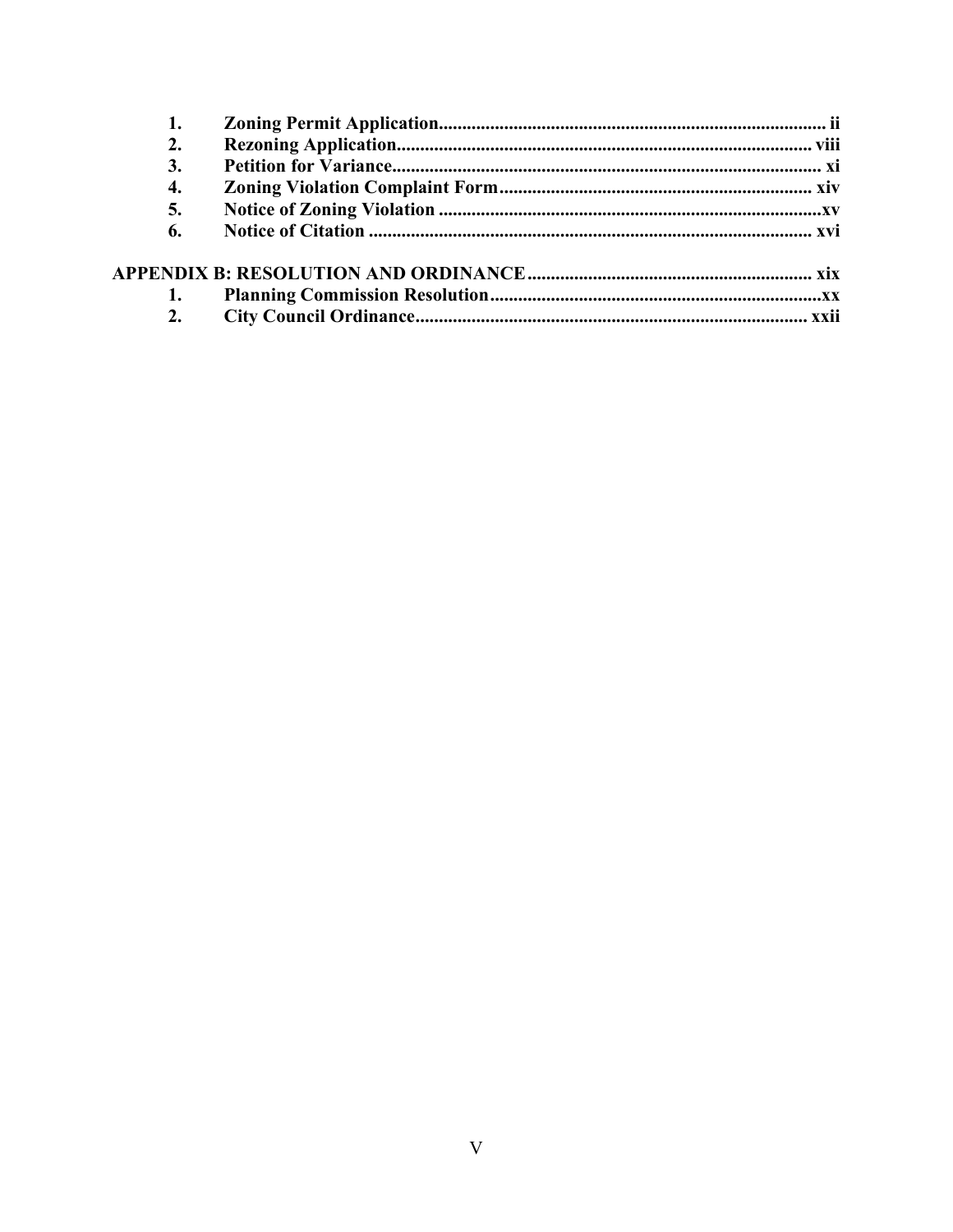1. **Zoning Permit Application** ........................................ ii
2. **Rezoning Application** ........................................ viii
3. **Petition for Variance** ........................................ xi
4. **Zoning Violation Complaint Form** ........................................ xiv
5. **Notice of Zoning Violation** ........................................ xv
6. **Notice of Citation** ........................................ xvi

**APPENDIX B: RESOLUTION AND ORDINANCE** ........................................ xix

1. **Planning Commission Resolution** ........................................ xx
2. **City Council Ordinance** ........................................ xxii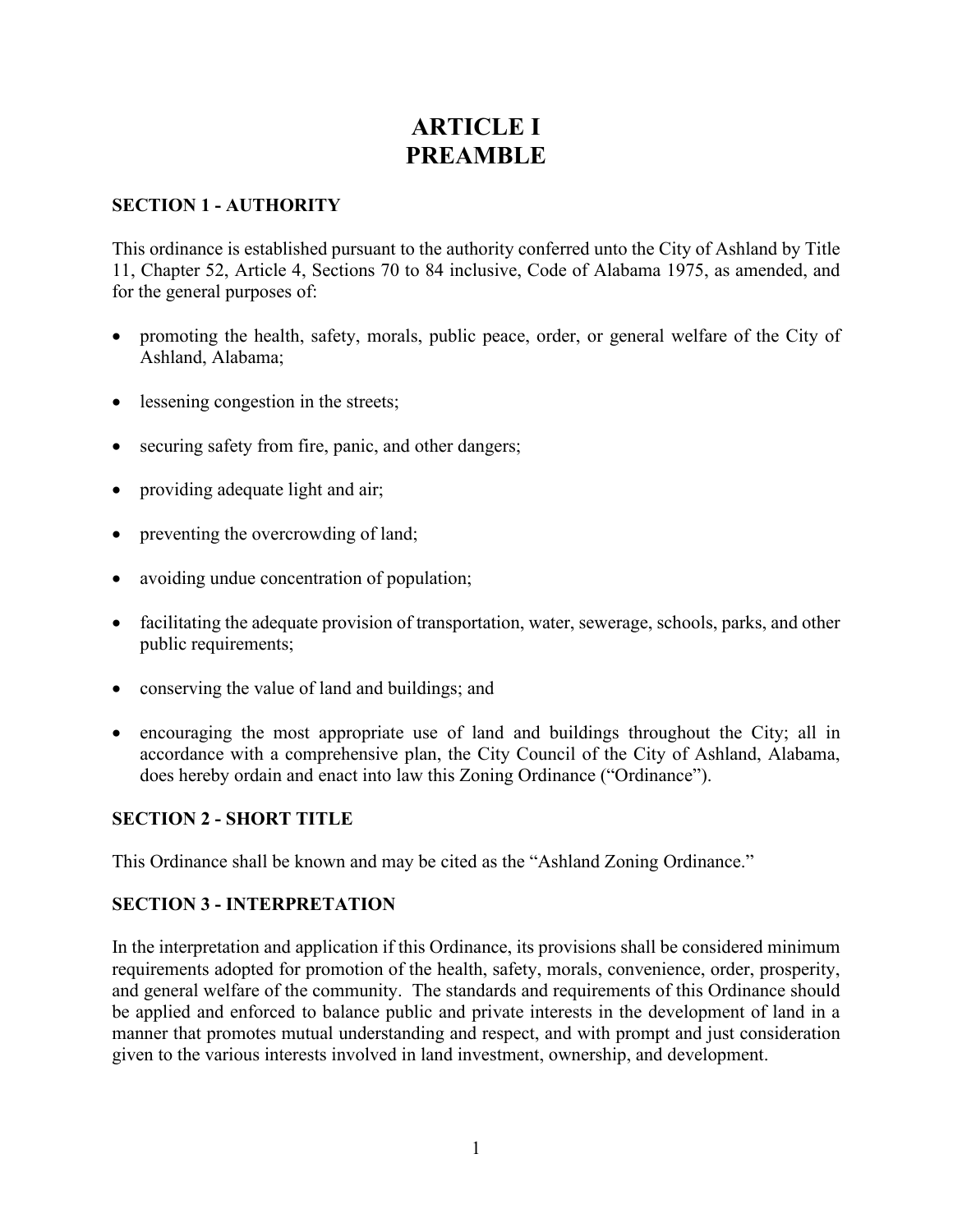# ARTICLE I
# PREAMBLE

### SECTION 1 - AUTHORITY

This ordinance is established pursuant to the authority conferred unto the City of Ashland by Title 11, Chapter 52, Article 4, Sections 70 to 84 inclusive, Code of Alabama 1975, as amended, and for the general purposes of:

- promoting the health, safety, morals, public peace, order, or general welfare of the City of Ashland, Alabama;
- lessening congestion in the streets;
- securing safety from fire, panic, and other dangers;
- providing adequate light and air;
- preventing the overcrowding of land;
- avoiding undue concentration of population;
- facilitating the adequate provision of transportation, water, sewerage, schools, parks, and other public requirements;
- conserving the value of land and buildings; and
- encouraging the most appropriate use of land and buildings throughout the City; all in accordance with a comprehensive plan, the City Council of the City of Ashland, Alabama, does hereby ordain and enact into law this Zoning Ordinance ("Ordinance").

### SECTION 2 - SHORT TITLE

This Ordinance shall be known and may be cited as the "Ashland Zoning Ordinance."

### SECTION 3 - INTERPRETATION

In the interpretation and application if this Ordinance, its provisions shall be considered minimum requirements adopted for promotion of the health, safety, morals, convenience, order, prosperity, and general welfare of the community. The standards and requirements of this Ordinance should be applied and enforced to balance public and private interests in the development of land in a manner that promotes mutual understanding and respect, and with prompt and just consideration given to the various interests involved in land investment, ownership, and development.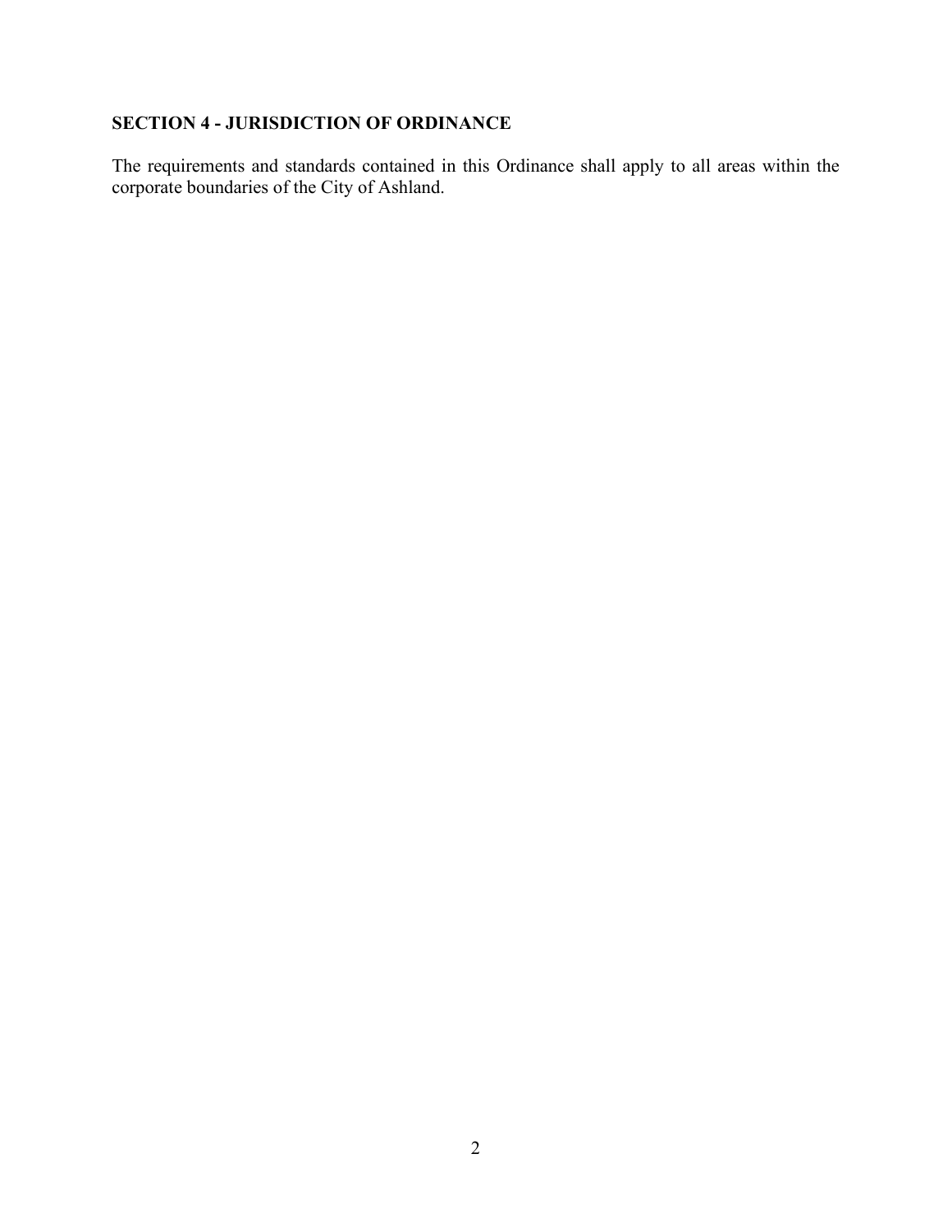## SECTION 4 - JURISDICTION OF ORDINANCE

The requirements and standards contained in this Ordinance shall apply to all areas within the corporate boundaries of the City of Ashland.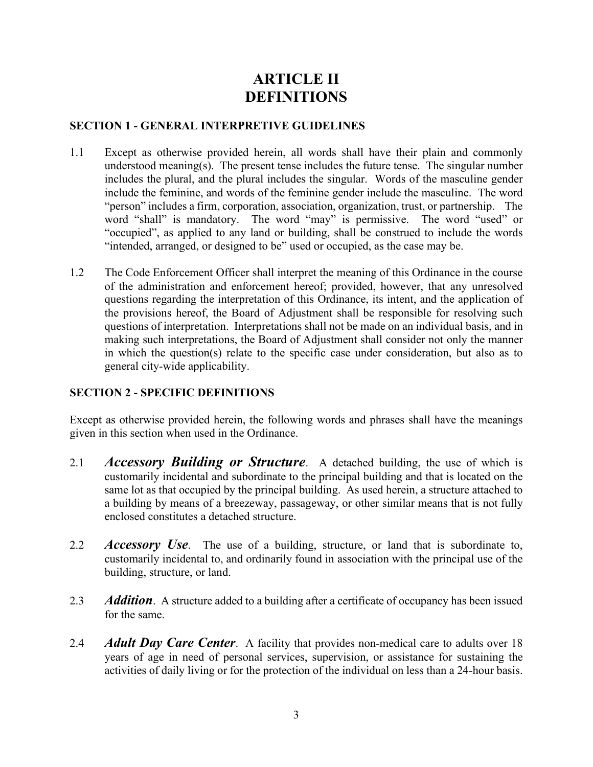# ARTICLE II
# DEFINITIONS

## SECTION 1 - GENERAL INTERPRETIVE GUIDELINES

1.1 Except as otherwise provided herein, all words shall have their plain and commonly understood meaning(s). The present tense includes the future tense. The singular number includes the plural, and the plural includes the singular. Words of the masculine gender include the feminine, and words of the feminine gender include the masculine. The word "person" includes a firm, corporation, association, organization, trust, or partnership. The word "shall" is mandatory. The word "may" is permissive. The word "used" or "occupied", as applied to any land or building, shall be construed to include the words "intended, arranged, or designed to be" used or occupied, as the case may be.

1.2 The Code Enforcement Officer shall interpret the meaning of this Ordinance in the course of the administration and enforcement hereof; provided, however, that any unresolved questions regarding the interpretation of this Ordinance, its intent, and the application of the provisions hereof, the Board of Adjustment shall be responsible for resolving such questions of interpretation. Interpretations shall not be made on an individual basis, and in making such interpretations, the Board of Adjustment shall consider not only the manner in which the question(s) relate to the specific case under consideration, but also as to general city-wide applicability.

## SECTION 2 - SPECIFIC DEFINITIONS

Except as otherwise provided herein, the following words and phrases shall have the meanings given in this section when used in the Ordinance.

2.1 ***Accessory Building or Structure***. A detached building, the use of which is customarily incidental and subordinate to the principal building and that is located on the same lot as that occupied by the principal building. As used herein, a structure attached to a building by means of a breezeway, passageway, or other similar means that is not fully enclosed constitutes a detached structure.

2.2 ***Accessory Use***. The use of a building, structure, or land that is subordinate to, customarily incidental to, and ordinarily found in association with the principal use of the building, structure, or land.

2.3 ***Addition***. A structure added to a building after a certificate of occupancy has been issued for the same.

2.4 ***Adult Day Care Center***. A facility that provides non-medical care to adults over 18 years of age in need of personal services, supervision, or assistance for sustaining the activities of daily living or for the protection of the individual on less than a 24-hour basis.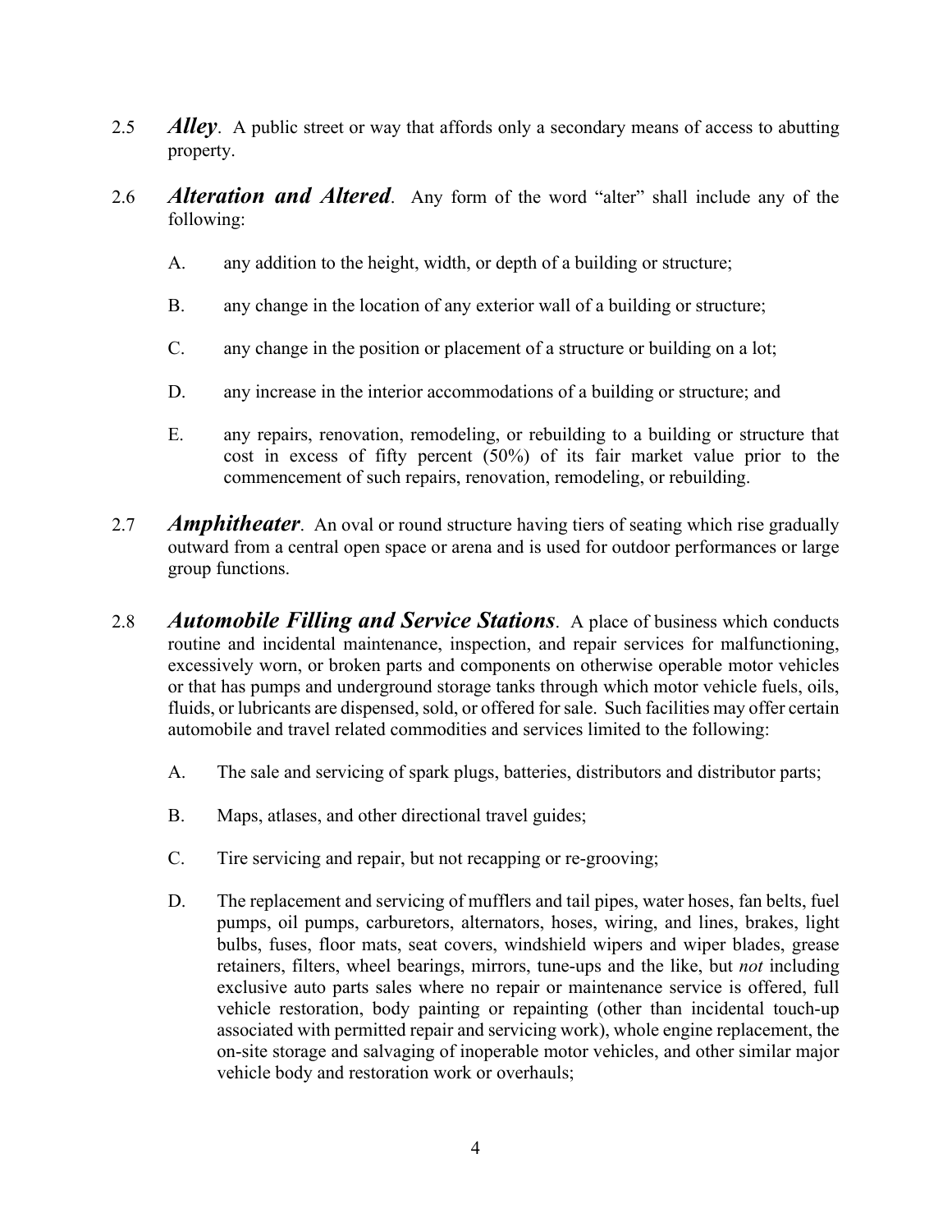2.5 ***Alley***. A public street or way that affords only a secondary means of access to abutting property.

2.6 ***Alteration and Altered***. Any form of the word "alter" shall include any of the following:

A. any addition to the height, width, or depth of a building or structure;

B. any change in the location of any exterior wall of a building or structure;

C. any change in the position or placement of a structure or building on a lot;

D. any increase in the interior accommodations of a building or structure; and

E. any repairs, renovation, remodeling, or rebuilding to a building or structure that cost in excess of fifty percent (50%) of its fair market value prior to the commencement of such repairs, renovation, remodeling, or rebuilding.

2.7 ***Amphitheater***. An oval or round structure having tiers of seating which rise gradually outward from a central open space or arena and is used for outdoor performances or large group functions.

2.8 ***Automobile Filling and Service Stations***. A place of business which conducts routine and incidental maintenance, inspection, and repair services for malfunctioning, excessively worn, or broken parts and components on otherwise operable motor vehicles or that has pumps and underground storage tanks through which motor vehicle fuels, oils, fluids, or lubricants are dispensed, sold, or offered for sale. Such facilities may offer certain automobile and travel related commodities and services limited to the following:

A. The sale and servicing of spark plugs, batteries, distributors and distributor parts;

B. Maps, atlases, and other directional travel guides;

C. Tire servicing and repair, but not recapping or re-grooving;

D. The replacement and servicing of mufflers and tail pipes, water hoses, fan belts, fuel pumps, oil pumps, carburetors, alternators, hoses, wiring, and lines, brakes, light bulbs, fuses, floor mats, seat covers, windshield wipers and wiper blades, grease retainers, filters, wheel bearings, mirrors, tune-ups and the like, but *not* including exclusive auto parts sales where no repair or maintenance service is offered, full vehicle restoration, body painting or repainting (other than incidental touch-up associated with permitted repair and servicing work), whole engine replacement, the on-site storage and salvaging of inoperable motor vehicles, and other similar major vehicle body and restoration work or overhauls;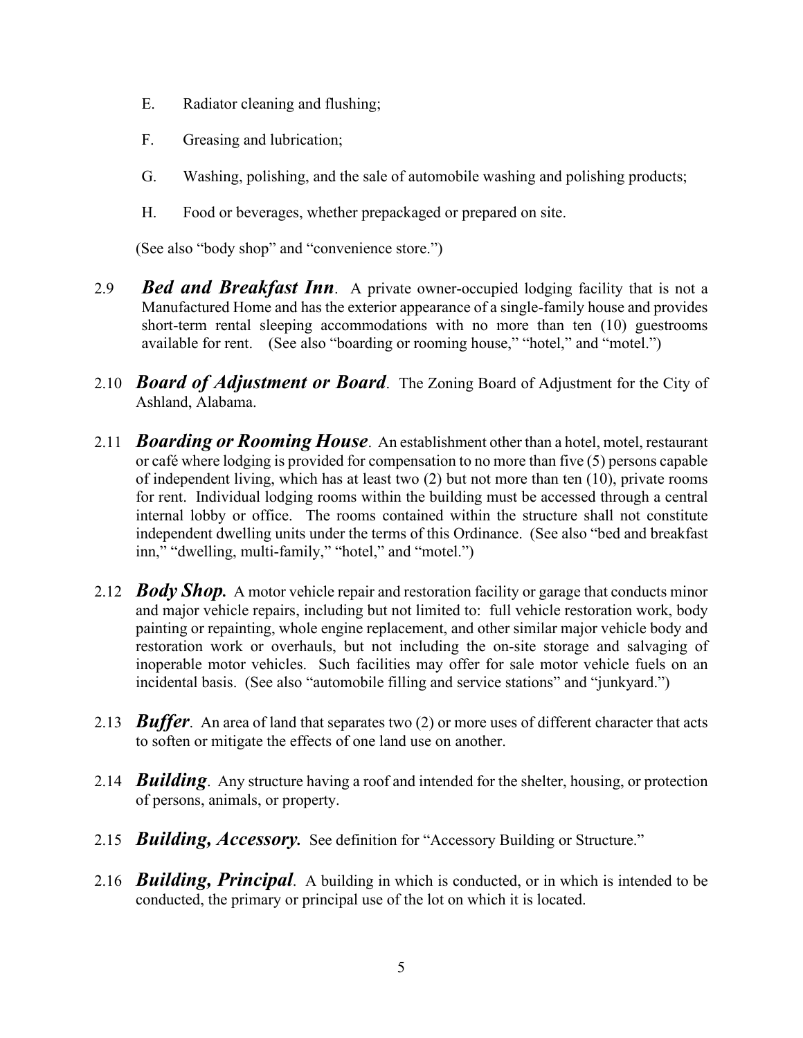E. Radiator cleaning and flushing;

F. Greasing and lubrication;

G. Washing, polishing, and the sale of automobile washing and polishing products;

H. Food or beverages, whether prepackaged or prepared on site.

(See also "body shop" and "convenience store.")

2.9 ***Bed and Breakfast Inn***. A private owner-occupied lodging facility that is not a Manufactured Home and has the exterior appearance of a single-family house and provides short-term rental sleeping accommodations with no more than ten (10) guestrooms available for rent. (See also "boarding or rooming house," "hotel," and "motel.")

2.10 ***Board of Adjustment or Board***. The Zoning Board of Adjustment for the City of Ashland, Alabama.

2.11 ***Boarding or Rooming House***. An establishment other than a hotel, motel, restaurant or café where lodging is provided for compensation to no more than five (5) persons capable of independent living, which has at least two (2) but not more than ten (10), private rooms for rent. Individual lodging rooms within the building must be accessed through a central internal lobby or office. The rooms contained within the structure shall not constitute independent dwelling units under the terms of this Ordinance. (See also "bed and breakfast inn," "dwelling, multi-family," "hotel," and "motel.")

2.12 ***Body Shop.*** A motor vehicle repair and restoration facility or garage that conducts minor and major vehicle repairs, including but not limited to: full vehicle restoration work, body painting or repainting, whole engine replacement, and other similar major vehicle body and restoration work or overhauls, but not including the on-site storage and salvaging of inoperable motor vehicles. Such facilities may offer for sale motor vehicle fuels on an incidental basis. (See also "automobile filling and service stations" and "junkyard.")

2.13 ***Buffer***. An area of land that separates two (2) or more uses of different character that acts to soften or mitigate the effects of one land use on another.

2.14 ***Building***. Any structure having a roof and intended for the shelter, housing, or protection of persons, animals, or property.

2.15 ***Building, Accessory.*** See definition for "Accessory Building or Structure."

2.16 ***Building, Principal***. A building in which is conducted, or in which is intended to be conducted, the primary or principal use of the lot on which it is located.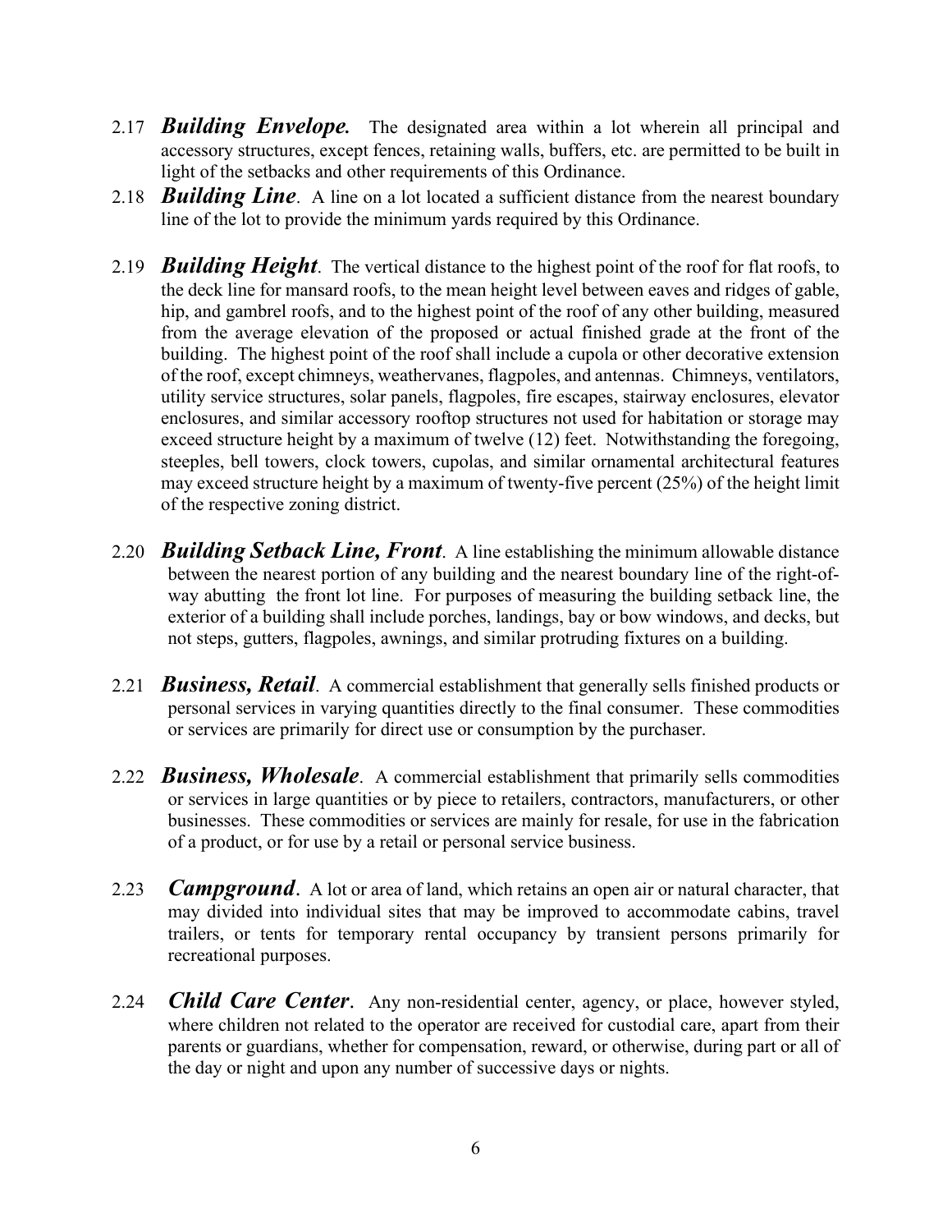2.17 ***Building Envelope.*** The designated area within a lot wherein all principal and accessory structures, except fences, retaining walls, buffers, etc. are permitted to be built in light of the setbacks and other requirements of this Ordinance.

2.18 ***Building Line***. A line on a lot located a sufficient distance from the nearest boundary line of the lot to provide the minimum yards required by this Ordinance.

2.19 ***Building Height***. The vertical distance to the highest point of the roof for flat roofs, to the deck line for mansard roofs, to the mean height level between eaves and ridges of gable, hip, and gambrel roofs, and to the highest point of the roof of any other building, measured from the average elevation of the proposed or actual finished grade at the front of the building. The highest point of the roof shall include a cupola or other decorative extension of the roof, except chimneys, weathervanes, flagpoles, and antennas. Chimneys, ventilators, utility service structures, solar panels, flagpoles, fire escapes, stairway enclosures, elevator enclosures, and similar accessory rooftop structures not used for habitation or storage may exceed structure height by a maximum of twelve (12) feet. Notwithstanding the foregoing, steeples, bell towers, clock towers, cupolas, and similar ornamental architectural features may exceed structure height by a maximum of twenty-five percent (25%) of the height limit of the respective zoning district.

2.20 ***Building Setback Line, Front***. A line establishing the minimum allowable distance between the nearest portion of any building and the nearest boundary line of the right-of-way abutting the front lot line. For purposes of measuring the building setback line, the exterior of a building shall include porches, landings, bay or bow windows, and decks, but not steps, gutters, flagpoles, awnings, and similar protruding fixtures on a building.

2.21 ***Business, Retail***. A commercial establishment that generally sells finished products or personal services in varying quantities directly to the final consumer. These commodities or services are primarily for direct use or consumption by the purchaser.

2.22 ***Business, Wholesale***. A commercial establishment that primarily sells commodities or services in large quantities or by piece to retailers, contractors, manufacturers, or other businesses. These commodities or services are mainly for resale, for use in the fabrication of a product, or for use by a retail or personal service business.

2.23 ***Campground***. A lot or area of land, which retains an open air or natural character, that may divided into individual sites that may be improved to accommodate cabins, travel trailers, or tents for temporary rental occupancy by transient persons primarily for recreational purposes.

2.24 ***Child Care Center***. Any non-residential center, agency, or place, however styled, where children not related to the operator are received for custodial care, apart from their parents or guardians, whether for compensation, reward, or otherwise, during part or all of the day or night and upon any number of successive days or nights.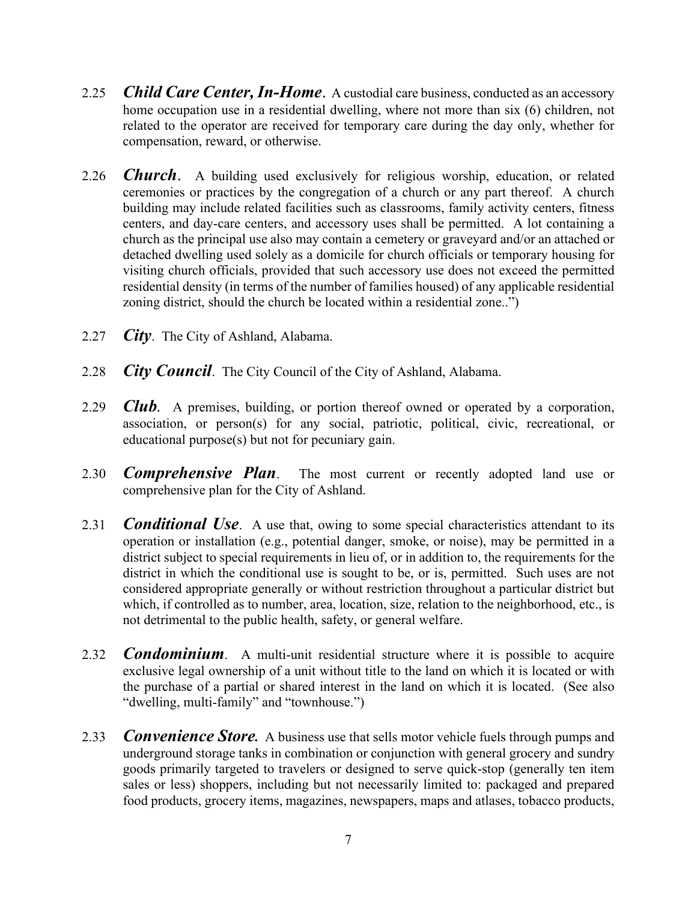2.25 ***Child Care Center, In-Home***. A custodial care business, conducted as an accessory home occupation use in a residential dwelling, where not more than six (6) children, not related to the operator are received for temporary care during the day only, whether for compensation, reward, or otherwise.

2.26 ***Church***. A building used exclusively for religious worship, education, or related ceremonies or practices by the congregation of a church or any part thereof. A church building may include related facilities such as classrooms, family activity centers, fitness centers, and day-care centers, and accessory uses shall be permitted. A lot containing a church as the principal use also may contain a cemetery or graveyard and/or an attached or detached dwelling used solely as a domicile for church officials or temporary housing for visiting church officials, provided that such accessory use does not exceed the permitted residential density (in terms of the number of families housed) of any applicable residential zoning district, should the church be located within a residential zone..")

2.27 ***City***. The City of Ashland, Alabama.

2.28 ***City Council***. The City Council of the City of Ashland, Alabama.

2.29 ***Club***. A premises, building, or portion thereof owned or operated by a corporation, association, or person(s) for any social, patriotic, political, civic, recreational, or educational purpose(s) but not for pecuniary gain.

2.30 ***Comprehensive Plan***. The most current or recently adopted land use or comprehensive plan for the City of Ashland.

2.31 ***Conditional Use***. A use that, owing to some special characteristics attendant to its operation or installation (e.g., potential danger, smoke, or noise), may be permitted in a district subject to special requirements in lieu of, or in addition to, the requirements for the district in which the conditional use is sought to be, or is, permitted. Such uses are not considered appropriate generally or without restriction throughout a particular district but which, if controlled as to number, area, location, size, relation to the neighborhood, etc., is not detrimental to the public health, safety, or general welfare.

2.32 ***Condominium***. A multi-unit residential structure where it is possible to acquire exclusive legal ownership of a unit without title to the land on which it is located or with the purchase of a partial or shared interest in the land on which it is located. (See also "dwelling, multi-family" and "townhouse.")

2.33 ***Convenience Store.*** A business use that sells motor vehicle fuels through pumps and underground storage tanks in combination or conjunction with general grocery and sundry goods primarily targeted to travelers or designed to serve quick-stop (generally ten item sales or less) shoppers, including but not necessarily limited to: packaged and prepared food products, grocery items, magazines, newspapers, maps and atlases, tobacco products,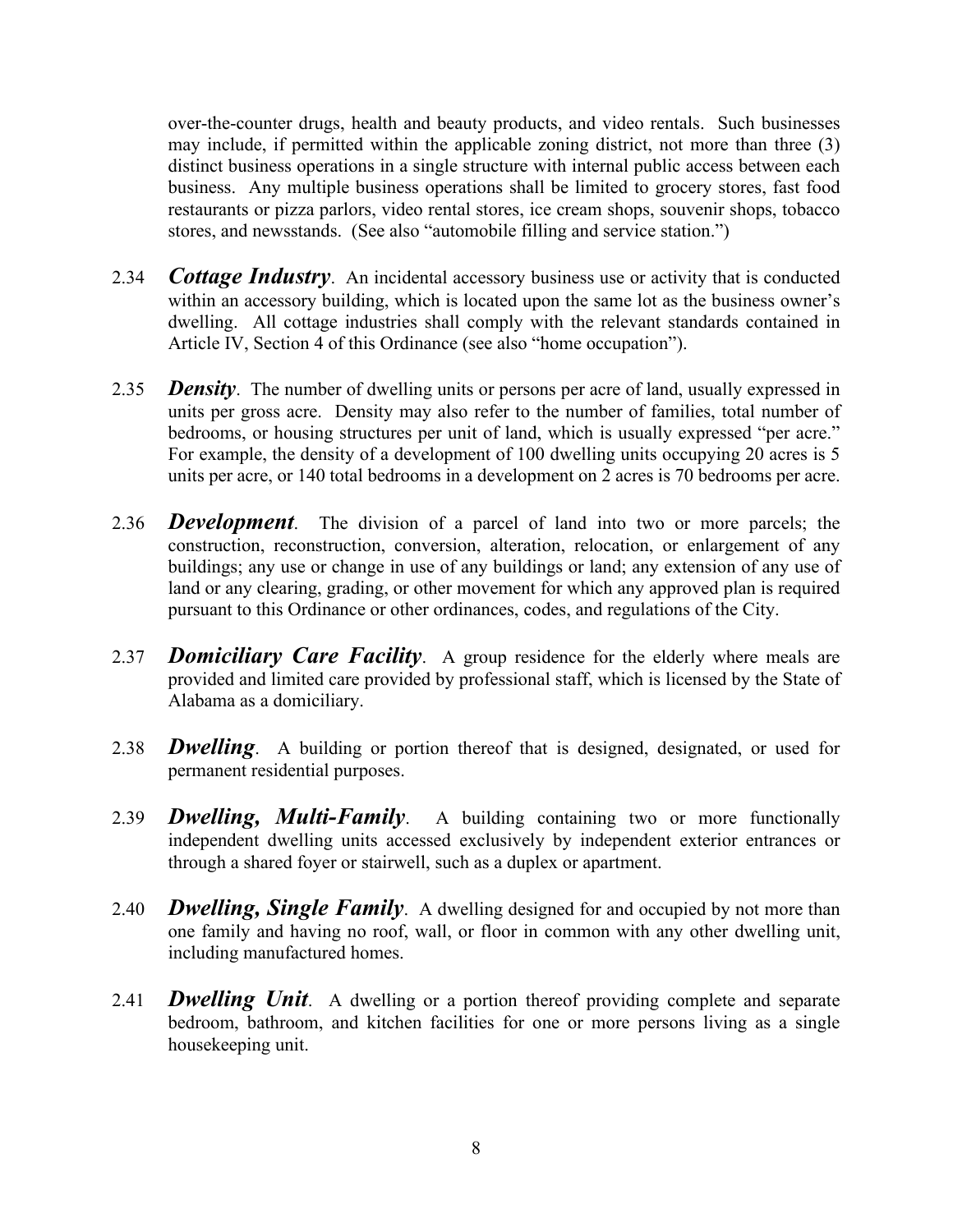over-the-counter drugs, health and beauty products, and video rentals. Such businesses may include, if permitted within the applicable zoning district, not more than three (3) distinct business operations in a single structure with internal public access between each business. Any multiple business operations shall be limited to grocery stores, fast food restaurants or pizza parlors, video rental stores, ice cream shops, souvenir shops, tobacco stores, and newsstands. (See also "automobile filling and service station.")

2.34 ***Cottage Industry***. An incidental accessory business use or activity that is conducted within an accessory building, which is located upon the same lot as the business owner's dwelling. All cottage industries shall comply with the relevant standards contained in Article IV, Section 4 of this Ordinance (see also "home occupation").

2.35 ***Density***. The number of dwelling units or persons per acre of land, usually expressed in units per gross acre. Density may also refer to the number of families, total number of bedrooms, or housing structures per unit of land, which is usually expressed "per acre." For example, the density of a development of 100 dwelling units occupying 20 acres is 5 units per acre, or 140 total bedrooms in a development on 2 acres is 70 bedrooms per acre.

2.36 ***Development***. The division of a parcel of land into two or more parcels; the construction, reconstruction, conversion, alteration, relocation, or enlargement of any buildings; any use or change in use of any buildings or land; any extension of any use of land or any clearing, grading, or other movement for which any approved plan is required pursuant to this Ordinance or other ordinances, codes, and regulations of the City.

2.37 ***Domiciliary Care Facility***. A group residence for the elderly where meals are provided and limited care provided by professional staff, which is licensed by the State of Alabama as a domiciliary.

2.38 ***Dwelling***. A building or portion thereof that is designed, designated, or used for permanent residential purposes.

2.39 ***Dwelling, Multi-Family***. A building containing two or more functionally independent dwelling units accessed exclusively by independent exterior entrances or through a shared foyer or stairwell, such as a duplex or apartment.

2.40 ***Dwelling, Single Family***. A dwelling designed for and occupied by not more than one family and having no roof, wall, or floor in common with any other dwelling unit, including manufactured homes.

2.41 ***Dwelling Unit***. A dwelling or a portion thereof providing complete and separate bedroom, bathroom, and kitchen facilities for one or more persons living as a single housekeeping unit.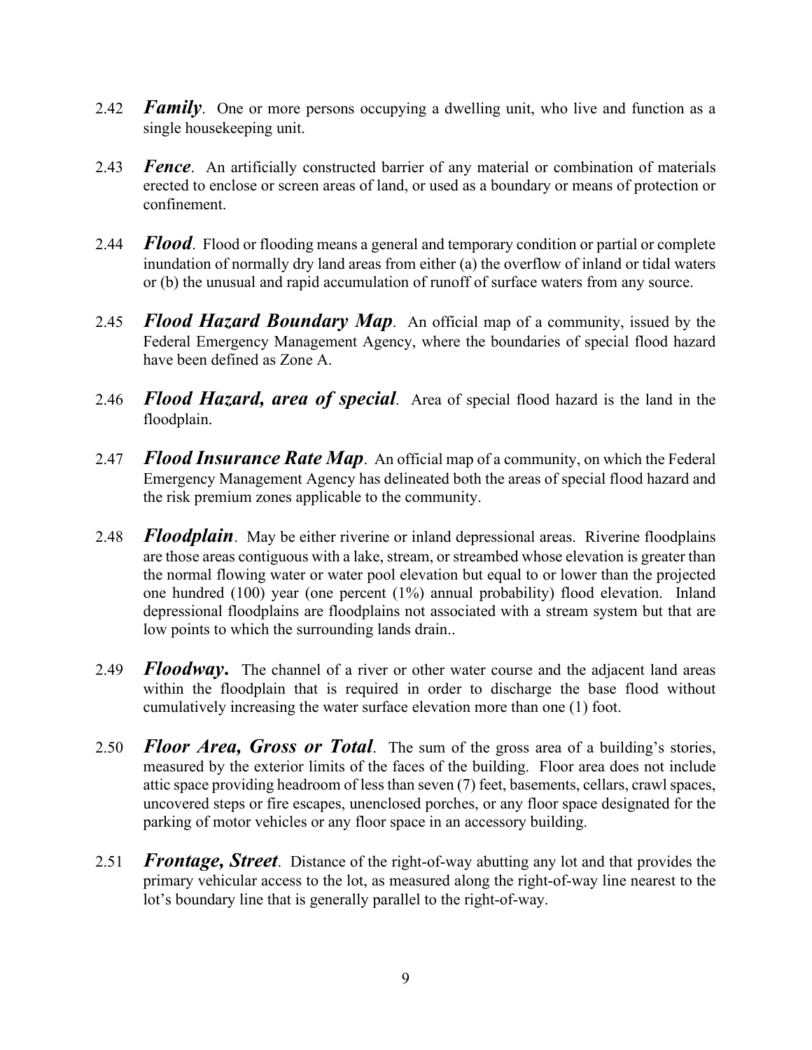2.42 ***Family***. One or more persons occupying a dwelling unit, who live and function as a single housekeeping unit.

2.43 ***Fence***. An artificially constructed barrier of any material or combination of materials erected to enclose or screen areas of land, or used as a boundary or means of protection or confinement.

2.44 ***Flood***. Flood or flooding means a general and temporary condition or partial or complete inundation of normally dry land areas from either (a) the overflow of inland or tidal waters or (b) the unusual and rapid accumulation of runoff of surface waters from any source.

2.45 ***Flood Hazard Boundary Map***. An official map of a community, issued by the Federal Emergency Management Agency, where the boundaries of special flood hazard have been defined as Zone A.

2.46 ***Flood Hazard, area of special***. Area of special flood hazard is the land in the floodplain.

2.47 ***Flood Insurance Rate Map***. An official map of a community, on which the Federal Emergency Management Agency has delineated both the areas of special flood hazard and the risk premium zones applicable to the community.

2.48 ***Floodplain***. May be either riverine or inland depressional areas. Riverine floodplains are those areas contiguous with a lake, stream, or streambed whose elevation is greater than the normal flowing water or water pool elevation but equal to or lower than the projected one hundred (100) year (one percent (1%) annual probability) flood elevation. Inland depressional floodplains are floodplains not associated with a stream system but that are low points to which the surrounding lands drain..

2.49 ***Floodway.*** The channel of a river or other water course and the adjacent land areas within the floodplain that is required in order to discharge the base flood without cumulatively increasing the water surface elevation more than one (1) foot.

2.50 ***Floor Area, Gross or Total***. The sum of the gross area of a building's stories, measured by the exterior limits of the faces of the building. Floor area does not include attic space providing headroom of less than seven (7) feet, basements, cellars, crawl spaces, uncovered steps or fire escapes, unenclosed porches, or any floor space designated for the parking of motor vehicles or any floor space in an accessory building.

2.51 ***Frontage, Street***. Distance of the right-of-way abutting any lot and that provides the primary vehicular access to the lot, as measured along the right-of-way line nearest to the lot's boundary line that is generally parallel to the right-of-way.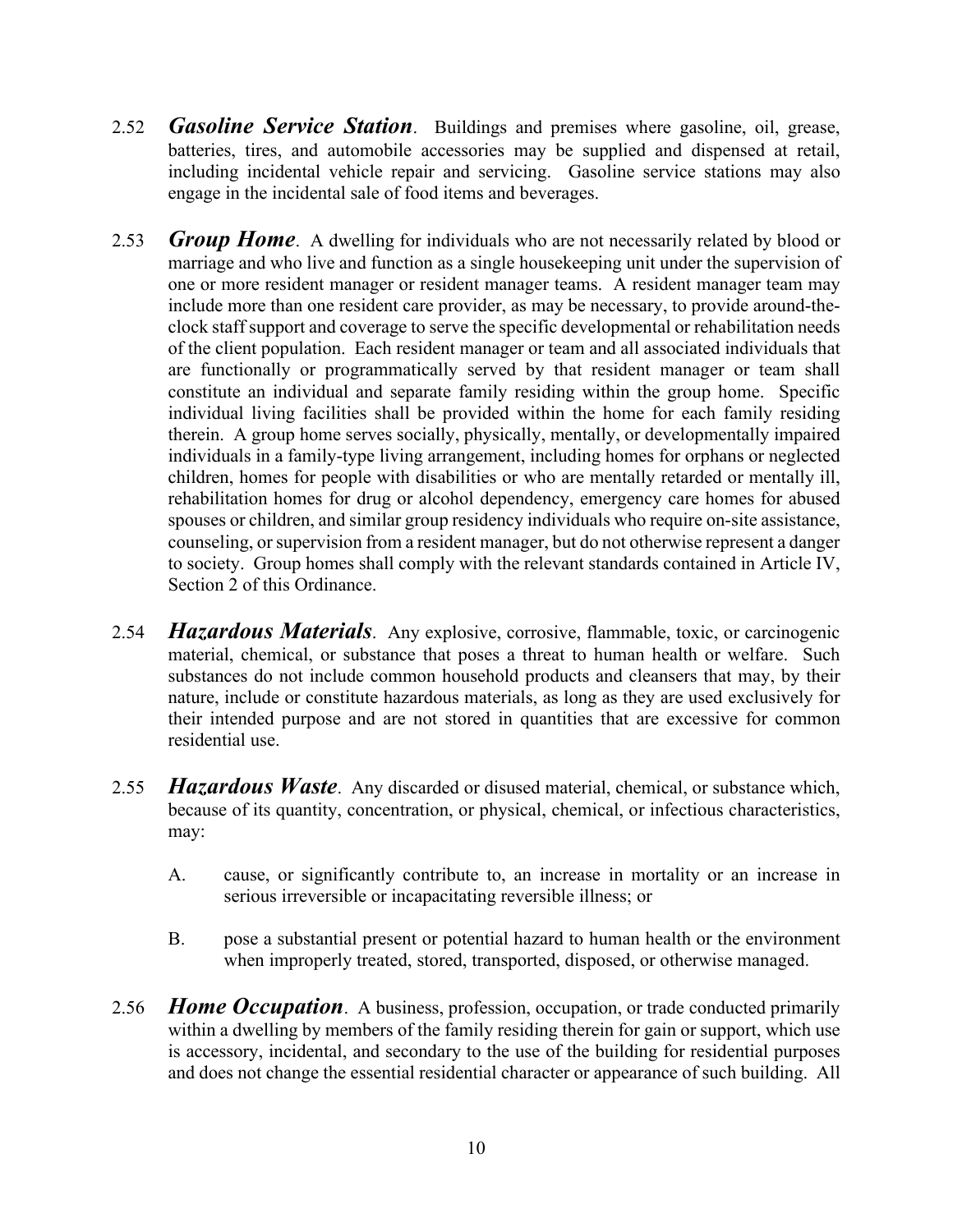2.52 ***Gasoline Service Station***. Buildings and premises where gasoline, oil, grease, batteries, tires, and automobile accessories may be supplied and dispensed at retail, including incidental vehicle repair and servicing. Gasoline service stations may also engage in the incidental sale of food items and beverages.

2.53 ***Group Home***. A dwelling for individuals who are not necessarily related by blood or marriage and who live and function as a single housekeeping unit under the supervision of one or more resident manager or resident manager teams. A resident manager team may include more than one resident care provider, as may be necessary, to provide around-the-clock staff support and coverage to serve the specific developmental or rehabilitation needs of the client population. Each resident manager or team and all associated individuals that are functionally or programmatically served by that resident manager or team shall constitute an individual and separate family residing within the group home. Specific individual living facilities shall be provided within the home for each family residing therein. A group home serves socially, physically, mentally, or developmentally impaired individuals in a family-type living arrangement, including homes for orphans or neglected children, homes for people with disabilities or who are mentally retarded or mentally ill, rehabilitation homes for drug or alcohol dependency, emergency care homes for abused spouses or children, and similar group residency individuals who require on-site assistance, counseling, or supervision from a resident manager, but do not otherwise represent a danger to society. Group homes shall comply with the relevant standards contained in Article IV, Section 2 of this Ordinance.

2.54 ***Hazardous Materials***. Any explosive, corrosive, flammable, toxic, or carcinogenic material, chemical, or substance that poses a threat to human health or welfare. Such substances do not include common household products and cleansers that may, by their nature, include or constitute hazardous materials, as long as they are used exclusively for their intended purpose and are not stored in quantities that are excessive for common residential use.

2.55 ***Hazardous Waste***. Any discarded or disused material, chemical, or substance which, because of its quantity, concentration, or physical, chemical, or infectious characteristics, may:

A. cause, or significantly contribute to, an increase in mortality or an increase in serious irreversible or incapacitating reversible illness; or

B. pose a substantial present or potential hazard to human health or the environment when improperly treated, stored, transported, disposed, or otherwise managed.

2.56 ***Home Occupation***. A business, profession, occupation, or trade conducted primarily within a dwelling by members of the family residing therein for gain or support, which use is accessory, incidental, and secondary to the use of the building for residential purposes and does not change the essential residential character or appearance of such building. All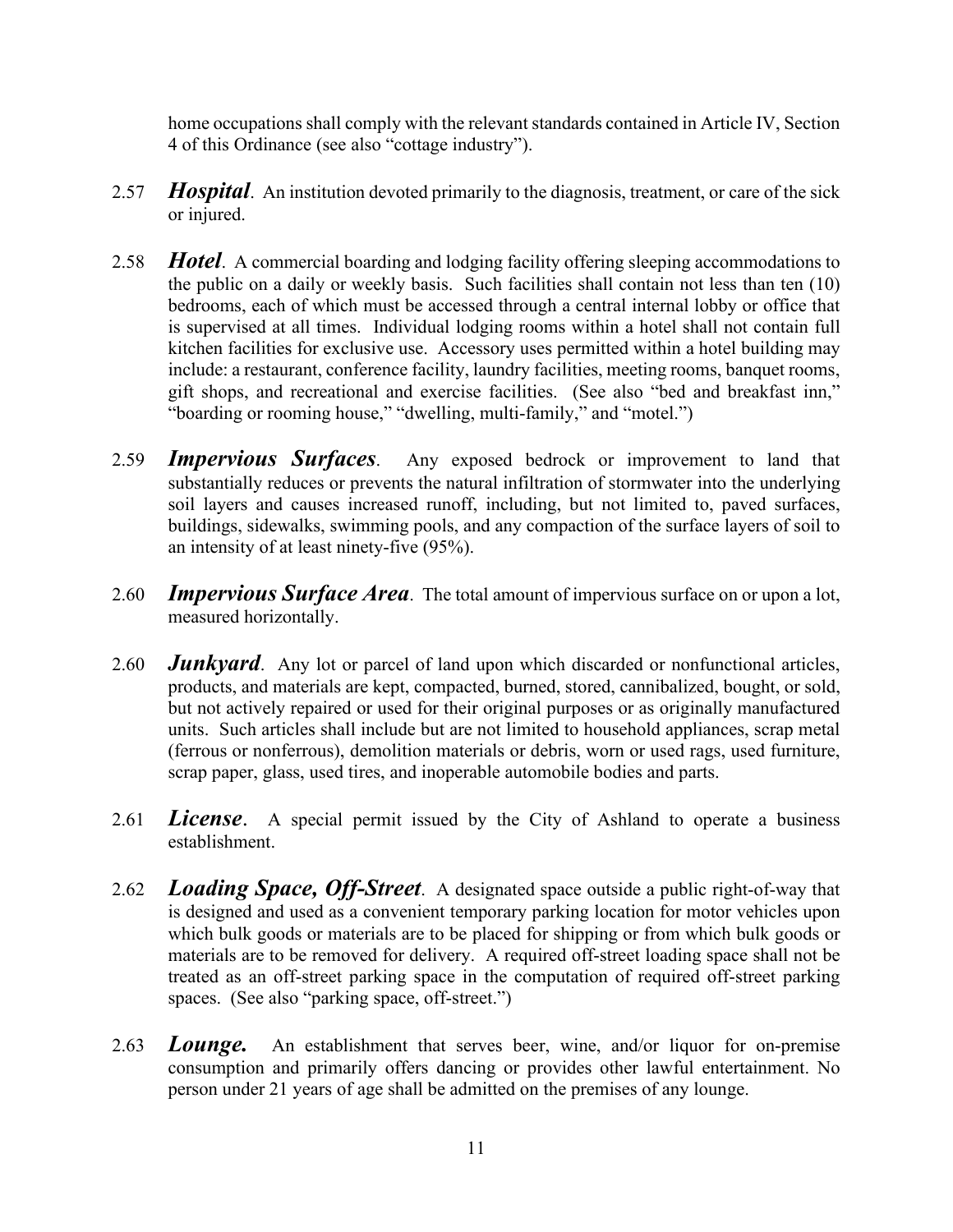home occupations shall comply with the relevant standards contained in Article IV, Section 4 of this Ordinance (see also "cottage industry").

2.57 ***Hospital***. An institution devoted primarily to the diagnosis, treatment, or care of the sick or injured.

2.58 ***Hotel***. A commercial boarding and lodging facility offering sleeping accommodations to the public on a daily or weekly basis. Such facilities shall contain not less than ten (10) bedrooms, each of which must be accessed through a central internal lobby or office that is supervised at all times. Individual lodging rooms within a hotel shall not contain full kitchen facilities for exclusive use. Accessory uses permitted within a hotel building may include: a restaurant, conference facility, laundry facilities, meeting rooms, banquet rooms, gift shops, and recreational and exercise facilities. (See also "bed and breakfast inn," "boarding or rooming house," "dwelling, multi-family," and "motel.")

2.59 ***Impervious Surfaces***. Any exposed bedrock or improvement to land that substantially reduces or prevents the natural infiltration of stormwater into the underlying soil layers and causes increased runoff, including, but not limited to, paved surfaces, buildings, sidewalks, swimming pools, and any compaction of the surface layers of soil to an intensity of at least ninety-five (95%).

2.60 ***Impervious Surface Area***. The total amount of impervious surface on or upon a lot, measured horizontally.

2.60 ***Junkyard***. Any lot or parcel of land upon which discarded or nonfunctional articles, products, and materials are kept, compacted, burned, stored, cannibalized, bought, or sold, but not actively repaired or used for their original purposes or as originally manufactured units. Such articles shall include but are not limited to household appliances, scrap metal (ferrous or nonferrous), demolition materials or debris, worn or used rags, used furniture, scrap paper, glass, used tires, and inoperable automobile bodies and parts.

2.61 ***License***. A special permit issued by the City of Ashland to operate a business establishment.

2.62 ***Loading Space, Off-Street***. A designated space outside a public right-of-way that is designed and used as a convenient temporary parking location for motor vehicles upon which bulk goods or materials are to be placed for shipping or from which bulk goods or materials are to be removed for delivery. A required off-street loading space shall not be treated as an off-street parking space in the computation of required off-street parking spaces. (See also "parking space, off-street.")

2.63 ***Lounge.*** An establishment that serves beer, wine, and/or liquor for on-premise consumption and primarily offers dancing or provides other lawful entertainment. No person under 21 years of age shall be admitted on the premises of any lounge.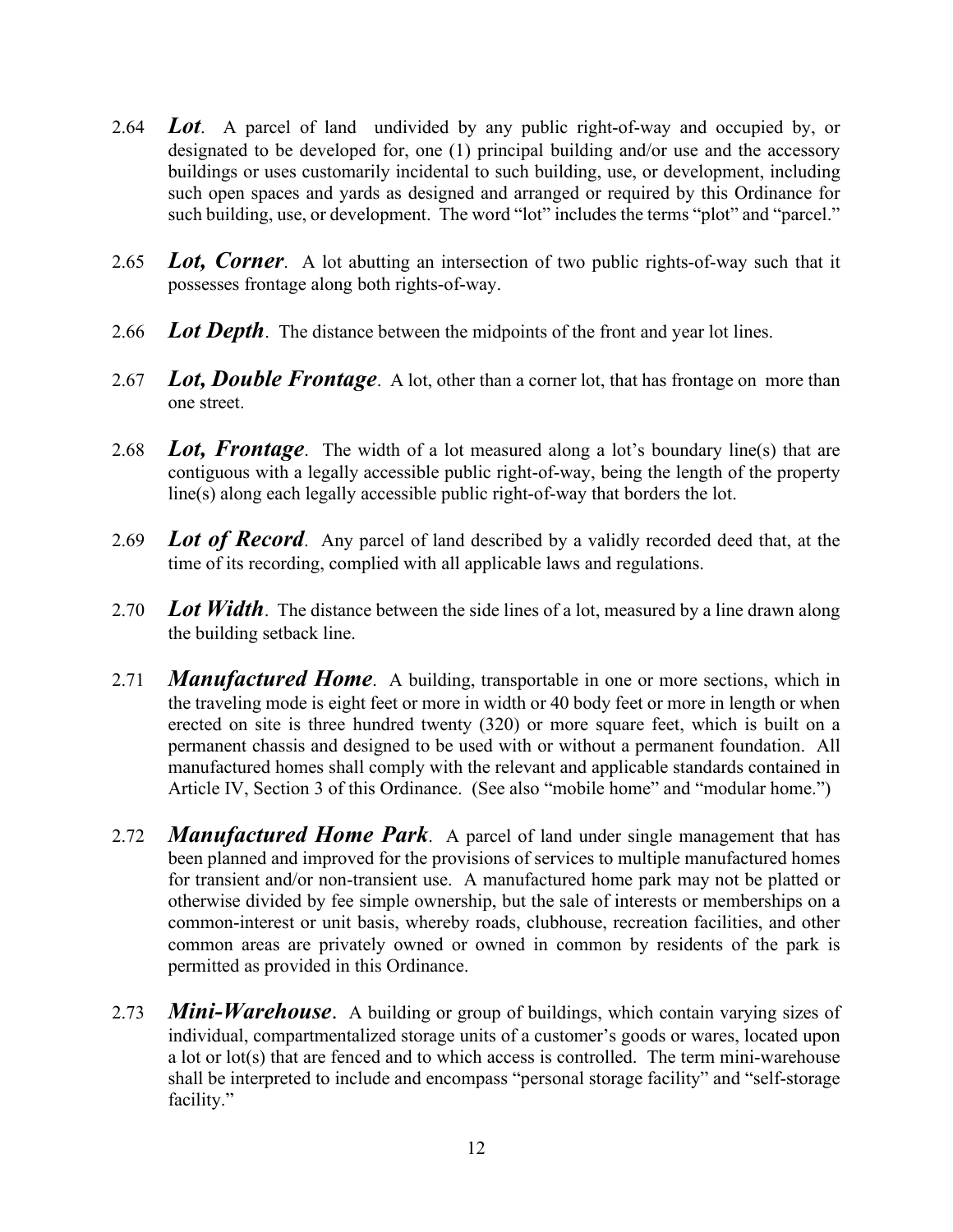2.64 ***Lot***. A parcel of land undivided by any public right-of-way and occupied by, or designated to be developed for, one (1) principal building and/or use and the accessory buildings or uses customarily incidental to such building, use, or development, including such open spaces and yards as designed and arranged or required by this Ordinance for such building, use, or development. The word "lot" includes the terms "plot" and "parcel."

2.65 ***Lot, Corner***. A lot abutting an intersection of two public rights-of-way such that it possesses frontage along both rights-of-way.

2.66 ***Lot Depth***. The distance between the midpoints of the front and year lot lines.

2.67 ***Lot, Double Frontage***. A lot, other than a corner lot, that has frontage on more than one street.

2.68 ***Lot, Frontage***. The width of a lot measured along a lot's boundary line(s) that are contiguous with a legally accessible public right-of-way, being the length of the property line(s) along each legally accessible public right-of-way that borders the lot.

2.69 ***Lot of Record***. Any parcel of land described by a validly recorded deed that, at the time of its recording, complied with all applicable laws and regulations.

2.70 ***Lot Width***. The distance between the side lines of a lot, measured by a line drawn along the building setback line.

2.71 ***Manufactured Home***. A building, transportable in one or more sections, which in the traveling mode is eight feet or more in width or 40 body feet or more in length or when erected on site is three hundred twenty (320) or more square feet, which is built on a permanent chassis and designed to be used with or without a permanent foundation. All manufactured homes shall comply with the relevant and applicable standards contained in Article IV, Section 3 of this Ordinance. (See also "mobile home" and "modular home.")

2.72 ***Manufactured Home Park***. A parcel of land under single management that has been planned and improved for the provisions of services to multiple manufactured homes for transient and/or non-transient use. A manufactured home park may not be platted or otherwise divided by fee simple ownership, but the sale of interests or memberships on a common-interest or unit basis, whereby roads, clubhouse, recreation facilities, and other common areas are privately owned or owned in common by residents of the park is permitted as provided in this Ordinance.

2.73 ***Mini-Warehouse***. A building or group of buildings, which contain varying sizes of individual, compartmentalized storage units of a customer's goods or wares, located upon a lot or lot(s) that are fenced and to which access is controlled. The term mini-warehouse shall be interpreted to include and encompass "personal storage facility" and "self-storage facility."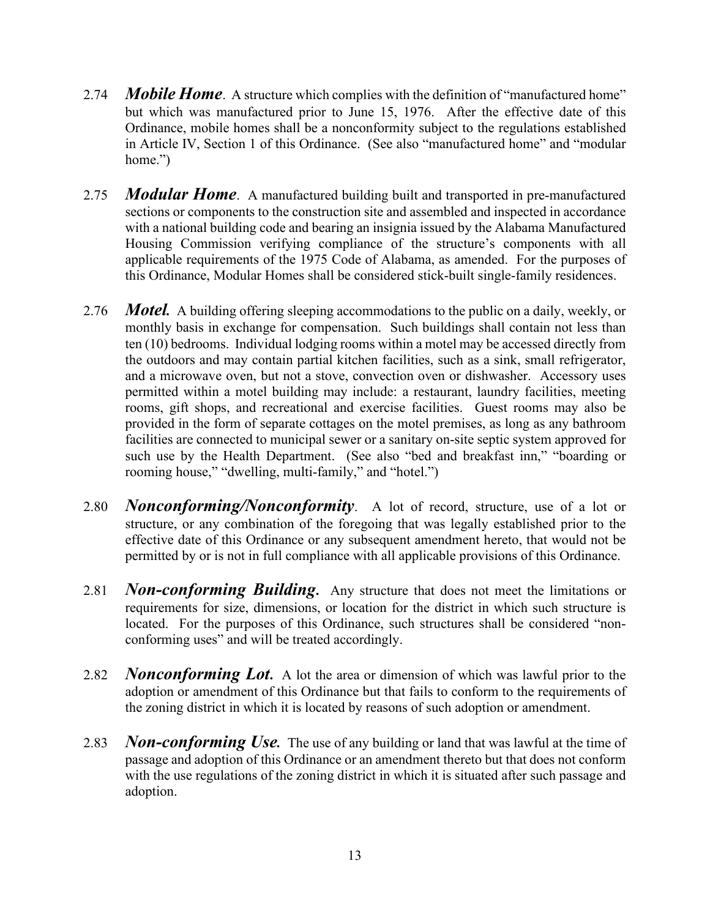2.74 ***Mobile Home***. A structure which complies with the definition of "manufactured home" but which was manufactured prior to June 15, 1976. After the effective date of this Ordinance, mobile homes shall be a nonconformity subject to the regulations established in Article IV, Section 1 of this Ordinance. (See also "manufactured home" and "modular home.")

2.75 ***Modular Home***. A manufactured building built and transported in pre-manufactured sections or components to the construction site and assembled and inspected in accordance with a national building code and bearing an insignia issued by the Alabama Manufactured Housing Commission verifying compliance of the structure's components with all applicable requirements of the 1975 Code of Alabama, as amended. For the purposes of this Ordinance, Modular Homes shall be considered stick-built single-family residences.

2.76 ***Motel.*** A building offering sleeping accommodations to the public on a daily, weekly, or monthly basis in exchange for compensation. Such buildings shall contain not less than ten (10) bedrooms. Individual lodging rooms within a motel may be accessed directly from the outdoors and may contain partial kitchen facilities, such as a sink, small refrigerator, and a microwave oven, but not a stove, convection oven or dishwasher. Accessory uses permitted within a motel building may include: a restaurant, laundry facilities, meeting rooms, gift shops, and recreational and exercise facilities. Guest rooms may also be provided in the form of separate cottages on the motel premises, as long as any bathroom facilities are connected to municipal sewer or a sanitary on-site septic system approved for such use by the Health Department. (See also "bed and breakfast inn," "boarding or rooming house," "dwelling, multi-family," and "hotel.")

2.80 ***Nonconforming/Nonconformity***. A lot of record, structure, use of a lot or structure, or any combination of the foregoing that was legally established prior to the effective date of this Ordinance or any subsequent amendment hereto, that would not be permitted by or is not in full compliance with all applicable provisions of this Ordinance.

2.81 ***Non-conforming Building.*** Any structure that does not meet the limitations or requirements for size, dimensions, or location for the district in which such structure is located. For the purposes of this Ordinance, such structures shall be considered "non-conforming uses" and will be treated accordingly.

2.82 ***Nonconforming Lot.*** A lot the area or dimension of which was lawful prior to the adoption or amendment of this Ordinance but that fails to conform to the requirements of the zoning district in which it is located by reasons of such adoption or amendment.

2.83 ***Non-conforming Use.*** The use of any building or land that was lawful at the time of passage and adoption of this Ordinance or an amendment thereto but that does not conform with the use regulations of the zoning district in which it is situated after such passage and adoption.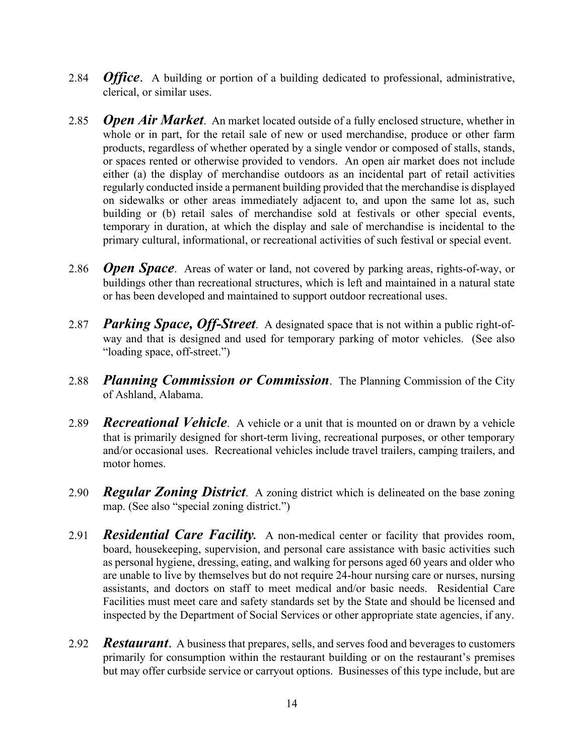2.84 ***Office***. A building or portion of a building dedicated to professional, administrative, clerical, or similar uses.

2.85 ***Open Air Market***. An market located outside of a fully enclosed structure, whether in whole or in part, for the retail sale of new or used merchandise, produce or other farm products, regardless of whether operated by a single vendor or composed of stalls, stands, or spaces rented or otherwise provided to vendors. An open air market does not include either (a) the display of merchandise outdoors as an incidental part of retail activities regularly conducted inside a permanent building provided that the merchandise is displayed on sidewalks or other areas immediately adjacent to, and upon the same lot as, such building or (b) retail sales of merchandise sold at festivals or other special events, temporary in duration, at which the display and sale of merchandise is incidental to the primary cultural, informational, or recreational activities of such festival or special event.

2.86 ***Open Space***. Areas of water or land, not covered by parking areas, rights-of-way, or buildings other than recreational structures, which is left and maintained in a natural state or has been developed and maintained to support outdoor recreational uses.

2.87 ***Parking Space, Off-Street***. A designated space that is not within a public right-of-way and that is designed and used for temporary parking of motor vehicles. (See also "loading space, off-street.")

2.88 ***Planning Commission or Commission***. The Planning Commission of the City of Ashland, Alabama.

2.89 ***Recreational Vehicle***. A vehicle or a unit that is mounted on or drawn by a vehicle that is primarily designed for short-term living, recreational purposes, or other temporary and/or occasional uses. Recreational vehicles include travel trailers, camping trailers, and motor homes.

2.90 ***Regular Zoning District***. A zoning district which is delineated on the base zoning map. (See also "special zoning district.")

2.91 ***Residential Care Facility.*** A non-medical center or facility that provides room, board, housekeeping, supervision, and personal care assistance with basic activities such as personal hygiene, dressing, eating, and walking for persons aged 60 years and older who are unable to live by themselves but do not require 24-hour nursing care or nurses, nursing assistants, and doctors on staff to meet medical and/or basic needs. Residential Care Facilities must meet care and safety standards set by the State and should be licensed and inspected by the Department of Social Services or other appropriate state agencies, if any.

2.92 ***Restaurant***. A business that prepares, sells, and serves food and beverages to customers primarily for consumption within the restaurant building or on the restaurant's premises but may offer curbside service or carryout options. Businesses of this type include, but are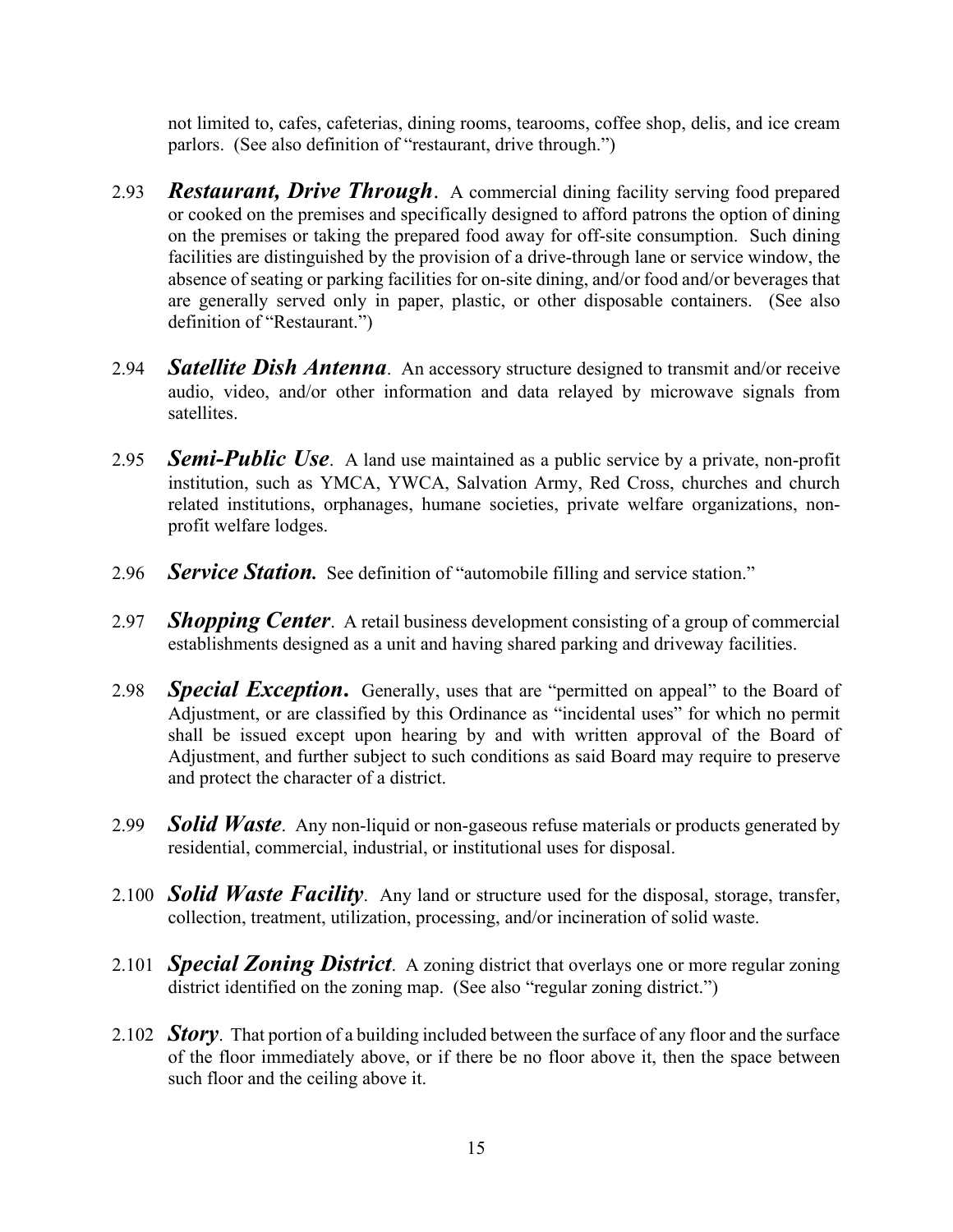not limited to, cafes, cafeterias, dining rooms, tearooms, coffee shop, delis, and ice cream parlors. (See also definition of "restaurant, drive through.")

2.93 ***Restaurant, Drive Through***. A commercial dining facility serving food prepared or cooked on the premises and specifically designed to afford patrons the option of dining on the premises or taking the prepared food away for off-site consumption. Such dining facilities are distinguished by the provision of a drive-through lane or service window, the absence of seating or parking facilities for on-site dining, and/or food and/or beverages that are generally served only in paper, plastic, or other disposable containers. (See also definition of "Restaurant.")

2.94 ***Satellite Dish Antenna***. An accessory structure designed to transmit and/or receive audio, video, and/or other information and data relayed by microwave signals from satellites.

2.95 ***Semi-Public Use***. A land use maintained as a public service by a private, non-profit institution, such as YMCA, YWCA, Salvation Army, Red Cross, churches and church related institutions, orphanages, humane societies, private welfare organizations, non-profit welfare lodges.

2.96 ***Service Station.*** See definition of "automobile filling and service station."

2.97 ***Shopping Center***. A retail business development consisting of a group of commercial establishments designed as a unit and having shared parking and driveway facilities.

2.98 ***Special Exception***. Generally, uses that are "permitted on appeal" to the Board of Adjustment, or are classified by this Ordinance as "incidental uses" for which no permit shall be issued except upon hearing by and with written approval of the Board of Adjustment, and further subject to such conditions as said Board may require to preserve and protect the character of a district.

2.99 ***Solid Waste***. Any non-liquid or non-gaseous refuse materials or products generated by residential, commercial, industrial, or institutional uses for disposal.

2.100 ***Solid Waste Facility***. Any land or structure used for the disposal, storage, transfer, collection, treatment, utilization, processing, and/or incineration of solid waste.

2.101 ***Special Zoning District***. A zoning district that overlays one or more regular zoning district identified on the zoning map. (See also "regular zoning district.")

2.102 ***Story***. That portion of a building included between the surface of any floor and the surface of the floor immediately above, or if there be no floor above it, then the space between such floor and the ceiling above it.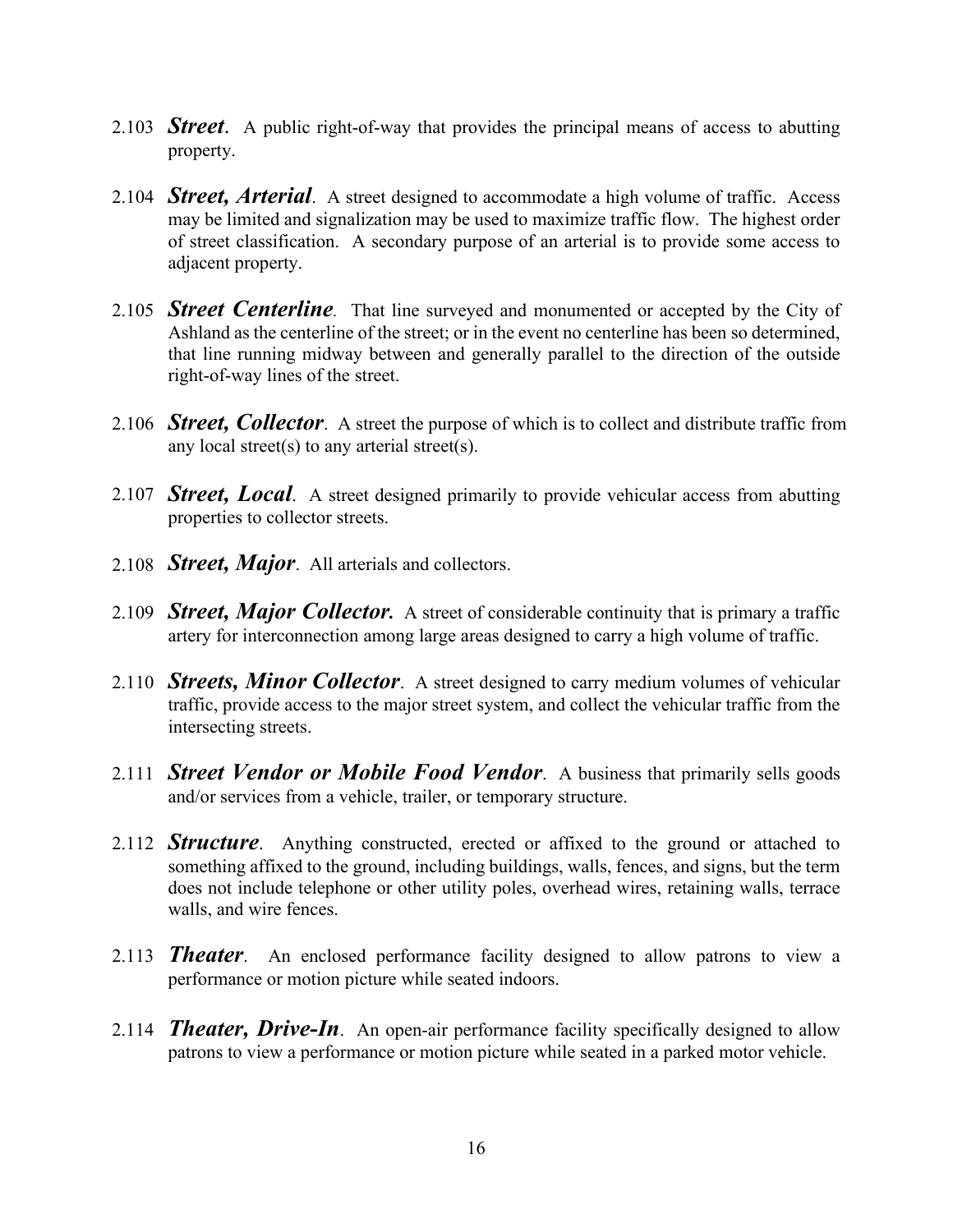2.103 ***Street***. A public right-of-way that provides the principal means of access to abutting property.

2.104 ***Street, Arterial***. A street designed to accommodate a high volume of traffic. Access may be limited and signalization may be used to maximize traffic flow. The highest order of street classification. A secondary purpose of an arterial is to provide some access to adjacent property.

2.105 ***Street Centerline***. That line surveyed and monumented or accepted by the City of Ashland as the centerline of the street; or in the event no centerline has been so determined, that line running midway between and generally parallel to the direction of the outside right-of-way lines of the street.

2.106 ***Street, Collector***. A street the purpose of which is to collect and distribute traffic from any local street(s) to any arterial street(s).

2.107 ***Street, Local***. A street designed primarily to provide vehicular access from abutting properties to collector streets.

2.108 ***Street, Major***. All arterials and collectors.

2.109 ***Street, Major Collector.*** A street of considerable continuity that is primary a traffic artery for interconnection among large areas designed to carry a high volume of traffic.

2.110 ***Streets, Minor Collector***. A street designed to carry medium volumes of vehicular traffic, provide access to the major street system, and collect the vehicular traffic from the intersecting streets.

2.111 ***Street Vendor or Mobile Food Vendor***. A business that primarily sells goods and/or services from a vehicle, trailer, or temporary structure.

2.112 ***Structure***. Anything constructed, erected or affixed to the ground or attached to something affixed to the ground, including buildings, walls, fences, and signs, but the term does not include telephone or other utility poles, overhead wires, retaining walls, terrace walls, and wire fences.

2.113 ***Theater***. An enclosed performance facility designed to allow patrons to view a performance or motion picture while seated indoors.

2.114 ***Theater, Drive-In***. An open-air performance facility specifically designed to allow patrons to view a performance or motion picture while seated in a parked motor vehicle.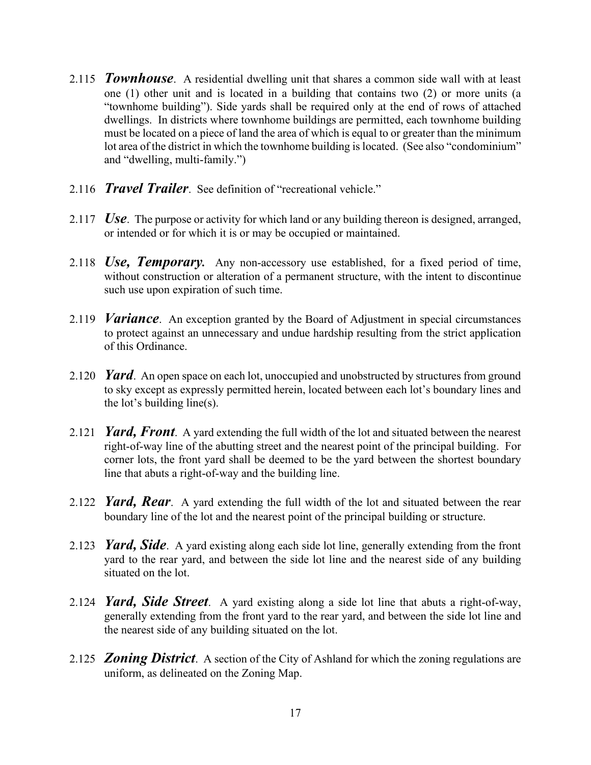2.115 ***Townhouse***. A residential dwelling unit that shares a common side wall with at least one (1) other unit and is located in a building that contains two (2) or more units (a "townhome building"). Side yards shall be required only at the end of rows of attached dwellings. In districts where townhome buildings are permitted, each townhome building must be located on a piece of land the area of which is equal to or greater than the minimum lot area of the district in which the townhome building is located. (See also "condominium" and "dwelling, multi-family.")

2.116 ***Travel Trailer***. See definition of "recreational vehicle."

2.117 ***Use***. The purpose or activity for which land or any building thereon is designed, arranged, or intended or for which it is or may be occupied or maintained.

2.118 ***Use, Temporary.*** Any non-accessory use established, for a fixed period of time, without construction or alteration of a permanent structure, with the intent to discontinue such use upon expiration of such time.

2.119 ***Variance***. An exception granted by the Board of Adjustment in special circumstances to protect against an unnecessary and undue hardship resulting from the strict application of this Ordinance.

2.120 ***Yard***. An open space on each lot, unoccupied and unobstructed by structures from ground to sky except as expressly permitted herein, located between each lot's boundary lines and the lot's building line(s).

2.121 ***Yard, Front***. A yard extending the full width of the lot and situated between the nearest right-of-way line of the abutting street and the nearest point of the principal building. For corner lots, the front yard shall be deemed to be the yard between the shortest boundary line that abuts a right-of-way and the building line.

2.122 ***Yard, Rear***. A yard extending the full width of the lot and situated between the rear boundary line of the lot and the nearest point of the principal building or structure.

2.123 ***Yard, Side***. A yard existing along each side lot line, generally extending from the front yard to the rear yard, and between the side lot line and the nearest side of any building situated on the lot.

2.124 ***Yard, Side Street***. A yard existing along a side lot line that abuts a right-of-way, generally extending from the front yard to the rear yard, and between the side lot line and the nearest side of any building situated on the lot.

2.125 ***Zoning District***. A section of the City of Ashland for which the zoning regulations are uniform, as delineated on the Zoning Map.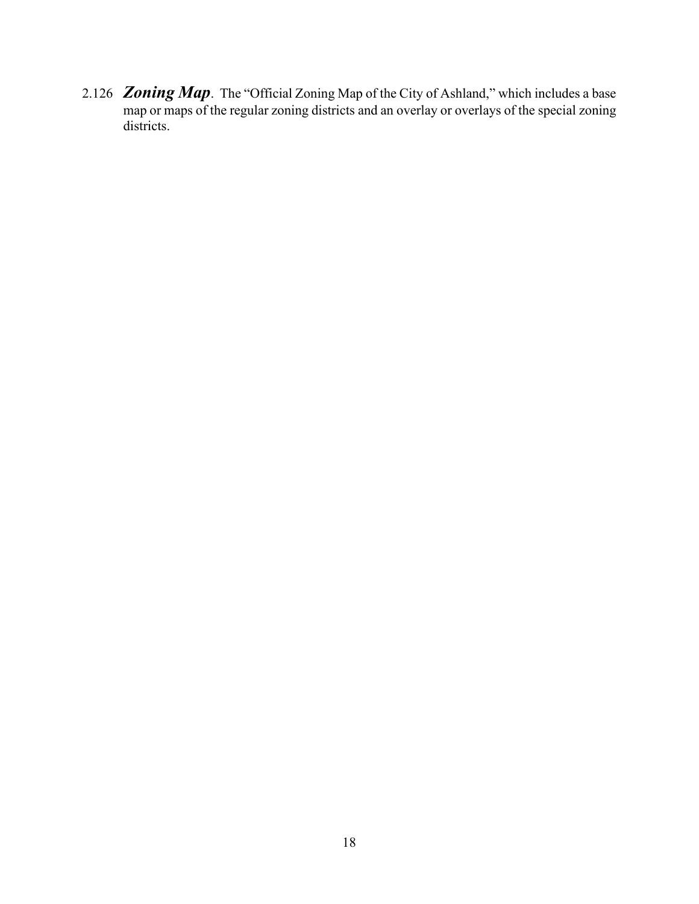2.126 ***Zoning Map***. The "Official Zoning Map of the City of Ashland," which includes a base map or maps of the regular zoning districts and an overlay or overlays of the special zoning districts.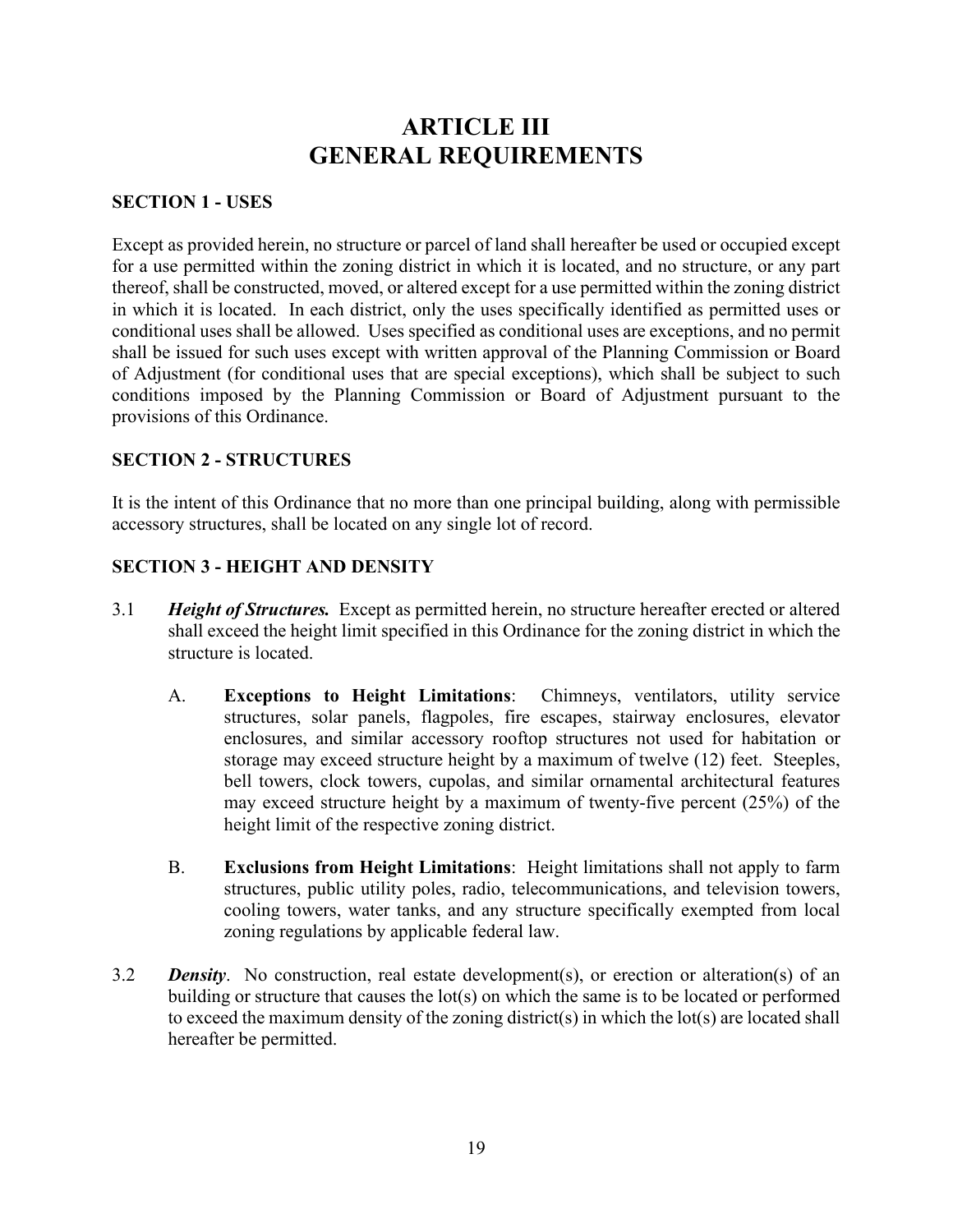# ARTICLE III
# GENERAL REQUIREMENTS

### SECTION 1 - USES

Except as provided herein, no structure or parcel of land shall hereafter be used or occupied except for a use permitted within the zoning district in which it is located, and no structure, or any part thereof, shall be constructed, moved, or altered except for a use permitted within the zoning district in which it is located. In each district, only the uses specifically identified as permitted uses or conditional uses shall be allowed. Uses specified as conditional uses are exceptions, and no permit shall be issued for such uses except with written approval of the Planning Commission or Board of Adjustment (for conditional uses that are special exceptions), which shall be subject to such conditions imposed by the Planning Commission or Board of Adjustment pursuant to the provisions of this Ordinance.

### SECTION 2 - STRUCTURES

It is the intent of this Ordinance that no more than one principal building, along with permissible accessory structures, shall be located on any single lot of record.

### SECTION 3 - HEIGHT AND DENSITY

3.1 ***Height of Structures.*** Except as permitted herein, no structure hereafter erected or altered shall exceed the height limit specified in this Ordinance for the zoning district in which the structure is located.

A. **Exceptions to Height Limitations**: Chimneys, ventilators, utility service structures, solar panels, flagpoles, fire escapes, stairway enclosures, elevator enclosures, and similar accessory rooftop structures not used for habitation or storage may exceed structure height by a maximum of twelve (12) feet. Steeples, bell towers, clock towers, cupolas, and similar ornamental architectural features may exceed structure height by a maximum of twenty-five percent (25%) of the height limit of the respective zoning district.

B. **Exclusions from Height Limitations**: Height limitations shall not apply to farm structures, public utility poles, radio, telecommunications, and television towers, cooling towers, water tanks, and any structure specifically exempted from local zoning regulations by applicable federal law.

3.2 ***Density***. No construction, real estate development(s), or erection or alteration(s) of an building or structure that causes the lot(s) on which the same is to be located or performed to exceed the maximum density of the zoning district(s) in which the lot(s) are located shall hereafter be permitted.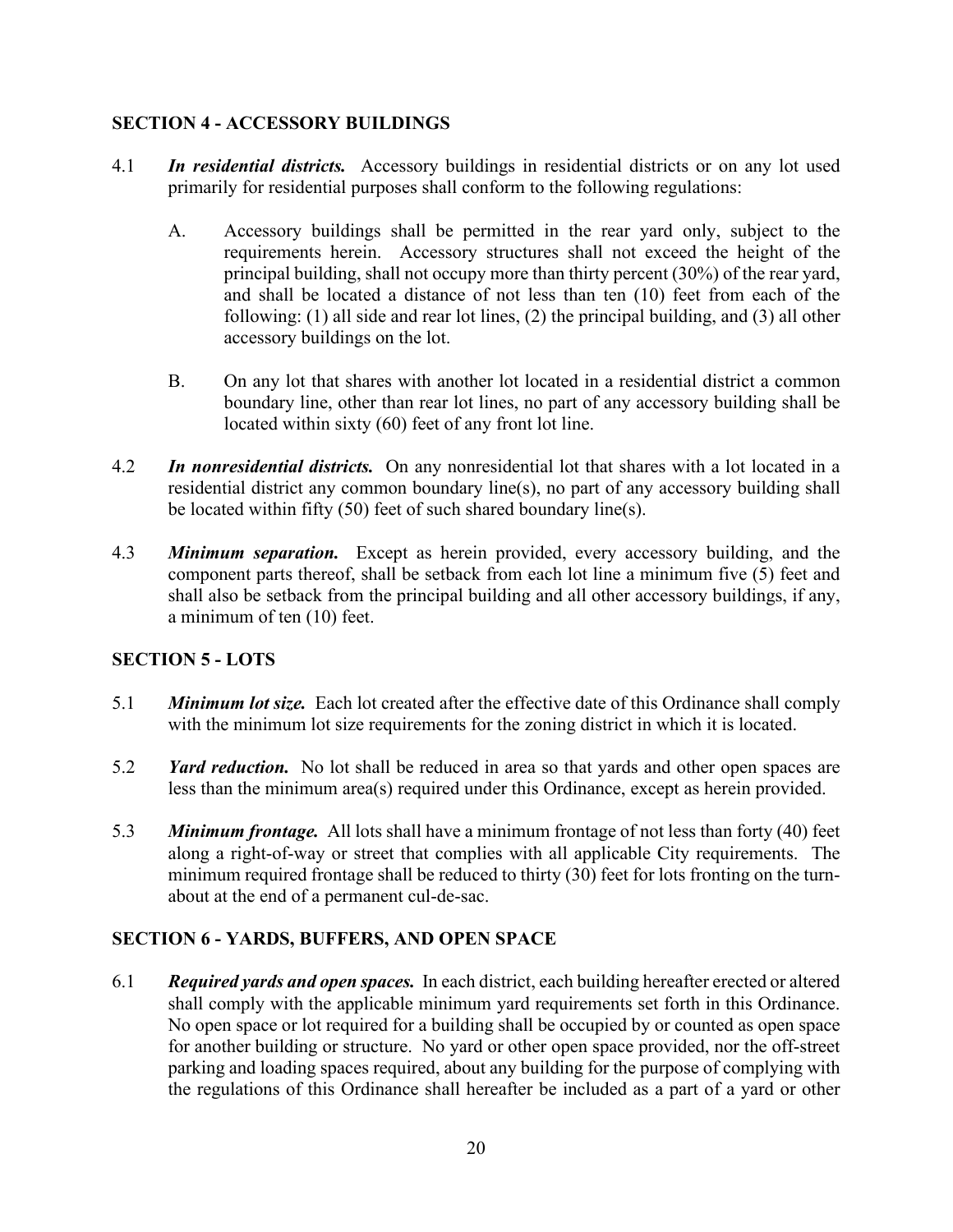## SECTION 4 - ACCESSORY BUILDINGS

4.1 ***In residential districts.*** Accessory buildings in residential districts or on any lot used primarily for residential purposes shall conform to the following regulations:

A. Accessory buildings shall be permitted in the rear yard only, subject to the requirements herein. Accessory structures shall not exceed the height of the principal building, shall not occupy more than thirty percent (30%) of the rear yard, and shall be located a distance of not less than ten (10) feet from each of the following: (1) all side and rear lot lines, (2) the principal building, and (3) all other accessory buildings on the lot.

B. On any lot that shares with another lot located in a residential district a common boundary line, other than rear lot lines, no part of any accessory building shall be located within sixty (60) feet of any front lot line.

4.2 ***In nonresidential districts.*** On any nonresidential lot that shares with a lot located in a residential district any common boundary line(s), no part of any accessory building shall be located within fifty (50) feet of such shared boundary line(s).

4.3 ***Minimum separation.*** Except as herein provided, every accessory building, and the component parts thereof, shall be setback from each lot line a minimum five (5) feet and shall also be setback from the principal building and all other accessory buildings, if any, a minimum of ten (10) feet.

## SECTION 5 - LOTS

5.1 ***Minimum lot size.*** Each lot created after the effective date of this Ordinance shall comply with the minimum lot size requirements for the zoning district in which it is located.

5.2 ***Yard reduction.*** No lot shall be reduced in area so that yards and other open spaces are less than the minimum area(s) required under this Ordinance, except as herein provided.

5.3 ***Minimum frontage.*** All lots shall have a minimum frontage of not less than forty (40) feet along a right-of-way or street that complies with all applicable City requirements. The minimum required frontage shall be reduced to thirty (30) feet for lots fronting on the turn-about at the end of a permanent cul-de-sac.

## SECTION 6 - YARDS, BUFFERS, AND OPEN SPACE

6.1 ***Required yards and open spaces.*** In each district, each building hereafter erected or altered shall comply with the applicable minimum yard requirements set forth in this Ordinance. No open space or lot required for a building shall be occupied by or counted as open space for another building or structure. No yard or other open space provided, nor the off-street parking and loading spaces required, about any building for the purpose of complying with the regulations of this Ordinance shall hereafter be included as a part of a yard or other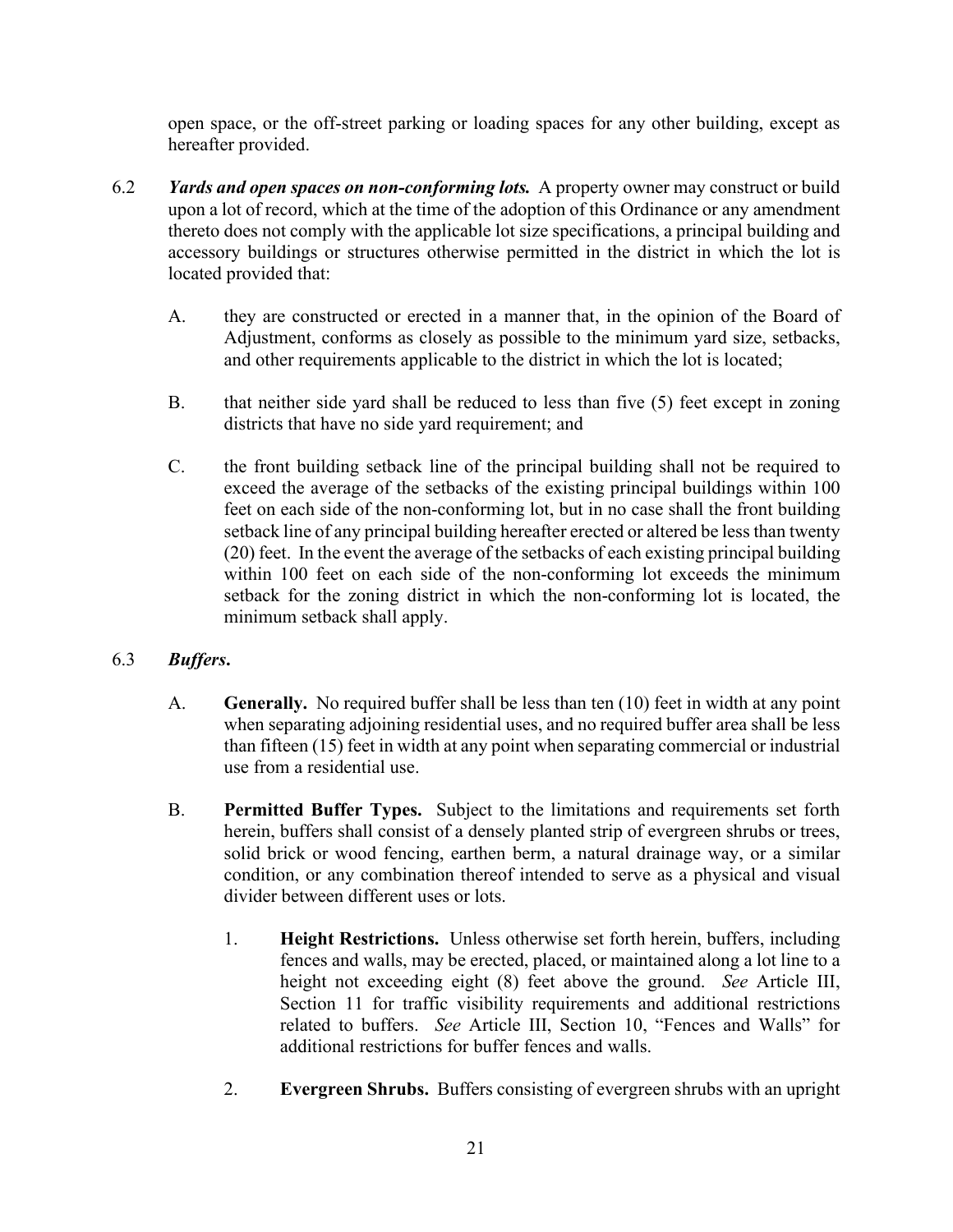open space, or the off-street parking or loading spaces for any other building, except as hereafter provided.

6.2 ***Yards and open spaces on non-conforming lots.*** A property owner may construct or build upon a lot of record, which at the time of the adoption of this Ordinance or any amendment thereto does not comply with the applicable lot size specifications, a principal building and accessory buildings or structures otherwise permitted in the district in which the lot is located provided that:

A. they are constructed or erected in a manner that, in the opinion of the Board of Adjustment, conforms as closely as possible to the minimum yard size, setbacks, and other requirements applicable to the district in which the lot is located;

B. that neither side yard shall be reduced to less than five (5) feet except in zoning districts that have no side yard requirement; and

C. the front building setback line of the principal building shall not be required to exceed the average of the setbacks of the existing principal buildings within 100 feet on each side of the non-conforming lot, but in no case shall the front building setback line of any principal building hereafter erected or altered be less than twenty (20) feet. In the event the average of the setbacks of each existing principal building within 100 feet on each side of the non-conforming lot exceeds the minimum setback for the zoning district in which the non-conforming lot is located, the minimum setback shall apply.

6.3 ***Buffers.***

A. **Generally.** No required buffer shall be less than ten (10) feet in width at any point when separating adjoining residential uses, and no required buffer area shall be less than fifteen (15) feet in width at any point when separating commercial or industrial use from a residential use.

B. **Permitted Buffer Types.** Subject to the limitations and requirements set forth herein, buffers shall consist of a densely planted strip of evergreen shrubs or trees, solid brick or wood fencing, earthen berm, a natural drainage way, or a similar condition, or any combination thereof intended to serve as a physical and visual divider between different uses or lots.

1. **Height Restrictions.** Unless otherwise set forth herein, buffers, including fences and walls, may be erected, placed, or maintained along a lot line to a height not exceeding eight (8) feet above the ground. *See* Article III, Section 11 for traffic visibility requirements and additional restrictions related to buffers. *See* Article III, Section 10, "Fences and Walls" for additional restrictions for buffer fences and walls.

2. **Evergreen Shrubs.** Buffers consisting of evergreen shrubs with an upright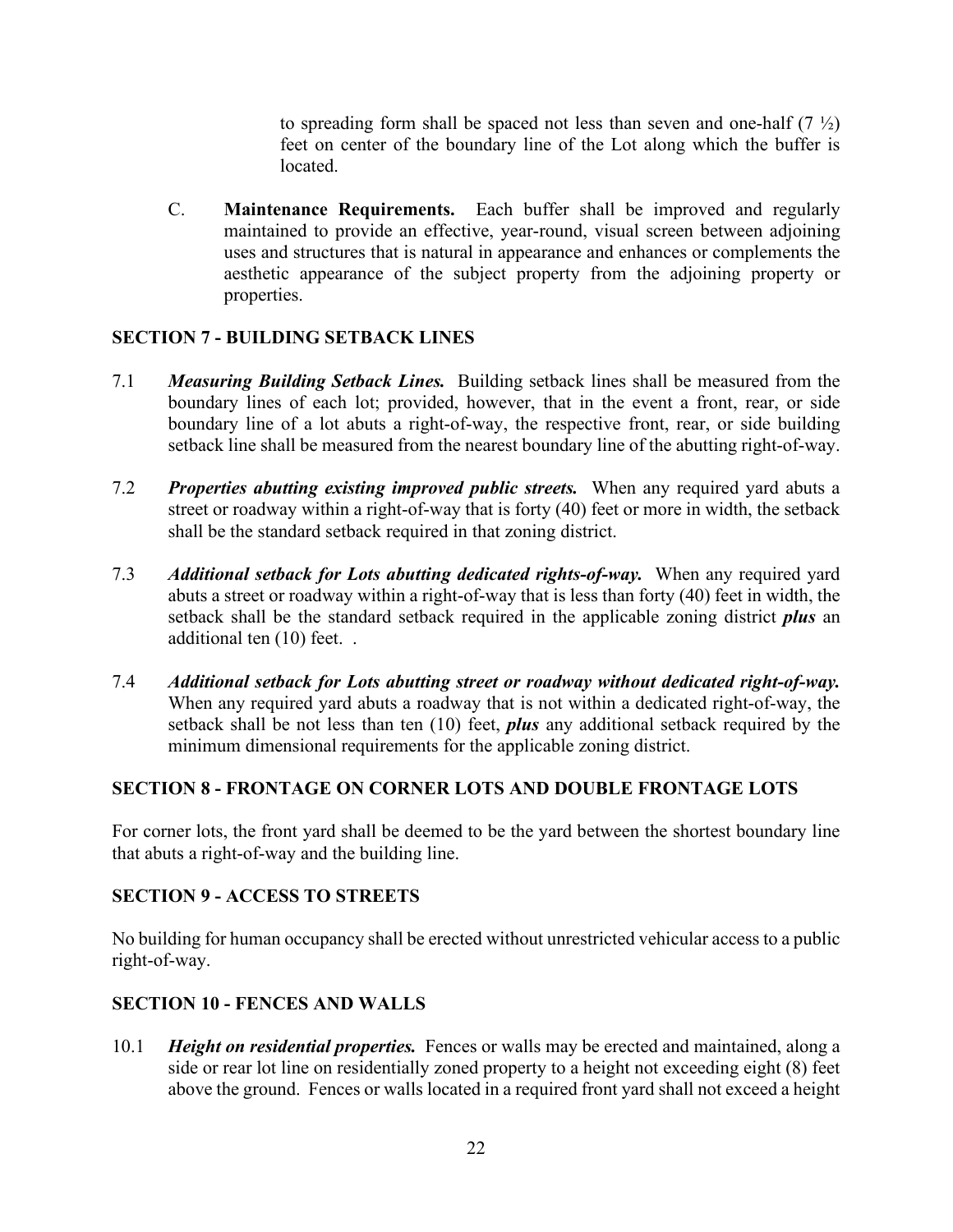to spreading form shall be spaced not less than seven and one-half (7 ½) feet on center of the boundary line of the Lot along which the buffer is located.

C. **Maintenance Requirements.** Each buffer shall be improved and regularly maintained to provide an effective, year-round, visual screen between adjoining uses and structures that is natural in appearance and enhances or complements the aesthetic appearance of the subject property from the adjoining property or properties.

## SECTION 7 - BUILDING SETBACK LINES

7.1 ***Measuring Building Setback Lines.*** Building setback lines shall be measured from the boundary lines of each lot; provided, however, that in the event a front, rear, or side boundary line of a lot abuts a right-of-way, the respective front, rear, or side building setback line shall be measured from the nearest boundary line of the abutting right-of-way.

7.2 ***Properties abutting existing improved public streets.*** When any required yard abuts a street or roadway within a right-of-way that is forty (40) feet or more in width, the setback shall be the standard setback required in that zoning district.

7.3 ***Additional setback for Lots abutting dedicated rights-of-way.*** When any required yard abuts a street or roadway within a right-of-way that is less than forty (40) feet in width, the setback shall be the standard setback required in the applicable zoning district ***plus*** an additional ten (10) feet. .

7.4 ***Additional setback for Lots abutting street or roadway without dedicated right-of-way.*** When any required yard abuts a roadway that is not within a dedicated right-of-way, the setback shall be not less than ten (10) feet, ***plus*** any additional setback required by the minimum dimensional requirements for the applicable zoning district.

## SECTION 8 - FRONTAGE ON CORNER LOTS AND DOUBLE FRONTAGE LOTS

For corner lots, the front yard shall be deemed to be the yard between the shortest boundary line that abuts a right-of-way and the building line.

## SECTION 9 - ACCESS TO STREETS

No building for human occupancy shall be erected without unrestricted vehicular access to a public right-of-way.

## SECTION 10 - FENCES AND WALLS

10.1 ***Height on residential properties.*** Fences or walls may be erected and maintained, along a side or rear lot line on residentially zoned property to a height not exceeding eight (8) feet above the ground. Fences or walls located in a required front yard shall not exceed a height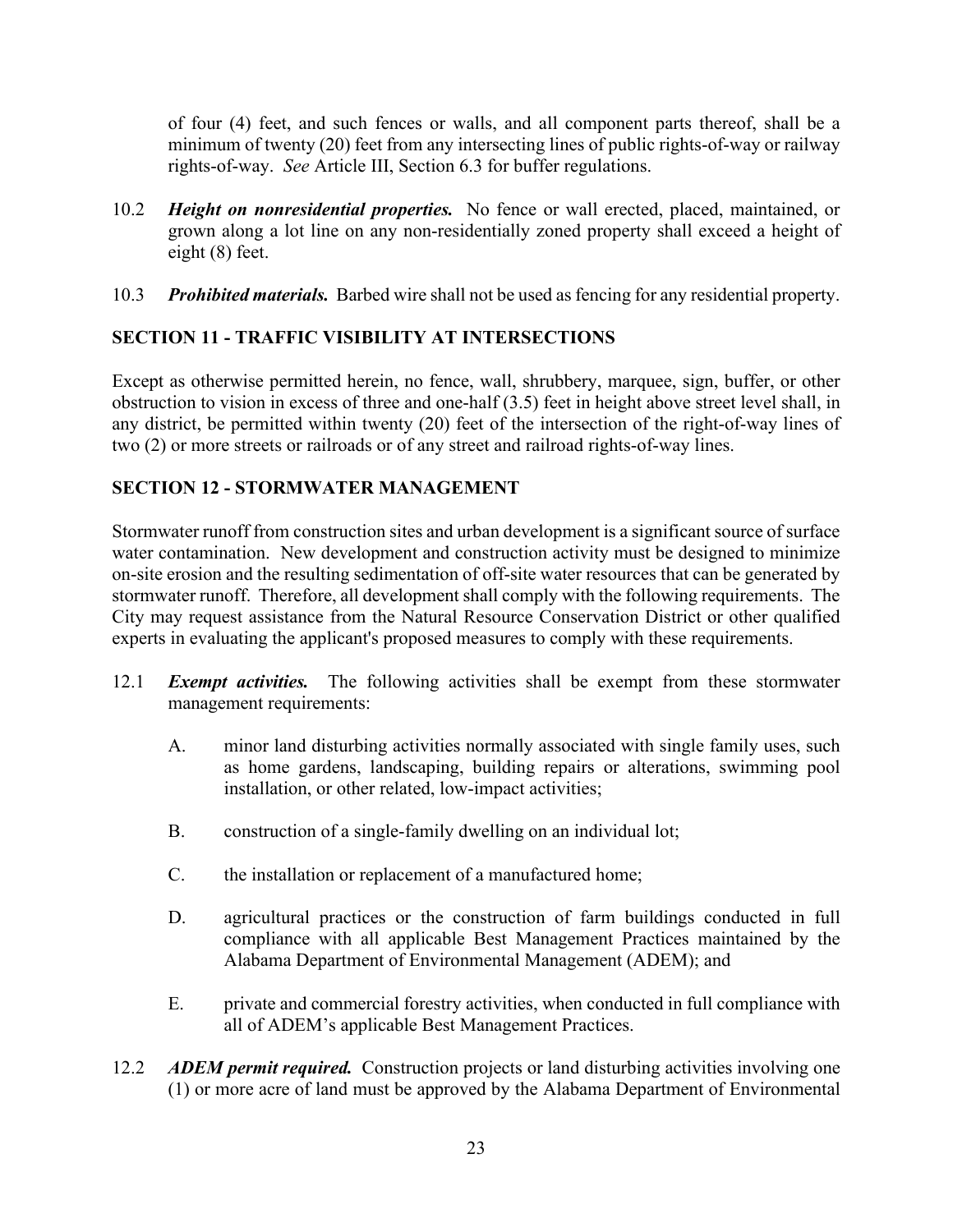of four (4) feet, and such fences or walls, and all component parts thereof, shall be a minimum of twenty (20) feet from any intersecting lines of public rights-of-way or railway rights-of-way. *See* Article III, Section 6.3 for buffer regulations.

10.2 ***Height on nonresidential properties.*** No fence or wall erected, placed, maintained, or grown along a lot line on any non-residentially zoned property shall exceed a height of eight (8) feet.

10.3 ***Prohibited materials.*** Barbed wire shall not be used as fencing for any residential property.

## SECTION 11 - TRAFFIC VISIBILITY AT INTERSECTIONS

Except as otherwise permitted herein, no fence, wall, shrubbery, marquee, sign, buffer, or other obstruction to vision in excess of three and one-half (3.5) feet in height above street level shall, in any district, be permitted within twenty (20) feet of the intersection of the right-of-way lines of two (2) or more streets or railroads or of any street and railroad rights-of-way lines.

## SECTION 12 - STORMWATER MANAGEMENT

Stormwater runoff from construction sites and urban development is a significant source of surface water contamination. New development and construction activity must be designed to minimize on-site erosion and the resulting sedimentation of off-site water resources that can be generated by stormwater runoff. Therefore, all development shall comply with the following requirements. The City may request assistance from the Natural Resource Conservation District or other qualified experts in evaluating the applicant's proposed measures to comply with these requirements.

12.1 ***Exempt activities.*** The following activities shall be exempt from these stormwater management requirements:

A. minor land disturbing activities normally associated with single family uses, such as home gardens, landscaping, building repairs or alterations, swimming pool installation, or other related, low-impact activities;

B. construction of a single-family dwelling on an individual lot;

C. the installation or replacement of a manufactured home;

D. agricultural practices or the construction of farm buildings conducted in full compliance with all applicable Best Management Practices maintained by the Alabama Department of Environmental Management (ADEM); and

E. private and commercial forestry activities, when conducted in full compliance with all of ADEM's applicable Best Management Practices.

12.2 ***ADEM permit required.*** Construction projects or land disturbing activities involving one (1) or more acre of land must be approved by the Alabama Department of Environmental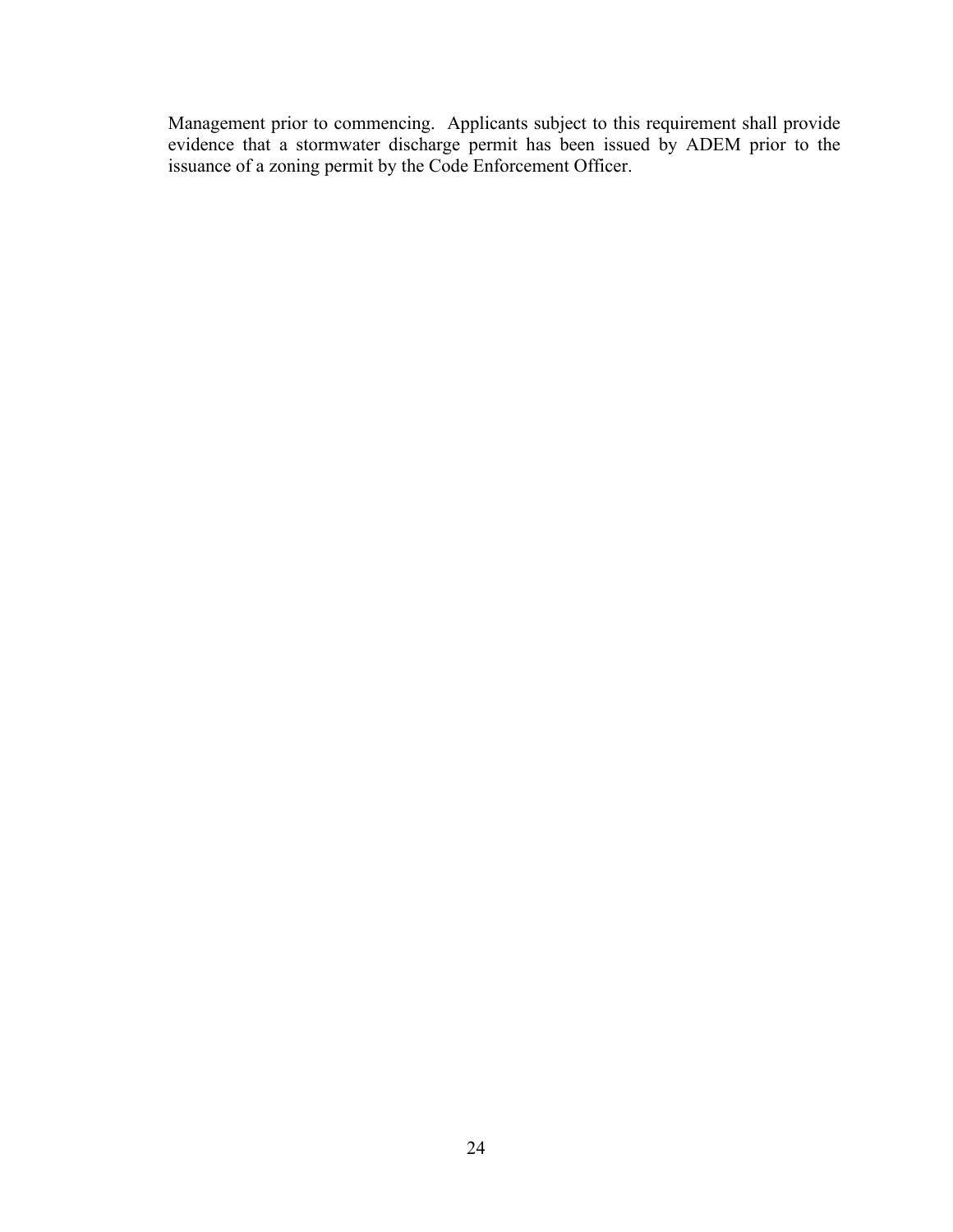Management prior to commencing. Applicants subject to this requirement shall provide evidence that a stormwater discharge permit has been issued by ADEM prior to the issuance of a zoning permit by the Code Enforcement Officer.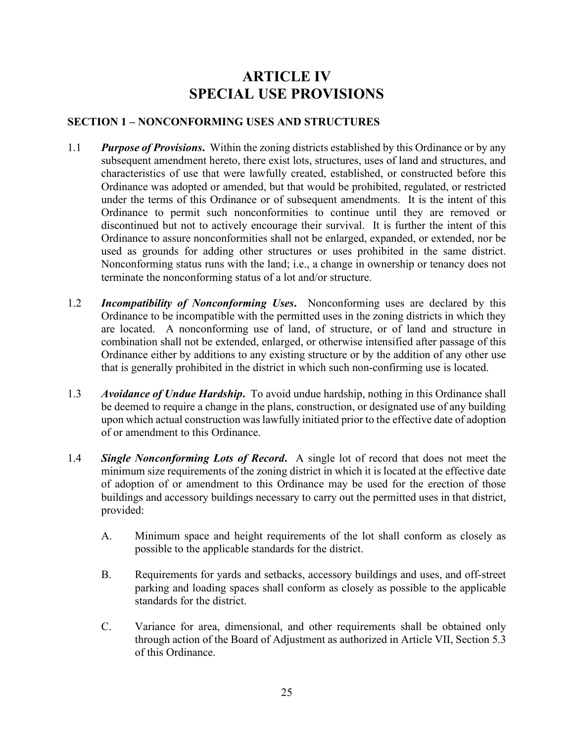# ARTICLE IV
# SPECIAL USE PROVISIONS

## SECTION 1 – NONCONFORMING USES AND STRUCTURES

1.1 ***Purpose of Provisions***. Within the zoning districts established by this Ordinance or by any subsequent amendment hereto, there exist lots, structures, uses of land and structures, and characteristics of use that were lawfully created, established, or constructed before this Ordinance was adopted or amended, but that would be prohibited, regulated, or restricted under the terms of this Ordinance or of subsequent amendments. It is the intent of this Ordinance to permit such nonconformities to continue until they are removed or discontinued but not to actively encourage their survival. It is further the intent of this Ordinance to assure nonconformities shall not be enlarged, expanded, or extended, nor be used as grounds for adding other structures or uses prohibited in the same district. Nonconforming status runs with the land; i.e., a change in ownership or tenancy does not terminate the nonconforming status of a lot and/or structure.

1.2 ***Incompatibility of Nonconforming Uses***. Nonconforming uses are declared by this Ordinance to be incompatible with the permitted uses in the zoning districts in which they are located. A nonconforming use of land, of structure, or of land and structure in combination shall not be extended, enlarged, or otherwise intensified after passage of this Ordinance either by additions to any existing structure or by the addition of any other use that is generally prohibited in the district in which such non-confirming use is located.

1.3 ***Avoidance of Undue Hardship***. To avoid undue hardship, nothing in this Ordinance shall be deemed to require a change in the plans, construction, or designated use of any building upon which actual construction was lawfully initiated prior to the effective date of adoption of or amendment to this Ordinance.

1.4 ***Single Nonconforming Lots of Record***. A single lot of record that does not meet the minimum size requirements of the zoning district in which it is located at the effective date of adoption of or amendment to this Ordinance may be used for the erection of those buildings and accessory buildings necessary to carry out the permitted uses in that district, provided:

A. Minimum space and height requirements of the lot shall conform as closely as possible to the applicable standards for the district.

B. Requirements for yards and setbacks, accessory buildings and uses, and off-street parking and loading spaces shall conform as closely as possible to the applicable standards for the district.

C. Variance for area, dimensional, and other requirements shall be obtained only through action of the Board of Adjustment as authorized in Article VII, Section 5.3 of this Ordinance.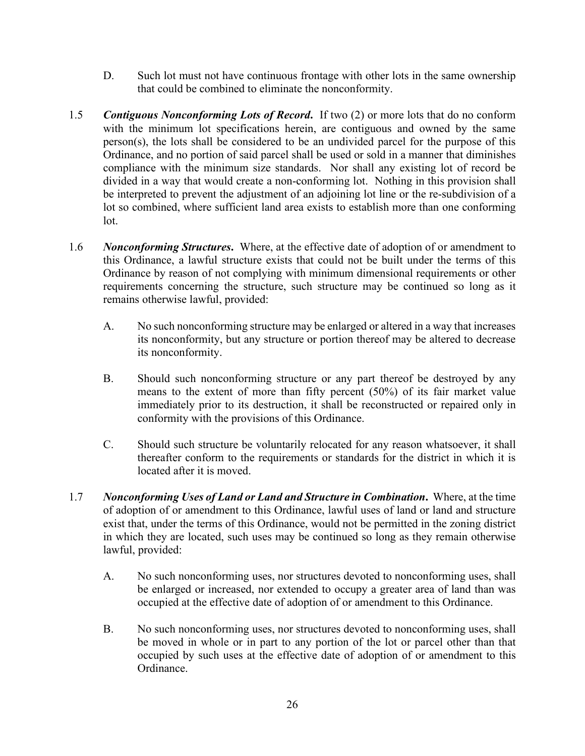D. Such lot must not have continuous frontage with other lots in the same ownership that could be combined to eliminate the nonconformity.

1.5 ***Contiguous Nonconforming Lots of Record.*** If two (2) or more lots that do no conform with the minimum lot specifications herein, are contiguous and owned by the same person(s), the lots shall be considered to be an undivided parcel for the purpose of this Ordinance, and no portion of said parcel shall be used or sold in a manner that diminishes compliance with the minimum size standards. Nor shall any existing lot of record be divided in a way that would create a non-conforming lot. Nothing in this provision shall be interpreted to prevent the adjustment of an adjoining lot line or the re-subdivision of a lot so combined, where sufficient land area exists to establish more than one conforming lot.

1.6 ***Nonconforming Structures.*** Where, at the effective date of adoption of or amendment to this Ordinance, a lawful structure exists that could not be built under the terms of this Ordinance by reason of not complying with minimum dimensional requirements or other requirements concerning the structure, such structure may be continued so long as it remains otherwise lawful, provided:

A. No such nonconforming structure may be enlarged or altered in a way that increases its nonconformity, but any structure or portion thereof may be altered to decrease its nonconformity.

B. Should such nonconforming structure or any part thereof be destroyed by any means to the extent of more than fifty percent (50%) of its fair market value immediately prior to its destruction, it shall be reconstructed or repaired only in conformity with the provisions of this Ordinance.

C. Should such structure be voluntarily relocated for any reason whatsoever, it shall thereafter conform to the requirements or standards for the district in which it is located after it is moved.

1.7 ***Nonconforming Uses of Land or Land and Structure in Combination.*** Where, at the time of adoption of or amendment to this Ordinance, lawful uses of land or land and structure exist that, under the terms of this Ordinance, would not be permitted in the zoning district in which they are located, such uses may be continued so long as they remain otherwise lawful, provided:

A. No such nonconforming uses, nor structures devoted to nonconforming uses, shall be enlarged or increased, nor extended to occupy a greater area of land than was occupied at the effective date of adoption of or amendment to this Ordinance.

B. No such nonconforming uses, nor structures devoted to nonconforming uses, shall be moved in whole or in part to any portion of the lot or parcel other than that occupied by such uses at the effective date of adoption of or amendment to this Ordinance.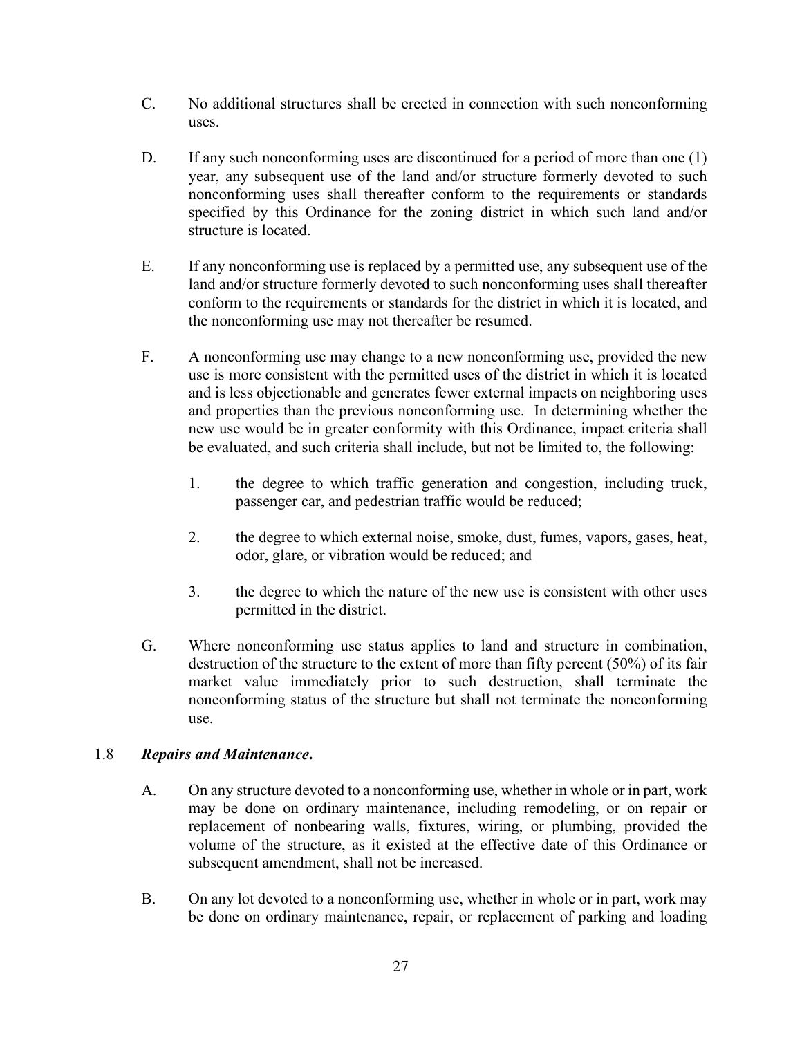C. No additional structures shall be erected in connection with such nonconforming uses.

D. If any such nonconforming uses are discontinued for a period of more than one (1) year, any subsequent use of the land and/or structure formerly devoted to such nonconforming uses shall thereafter conform to the requirements or standards specified by this Ordinance for the zoning district in which such land and/or structure is located.

E. If any nonconforming use is replaced by a permitted use, any subsequent use of the land and/or structure formerly devoted to such nonconforming uses shall thereafter conform to the requirements or standards for the district in which it is located, and the nonconforming use may not thereafter be resumed.

F. A nonconforming use may change to a new nonconforming use, provided the new use is more consistent with the permitted uses of the district in which it is located and is less objectionable and generates fewer external impacts on neighboring uses and properties than the previous nonconforming use. In determining whether the new use would be in greater conformity with this Ordinance, impact criteria shall be evaluated, and such criteria shall include, but not be limited to, the following:

   1. the degree to which traffic generation and congestion, including truck, passenger car, and pedestrian traffic would be reduced;

   2. the degree to which external noise, smoke, dust, fumes, vapors, gases, heat, odor, glare, or vibration would be reduced; and

   3. the degree to which the nature of the new use is consistent with other uses permitted in the district.

G. Where nonconforming use status applies to land and structure in combination, destruction of the structure to the extent of more than fifty percent (50%) of its fair market value immediately prior to such destruction, shall terminate the nonconforming status of the structure but shall not terminate the nonconforming use.

## 1.8 ***Repairs and Maintenance.***

A. On any structure devoted to a nonconforming use, whether in whole or in part, work may be done on ordinary maintenance, including remodeling, or on repair or replacement of nonbearing walls, fixtures, wiring, or plumbing, provided the volume of the structure, as it existed at the effective date of this Ordinance or subsequent amendment, shall not be increased.

B. On any lot devoted to a nonconforming use, whether in whole or in part, work may be done on ordinary maintenance, repair, or replacement of parking and loading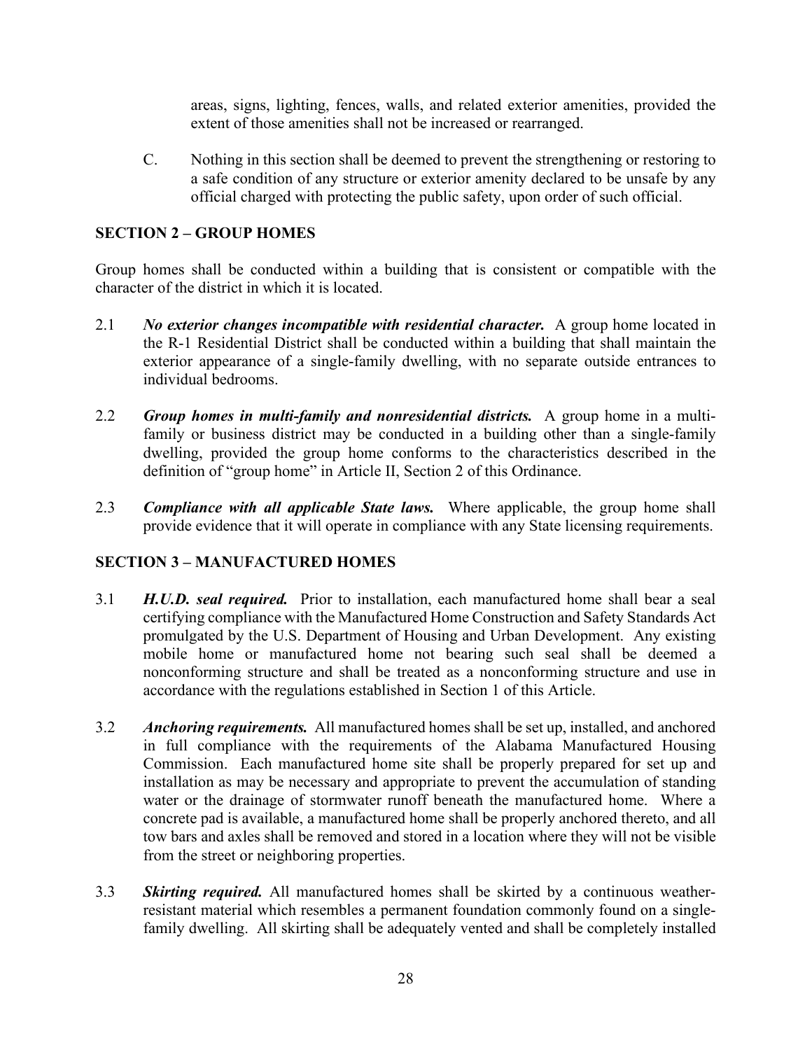areas, signs, lighting, fences, walls, and related exterior amenities, provided the extent of those amenities shall not be increased or rearranged.

C. Nothing in this section shall be deemed to prevent the strengthening or restoring to a safe condition of any structure or exterior amenity declared to be unsafe by any official charged with protecting the public safety, upon order of such official.

## SECTION 2 – GROUP HOMES

Group homes shall be conducted within a building that is consistent or compatible with the character of the district in which it is located.

2.1 ***No exterior changes incompatible with residential character.*** A group home located in the R-1 Residential District shall be conducted within a building that shall maintain the exterior appearance of a single-family dwelling, with no separate outside entrances to individual bedrooms.

2.2 ***Group homes in multi-family and nonresidential districts.*** A group home in a multi-family or business district may be conducted in a building other than a single-family dwelling, provided the group home conforms to the characteristics described in the definition of "group home" in Article II, Section 2 of this Ordinance.

2.3 ***Compliance with all applicable State laws.*** Where applicable, the group home shall provide evidence that it will operate in compliance with any State licensing requirements.

## SECTION 3 – MANUFACTURED HOMES

3.1 ***H.U.D. seal required.*** Prior to installation, each manufactured home shall bear a seal certifying compliance with the Manufactured Home Construction and Safety Standards Act promulgated by the U.S. Department of Housing and Urban Development. Any existing mobile home or manufactured home not bearing such seal shall be deemed a nonconforming structure and shall be treated as a nonconforming structure and use in accordance with the regulations established in Section 1 of this Article.

3.2 ***Anchoring requirements.*** All manufactured homes shall be set up, installed, and anchored in full compliance with the requirements of the Alabama Manufactured Housing Commission. Each manufactured home site shall be properly prepared for set up and installation as may be necessary and appropriate to prevent the accumulation of standing water or the drainage of stormwater runoff beneath the manufactured home. Where a concrete pad is available, a manufactured home shall be properly anchored thereto, and all tow bars and axles shall be removed and stored in a location where they will not be visible from the street or neighboring properties.

3.3 ***Skirting required.*** All manufactured homes shall be skirted by a continuous weather-resistant material which resembles a permanent foundation commonly found on a single-family dwelling. All skirting shall be adequately vented and shall be completely installed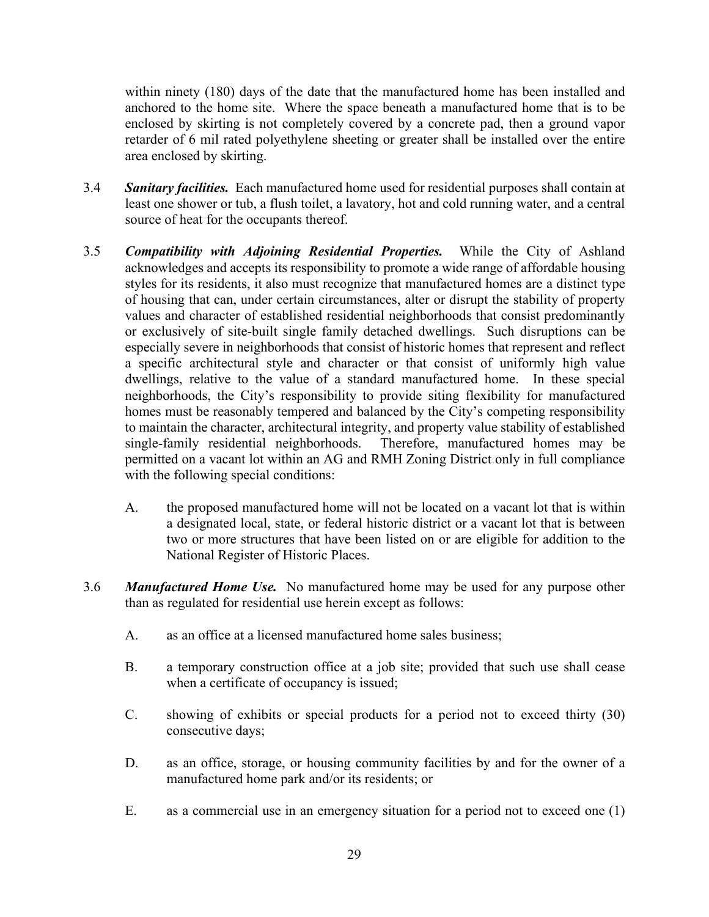within ninety (180) days of the date that the manufactured home has been installed and anchored to the home site. Where the space beneath a manufactured home that is to be enclosed by skirting is not completely covered by a concrete pad, then a ground vapor retarder of 6 mil rated polyethylene sheeting or greater shall be installed over the entire area enclosed by skirting.

3.4 ***Sanitary facilities.*** Each manufactured home used for residential purposes shall contain at least one shower or tub, a flush toilet, a lavatory, hot and cold running water, and a central source of heat for the occupants thereof.

3.5 ***Compatibility with Adjoining Residential Properties.*** While the City of Ashland acknowledges and accepts its responsibility to promote a wide range of affordable housing styles for its residents, it also must recognize that manufactured homes are a distinct type of housing that can, under certain circumstances, alter or disrupt the stability of property values and character of established residential neighborhoods that consist predominantly or exclusively of site-built single family detached dwellings. Such disruptions can be especially severe in neighborhoods that consist of historic homes that represent and reflect a specific architectural style and character or that consist of uniformly high value dwellings, relative to the value of a standard manufactured home. In these special neighborhoods, the City's responsibility to provide siting flexibility for manufactured homes must be reasonably tempered and balanced by the City's competing responsibility to maintain the character, architectural integrity, and property value stability of established single-family residential neighborhoods. Therefore, manufactured homes may be permitted on a vacant lot within an AG and RMH Zoning District only in full compliance with the following special conditions:

   A. the proposed manufactured home will not be located on a vacant lot that is within a designated local, state, or federal historic district or a vacant lot that is between two or more structures that have been listed on or are eligible for addition to the National Register of Historic Places.

3.6 ***Manufactured Home Use.*** No manufactured home may be used for any purpose other than as regulated for residential use herein except as follows:

   A. as an office at a licensed manufactured home sales business;

   B. a temporary construction office at a job site; provided that such use shall cease when a certificate of occupancy is issued;

   C. showing of exhibits or special products for a period not to exceed thirty (30) consecutive days;

   D. as an office, storage, or housing community facilities by and for the owner of a manufactured home park and/or its residents; or

   E. as a commercial use in an emergency situation for a period not to exceed one (1)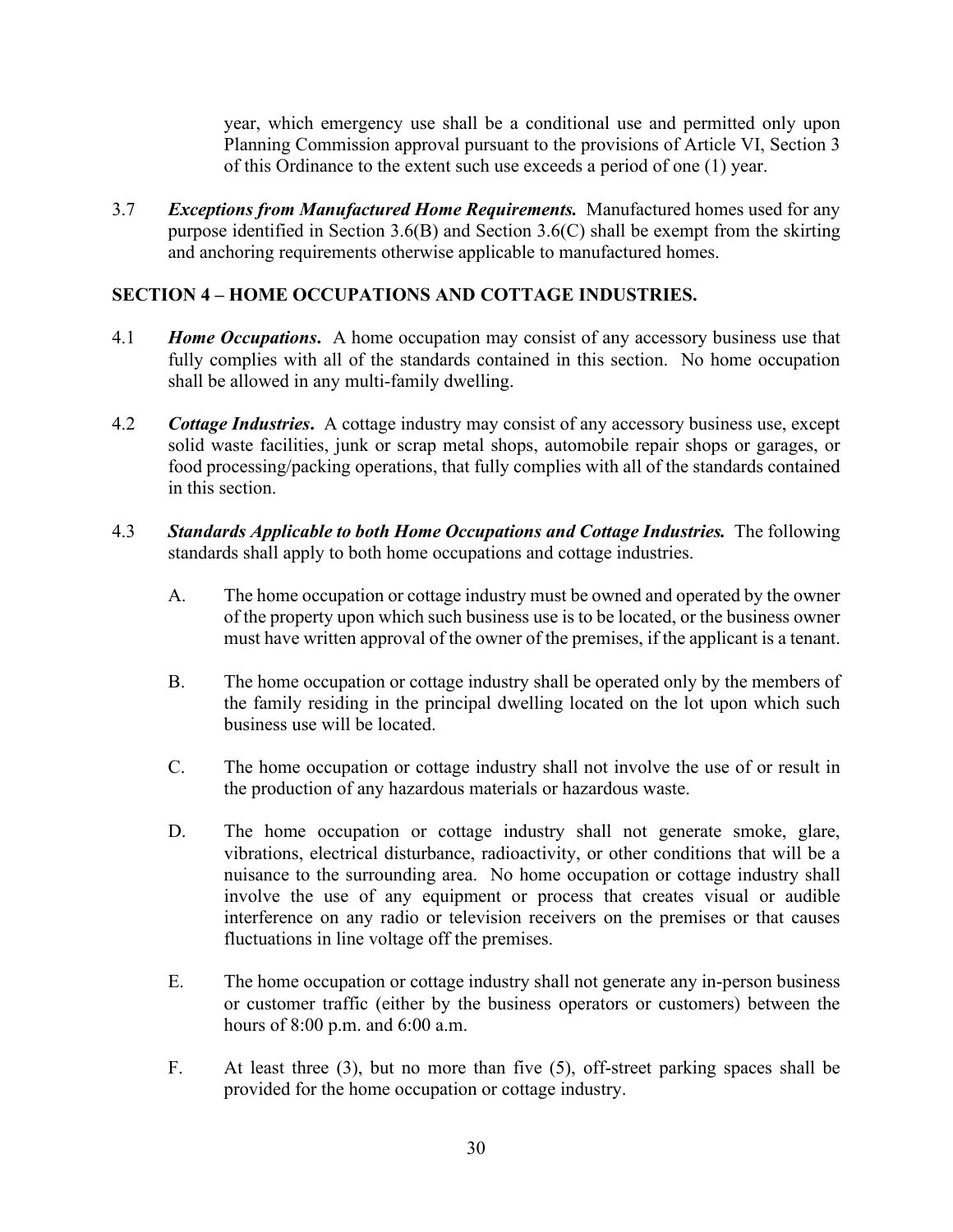year, which emergency use shall be a conditional use and permitted only upon Planning Commission approval pursuant to the provisions of Article VI, Section 3 of this Ordinance to the extent such use exceeds a period of one (1) year.

3.7 ***Exceptions from Manufactured Home Requirements.*** Manufactured homes used for any purpose identified in Section 3.6(B) and Section 3.6(C) shall be exempt from the skirting and anchoring requirements otherwise applicable to manufactured homes.

## SECTION 4 – HOME OCCUPATIONS AND COTTAGE INDUSTRIES.

4.1 ***Home Occupations.*** A home occupation may consist of any accessory business use that fully complies with all of the standards contained in this section. No home occupation shall be allowed in any multi-family dwelling.

4.2 ***Cottage Industries.*** A cottage industry may consist of any accessory business use, except solid waste facilities, junk or scrap metal shops, automobile repair shops or garages, or food processing/packing operations, that fully complies with all of the standards contained in this section.

4.3 ***Standards Applicable to both Home Occupations and Cottage Industries.*** The following standards shall apply to both home occupations and cottage industries.

A. The home occupation or cottage industry must be owned and operated by the owner of the property upon which such business use is to be located, or the business owner must have written approval of the owner of the premises, if the applicant is a tenant.

B. The home occupation or cottage industry shall be operated only by the members of the family residing in the principal dwelling located on the lot upon which such business use will be located.

C. The home occupation or cottage industry shall not involve the use of or result in the production of any hazardous materials or hazardous waste.

D. The home occupation or cottage industry shall not generate smoke, glare, vibrations, electrical disturbance, radioactivity, or other conditions that will be a nuisance to the surrounding area. No home occupation or cottage industry shall involve the use of any equipment or process that creates visual or audible interference on any radio or television receivers on the premises or that causes fluctuations in line voltage off the premises.

E. The home occupation or cottage industry shall not generate any in-person business or customer traffic (either by the business operators or customers) between the hours of 8:00 p.m. and 6:00 a.m.

F. At least three (3), but no more than five (5), off-street parking spaces shall be provided for the home occupation or cottage industry.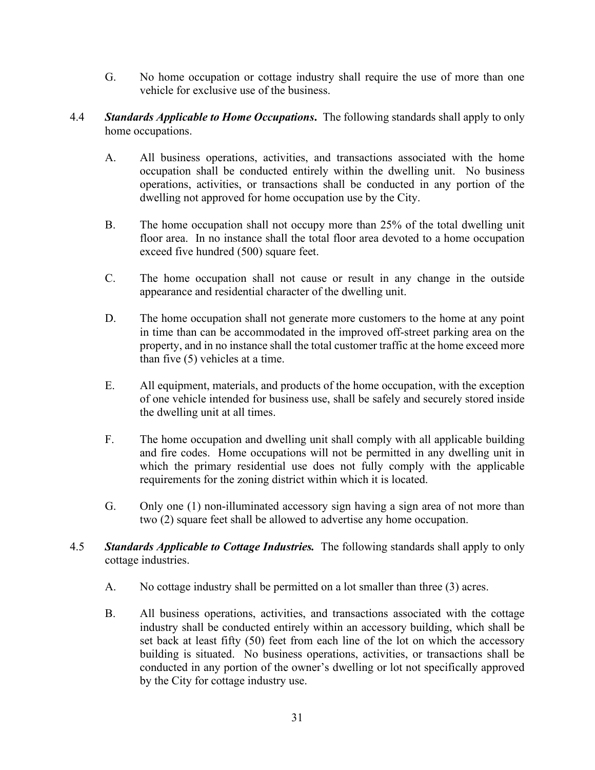G. No home occupation or cottage industry shall require the use of more than one vehicle for exclusive use of the business.

4.4 ***Standards Applicable to Home Occupations.*** The following standards shall apply to only home occupations.

A. All business operations, activities, and transactions associated with the home occupation shall be conducted entirely within the dwelling unit. No business operations, activities, or transactions shall be conducted in any portion of the dwelling not approved for home occupation use by the City.

B. The home occupation shall not occupy more than 25% of the total dwelling unit floor area. In no instance shall the total floor area devoted to a home occupation exceed five hundred (500) square feet.

C. The home occupation shall not cause or result in any change in the outside appearance and residential character of the dwelling unit.

D. The home occupation shall not generate more customers to the home at any point in time than can be accommodated in the improved off-street parking area on the property, and in no instance shall the total customer traffic at the home exceed more than five (5) vehicles at a time.

E. All equipment, materials, and products of the home occupation, with the exception of one vehicle intended for business use, shall be safely and securely stored inside the dwelling unit at all times.

F. The home occupation and dwelling unit shall comply with all applicable building and fire codes. Home occupations will not be permitted in any dwelling unit in which the primary residential use does not fully comply with the applicable requirements for the zoning district within which it is located.

G. Only one (1) non-illuminated accessory sign having a sign area of not more than two (2) square feet shall be allowed to advertise any home occupation.

4.5 ***Standards Applicable to Cottage Industries.*** The following standards shall apply to only cottage industries.

A. No cottage industry shall be permitted on a lot smaller than three (3) acres.

B. All business operations, activities, and transactions associated with the cottage industry shall be conducted entirely within an accessory building, which shall be set back at least fifty (50) feet from each line of the lot on which the accessory building is situated. No business operations, activities, or transactions shall be conducted in any portion of the owner's dwelling or lot not specifically approved by the City for cottage industry use.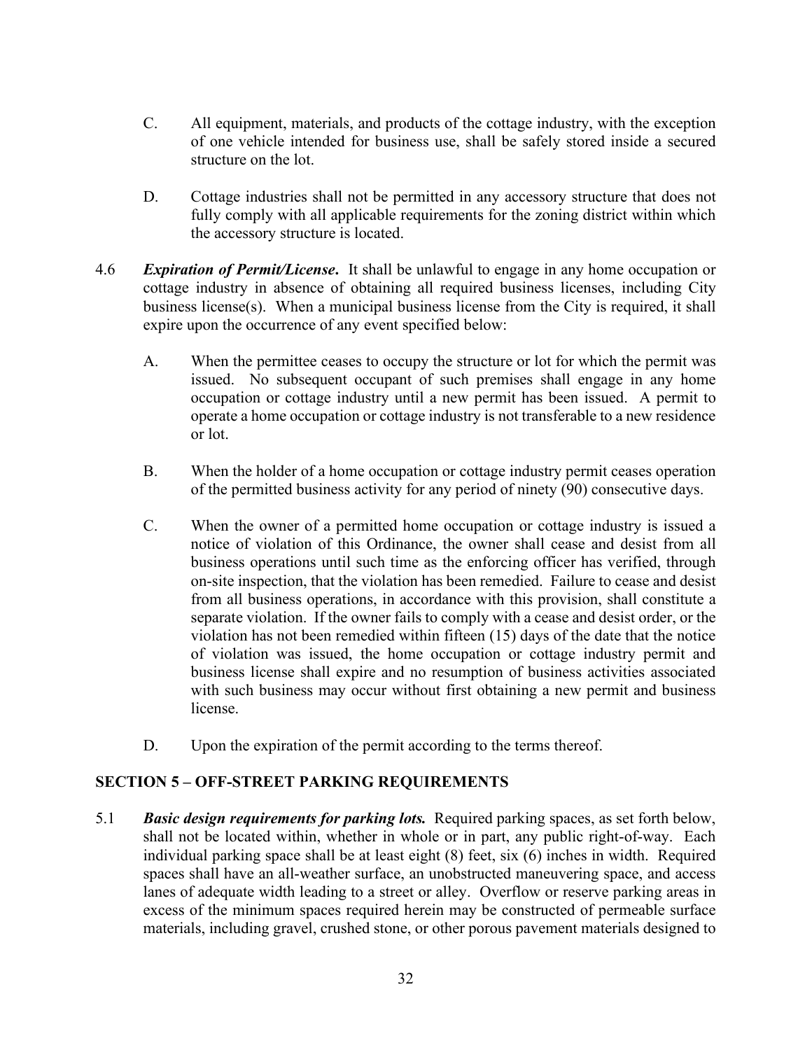C. All equipment, materials, and products of the cottage industry, with the exception of one vehicle intended for business use, shall be safely stored inside a secured structure on the lot.

D. Cottage industries shall not be permitted in any accessory structure that does not fully comply with all applicable requirements for the zoning district within which the accessory structure is located.

4.6 ***Expiration of Permit/License***. It shall be unlawful to engage in any home occupation or cottage industry in absence of obtaining all required business licenses, including City business license(s). When a municipal business license from the City is required, it shall expire upon the occurrence of any event specified below:

A. When the permittee ceases to occupy the structure or lot for which the permit was issued. No subsequent occupant of such premises shall engage in any home occupation or cottage industry until a new permit has been issued. A permit to operate a home occupation or cottage industry is not transferable to a new residence or lot.

B. When the holder of a home occupation or cottage industry permit ceases operation of the permitted business activity for any period of ninety (90) consecutive days.

C. When the owner of a permitted home occupation or cottage industry is issued a notice of violation of this Ordinance, the owner shall cease and desist from all business operations until such time as the enforcing officer has verified, through on-site inspection, that the violation has been remedied. Failure to cease and desist from all business operations, in accordance with this provision, shall constitute a separate violation. If the owner fails to comply with a cease and desist order, or the violation has not been remedied within fifteen (15) days of the date that the notice of violation was issued, the home occupation or cottage industry permit and business license shall expire and no resumption of business activities associated with such business may occur without first obtaining a new permit and business license.

D. Upon the expiration of the permit according to the terms thereof.

## SECTION 5 – OFF-STREET PARKING REQUIREMENTS

5.1 ***Basic design requirements for parking lots.*** Required parking spaces, as set forth below, shall not be located within, whether in whole or in part, any public right-of-way. Each individual parking space shall be at least eight (8) feet, six (6) inches in width. Required spaces shall have an all-weather surface, an unobstructed maneuvering space, and access lanes of adequate width leading to a street or alley. Overflow or reserve parking areas in excess of the minimum spaces required herein may be constructed of permeable surface materials, including gravel, crushed stone, or other porous pavement materials designed to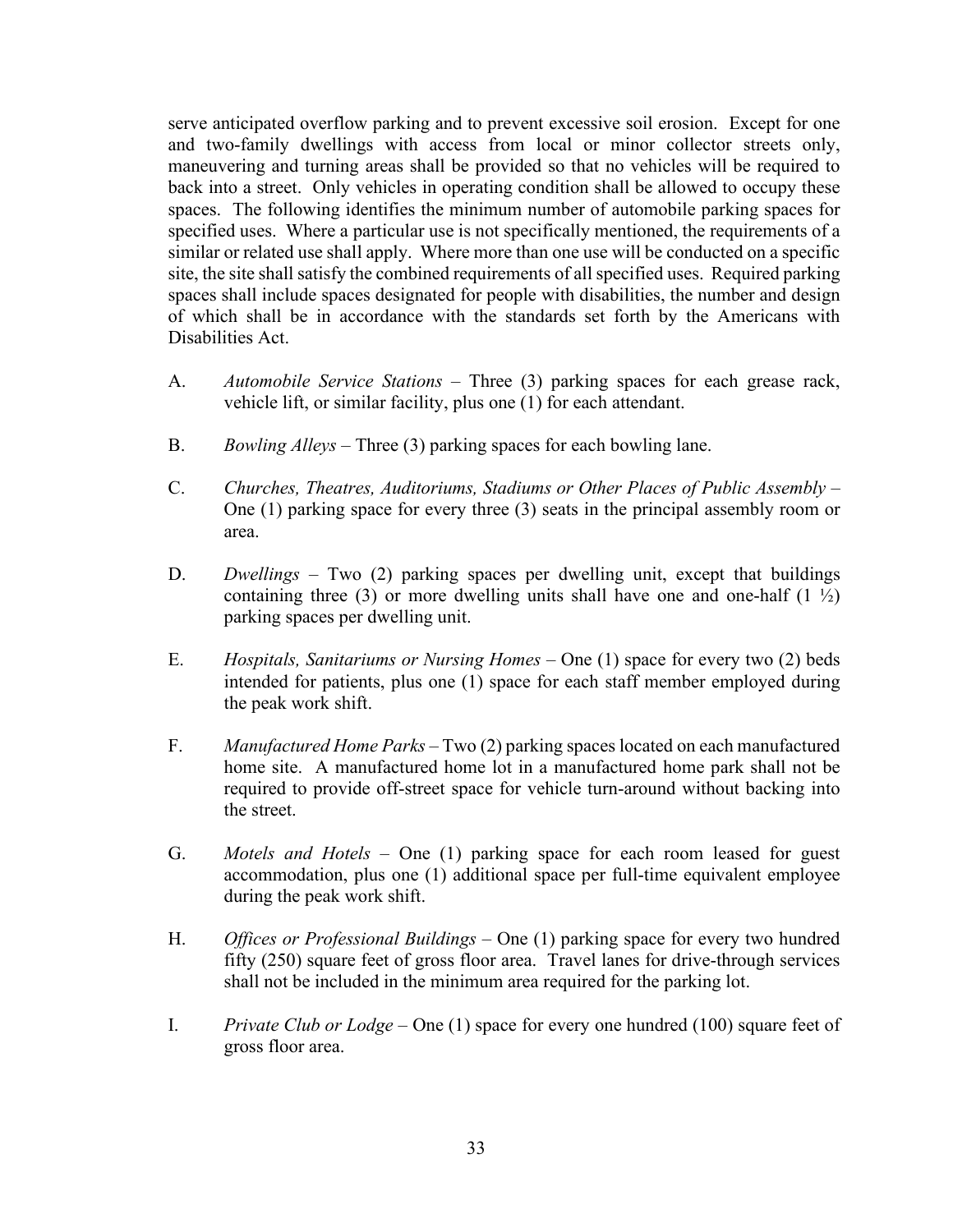serve anticipated overflow parking and to prevent excessive soil erosion. Except for one and two-family dwellings with access from local or minor collector streets only, maneuvering and turning areas shall be provided so that no vehicles will be required to back into a street. Only vehicles in operating condition shall be allowed to occupy these spaces. The following identifies the minimum number of automobile parking spaces for specified uses. Where a particular use is not specifically mentioned, the requirements of a similar or related use shall apply. Where more than one use will be conducted on a specific site, the site shall satisfy the combined requirements of all specified uses. Required parking spaces shall include spaces designated for people with disabilities, the number and design of which shall be in accordance with the standards set forth by the Americans with Disabilities Act.

A. *Automobile Service Stations* – Three (3) parking spaces for each grease rack, vehicle lift, or similar facility, plus one (1) for each attendant.

B. *Bowling Alleys* – Three (3) parking spaces for each bowling lane.

C. *Churches, Theatres, Auditoriums, Stadiums or Other Places of Public Assembly* – One (1) parking space for every three (3) seats in the principal assembly room or area.

D. *Dwellings* – Two (2) parking spaces per dwelling unit, except that buildings containing three (3) or more dwelling units shall have one and one-half (1 ½) parking spaces per dwelling unit.

E. *Hospitals, Sanitariums or Nursing Homes* – One (1) space for every two (2) beds intended for patients, plus one (1) space for each staff member employed during the peak work shift.

F. *Manufactured Home Parks* – Two (2) parking spaces located on each manufactured home site. A manufactured home lot in a manufactured home park shall not be required to provide off-street space for vehicle turn-around without backing into the street.

G. *Motels and Hotels* – One (1) parking space for each room leased for guest accommodation, plus one (1) additional space per full-time equivalent employee during the peak work shift.

H. *Offices or Professional Buildings* – One (1) parking space for every two hundred fifty (250) square feet of gross floor area. Travel lanes for drive-through services shall not be included in the minimum area required for the parking lot.

I. *Private Club or Lodge* – One (1) space for every one hundred (100) square feet of gross floor area.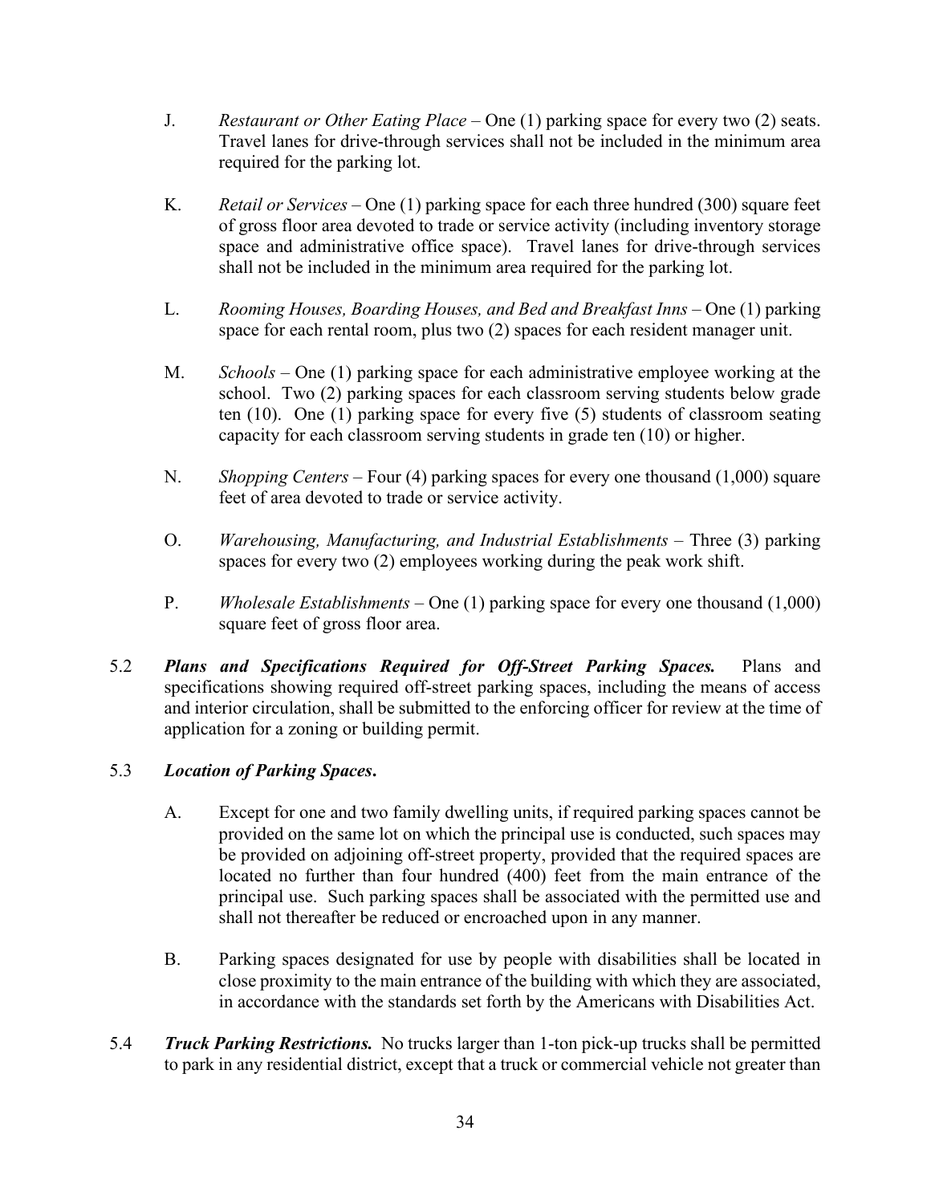J. *Restaurant or Other Eating Place* – One (1) parking space for every two (2) seats. Travel lanes for drive-through services shall not be included in the minimum area required for the parking lot.

K. *Retail or Services* – One (1) parking space for each three hundred (300) square feet of gross floor area devoted to trade or service activity (including inventory storage space and administrative office space). Travel lanes for drive-through services shall not be included in the minimum area required for the parking lot.

L. *Rooming Houses, Boarding Houses, and Bed and Breakfast Inns* – One (1) parking space for each rental room, plus two (2) spaces for each resident manager unit.

M. *Schools* – One (1) parking space for each administrative employee working at the school. Two (2) parking spaces for each classroom serving students below grade ten (10). One (1) parking space for every five (5) students of classroom seating capacity for each classroom serving students in grade ten (10) or higher.

N. *Shopping Centers* – Four (4) parking spaces for every one thousand (1,000) square feet of area devoted to trade or service activity.

O. *Warehousing, Manufacturing, and Industrial Establishments* – Three (3) parking spaces for every two (2) employees working during the peak work shift.

P. *Wholesale Establishments* – One (1) parking space for every one thousand (1,000) square feet of gross floor area.

5.2 ***Plans and Specifications Required for Off-Street Parking Spaces.*** Plans and specifications showing required off-street parking spaces, including the means of access and interior circulation, shall be submitted to the enforcing officer for review at the time of application for a zoning or building permit.

5.3 ***Location of Parking Spaces*.**

A. Except for one and two family dwelling units, if required parking spaces cannot be provided on the same lot on which the principal use is conducted, such spaces may be provided on adjoining off-street property, provided that the required spaces are located no further than four hundred (400) feet from the main entrance of the principal use. Such parking spaces shall be associated with the permitted use and shall not thereafter be reduced or encroached upon in any manner.

B. Parking spaces designated for use by people with disabilities shall be located in close proximity to the main entrance of the building with which they are associated, in accordance with the standards set forth by the Americans with Disabilities Act.

5.4 ***Truck Parking Restrictions.*** No trucks larger than 1-ton pick-up trucks shall be permitted to park in any residential district, except that a truck or commercial vehicle not greater than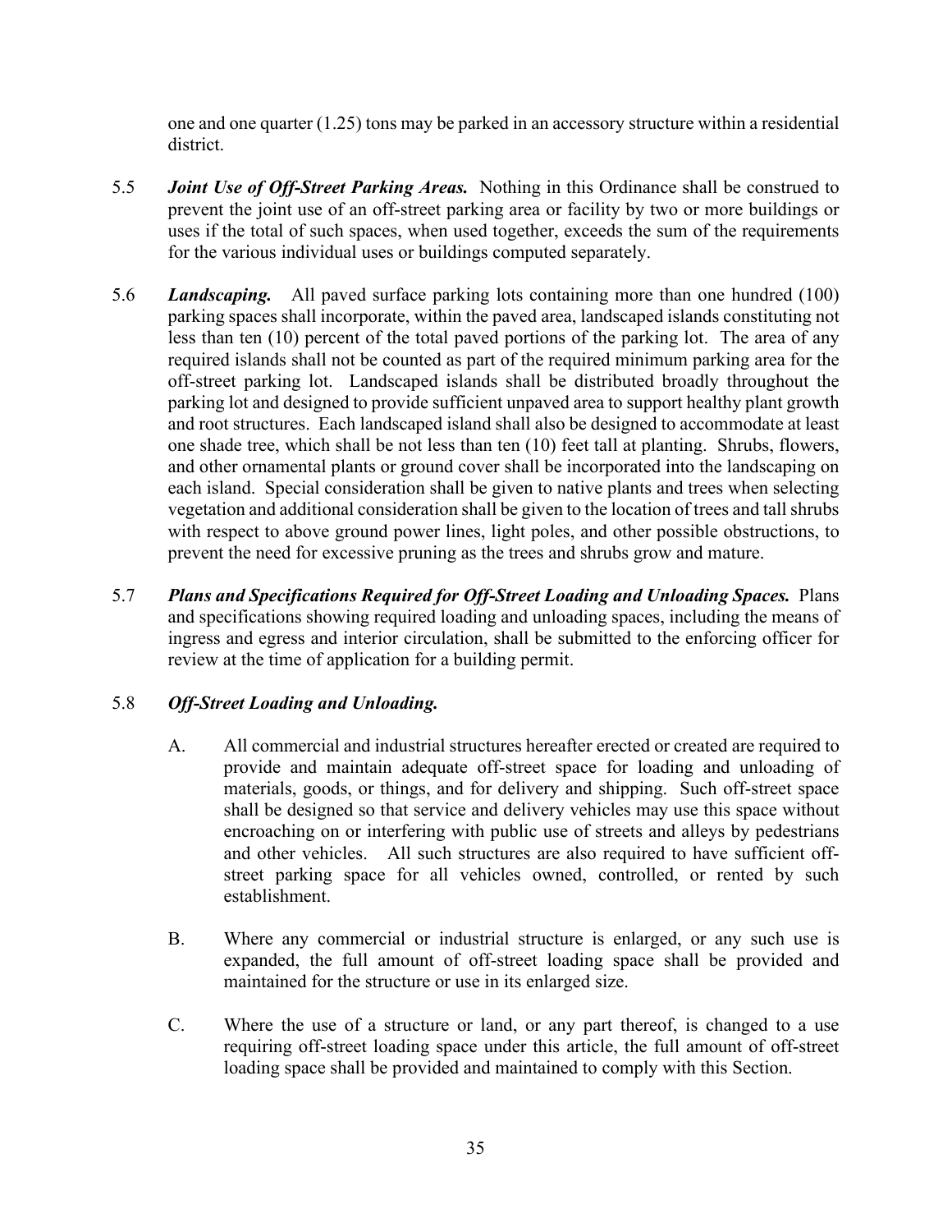one and one quarter (1.25) tons may be parked in an accessory structure within a residential district.

5.5 ***Joint Use of Off-Street Parking Areas.*** Nothing in this Ordinance shall be construed to prevent the joint use of an off-street parking area or facility by two or more buildings or uses if the total of such spaces, when used together, exceeds the sum of the requirements for the various individual uses or buildings computed separately.

5.6 ***Landscaping.*** All paved surface parking lots containing more than one hundred (100) parking spaces shall incorporate, within the paved area, landscaped islands constituting not less than ten (10) percent of the total paved portions of the parking lot. The area of any required islands shall not be counted as part of the required minimum parking area for the off-street parking lot. Landscaped islands shall be distributed broadly throughout the parking lot and designed to provide sufficient unpaved area to support healthy plant growth and root structures. Each landscaped island shall also be designed to accommodate at least one shade tree, which shall be not less than ten (10) feet tall at planting. Shrubs, flowers, and other ornamental plants or ground cover shall be incorporated into the landscaping on each island. Special consideration shall be given to native plants and trees when selecting vegetation and additional consideration shall be given to the location of trees and tall shrubs with respect to above ground power lines, light poles, and other possible obstructions, to prevent the need for excessive pruning as the trees and shrubs grow and mature.

5.7 ***Plans and Specifications Required for Off-Street Loading and Unloading Spaces.*** Plans and specifications showing required loading and unloading spaces, including the means of ingress and egress and interior circulation, shall be submitted to the enforcing officer for review at the time of application for a building permit.

5.8 ***Off-Street Loading and Unloading.***

A. All commercial and industrial structures hereafter erected or created are required to provide and maintain adequate off-street space for loading and unloading of materials, goods, or things, and for delivery and shipping. Such off-street space shall be designed so that service and delivery vehicles may use this space without encroaching on or interfering with public use of streets and alleys by pedestrians and other vehicles. All such structures are also required to have sufficient off-street parking space for all vehicles owned, controlled, or rented by such establishment.

B. Where any commercial or industrial structure is enlarged, or any such use is expanded, the full amount of off-street loading space shall be provided and maintained for the structure or use in its enlarged size.

C. Where the use of a structure or land, or any part thereof, is changed to a use requiring off-street loading space under this article, the full amount of off-street loading space shall be provided and maintained to comply with this Section.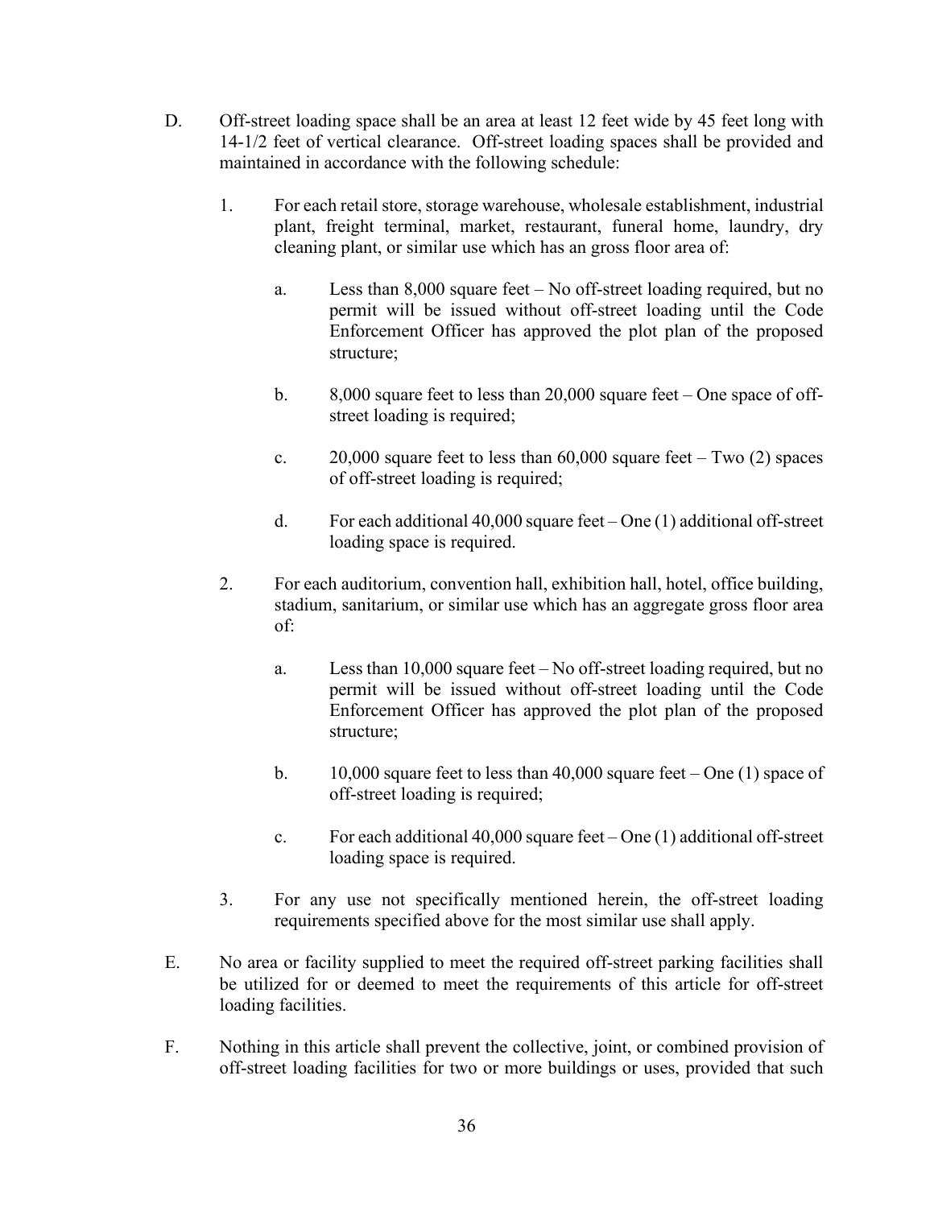D. Off-street loading space shall be an area at least 12 feet wide by 45 feet long with 14-1/2 feet of vertical clearance. Off-street loading spaces shall be provided and maintained in accordance with the following schedule:

1. For each retail store, storage warehouse, wholesale establishment, industrial plant, freight terminal, market, restaurant, funeral home, laundry, dry cleaning plant, or similar use which has an gross floor area of:

   a. Less than 8,000 square feet – No off-street loading required, but no permit will be issued without off-street loading until the Code Enforcement Officer has approved the plot plan of the proposed structure;

   b. 8,000 square feet to less than 20,000 square feet – One space of off-street loading is required;

   c. 20,000 square feet to less than 60,000 square feet – Two (2) spaces of off-street loading is required;

   d. For each additional 40,000 square feet – One (1) additional off-street loading space is required.

2. For each auditorium, convention hall, exhibition hall, hotel, office building, stadium, sanitarium, or similar use which has an aggregate gross floor area of:

   a. Less than 10,000 square feet – No off-street loading required, but no permit will be issued without off-street loading until the Code Enforcement Officer has approved the plot plan of the proposed structure;

   b. 10,000 square feet to less than 40,000 square feet – One (1) space of off-street loading is required;

   c. For each additional 40,000 square feet – One (1) additional off-street loading space is required.

3. For any use not specifically mentioned herein, the off-street loading requirements specified above for the most similar use shall apply.

E. No area or facility supplied to meet the required off-street parking facilities shall be utilized for or deemed to meet the requirements of this article for off-street loading facilities.

F. Nothing in this article shall prevent the collective, joint, or combined provision of off-street loading facilities for two or more buildings or uses, provided that such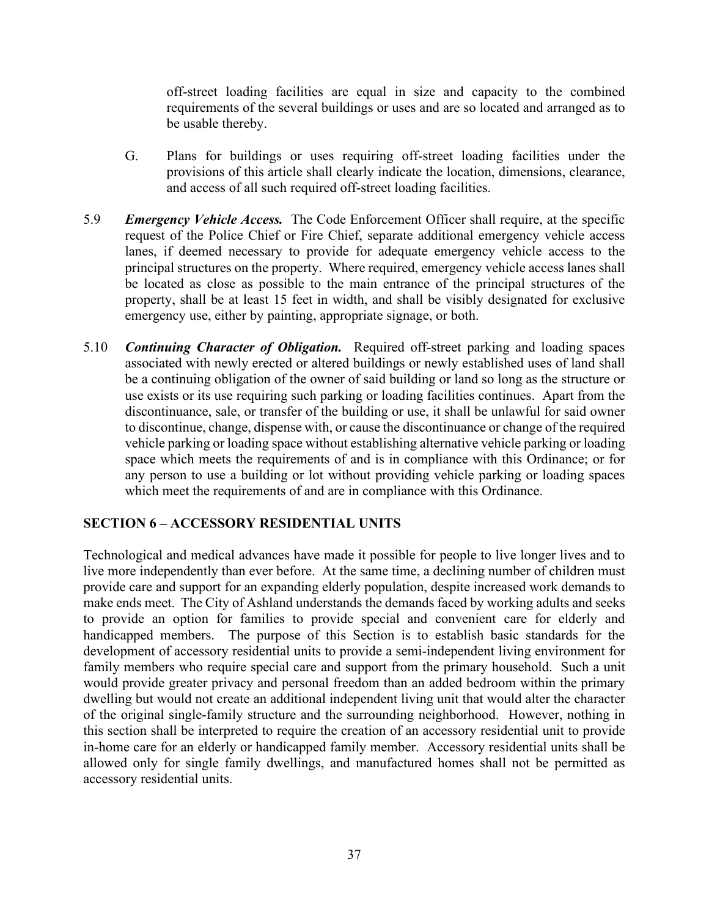off-street loading facilities are equal in size and capacity to the combined requirements of the several buildings or uses and are so located and arranged as to be usable thereby.

G. Plans for buildings or uses requiring off-street loading facilities under the provisions of this article shall clearly indicate the location, dimensions, clearance, and access of all such required off-street loading facilities.

5.9 ***Emergency Vehicle Access.*** The Code Enforcement Officer shall require, at the specific request of the Police Chief or Fire Chief, separate additional emergency vehicle access lanes, if deemed necessary to provide for adequate emergency vehicle access to the principal structures on the property. Where required, emergency vehicle access lanes shall be located as close as possible to the main entrance of the principal structures of the property, shall be at least 15 feet in width, and shall be visibly designated for exclusive emergency use, either by painting, appropriate signage, or both.

5.10 ***Continuing Character of Obligation.*** Required off-street parking and loading spaces associated with newly erected or altered buildings or newly established uses of land shall be a continuing obligation of the owner of said building or land so long as the structure or use exists or its use requiring such parking or loading facilities continues. Apart from the discontinuance, sale, or transfer of the building or use, it shall be unlawful for said owner to discontinue, change, dispense with, or cause the discontinuance or change of the required vehicle parking or loading space without establishing alternative vehicle parking or loading space which meets the requirements of and is in compliance with this Ordinance; or for any person to use a building or lot without providing vehicle parking or loading spaces which meet the requirements of and are in compliance with this Ordinance.

## SECTION 6 – ACCESSORY RESIDENTIAL UNITS

Technological and medical advances have made it possible for people to live longer lives and to live more independently than ever before. At the same time, a declining number of children must provide care and support for an expanding elderly population, despite increased work demands to make ends meet. The City of Ashland understands the demands faced by working adults and seeks to provide an option for families to provide special and convenient care for elderly and handicapped members. The purpose of this Section is to establish basic standards for the development of accessory residential units to provide a semi-independent living environment for family members who require special care and support from the primary household. Such a unit would provide greater privacy and personal freedom than an added bedroom within the primary dwelling but would not create an additional independent living unit that would alter the character of the original single-family structure and the surrounding neighborhood. However, nothing in this section shall be interpreted to require the creation of an accessory residential unit to provide in-home care for an elderly or handicapped family member. Accessory residential units shall be allowed only for single family dwellings, and manufactured homes shall not be permitted as accessory residential units.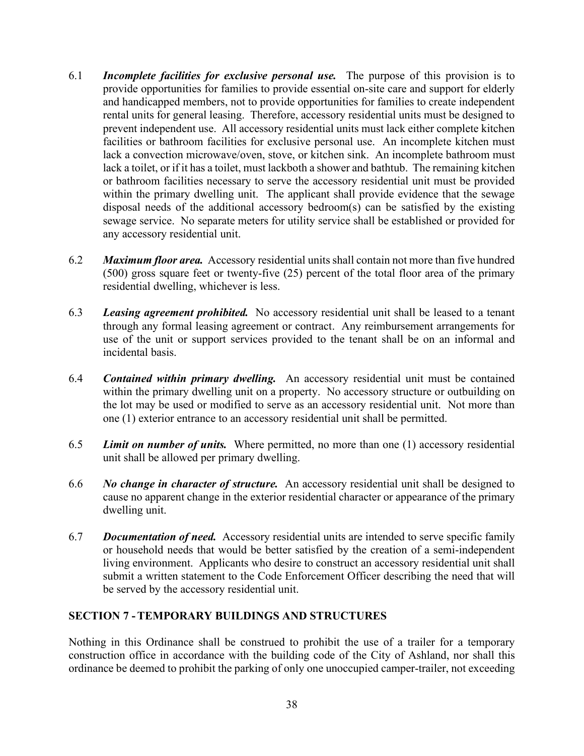6.1 ***Incomplete facilities for exclusive personal use.*** The purpose of this provision is to provide opportunities for families to provide essential on-site care and support for elderly and handicapped members, not to provide opportunities for families to create independent rental units for general leasing. Therefore, accessory residential units must be designed to prevent independent use. All accessory residential units must lack either complete kitchen facilities or bathroom facilities for exclusive personal use. An incomplete kitchen must lack a convection microwave/oven, stove, or kitchen sink. An incomplete bathroom must lack a toilet, or if it has a toilet, must lackboth a shower and bathtub. The remaining kitchen or bathroom facilities necessary to serve the accessory residential unit must be provided within the primary dwelling unit. The applicant shall provide evidence that the sewage disposal needs of the additional accessory bedroom(s) can be satisfied by the existing sewage service. No separate meters for utility service shall be established or provided for any accessory residential unit.

6.2 ***Maximum floor area.*** Accessory residential units shall contain not more than five hundred (500) gross square feet or twenty-five (25) percent of the total floor area of the primary residential dwelling, whichever is less.

6.3 ***Leasing agreement prohibited.*** No accessory residential unit shall be leased to a tenant through any formal leasing agreement or contract. Any reimbursement arrangements for use of the unit or support services provided to the tenant shall be on an informal and incidental basis.

6.4 ***Contained within primary dwelling.*** An accessory residential unit must be contained within the primary dwelling unit on a property. No accessory structure or outbuilding on the lot may be used or modified to serve as an accessory residential unit. Not more than one (1) exterior entrance to an accessory residential unit shall be permitted.

6.5 ***Limit on number of units.*** Where permitted, no more than one (1) accessory residential unit shall be allowed per primary dwelling.

6.6 ***No change in character of structure.*** An accessory residential unit shall be designed to cause no apparent change in the exterior residential character or appearance of the primary dwelling unit.

6.7 ***Documentation of need.*** Accessory residential units are intended to serve specific family or household needs that would be better satisfied by the creation of a semi-independent living environment. Applicants who desire to construct an accessory residential unit shall submit a written statement to the Code Enforcement Officer describing the need that will be served by the accessory residential unit.

## SECTION 7 - TEMPORARY BUILDINGS AND STRUCTURES

Nothing in this Ordinance shall be construed to prohibit the use of a trailer for a temporary construction office in accordance with the building code of the City of Ashland, nor shall this ordinance be deemed to prohibit the parking of only one unoccupied camper-trailer, not exceeding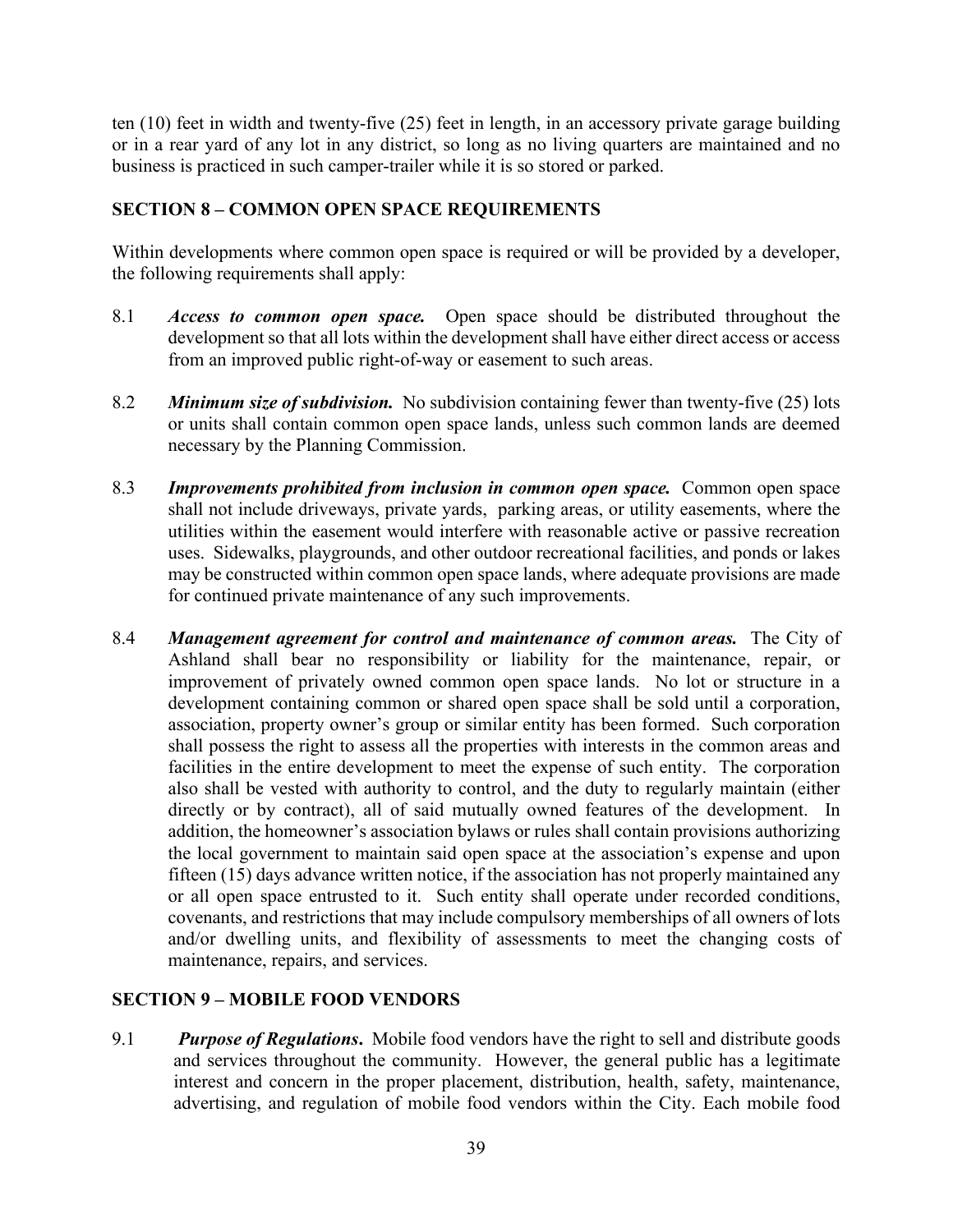ten (10) feet in width and twenty-five (25) feet in length, in an accessory private garage building or in a rear yard of any lot in any district, so long as no living quarters are maintained and no business is practiced in such camper-trailer while it is so stored or parked.

## SECTION 8 – COMMON OPEN SPACE REQUIREMENTS

Within developments where common open space is required or will be provided by a developer, the following requirements shall apply:

8.1 ***Access to common open space.*** Open space should be distributed throughout the development so that all lots within the development shall have either direct access or access from an improved public right-of-way or easement to such areas.

8.2 ***Minimum size of subdivision.*** No subdivision containing fewer than twenty-five (25) lots or units shall contain common open space lands, unless such common lands are deemed necessary by the Planning Commission.

8.3 ***Improvements prohibited from inclusion in common open space.*** Common open space shall not include driveways, private yards, parking areas, or utility easements, where the utilities within the easement would interfere with reasonable active or passive recreation uses. Sidewalks, playgrounds, and other outdoor recreational facilities, and ponds or lakes may be constructed within common open space lands, where adequate provisions are made for continued private maintenance of any such improvements.

8.4 ***Management agreement for control and maintenance of common areas.*** The City of Ashland shall bear no responsibility or liability for the maintenance, repair, or improvement of privately owned common open space lands. No lot or structure in a development containing common or shared open space shall be sold until a corporation, association, property owner's group or similar entity has been formed. Such corporation shall possess the right to assess all the properties with interests in the common areas and facilities in the entire development to meet the expense of such entity. The corporation also shall be vested with authority to control, and the duty to regularly maintain (either directly or by contract), all of said mutually owned features of the development. In addition, the homeowner's association bylaws or rules shall contain provisions authorizing the local government to maintain said open space at the association's expense and upon fifteen (15) days advance written notice, if the association has not properly maintained any or all open space entrusted to it. Such entity shall operate under recorded conditions, covenants, and restrictions that may include compulsory memberships of all owners of lots and/or dwelling units, and flexibility of assessments to meet the changing costs of maintenance, repairs, and services.

## SECTION 9 – MOBILE FOOD VENDORS

9.1 ***Purpose of Regulations***. Mobile food vendors have the right to sell and distribute goods and services throughout the community. However, the general public has a legitimate interest and concern in the proper placement, distribution, health, safety, maintenance, advertising, and regulation of mobile food vendors within the City. Each mobile food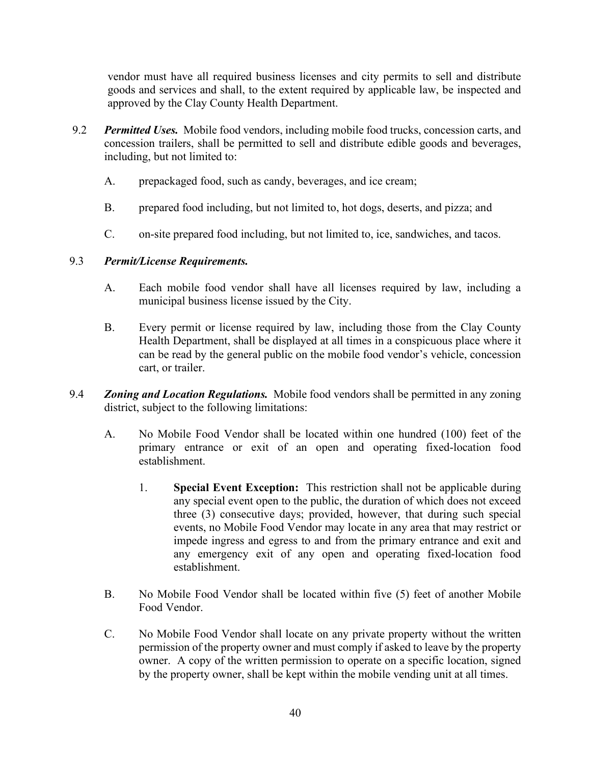vendor must have all required business licenses and city permits to sell and distribute goods and services and shall, to the extent required by applicable law, be inspected and approved by the Clay County Health Department.

9.2 ***Permitted Uses.*** Mobile food vendors, including mobile food trucks, concession carts, and concession trailers, shall be permitted to sell and distribute edible goods and beverages, including, but not limited to:

A. prepackaged food, such as candy, beverages, and ice cream;

B. prepared food including, but not limited to, hot dogs, deserts, and pizza; and

C. on-site prepared food including, but not limited to, ice, sandwiches, and tacos.

9.3 ***Permit/License Requirements.***

A. Each mobile food vendor shall have all licenses required by law, including a municipal business license issued by the City.

B. Every permit or license required by law, including those from the Clay County Health Department, shall be displayed at all times in a conspicuous place where it can be read by the general public on the mobile food vendor's vehicle, concession cart, or trailer.

9.4 ***Zoning and Location Regulations.*** Mobile food vendors shall be permitted in any zoning district, subject to the following limitations:

A. No Mobile Food Vendor shall be located within one hundred (100) feet of the primary entrance or exit of an open and operating fixed-location food establishment.

1. **Special Event Exception:** This restriction shall not be applicable during any special event open to the public, the duration of which does not exceed three (3) consecutive days; provided, however, that during such special events, no Mobile Food Vendor may locate in any area that may restrict or impede ingress and egress to and from the primary entrance and exit and any emergency exit of any open and operating fixed-location food establishment.

B. No Mobile Food Vendor shall be located within five (5) feet of another Mobile Food Vendor.

C. No Mobile Food Vendor shall locate on any private property without the written permission of the property owner and must comply if asked to leave by the property owner. A copy of the written permission to operate on a specific location, signed by the property owner, shall be kept within the mobile vending unit at all times.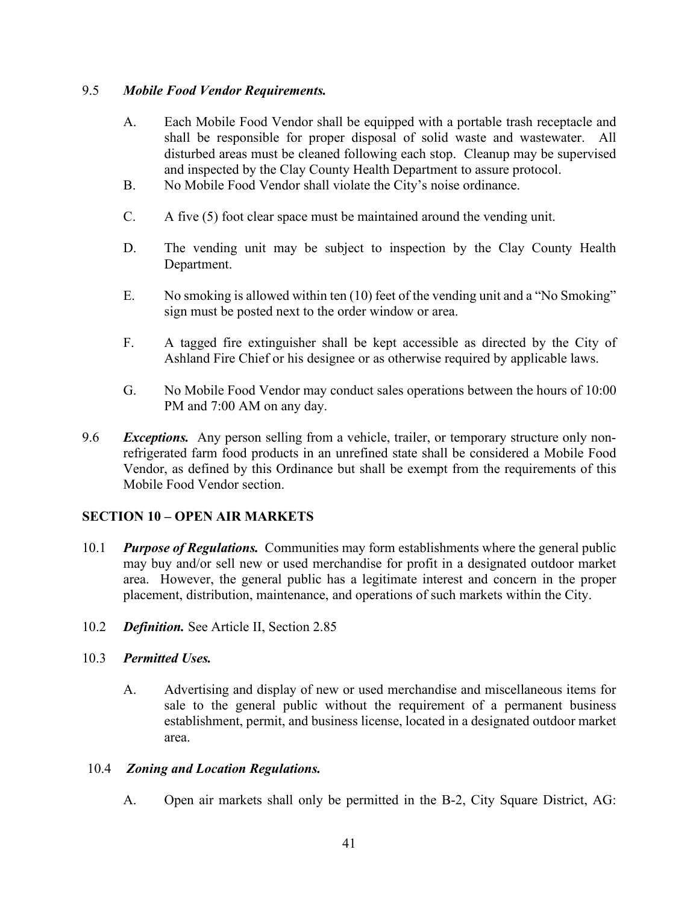9.5 ***Mobile Food Vendor Requirements.***

A. Each Mobile Food Vendor shall be equipped with a portable trash receptacle and shall be responsible for proper disposal of solid waste and wastewater. All disturbed areas must be cleaned following each stop. Cleanup may be supervised and inspected by the Clay County Health Department to assure protocol.

B. No Mobile Food Vendor shall violate the City's noise ordinance.

C. A five (5) foot clear space must be maintained around the vending unit.

D. The vending unit may be subject to inspection by the Clay County Health Department.

E. No smoking is allowed within ten (10) feet of the vending unit and a "No Smoking" sign must be posted next to the order window or area.

F. A tagged fire extinguisher shall be kept accessible as directed by the City of Ashland Fire Chief or his designee or as otherwise required by applicable laws.

G. No Mobile Food Vendor may conduct sales operations between the hours of 10:00 PM and 7:00 AM on any day.

9.6 ***Exceptions.*** Any person selling from a vehicle, trailer, or temporary structure only non-refrigerated farm food products in an unrefined state shall be considered a Mobile Food Vendor, as defined by this Ordinance but shall be exempt from the requirements of this Mobile Food Vendor section.

## SECTION 10 – OPEN AIR MARKETS

10.1 ***Purpose of Regulations.*** Communities may form establishments where the general public may buy and/or sell new or used merchandise for profit in a designated outdoor market area. However, the general public has a legitimate interest and concern in the proper placement, distribution, maintenance, and operations of such markets within the City.

10.2 ***Definition.*** See Article II, Section 2.85

10.3 ***Permitted Uses.***

A. Advertising and display of new or used merchandise and miscellaneous items for sale to the general public without the requirement of a permanent business establishment, permit, and business license, located in a designated outdoor market area.

10.4 ***Zoning and Location Regulations.***

A. Open air markets shall only be permitted in the B-2, City Square District, AG: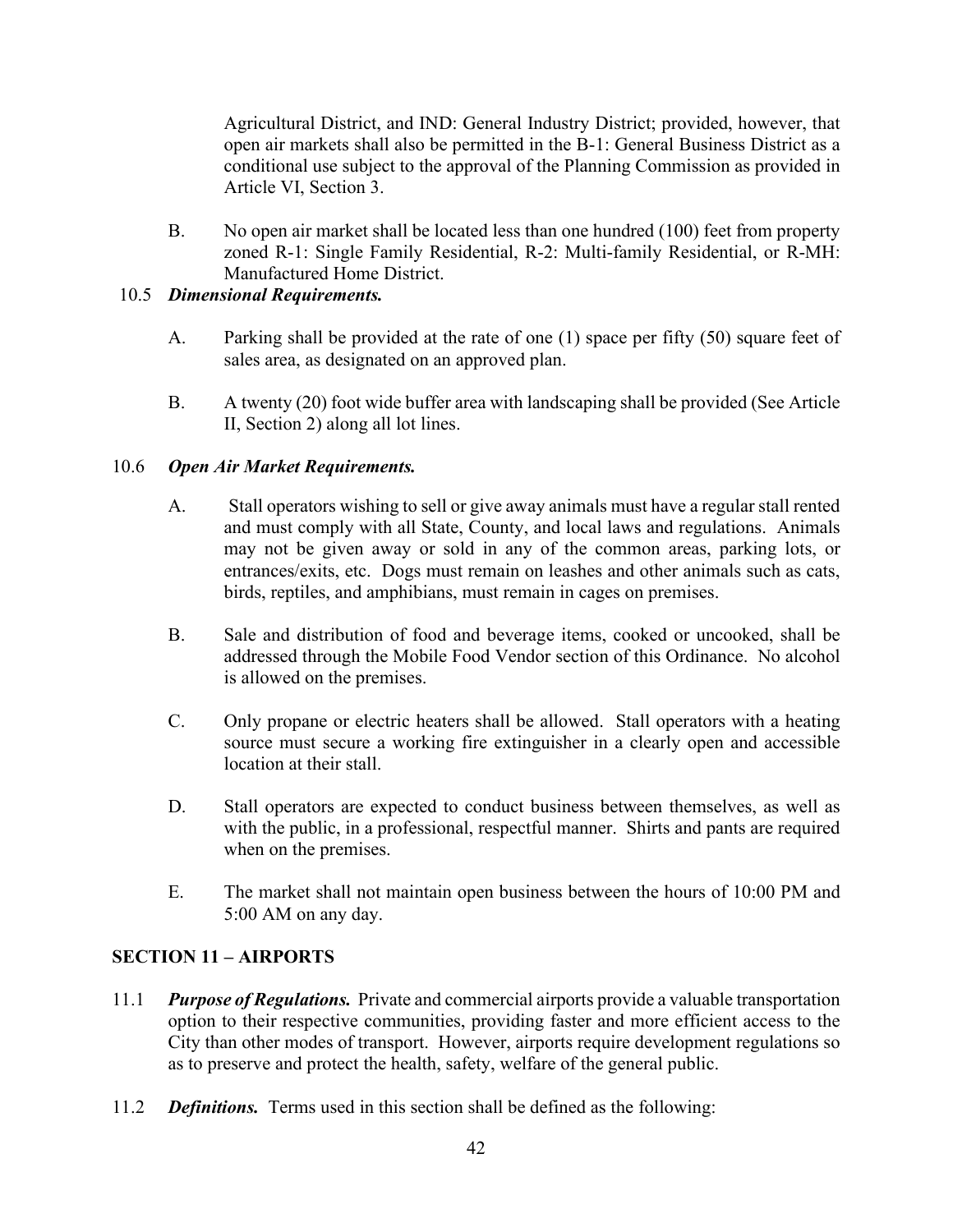Agricultural District, and IND: General Industry District; provided, however, that open air markets shall also be permitted in the B-1: General Business District as a conditional use subject to the approval of the Planning Commission as provided in Article VI, Section 3.

B. No open air market shall be located less than one hundred (100) feet from property zoned R-1: Single Family Residential, R-2: Multi-family Residential, or R-MH: Manufactured Home District.

10.5 ***Dimensional Requirements.***

A. Parking shall be provided at the rate of one (1) space per fifty (50) square feet of sales area, as designated on an approved plan.

B. A twenty (20) foot wide buffer area with landscaping shall be provided (See Article II, Section 2) along all lot lines.

10.6 ***Open Air Market Requirements.***

A. Stall operators wishing to sell or give away animals must have a regular stall rented and must comply with all State, County, and local laws and regulations. Animals may not be given away or sold in any of the common areas, parking lots, or entrances/exits, etc. Dogs must remain on leashes and other animals such as cats, birds, reptiles, and amphibians, must remain in cages on premises.

B. Sale and distribution of food and beverage items, cooked or uncooked, shall be addressed through the Mobile Food Vendor section of this Ordinance. No alcohol is allowed on the premises.

C. Only propane or electric heaters shall be allowed. Stall operators with a heating source must secure a working fire extinguisher in a clearly open and accessible location at their stall.

D. Stall operators are expected to conduct business between themselves, as well as with the public, in a professional, respectful manner. Shirts and pants are required when on the premises.

E. The market shall not maintain open business between the hours of 10:00 PM and 5:00 AM on any day.

## SECTION 11 – AIRPORTS

11.1 ***Purpose of Regulations.*** Private and commercial airports provide a valuable transportation option to their respective communities, providing faster and more efficient access to the City than other modes of transport. However, airports require development regulations so as to preserve and protect the health, safety, welfare of the general public.

11.2 ***Definitions.*** Terms used in this section shall be defined as the following: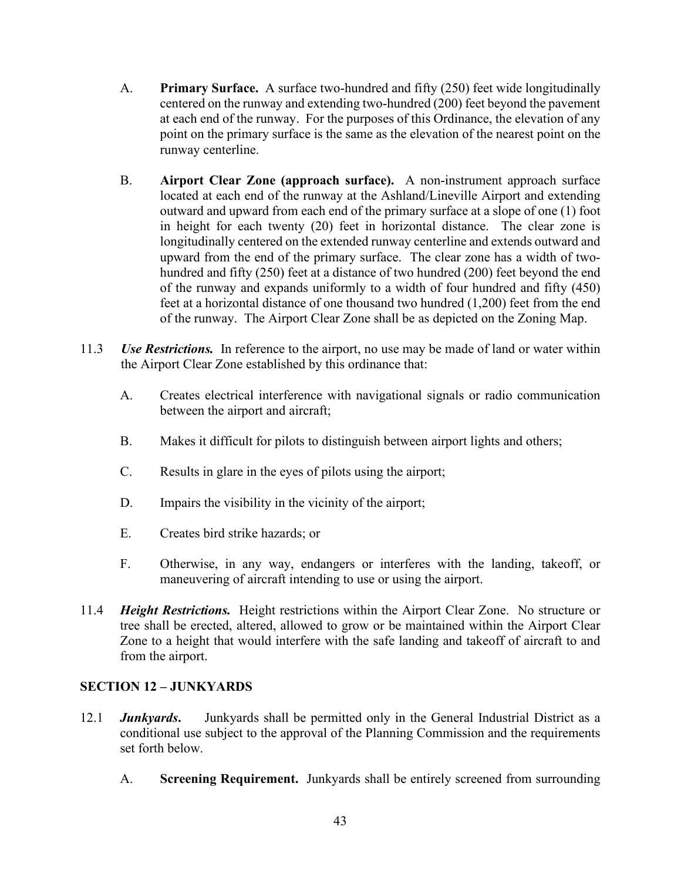A. **Primary Surface.** A surface two-hundred and fifty (250) feet wide longitudinally centered on the runway and extending two-hundred (200) feet beyond the pavement at each end of the runway. For the purposes of this Ordinance, the elevation of any point on the primary surface is the same as the elevation of the nearest point on the runway centerline.

B. **Airport Clear Zone (approach surface).** A non-instrument approach surface located at each end of the runway at the Ashland/Lineville Airport and extending outward and upward from each end of the primary surface at a slope of one (1) foot in height for each twenty (20) feet in horizontal distance. The clear zone is longitudinally centered on the extended runway centerline and extends outward and upward from the end of the primary surface. The clear zone has a width of two-hundred and fifty (250) feet at a distance of two hundred (200) feet beyond the end of the runway and expands uniformly to a width of four hundred and fifty (450) feet at a horizontal distance of one thousand two hundred (1,200) feet from the end of the runway. The Airport Clear Zone shall be as depicted on the Zoning Map.

11.3 ***Use Restrictions.*** In reference to the airport, no use may be made of land or water within the Airport Clear Zone established by this ordinance that:

A. Creates electrical interference with navigational signals or radio communication between the airport and aircraft;

B. Makes it difficult for pilots to distinguish between airport lights and others;

C. Results in glare in the eyes of pilots using the airport;

D. Impairs the visibility in the vicinity of the airport;

E. Creates bird strike hazards; or

F. Otherwise, in any way, endangers or interferes with the landing, takeoff, or maneuvering of aircraft intending to use or using the airport.

11.4 ***Height Restrictions.*** Height restrictions within the Airport Clear Zone. No structure or tree shall be erected, altered, allowed to grow or be maintained within the Airport Clear Zone to a height that would interfere with the safe landing and takeoff of aircraft to and from the airport.

## SECTION 12 – JUNKYARDS

12.1 ***Junkyards*****.** Junkyards shall be permitted only in the General Industrial District as a conditional use subject to the approval of the Planning Commission and the requirements set forth below.

A. **Screening Requirement.** Junkyards shall be entirely screened from surrounding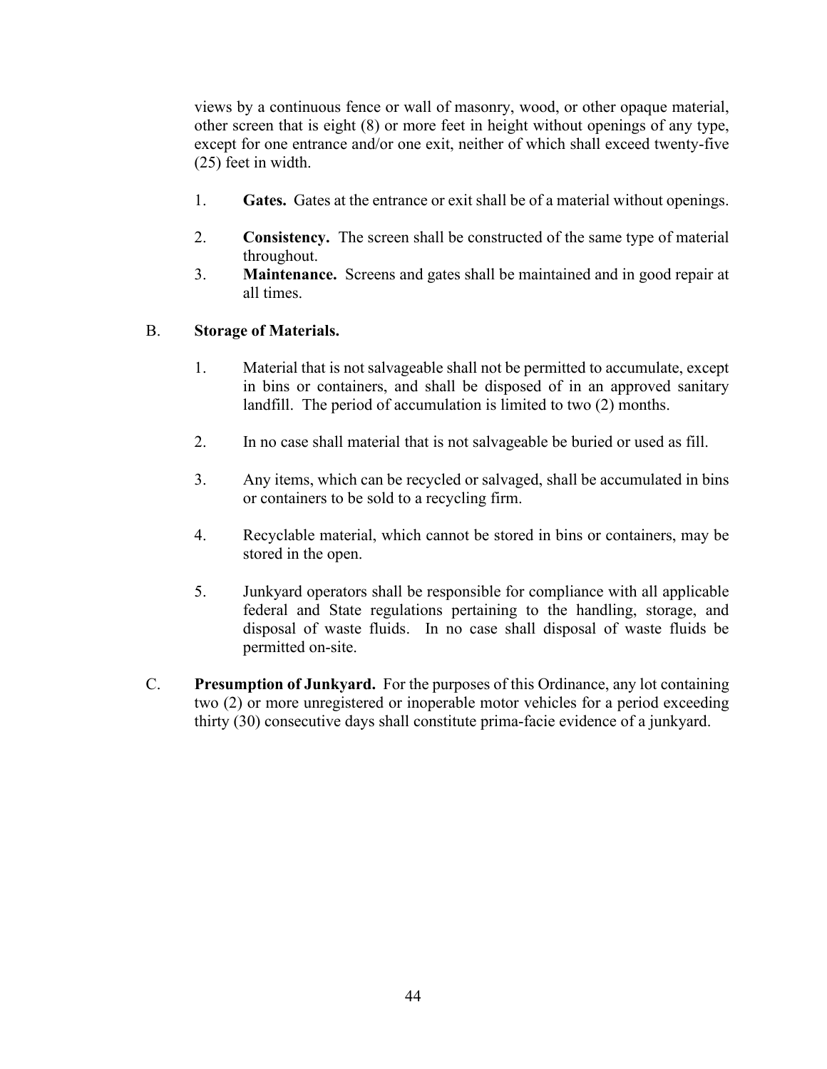views by a continuous fence or wall of masonry, wood, or other opaque material, other screen that is eight (8) or more feet in height without openings of any type, except for one entrance and/or one exit, neither of which shall exceed twenty-five (25) feet in width.

1. **Gates.** Gates at the entrance or exit shall be of a material without openings.

2. **Consistency.** The screen shall be constructed of the same type of material throughout.

3. **Maintenance.** Screens and gates shall be maintained and in good repair at all times.

B. **Storage of Materials.**

1. Material that is not salvageable shall not be permitted to accumulate, except in bins or containers, and shall be disposed of in an approved sanitary landfill. The period of accumulation is limited to two (2) months.

2. In no case shall material that is not salvageable be buried or used as fill.

3. Any items, which can be recycled or salvaged, shall be accumulated in bins or containers to be sold to a recycling firm.

4. Recyclable material, which cannot be stored in bins or containers, may be stored in the open.

5. Junkyard operators shall be responsible for compliance with all applicable federal and State regulations pertaining to the handling, storage, and disposal of waste fluids. In no case shall disposal of waste fluids be permitted on-site.

C. **Presumption of Junkyard.** For the purposes of this Ordinance, any lot containing two (2) or more unregistered or inoperable motor vehicles for a period exceeding thirty (30) consecutive days shall constitute prima-facie evidence of a junkyard.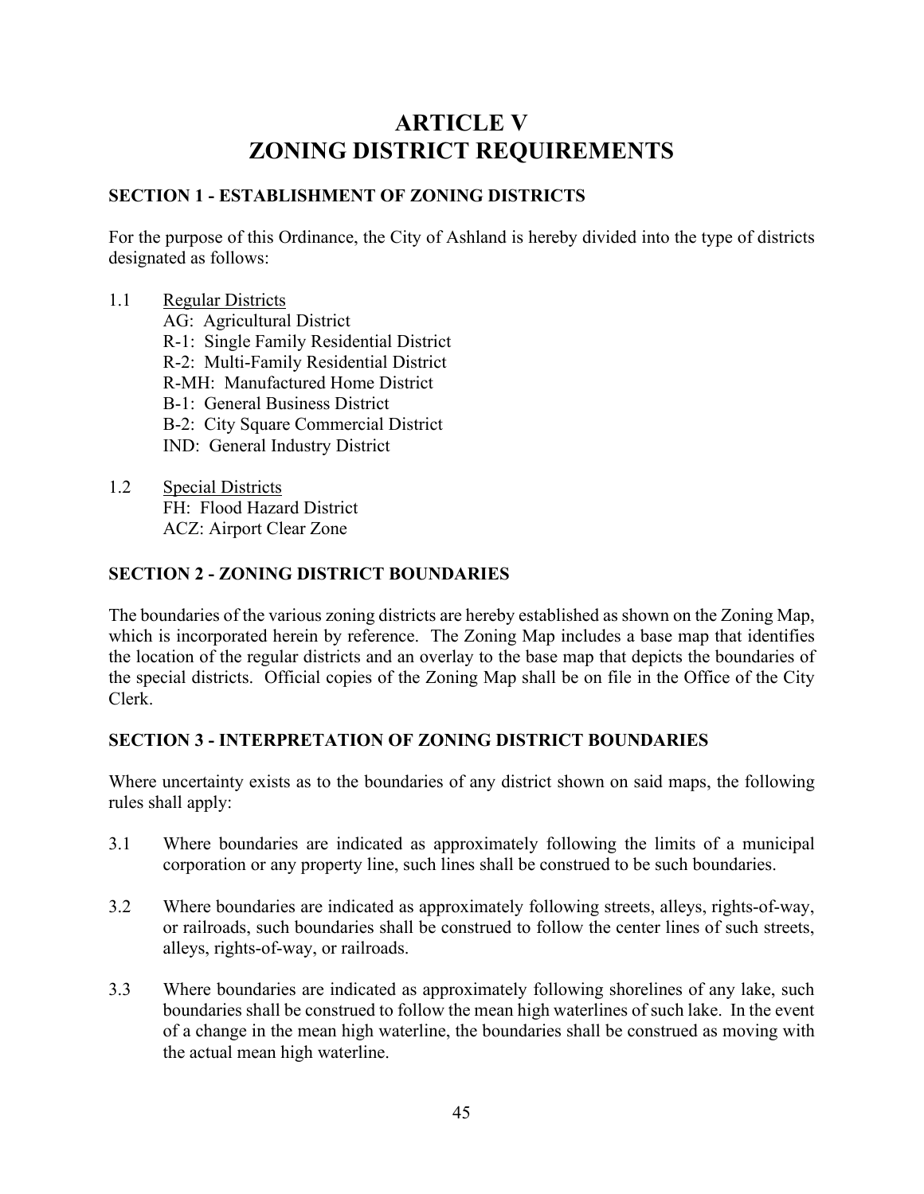# ARTICLE V
# ZONING DISTRICT REQUIREMENTS

### SECTION 1 - ESTABLISHMENT OF ZONING DISTRICTS

For the purpose of this Ordinance, the City of Ashland is hereby divided into the type of districts designated as follows:

1.1 Regular Districts
  AG: Agricultural District
  R-1: Single Family Residential District
  R-2: Multi-Family Residential District
  R-MH: Manufactured Home District
  B-1: General Business District
  B-2: City Square Commercial District
  IND: General Industry District

1.2 Special Districts
  FH: Flood Hazard District
  ACZ: Airport Clear Zone

### SECTION 2 - ZONING DISTRICT BOUNDARIES

The boundaries of the various zoning districts are hereby established as shown on the Zoning Map, which is incorporated herein by reference. The Zoning Map includes a base map that identifies the location of the regular districts and an overlay to the base map that depicts the boundaries of the special districts. Official copies of the Zoning Map shall be on file in the Office of the City Clerk.

### SECTION 3 - INTERPRETATION OF ZONING DISTRICT BOUNDARIES

Where uncertainty exists as to the boundaries of any district shown on said maps, the following rules shall apply:

3.1 Where boundaries are indicated as approximately following the limits of a municipal corporation or any property line, such lines shall be construed to be such boundaries.

3.2 Where boundaries are indicated as approximately following streets, alleys, rights-of-way, or railroads, such boundaries shall be construed to follow the center lines of such streets, alleys, rights-of-way, or railroads.

3.3 Where boundaries are indicated as approximately following shorelines of any lake, such boundaries shall be construed to follow the mean high waterlines of such lake. In the event of a change in the mean high waterline, the boundaries shall be construed as moving with the actual mean high waterline.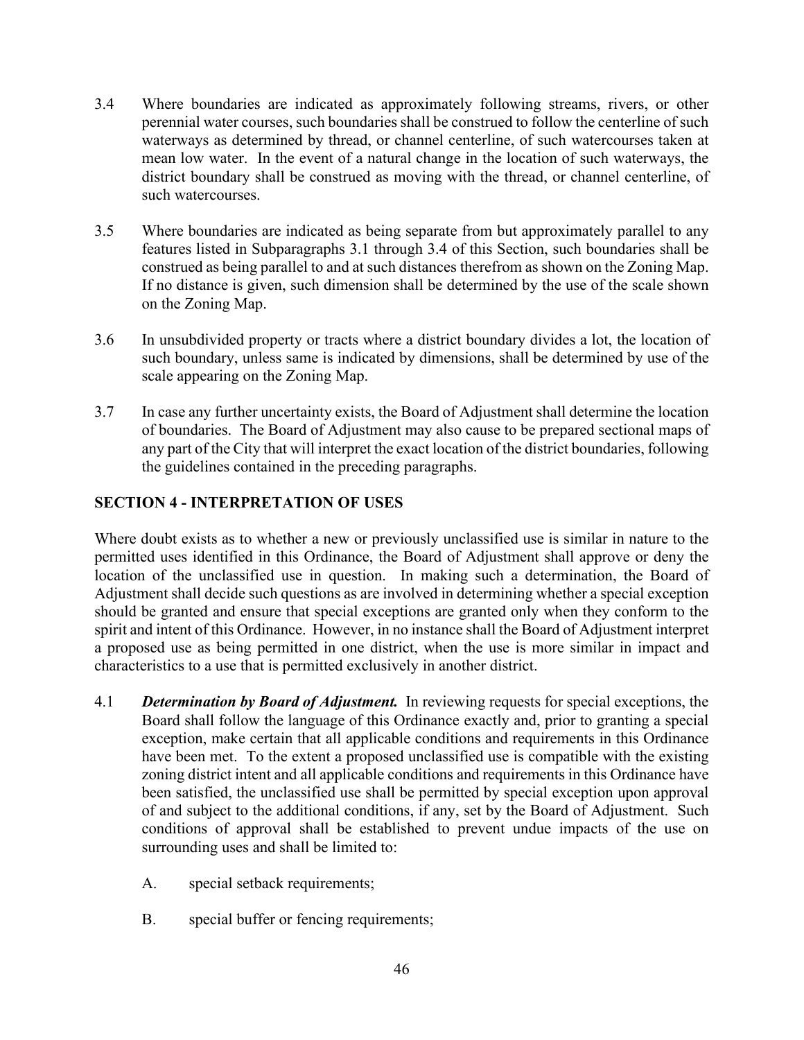3.4 Where boundaries are indicated as approximately following streams, rivers, or other perennial water courses, such boundaries shall be construed to follow the centerline of such waterways as determined by thread, or channel centerline, of such watercourses taken at mean low water. In the event of a natural change in the location of such waterways, the district boundary shall be construed as moving with the thread, or channel centerline, of such watercourses.

3.5 Where boundaries are indicated as being separate from but approximately parallel to any features listed in Subparagraphs 3.1 through 3.4 of this Section, such boundaries shall be construed as being parallel to and at such distances therefrom as shown on the Zoning Map. If no distance is given, such dimension shall be determined by the use of the scale shown on the Zoning Map.

3.6 In unsubdivided property or tracts where a district boundary divides a lot, the location of such boundary, unless same is indicated by dimensions, shall be determined by use of the scale appearing on the Zoning Map.

3.7 In case any further uncertainty exists, the Board of Adjustment shall determine the location of boundaries. The Board of Adjustment may also cause to be prepared sectional maps of any part of the City that will interpret the exact location of the district boundaries, following the guidelines contained in the preceding paragraphs.

## SECTION 4 - INTERPRETATION OF USES

Where doubt exists as to whether a new or previously unclassified use is similar in nature to the permitted uses identified in this Ordinance, the Board of Adjustment shall approve or deny the location of the unclassified use in question. In making such a determination, the Board of Adjustment shall decide such questions as are involved in determining whether a special exception should be granted and ensure that special exceptions are granted only when they conform to the spirit and intent of this Ordinance. However, in no instance shall the Board of Adjustment interpret a proposed use as being permitted in one district, when the use is more similar in impact and characteristics to a use that is permitted exclusively in another district.

4.1 ***Determination by Board of Adjustment.*** In reviewing requests for special exceptions, the Board shall follow the language of this Ordinance exactly and, prior to granting a special exception, make certain that all applicable conditions and requirements in this Ordinance have been met. To the extent a proposed unclassified use is compatible with the existing zoning district intent and all applicable conditions and requirements in this Ordinance have been satisfied, the unclassified use shall be permitted by special exception upon approval of and subject to the additional conditions, if any, set by the Board of Adjustment. Such conditions of approval shall be established to prevent undue impacts of the use on surrounding uses and shall be limited to:

   A. special setback requirements;

   B. special buffer or fencing requirements;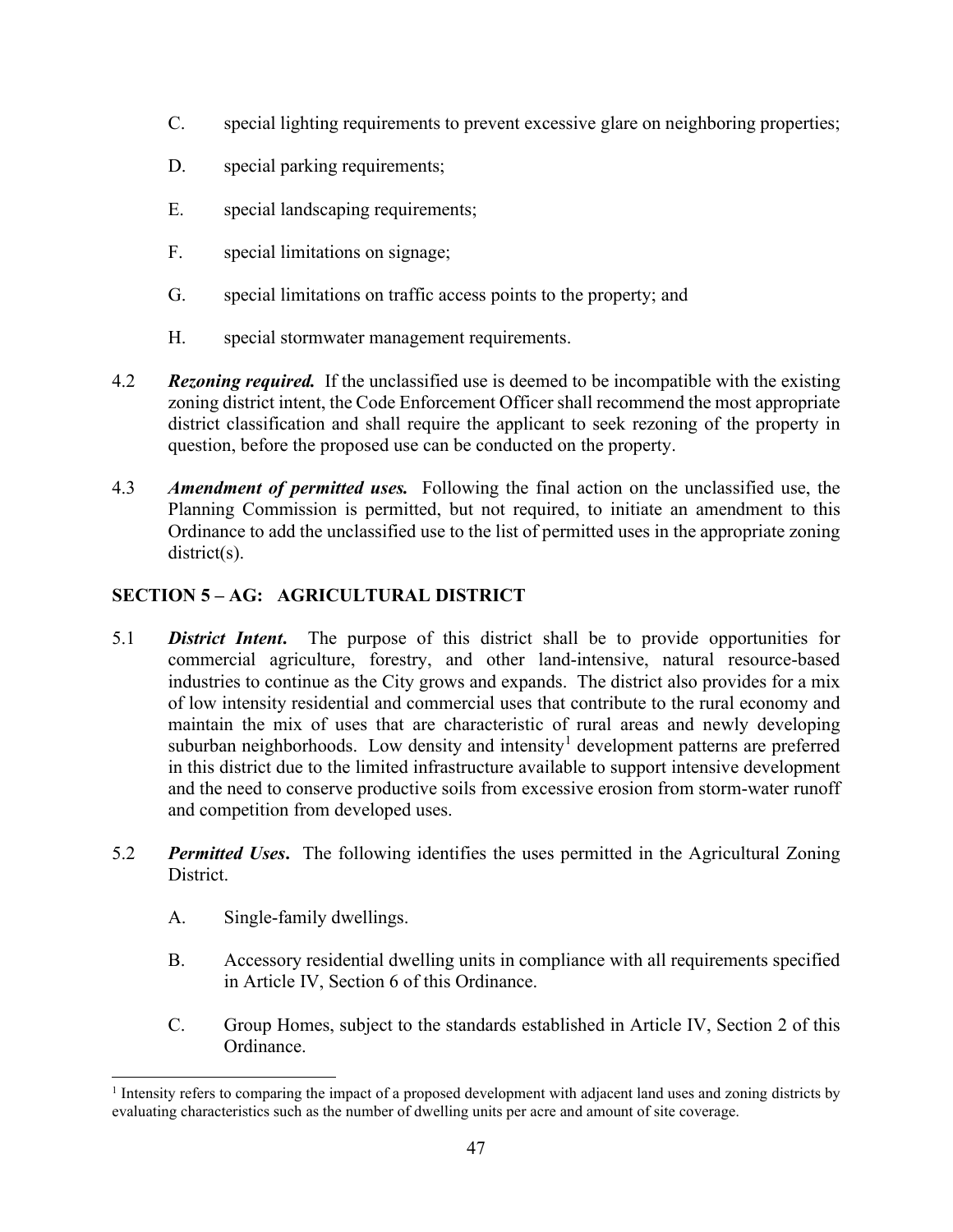C. special lighting requirements to prevent excessive glare on neighboring properties;

D. special parking requirements;

E. special landscaping requirements;

F. special limitations on signage;

G. special limitations on traffic access points to the property; and

H. special stormwater management requirements.

4.2 ***Rezoning required.*** If the unclassified use is deemed to be incompatible with the existing zoning district intent, the Code Enforcement Officer shall recommend the most appropriate district classification and shall require the applicant to seek rezoning of the property in question, before the proposed use can be conducted on the property.

4.3 ***Amendment of permitted uses.*** Following the final action on the unclassified use, the Planning Commission is permitted, but not required, to initiate an amendment to this Ordinance to add the unclassified use to the list of permitted uses in the appropriate zoning district(s).

## SECTION 5 – AG: AGRICULTURAL DISTRICT

5.1 ***District Intent***. The purpose of this district shall be to provide opportunities for commercial agriculture, forestry, and other land-intensive, natural resource-based industries to continue as the City grows and expands. The district also provides for a mix of low intensity residential and commercial uses that contribute to the rural economy and maintain the mix of uses that are characteristic of rural areas and newly developing suburban neighborhoods. Low density and intensity[1] development patterns are preferred in this district due to the limited infrastructure available to support intensive development and the need to conserve productive soils from excessive erosion from storm-water runoff and competition from developed uses.

5.2 ***Permitted Uses***. The following identifies the uses permitted in the Agricultural Zoning District.

A. Single-family dwellings.

B. Accessory residential dwelling units in compliance with all requirements specified in Article IV, Section 6 of this Ordinance.

C. Group Homes, subject to the standards established in Article IV, Section 2 of this Ordinance.

---

[1] Intensity refers to comparing the impact of a proposed development with adjacent land uses and zoning districts by evaluating characteristics such as the number of dwelling units per acre and amount of site coverage.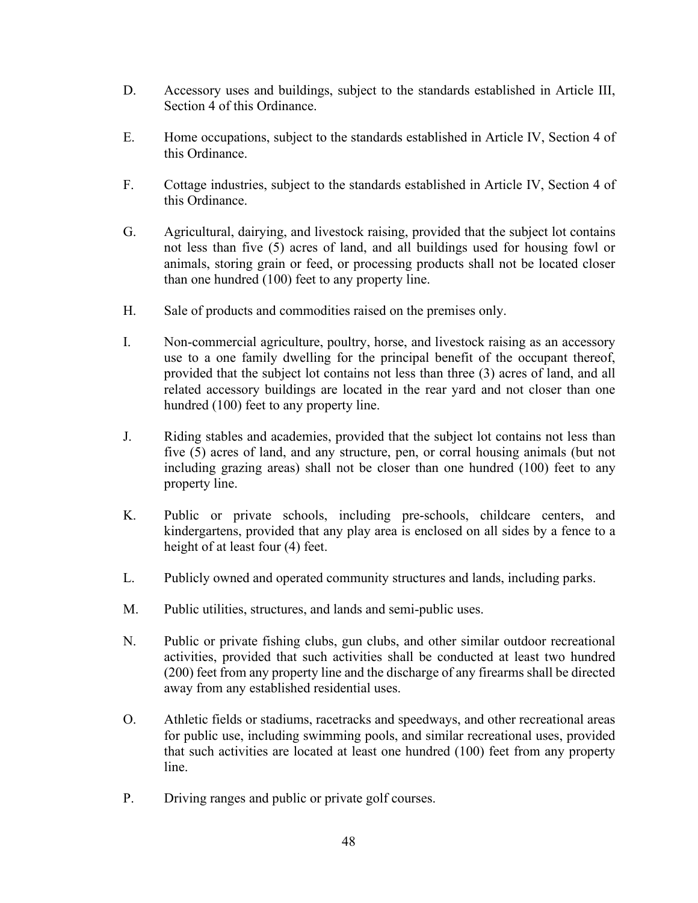D. Accessory uses and buildings, subject to the standards established in Article III, Section 4 of this Ordinance.

E. Home occupations, subject to the standards established in Article IV, Section 4 of this Ordinance.

F. Cottage industries, subject to the standards established in Article IV, Section 4 of this Ordinance.

G. Agricultural, dairying, and livestock raising, provided that the subject lot contains not less than five (5) acres of land, and all buildings used for housing fowl or animals, storing grain or feed, or processing products shall not be located closer than one hundred (100) feet to any property line.

H. Sale of products and commodities raised on the premises only.

I. Non-commercial agriculture, poultry, horse, and livestock raising as an accessory use to a one family dwelling for the principal benefit of the occupant thereof, provided that the subject lot contains not less than three (3) acres of land, and all related accessory buildings are located in the rear yard and not closer than one hundred (100) feet to any property line.

J. Riding stables and academies, provided that the subject lot contains not less than five (5) acres of land, and any structure, pen, or corral housing animals (but not including grazing areas) shall not be closer than one hundred (100) feet to any property line.

K. Public or private schools, including pre-schools, childcare centers, and kindergartens, provided that any play area is enclosed on all sides by a fence to a height of at least four (4) feet.

L. Publicly owned and operated community structures and lands, including parks.

M. Public utilities, structures, and lands and semi-public uses.

N. Public or private fishing clubs, gun clubs, and other similar outdoor recreational activities, provided that such activities shall be conducted at least two hundred (200) feet from any property line and the discharge of any firearms shall be directed away from any established residential uses.

O. Athletic fields or stadiums, racetracks and speedways, and other recreational areas for public use, including swimming pools, and similar recreational uses, provided that such activities are located at least one hundred (100) feet from any property line.

P. Driving ranges and public or private golf courses.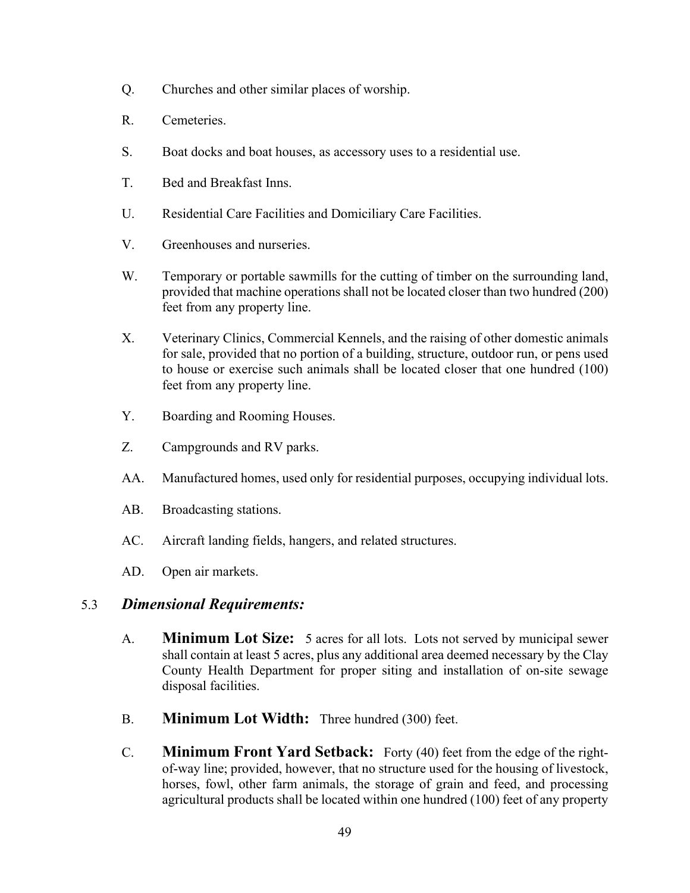Q. Churches and other similar places of worship.

R. Cemeteries.

S. Boat docks and boat houses, as accessory uses to a residential use.

T. Bed and Breakfast Inns.

U. Residential Care Facilities and Domiciliary Care Facilities.

V. Greenhouses and nurseries.

W. Temporary or portable sawmills for the cutting of timber on the surrounding land, provided that machine operations shall not be located closer than two hundred (200) feet from any property line.

X. Veterinary Clinics, Commercial Kennels, and the raising of other domestic animals for sale, provided that no portion of a building, structure, outdoor run, or pens used to house or exercise such animals shall be located closer that one hundred (100) feet from any property line.

Y. Boarding and Rooming Houses.

Z. Campgrounds and RV parks.

AA. Manufactured homes, used only for residential purposes, occupying individual lots.

AB. Broadcasting stations.

AC. Aircraft landing fields, hangers, and related structures.

AD. Open air markets.

## 5.3 *Dimensional Requirements:*

A. **Minimum Lot Size:** 5 acres for all lots. Lots not served by municipal sewer shall contain at least 5 acres, plus any additional area deemed necessary by the Clay County Health Department for proper siting and installation of on-site sewage disposal facilities.

B. **Minimum Lot Width:** Three hundred (300) feet.

C. **Minimum Front Yard Setback:** Forty (40) feet from the edge of the right-of-way line; provided, however, that no structure used for the housing of livestock, horses, fowl, other farm animals, the storage of grain and feed, and processing agricultural products shall be located within one hundred (100) feet of any property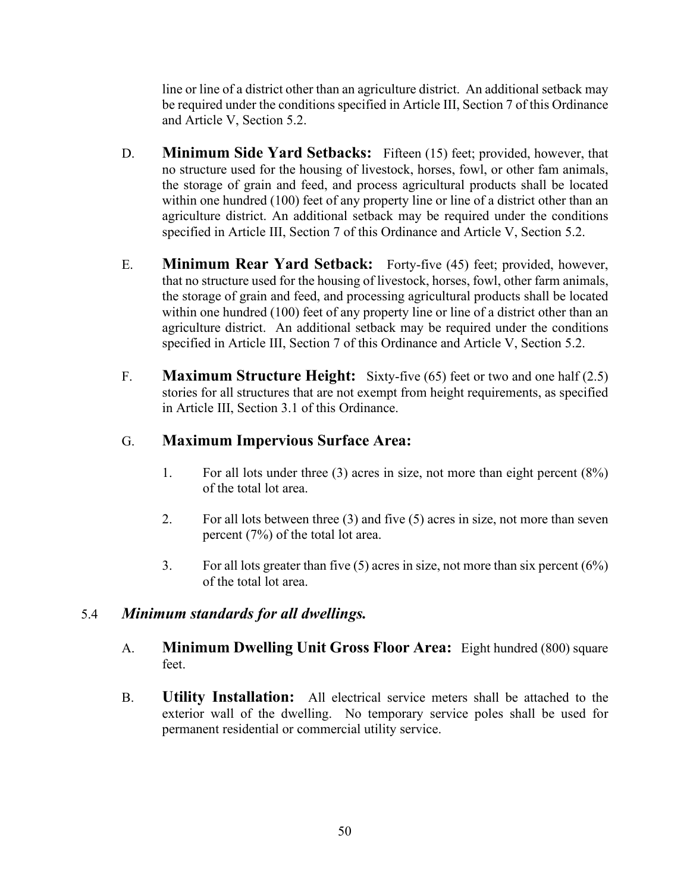line or line of a district other than an agriculture district. An additional setback may be required under the conditions specified in Article III, Section 7 of this Ordinance and Article V, Section 5.2.

D. **Minimum Side Yard Setbacks:** Fifteen (15) feet; provided, however, that no structure used for the housing of livestock, horses, fowl, or other fam animals, the storage of grain and feed, and process agricultural products shall be located within one hundred (100) feet of any property line or line of a district other than an agriculture district. An additional setback may be required under the conditions specified in Article III, Section 7 of this Ordinance and Article V, Section 5.2.

E. **Minimum Rear Yard Setback:** Forty-five (45) feet; provided, however, that no structure used for the housing of livestock, horses, fowl, other farm animals, the storage of grain and feed, and processing agricultural products shall be located within one hundred (100) feet of any property line or line of a district other than an agriculture district. An additional setback may be required under the conditions specified in Article III, Section 7 of this Ordinance and Article V, Section 5.2.

F. **Maximum Structure Height:** Sixty-five (65) feet or two and one half (2.5) stories for all structures that are not exempt from height requirements, as specified in Article III, Section 3.1 of this Ordinance.

G. **Maximum Impervious Surface Area:**

1. For all lots under three (3) acres in size, not more than eight percent (8%) of the total lot area.
2. For all lots between three (3) and five (5) acres in size, not more than seven percent (7%) of the total lot area.
3. For all lots greater than five (5) acres in size, not more than six percent (6%) of the total lot area.

### 5.4 *Minimum standards for all dwellings.*

A. **Minimum Dwelling Unit Gross Floor Area:** Eight hundred (800) square feet.

B. **Utility Installation:** All electrical service meters shall be attached to the exterior wall of the dwelling. No temporary service poles shall be used for permanent residential or commercial utility service.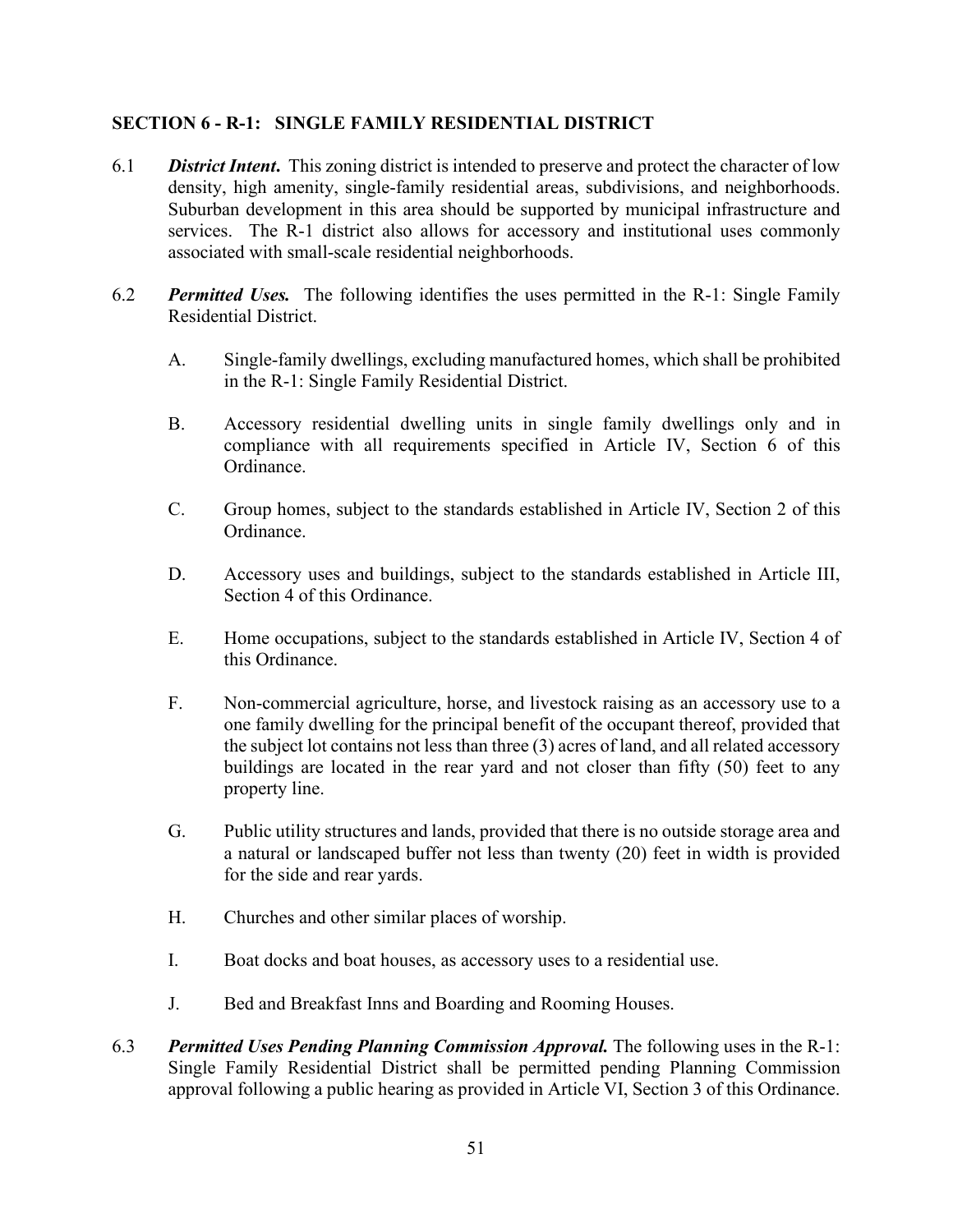## SECTION 6 - R-1: SINGLE FAMILY RESIDENTIAL DISTRICT

6.1 ***District Intent.*** This zoning district is intended to preserve and protect the character of low density, high amenity, single-family residential areas, subdivisions, and neighborhoods. Suburban development in this area should be supported by municipal infrastructure and services. The R-1 district also allows for accessory and institutional uses commonly associated with small-scale residential neighborhoods.

6.2 ***Permitted Uses.*** The following identifies the uses permitted in the R-1: Single Family Residential District.

A. Single-family dwellings, excluding manufactured homes, which shall be prohibited in the R-1: Single Family Residential District.

B. Accessory residential dwelling units in single family dwellings only and in compliance with all requirements specified in Article IV, Section 6 of this Ordinance.

C. Group homes, subject to the standards established in Article IV, Section 2 of this Ordinance.

D. Accessory uses and buildings, subject to the standards established in Article III, Section 4 of this Ordinance.

E. Home occupations, subject to the standards established in Article IV, Section 4 of this Ordinance.

F. Non-commercial agriculture, horse, and livestock raising as an accessory use to a one family dwelling for the principal benefit of the occupant thereof, provided that the subject lot contains not less than three (3) acres of land, and all related accessory buildings are located in the rear yard and not closer than fifty (50) feet to any property line.

G. Public utility structures and lands, provided that there is no outside storage area and a natural or landscaped buffer not less than twenty (20) feet in width is provided for the side and rear yards.

H. Churches and other similar places of worship.

I. Boat docks and boat houses, as accessory uses to a residential use.

J. Bed and Breakfast Inns and Boarding and Rooming Houses.

6.3 ***Permitted Uses Pending Planning Commission Approval.*** The following uses in the R-1: Single Family Residential District shall be permitted pending Planning Commission approval following a public hearing as provided in Article VI, Section 3 of this Ordinance.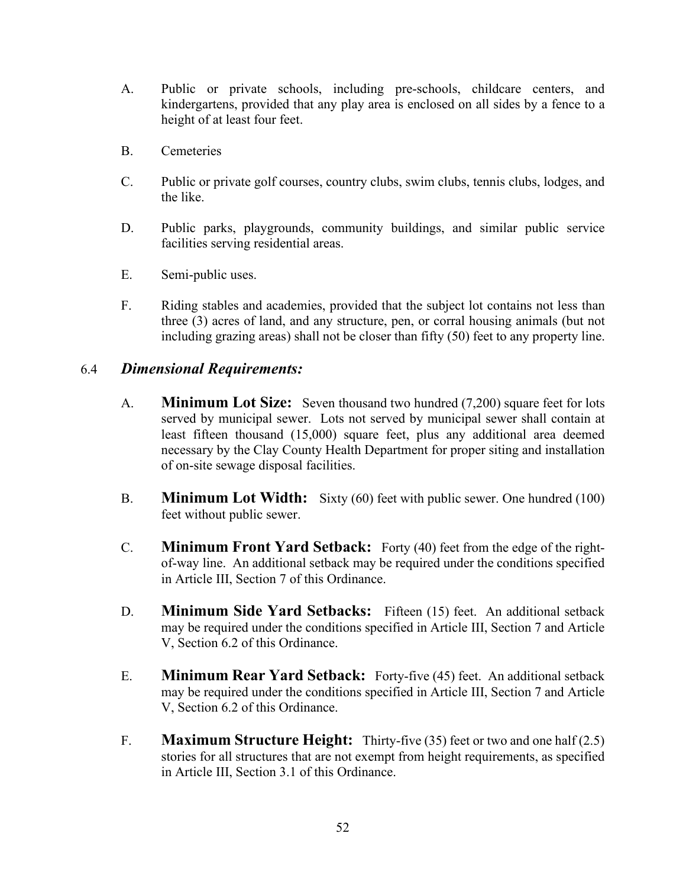A. Public or private schools, including pre-schools, childcare centers, and kindergartens, provided that any play area is enclosed on all sides by a fence to a height of at least four feet.

B. Cemeteries

C. Public or private golf courses, country clubs, swim clubs, tennis clubs, lodges, and the like.

D. Public parks, playgrounds, community buildings, and similar public service facilities serving residential areas.

E. Semi-public uses.

F. Riding stables and academies, provided that the subject lot contains not less than three (3) acres of land, and any structure, pen, or corral housing animals (but not including grazing areas) shall not be closer than fifty (50) feet to any property line.

### 6.4 *Dimensional Requirements:*

A. **Minimum Lot Size:** Seven thousand two hundred (7,200) square feet for lots served by municipal sewer. Lots not served by municipal sewer shall contain at least fifteen thousand (15,000) square feet, plus any additional area deemed necessary by the Clay County Health Department for proper siting and installation of on-site sewage disposal facilities.

B. **Minimum Lot Width:** Sixty (60) feet with public sewer. One hundred (100) feet without public sewer.

C. **Minimum Front Yard Setback:** Forty (40) feet from the edge of the right-of-way line. An additional setback may be required under the conditions specified in Article III, Section 7 of this Ordinance.

D. **Minimum Side Yard Setbacks:** Fifteen (15) feet. An additional setback may be required under the conditions specified in Article III, Section 7 and Article V, Section 6.2 of this Ordinance.

E. **Minimum Rear Yard Setback:** Forty-five (45) feet. An additional setback may be required under the conditions specified in Article III, Section 7 and Article V, Section 6.2 of this Ordinance.

F. **Maximum Structure Height:** Thirty-five (35) feet or two and one half (2.5) stories for all structures that are not exempt from height requirements, as specified in Article III, Section 3.1 of this Ordinance.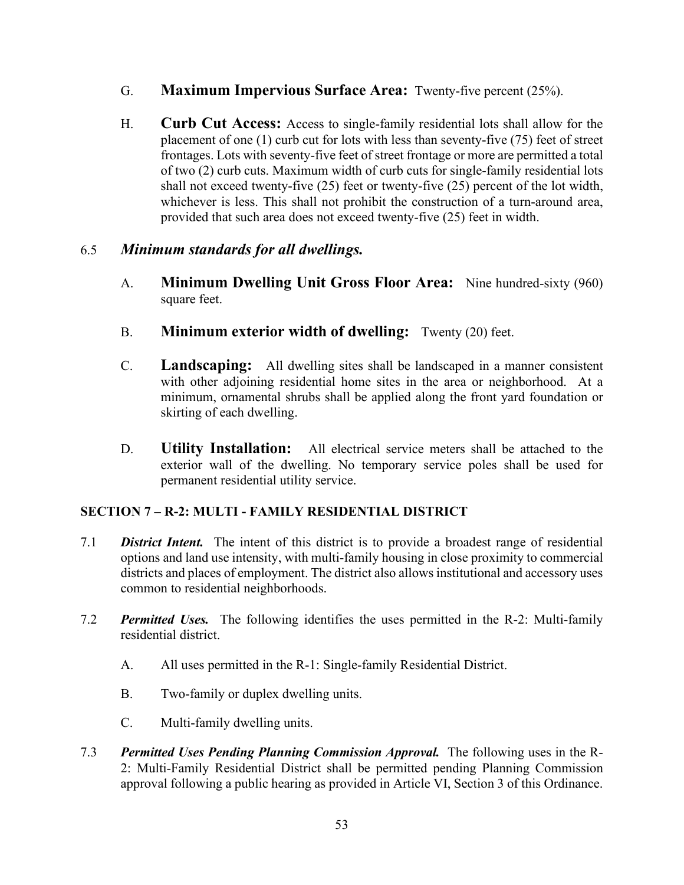G. **Maximum Impervious Surface Area:** Twenty-five percent (25%).

H. **Curb Cut Access:** Access to single-family residential lots shall allow for the placement of one (1) curb cut for lots with less than seventy-five (75) feet of street frontages. Lots with seventy-five feet of street frontage or more are permitted a total of two (2) curb cuts. Maximum width of curb cuts for single-family residential lots shall not exceed twenty-five (25) feet or twenty-five (25) percent of the lot width, whichever is less. This shall not prohibit the construction of a turn-around area, provided that such area does not exceed twenty-five (25) feet in width.

### 6.5 *Minimum standards for all dwellings.*

A. **Minimum Dwelling Unit Gross Floor Area:** Nine hundred-sixty (960) square feet.

B. **Minimum exterior width of dwelling:** Twenty (20) feet.

C. **Landscaping:** All dwelling sites shall be landscaped in a manner consistent with other adjoining residential home sites in the area or neighborhood. At a minimum, ornamental shrubs shall be applied along the front yard foundation or skirting of each dwelling.

D. **Utility Installation:** All electrical service meters shall be attached to the exterior wall of the dwelling. No temporary service poles shall be used for permanent residential utility service.

## SECTION 7 – R-2: MULTI - FAMILY RESIDENTIAL DISTRICT

7.1 ***District Intent.*** The intent of this district is to provide a broadest range of residential options and land use intensity, with multi-family housing in close proximity to commercial districts and places of employment. The district also allows institutional and accessory uses common to residential neighborhoods.

7.2 ***Permitted Uses.*** The following identifies the uses permitted in the R-2: Multi-family residential district.

A. All uses permitted in the R-1: Single-family Residential District.

B. Two-family or duplex dwelling units.

C. Multi-family dwelling units.

7.3 ***Permitted Uses Pending Planning Commission Approval.*** The following uses in the R-2: Multi-Family Residential District shall be permitted pending Planning Commission approval following a public hearing as provided in Article VI, Section 3 of this Ordinance.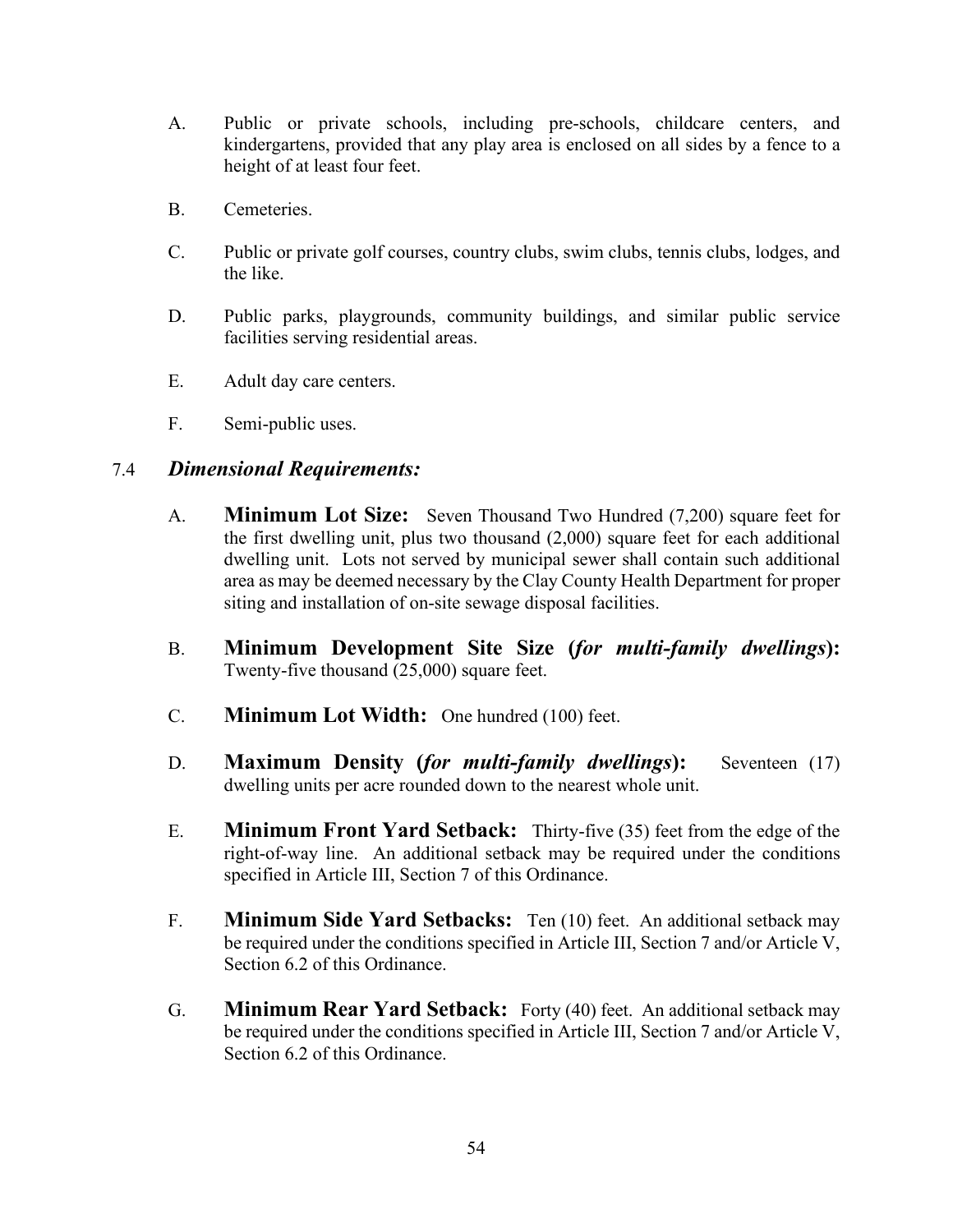A. Public or private schools, including pre-schools, childcare centers, and kindergartens, provided that any play area is enclosed on all sides by a fence to a height of at least four feet.

B. Cemeteries.

C. Public or private golf courses, country clubs, swim clubs, tennis clubs, lodges, and the like.

D. Public parks, playgrounds, community buildings, and similar public service facilities serving residential areas.

E. Adult day care centers.

F. Semi-public uses.

### 7.4 *Dimensional Requirements:*

A. **Minimum Lot Size:** Seven Thousand Two Hundred (7,200) square feet for the first dwelling unit, plus two thousand (2,000) square feet for each additional dwelling unit. Lots not served by municipal sewer shall contain such additional area as may be deemed necessary by the Clay County Health Department for proper siting and installation of on-site sewage disposal facilities.

B. **Minimum Development Site Size (*for multi-family dwellings*):** Twenty-five thousand (25,000) square feet.

C. **Minimum Lot Width:** One hundred (100) feet.

D. **Maximum Density (*for multi-family dwellings*):** Seventeen (17) dwelling units per acre rounded down to the nearest whole unit.

E. **Minimum Front Yard Setback:** Thirty-five (35) feet from the edge of the right-of-way line. An additional setback may be required under the conditions specified in Article III, Section 7 of this Ordinance.

F. **Minimum Side Yard Setbacks:** Ten (10) feet. An additional setback may be required under the conditions specified in Article III, Section 7 and/or Article V, Section 6.2 of this Ordinance.

G. **Minimum Rear Yard Setback:** Forty (40) feet. An additional setback may be required under the conditions specified in Article III, Section 7 and/or Article V, Section 6.2 of this Ordinance.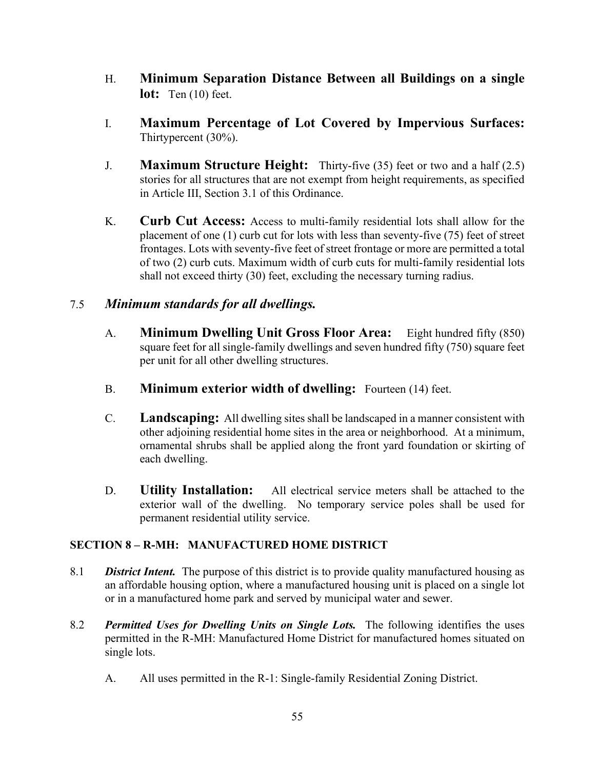H. **Minimum Separation Distance Between all Buildings on a single lot:** Ten (10) feet.

I. **Maximum Percentage of Lot Covered by Impervious Surfaces:** Thirtypercent (30%).

J. **Maximum Structure Height:** Thirty-five (35) feet or two and a half (2.5) stories for all structures that are not exempt from height requirements, as specified in Article III, Section 3.1 of this Ordinance.

K. **Curb Cut Access:** Access to multi-family residential lots shall allow for the placement of one (1) curb cut for lots with less than seventy-five (75) feet of street frontages. Lots with seventy-five feet of street frontage or more are permitted a total of two (2) curb cuts. Maximum width of curb cuts for multi-family residential lots shall not exceed thirty (30) feet, excluding the necessary turning radius.

7.5 ***Minimum standards for all dwellings.***

A. **Minimum Dwelling Unit Gross Floor Area:** Eight hundred fifty (850) square feet for all single-family dwellings and seven hundred fifty (750) square feet per unit for all other dwelling structures.

B. **Minimum exterior width of dwelling:** Fourteen (14) feet.

C. **Landscaping:** All dwelling sites shall be landscaped in a manner consistent with other adjoining residential home sites in the area or neighborhood. At a minimum, ornamental shrubs shall be applied along the front yard foundation or skirting of each dwelling.

D. **Utility Installation:** All electrical service meters shall be attached to the exterior wall of the dwelling. No temporary service poles shall be used for permanent residential utility service.

**SECTION 8 – R-MH: MANUFACTURED HOME DISTRICT**

8.1 ***District Intent.*** The purpose of this district is to provide quality manufactured housing as an affordable housing option, where a manufactured housing unit is placed on a single lot or in a manufactured home park and served by municipal water and sewer.

8.2 ***Permitted Uses for Dwelling Units on Single Lots.*** The following identifies the uses permitted in the R-MH: Manufactured Home District for manufactured homes situated on single lots.

A. All uses permitted in the R-1: Single-family Residential Zoning District.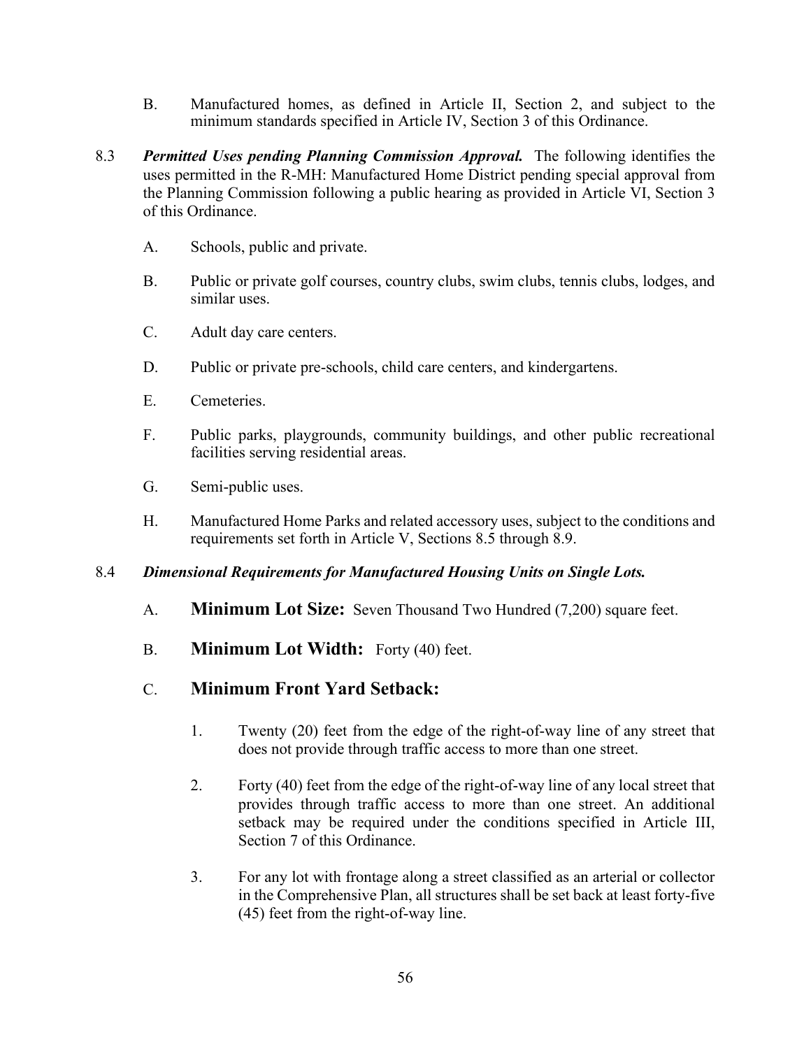B. Manufactured homes, as defined in Article II, Section 2, and subject to the minimum standards specified in Article IV, Section 3 of this Ordinance.

8.3 ***Permitted Uses pending Planning Commission Approval.*** The following identifies the uses permitted in the R-MH: Manufactured Home District pending special approval from the Planning Commission following a public hearing as provided in Article VI, Section 3 of this Ordinance.

A. Schools, public and private.

B. Public or private golf courses, country clubs, swim clubs, tennis clubs, lodges, and similar uses.

C. Adult day care centers.

D. Public or private pre-schools, child care centers, and kindergartens.

E. Cemeteries.

F. Public parks, playgrounds, community buildings, and other public recreational facilities serving residential areas.

G. Semi-public uses.

H. Manufactured Home Parks and related accessory uses, subject to the conditions and requirements set forth in Article V, Sections 8.5 through 8.9.

8.4 ***Dimensional Requirements for Manufactured Housing Units on Single Lots.***

A. **Minimum Lot Size:** Seven Thousand Two Hundred (7,200) square feet.

B. **Minimum Lot Width:** Forty (40) feet.

C. **Minimum Front Yard Setback:**

1. Twenty (20) feet from the edge of the right-of-way line of any street that does not provide through traffic access to more than one street.

2. Forty (40) feet from the edge of the right-of-way line of any local street that provides through traffic access to more than one street. An additional setback may be required under the conditions specified in Article III, Section 7 of this Ordinance.

3. For any lot with frontage along a street classified as an arterial or collector in the Comprehensive Plan, all structures shall be set back at least forty-five (45) feet from the right-of-way line.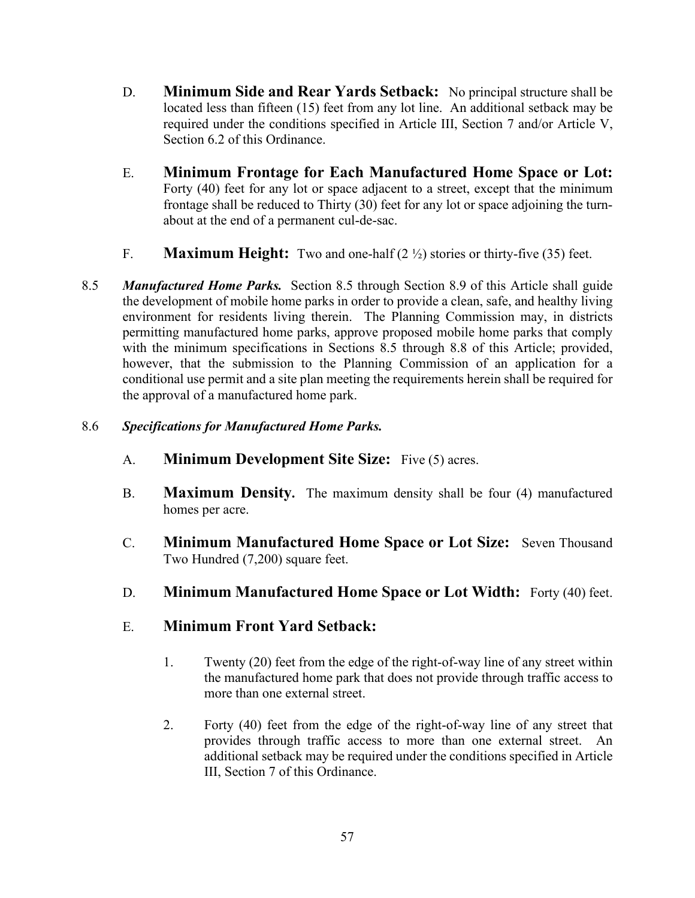D. **Minimum Side and Rear Yards Setback:** No principal structure shall be located less than fifteen (15) feet from any lot line. An additional setback may be required under the conditions specified in Article III, Section 7 and/or Article V, Section 6.2 of this Ordinance.

E. **Minimum Frontage for Each Manufactured Home Space or Lot:** Forty (40) feet for any lot or space adjacent to a street, except that the minimum frontage shall be reduced to Thirty (30) feet for any lot or space adjoining the turn-about at the end of a permanent cul-de-sac.

F. **Maximum Height:** Two and one-half (2 ½) stories or thirty-five (35) feet.

8.5 ***Manufactured Home Parks.*** Section 8.5 through Section 8.9 of this Article shall guide the development of mobile home parks in order to provide a clean, safe, and healthy living environment for residents living therein. The Planning Commission may, in districts permitting manufactured home parks, approve proposed mobile home parks that comply with the minimum specifications in Sections 8.5 through 8.8 of this Article; provided, however, that the submission to the Planning Commission of an application for a conditional use permit and a site plan meeting the requirements herein shall be required for the approval of a manufactured home park.

8.6 ***Specifications for Manufactured Home Parks.***

A. **Minimum Development Site Size:** Five (5) acres.

B. **Maximum Density.** The maximum density shall be four (4) manufactured homes per acre.

C. **Minimum Manufactured Home Space or Lot Size:** Seven Thousand Two Hundred (7,200) square feet.

D. **Minimum Manufactured Home Space or Lot Width:** Forty (40) feet.

E. **Minimum Front Yard Setback:**

1. Twenty (20) feet from the edge of the right-of-way line of any street within the manufactured home park that does not provide through traffic access to more than one external street.

2. Forty (40) feet from the edge of the right-of-way line of any street that provides through traffic access to more than one external street. An additional setback may be required under the conditions specified in Article III, Section 7 of this Ordinance.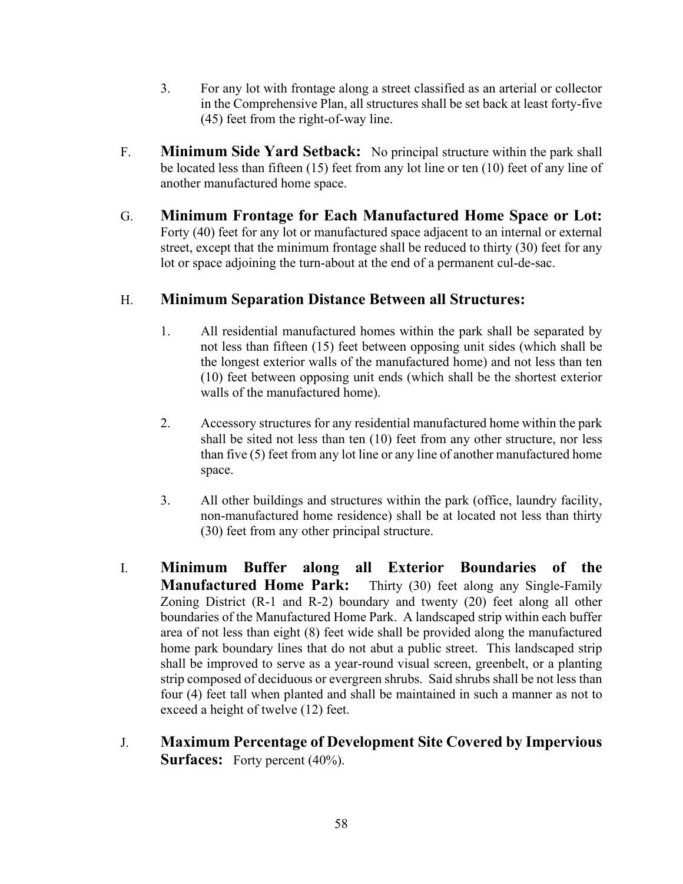3. For any lot with frontage along a street classified as an arterial or collector in the Comprehensive Plan, all structures shall be set back at least forty-five (45) feet from the right-of-way line.

F. **Minimum Side Yard Setback:** No principal structure within the park shall be located less than fifteen (15) feet from any lot line or ten (10) feet of any line of another manufactured home space.

G. **Minimum Frontage for Each Manufactured Home Space or Lot:** Forty (40) feet for any lot or manufactured space adjacent to an internal or external street, except that the minimum frontage shall be reduced to thirty (30) feet for any lot or space adjoining the turn-about at the end of a permanent cul-de-sac.

H. **Minimum Separation Distance Between all Structures:**

1. All residential manufactured homes within the park shall be separated by not less than fifteen (15) feet between opposing unit sides (which shall be the longest exterior walls of the manufactured home) and not less than ten (10) feet between opposing unit ends (which shall be the shortest exterior walls of the manufactured home).

2. Accessory structures for any residential manufactured home within the park shall be sited not less than ten (10) feet from any other structure, nor less than five (5) feet from any lot line or any line of another manufactured home space.

3. All other buildings and structures within the park (office, laundry facility, non-manufactured home residence) shall be at located not less than thirty (30) feet from any other principal structure.

I. **Minimum Buffer along all Exterior Boundaries of the Manufactured Home Park:** Thirty (30) feet along any Single-Family Zoning District (R-1 and R-2) boundary and twenty (20) feet along all other boundaries of the Manufactured Home Park. A landscaped strip within each buffer area of not less than eight (8) feet wide shall be provided along the manufactured home park boundary lines that do not abut a public street. This landscaped strip shall be improved to serve as a year-round visual screen, greenbelt, or a planting strip composed of deciduous or evergreen shrubs. Said shrubs shall be not less than four (4) feet tall when planted and shall be maintained in such a manner as not to exceed a height of twelve (12) feet.

J. **Maximum Percentage of Development Site Covered by Impervious Surfaces:** Forty percent (40%).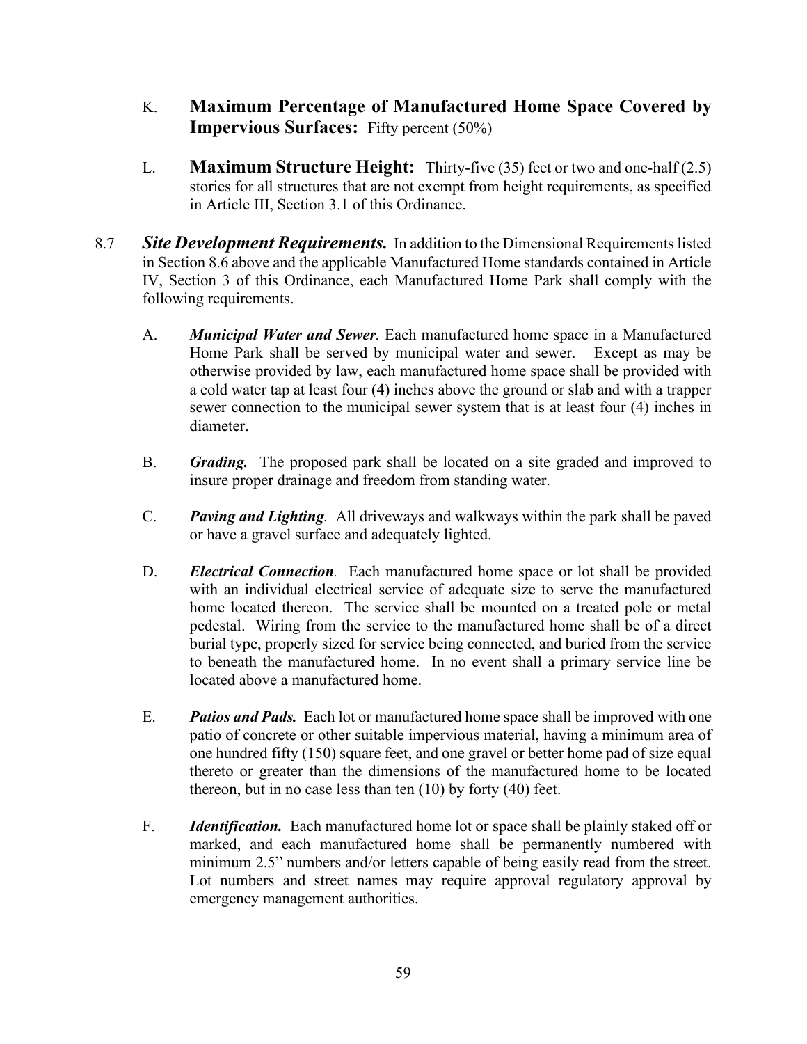K. **Maximum Percentage of Manufactured Home Space Covered by Impervious Surfaces:** Fifty percent (50%)

L. **Maximum Structure Height:** Thirty-five (35) feet or two and one-half (2.5) stories for all structures that are not exempt from height requirements, as specified in Article III, Section 3.1 of this Ordinance.

8.7 ***Site Development Requirements.*** In addition to the Dimensional Requirements listed in Section 8.6 above and the applicable Manufactured Home standards contained in Article IV, Section 3 of this Ordinance, each Manufactured Home Park shall comply with the following requirements.

A. ***Municipal Water and Sewer.*** Each manufactured home space in a Manufactured Home Park shall be served by municipal water and sewer. Except as may be otherwise provided by law, each manufactured home space shall be provided with a cold water tap at least four (4) inches above the ground or slab and with a trapper sewer connection to the municipal sewer system that is at least four (4) inches in diameter.

B. ***Grading.*** The proposed park shall be located on a site graded and improved to insure proper drainage and freedom from standing water.

C. ***Paving and Lighting.*** All driveways and walkways within the park shall be paved or have a gravel surface and adequately lighted.

D. ***Electrical Connection.*** Each manufactured home space or lot shall be provided with an individual electrical service of adequate size to serve the manufactured home located thereon. The service shall be mounted on a treated pole or metal pedestal. Wiring from the service to the manufactured home shall be of a direct burial type, properly sized for service being connected, and buried from the service to beneath the manufactured home. In no event shall a primary service line be located above a manufactured home.

E. ***Patios and Pads.*** Each lot or manufactured home space shall be improved with one patio of concrete or other suitable impervious material, having a minimum area of one hundred fifty (150) square feet, and one gravel or better home pad of size equal thereto or greater than the dimensions of the manufactured home to be located thereon, but in no case less than ten (10) by forty (40) feet.

F. ***Identification.*** Each manufactured home lot or space shall be plainly staked off or marked, and each manufactured home shall be permanently numbered with minimum 2.5" numbers and/or letters capable of being easily read from the street. Lot numbers and street names may require approval regulatory approval by emergency management authorities.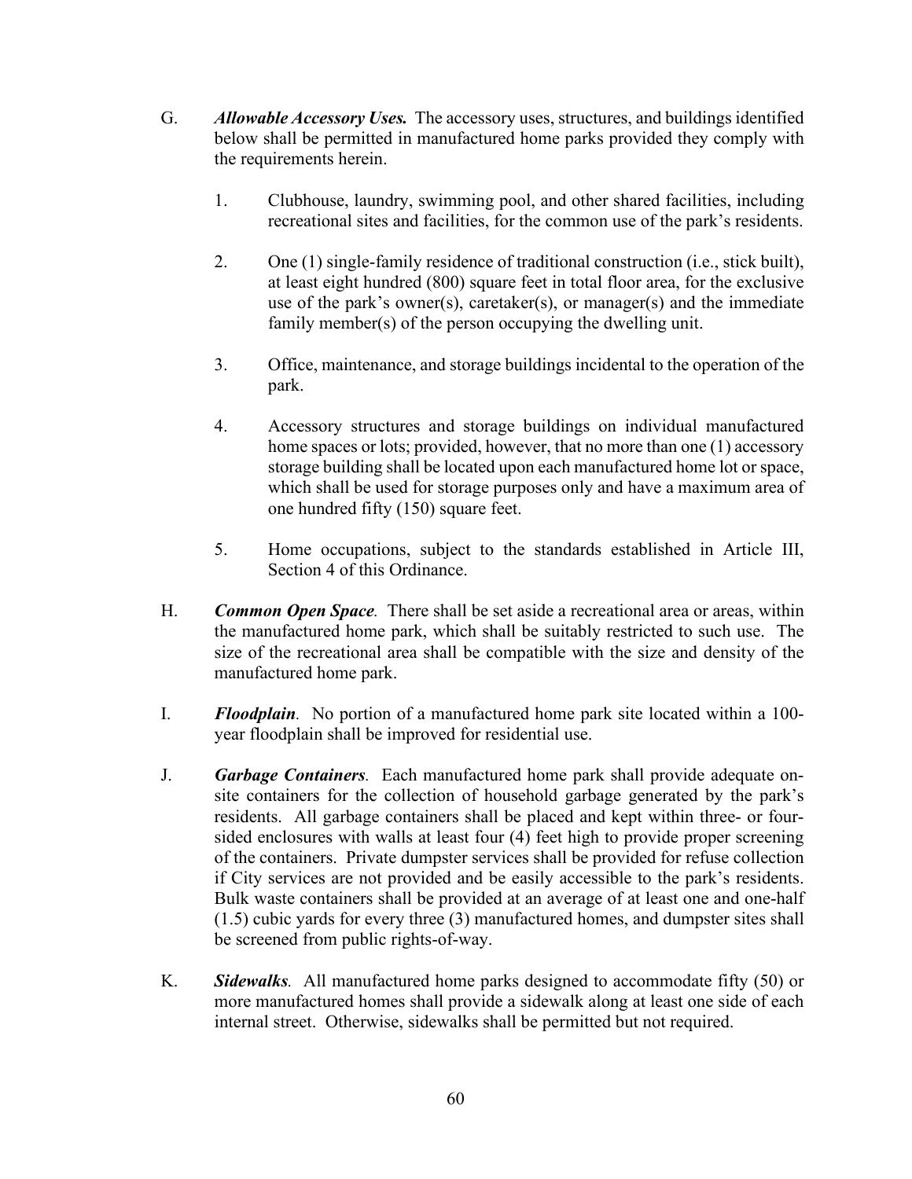G. ***Allowable Accessory Uses.*** The accessory uses, structures, and buildings identified below shall be permitted in manufactured home parks provided they comply with the requirements herein.

1. Clubhouse, laundry, swimming pool, and other shared facilities, including recreational sites and facilities, for the common use of the park's residents.

2. One (1) single-family residence of traditional construction (i.e., stick built), at least eight hundred (800) square feet in total floor area, for the exclusive use of the park's owner(s), caretaker(s), or manager(s) and the immediate family member(s) of the person occupying the dwelling unit.

3. Office, maintenance, and storage buildings incidental to the operation of the park.

4. Accessory structures and storage buildings on individual manufactured home spaces or lots; provided, however, that no more than one (1) accessory storage building shall be located upon each manufactured home lot or space, which shall be used for storage purposes only and have a maximum area of one hundred fifty (150) square feet.

5. Home occupations, subject to the standards established in Article III, Section 4 of this Ordinance.

H. ***Common Open Space.*** There shall be set aside a recreational area or areas, within the manufactured home park, which shall be suitably restricted to such use. The size of the recreational area shall be compatible with the size and density of the manufactured home park.

I. ***Floodplain.*** No portion of a manufactured home park site located within a 100-year floodplain shall be improved for residential use.

J. ***Garbage Containers.*** Each manufactured home park shall provide adequate on-site containers for the collection of household garbage generated by the park's residents. All garbage containers shall be placed and kept within three- or four-sided enclosures with walls at least four (4) feet high to provide proper screening of the containers. Private dumpster services shall be provided for refuse collection if City services are not provided and be easily accessible to the park's residents. Bulk waste containers shall be provided at an average of at least one and one-half (1.5) cubic yards for every three (3) manufactured homes, and dumpster sites shall be screened from public rights-of-way.

K. ***Sidewalks.*** All manufactured home parks designed to accommodate fifty (50) or more manufactured homes shall provide a sidewalk along at least one side of each internal street. Otherwise, sidewalks shall be permitted but not required.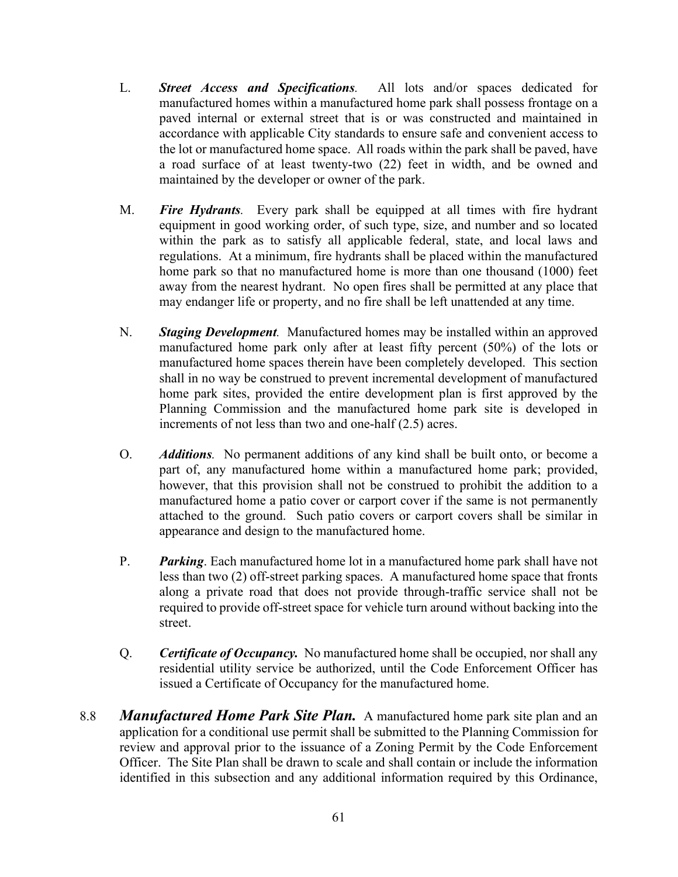L. ***Street Access and Specifications***. All lots and/or spaces dedicated for manufactured homes within a manufactured home park shall possess frontage on a paved internal or external street that is or was constructed and maintained in accordance with applicable City standards to ensure safe and convenient access to the lot or manufactured home space. All roads within the park shall be paved, have a road surface of at least twenty-two (22) feet in width, and be owned and maintained by the developer or owner of the park.

M. ***Fire Hydrants***. Every park shall be equipped at all times with fire hydrant equipment in good working order, of such type, size, and number and so located within the park as to satisfy all applicable federal, state, and local laws and regulations. At a minimum, fire hydrants shall be placed within the manufactured home park so that no manufactured home is more than one thousand (1000) feet away from the nearest hydrant. No open fires shall be permitted at any place that may endanger life or property, and no fire shall be left unattended at any time.

N. ***Staging Development***. Manufactured homes may be installed within an approved manufactured home park only after at least fifty percent (50%) of the lots or manufactured home spaces therein have been completely developed. This section shall in no way be construed to prevent incremental development of manufactured home park sites, provided the entire development plan is first approved by the Planning Commission and the manufactured home park site is developed in increments of not less than two and one-half (2.5) acres.

O. ***Additions***. No permanent additions of any kind shall be built onto, or become a part of, any manufactured home within a manufactured home park; provided, however, that this provision shall not be construed to prohibit the addition to a manufactured home a patio cover or carport cover if the same is not permanently attached to the ground. Such patio covers or carport covers shall be similar in appearance and design to the manufactured home.

P. ***Parking***. Each manufactured home lot in a manufactured home park shall have not less than two (2) off-street parking spaces. A manufactured home space that fronts along a private road that does not provide through-traffic service shall not be required to provide off-street space for vehicle turn around without backing into the street.

Q. ***Certificate of Occupancy.*** No manufactured home shall be occupied, nor shall any residential utility service be authorized, until the Code Enforcement Officer has issued a Certificate of Occupancy for the manufactured home.

8.8 ***Manufactured Home Park Site Plan.*** A manufactured home park site plan and an application for a conditional use permit shall be submitted to the Planning Commission for review and approval prior to the issuance of a Zoning Permit by the Code Enforcement Officer. The Site Plan shall be drawn to scale and shall contain or include the information identified in this subsection and any additional information required by this Ordinance,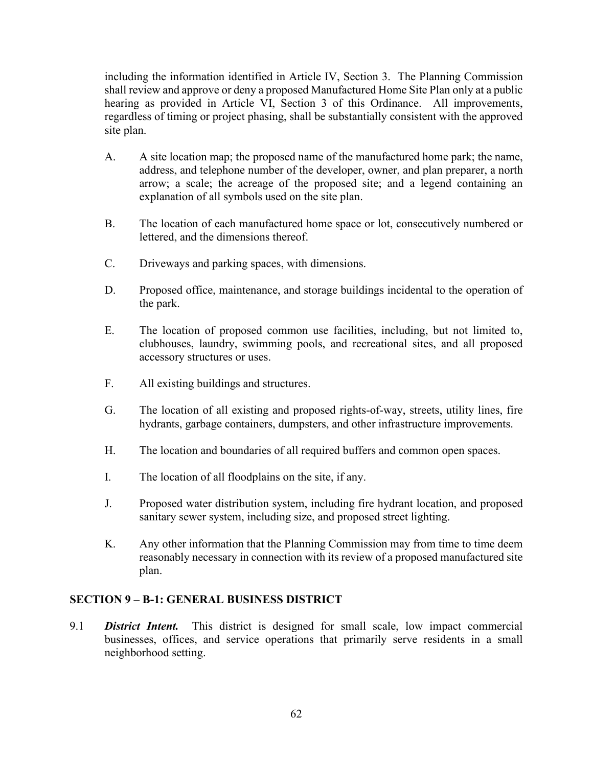including the information identified in Article IV, Section 3. The Planning Commission shall review and approve or deny a proposed Manufactured Home Site Plan only at a public hearing as provided in Article VI, Section 3 of this Ordinance. All improvements, regardless of timing or project phasing, shall be substantially consistent with the approved site plan.

A. A site location map; the proposed name of the manufactured home park; the name, address, and telephone number of the developer, owner, and plan preparer, a north arrow; a scale; the acreage of the proposed site; and a legend containing an explanation of all symbols used on the site plan.

B. The location of each manufactured home space or lot, consecutively numbered or lettered, and the dimensions thereof.

C. Driveways and parking spaces, with dimensions.

D. Proposed office, maintenance, and storage buildings incidental to the operation of the park.

E. The location of proposed common use facilities, including, but not limited to, clubhouses, laundry, swimming pools, and recreational sites, and all proposed accessory structures or uses.

F. All existing buildings and structures.

G. The location of all existing and proposed rights-of-way, streets, utility lines, fire hydrants, garbage containers, dumpsters, and other infrastructure improvements.

H. The location and boundaries of all required buffers and common open spaces.

I. The location of all floodplains on the site, if any.

J. Proposed water distribution system, including fire hydrant location, and proposed sanitary sewer system, including size, and proposed street lighting.

K. Any other information that the Planning Commission may from time to time deem reasonably necessary in connection with its review of a proposed manufactured site plan.

## SECTION 9 – B-1: GENERAL BUSINESS DISTRICT

9.1 ***District Intent.*** This district is designed for small scale, low impact commercial businesses, offices, and service operations that primarily serve residents in a small neighborhood setting.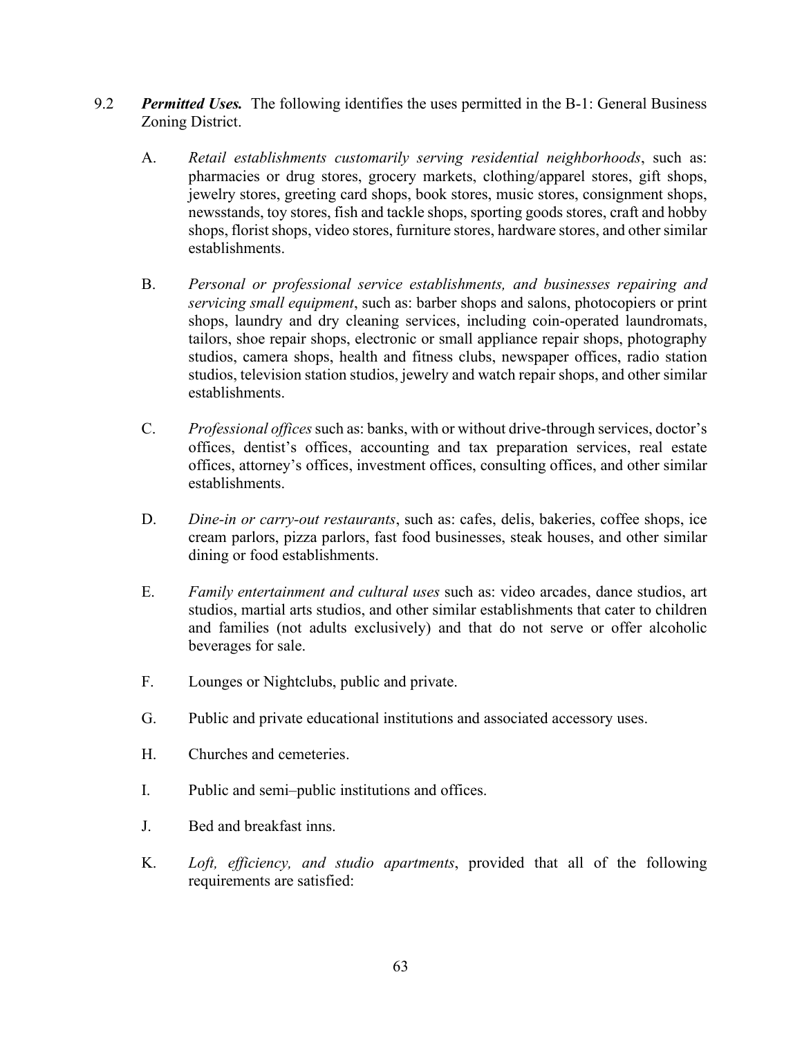9.2 ***Permitted Uses.*** The following identifies the uses permitted in the B-1: General Business Zoning District.

A. *Retail establishments customarily serving residential neighborhoods*, such as: pharmacies or drug stores, grocery markets, clothing/apparel stores, gift shops, jewelry stores, greeting card shops, book stores, music stores, consignment shops, newsstands, toy stores, fish and tackle shops, sporting goods stores, craft and hobby shops, florist shops, video stores, furniture stores, hardware stores, and other similar establishments.

B. *Personal or professional service establishments, and businesses repairing and servicing small equipment*, such as: barber shops and salons, photocopiers or print shops, laundry and dry cleaning services, including coin-operated laundromats, tailors, shoe repair shops, electronic or small appliance repair shops, photography studios, camera shops, health and fitness clubs, newspaper offices, radio station studios, television station studios, jewelry and watch repair shops, and other similar establishments.

C. *Professional offices* such as: banks, with or without drive-through services, doctor's offices, dentist's offices, accounting and tax preparation services, real estate offices, attorney's offices, investment offices, consulting offices, and other similar establishments.

D. *Dine-in or carry-out restaurants*, such as: cafes, delis, bakeries, coffee shops, ice cream parlors, pizza parlors, fast food businesses, steak houses, and other similar dining or food establishments.

E. *Family entertainment and cultural uses* such as: video arcades, dance studios, art studios, martial arts studios, and other similar establishments that cater to children and families (not adults exclusively) and that do not serve or offer alcoholic beverages for sale.

F. Lounges or Nightclubs, public and private.

G. Public and private educational institutions and associated accessory uses.

H. Churches and cemeteries.

I. Public and semi–public institutions and offices.

J. Bed and breakfast inns.

K. *Loft, efficiency, and studio apartments*, provided that all of the following requirements are satisfied: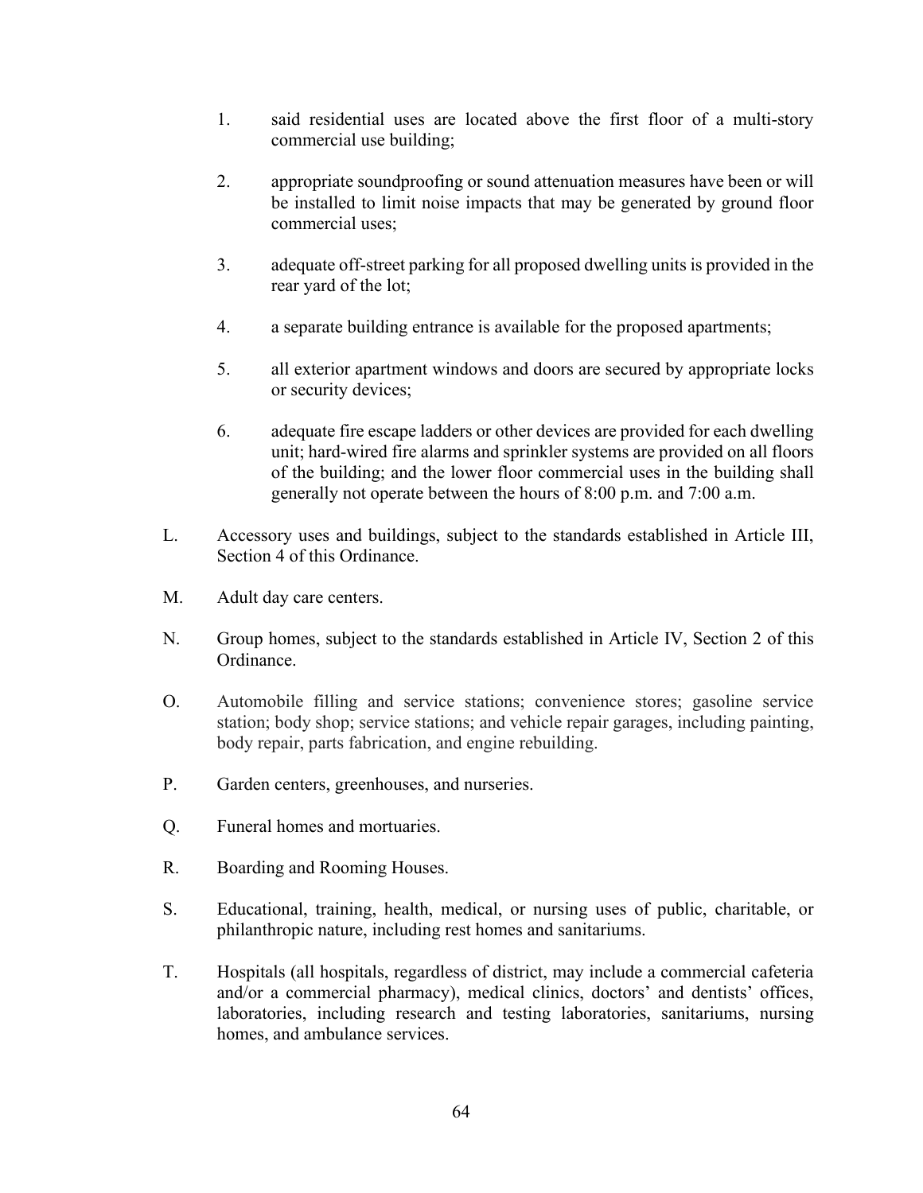1. said residential uses are located above the first floor of a multi-story commercial use building;

2. appropriate soundproofing or sound attenuation measures have been or will be installed to limit noise impacts that may be generated by ground floor commercial uses;

3. adequate off-street parking for all proposed dwelling units is provided in the rear yard of the lot;

4. a separate building entrance is available for the proposed apartments;

5. all exterior apartment windows and doors are secured by appropriate locks or security devices;

6. adequate fire escape ladders or other devices are provided for each dwelling unit; hard-wired fire alarms and sprinkler systems are provided on all floors of the building; and the lower floor commercial uses in the building shall generally not operate between the hours of 8:00 p.m. and 7:00 a.m.

L. Accessory uses and buildings, subject to the standards established in Article III, Section 4 of this Ordinance.

M. Adult day care centers.

N. Group homes, subject to the standards established in Article IV, Section 2 of this Ordinance.

O. Automobile filling and service stations; convenience stores; gasoline service station; body shop; service stations; and vehicle repair garages, including painting, body repair, parts fabrication, and engine rebuilding.

P. Garden centers, greenhouses, and nurseries.

Q. Funeral homes and mortuaries.

R. Boarding and Rooming Houses.

S. Educational, training, health, medical, or nursing uses of public, charitable, or philanthropic nature, including rest homes and sanitariums.

T. Hospitals (all hospitals, regardless of district, may include a commercial cafeteria and/or a commercial pharmacy), medical clinics, doctors' and dentists' offices, laboratories, including research and testing laboratories, sanitariums, nursing homes, and ambulance services.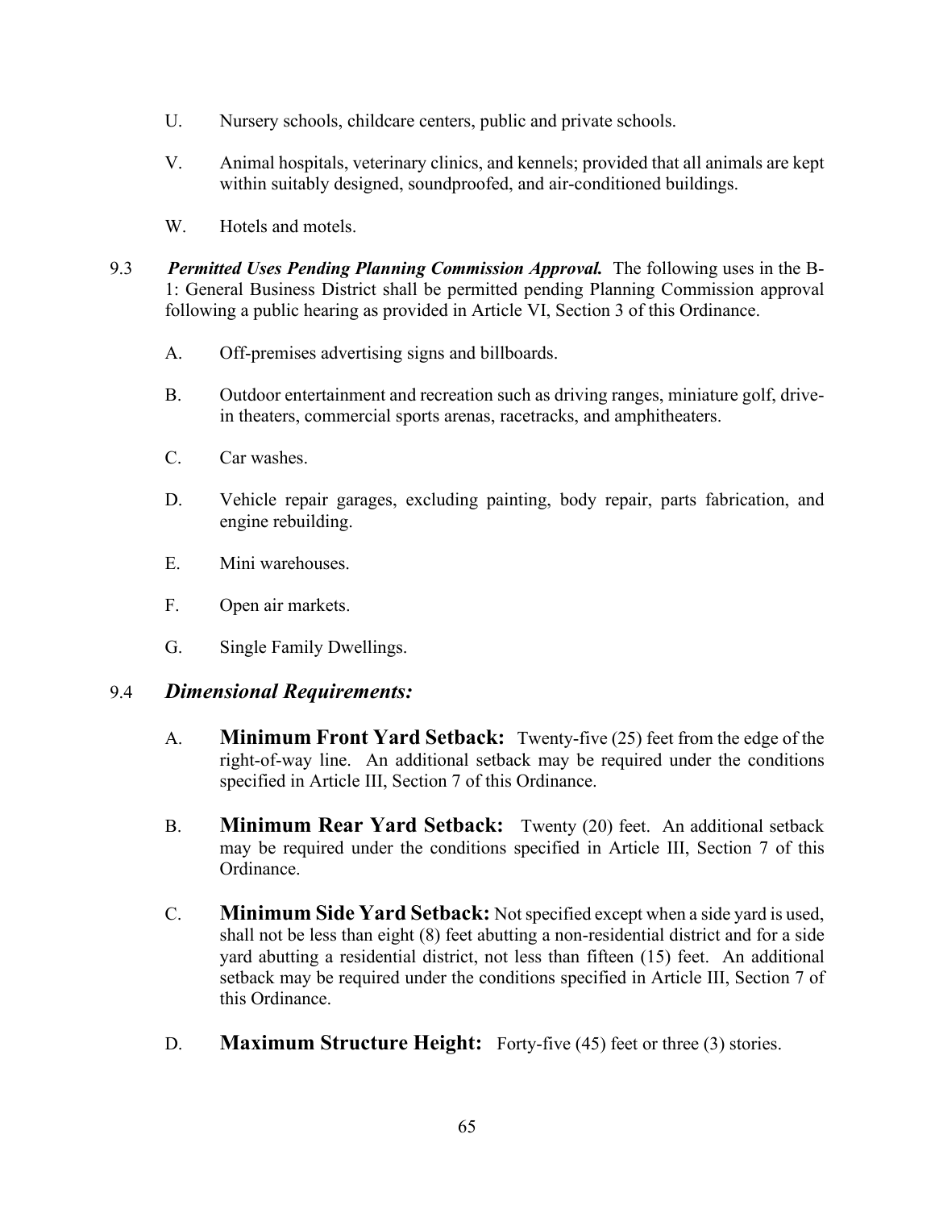U. Nursery schools, childcare centers, public and private schools.

V. Animal hospitals, veterinary clinics, and kennels; provided that all animals are kept within suitably designed, soundproofed, and air-conditioned buildings.

W. Hotels and motels.

9.3 ***Permitted Uses Pending Planning Commission Approval.*** The following uses in the B-1: General Business District shall be permitted pending Planning Commission approval following a public hearing as provided in Article VI, Section 3 of this Ordinance.

A. Off-premises advertising signs and billboards.

B. Outdoor entertainment and recreation such as driving ranges, miniature golf, drive-in theaters, commercial sports arenas, racetracks, and amphitheaters.

C. Car washes.

D. Vehicle repair garages, excluding painting, body repair, parts fabrication, and engine rebuilding.

E. Mini warehouses.

F. Open air markets.

G. Single Family Dwellings.

## 9.4 *Dimensional Requirements:*

A. **Minimum Front Yard Setback:** Twenty-five (25) feet from the edge of the right-of-way line. An additional setback may be required under the conditions specified in Article III, Section 7 of this Ordinance.

B. **Minimum Rear Yard Setback:** Twenty (20) feet. An additional setback may be required under the conditions specified in Article III, Section 7 of this Ordinance.

C. **Minimum Side Yard Setback:** Not specified except when a side yard is used, shall not be less than eight (8) feet abutting a non-residential district and for a side yard abutting a residential district, not less than fifteen (15) feet. An additional setback may be required under the conditions specified in Article III, Section 7 of this Ordinance.

D. **Maximum Structure Height:** Forty-five (45) feet or three (3) stories.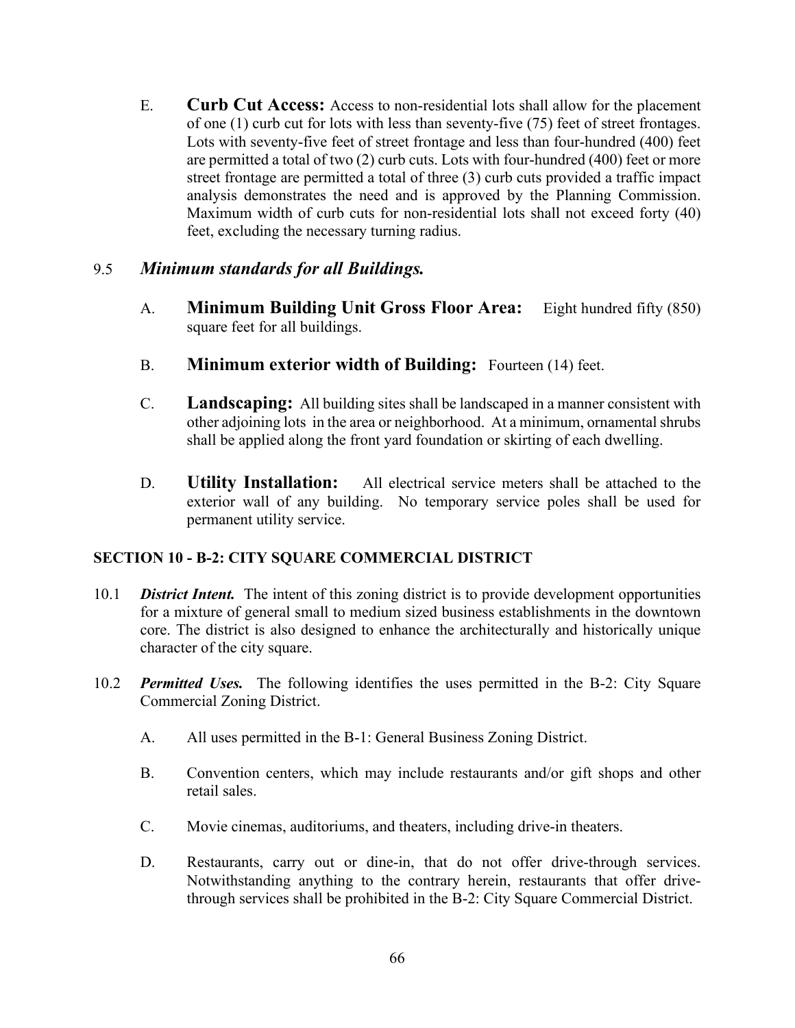E. **Curb Cut Access:** Access to non-residential lots shall allow for the placement of one (1) curb cut for lots with less than seventy-five (75) feet of street frontages. Lots with seventy-five feet of street frontage and less than four-hundred (400) feet are permitted a total of two (2) curb cuts. Lots with four-hundred (400) feet or more street frontage are permitted a total of three (3) curb cuts provided a traffic impact analysis demonstrates the need and is approved by the Planning Commission. Maximum width of curb cuts for non-residential lots shall not exceed forty (40) feet, excluding the necessary turning radius.

### 9.5 *Minimum standards for all Buildings.*

A. **Minimum Building Unit Gross Floor Area:** Eight hundred fifty (850) square feet for all buildings.

B. **Minimum exterior width of Building:** Fourteen (14) feet.

C. **Landscaping:** All building sites shall be landscaped in a manner consistent with other adjoining lots in the area or neighborhood. At a minimum, ornamental shrubs shall be applied along the front yard foundation or skirting of each dwelling.

D. **Utility Installation:** All electrical service meters shall be attached to the exterior wall of any building. No temporary service poles shall be used for permanent utility service.

## SECTION 10 - B-2: CITY SQUARE COMMERCIAL DISTRICT

10.1 ***District Intent.*** The intent of this zoning district is to provide development opportunities for a mixture of general small to medium sized business establishments in the downtown core. The district is also designed to enhance the architecturally and historically unique character of the city square.

10.2 ***Permitted Uses.*** The following identifies the uses permitted in the B-2: City Square Commercial Zoning District.

A. All uses permitted in the B-1: General Business Zoning District.

B. Convention centers, which may include restaurants and/or gift shops and other retail sales.

C. Movie cinemas, auditoriums, and theaters, including drive-in theaters.

D. Restaurants, carry out or dine-in, that do not offer drive-through services. Notwithstanding anything to the contrary herein, restaurants that offer drive-through services shall be prohibited in the B-2: City Square Commercial District.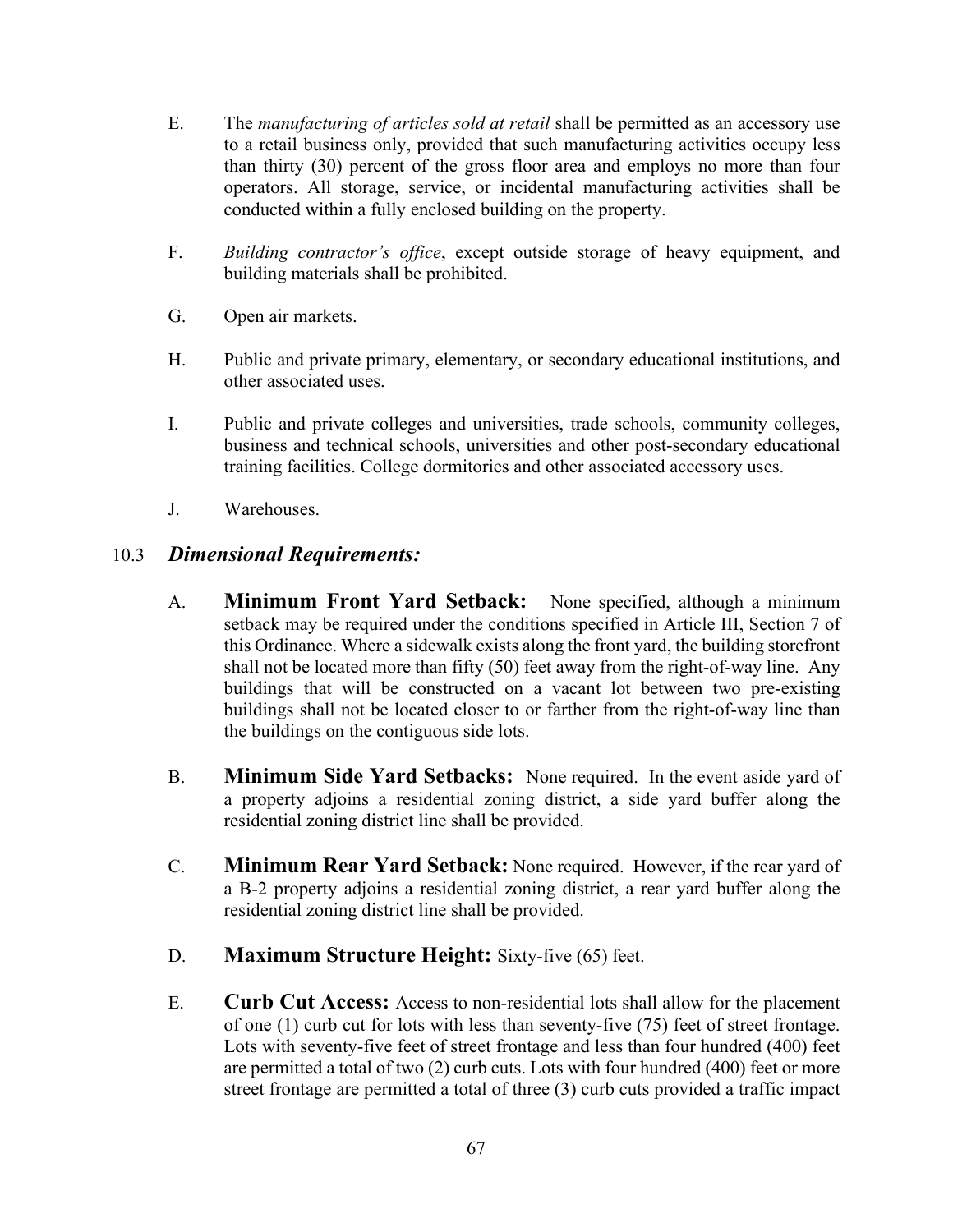E. The *manufacturing of articles sold at retail* shall be permitted as an accessory use to a retail business only, provided that such manufacturing activities occupy less than thirty (30) percent of the gross floor area and employs no more than four operators. All storage, service, or incidental manufacturing activities shall be conducted within a fully enclosed building on the property.

F. *Building contractor's office*, except outside storage of heavy equipment, and building materials shall be prohibited.

G. Open air markets.

H. Public and private primary, elementary, or secondary educational institutions, and other associated uses.

I. Public and private colleges and universities, trade schools, community colleges, business and technical schools, universities and other post-secondary educational training facilities. College dormitories and other associated accessory uses.

J. Warehouses.

## 10.3 *Dimensional Requirements:*

A. **Minimum Front Yard Setback:** None specified, although a minimum setback may be required under the conditions specified in Article III, Section 7 of this Ordinance. Where a sidewalk exists along the front yard, the building storefront shall not be located more than fifty (50) feet away from the right-of-way line. Any buildings that will be constructed on a vacant lot between two pre-existing buildings shall not be located closer to or farther from the right-of-way line than the buildings on the contiguous side lots.

B. **Minimum Side Yard Setbacks:** None required. In the event aside yard of a property adjoins a residential zoning district, a side yard buffer along the residential zoning district line shall be provided.

C. **Minimum Rear Yard Setback:** None required. However, if the rear yard of a B-2 property adjoins a residential zoning district, a rear yard buffer along the residential zoning district line shall be provided.

D. **Maximum Structure Height:** Sixty-five (65) feet.

E. **Curb Cut Access:** Access to non-residential lots shall allow for the placement of one (1) curb cut for lots with less than seventy-five (75) feet of street frontage. Lots with seventy-five feet of street frontage and less than four hundred (400) feet are permitted a total of two (2) curb cuts. Lots with four hundred (400) feet or more street frontage are permitted a total of three (3) curb cuts provided a traffic impact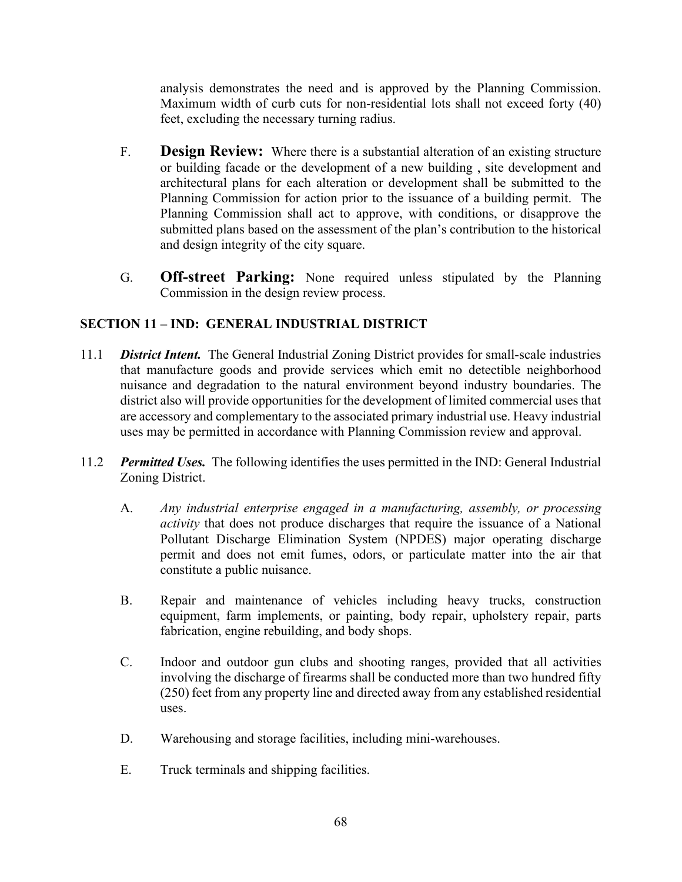analysis demonstrates the need and is approved by the Planning Commission. Maximum width of curb cuts for non-residential lots shall not exceed forty (40) feet, excluding the necessary turning radius.

F. **Design Review:** Where there is a substantial alteration of an existing structure or building facade or the development of a new building , site development and architectural plans for each alteration or development shall be submitted to the Planning Commission for action prior to the issuance of a building permit. The Planning Commission shall act to approve, with conditions, or disapprove the submitted plans based on the assessment of the plan's contribution to the historical and design integrity of the city square.

G. **Off-street Parking:** None required unless stipulated by the Planning Commission in the design review process.

## SECTION 11 – IND: GENERAL INDUSTRIAL DISTRICT

11.1 ***District Intent.*** The General Industrial Zoning District provides for small-scale industries that manufacture goods and provide services which emit no detectible neighborhood nuisance and degradation to the natural environment beyond industry boundaries. The district also will provide opportunities for the development of limited commercial uses that are accessory and complementary to the associated primary industrial use. Heavy industrial uses may be permitted in accordance with Planning Commission review and approval.

11.2 ***Permitted Uses.*** The following identifies the uses permitted in the IND: General Industrial Zoning District.

A. *Any industrial enterprise engaged in a manufacturing, assembly, or processing activity* that does not produce discharges that require the issuance of a National Pollutant Discharge Elimination System (NPDES) major operating discharge permit and does not emit fumes, odors, or particulate matter into the air that constitute a public nuisance.

B. Repair and maintenance of vehicles including heavy trucks, construction equipment, farm implements, or painting, body repair, upholstery repair, parts fabrication, engine rebuilding, and body shops.

C. Indoor and outdoor gun clubs and shooting ranges, provided that all activities involving the discharge of firearms shall be conducted more than two hundred fifty (250) feet from any property line and directed away from any established residential uses.

D. Warehousing and storage facilities, including mini-warehouses.

E. Truck terminals and shipping facilities.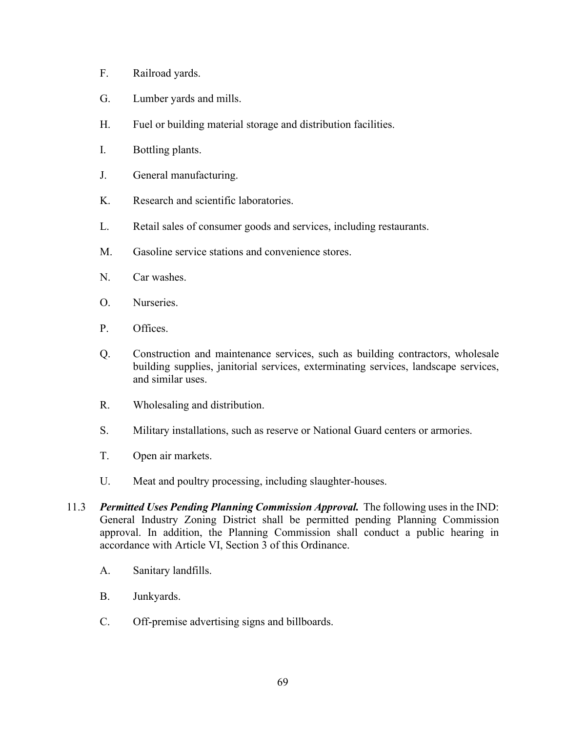F. Railroad yards.

G. Lumber yards and mills.

H. Fuel or building material storage and distribution facilities.

I. Bottling plants.

J. General manufacturing.

K. Research and scientific laboratories.

L. Retail sales of consumer goods and services, including restaurants.

M. Gasoline service stations and convenience stores.

N. Car washes.

O. Nurseries.

P. Offices.

Q. Construction and maintenance services, such as building contractors, wholesale building supplies, janitorial services, exterminating services, landscape services, and similar uses.

R. Wholesaling and distribution.

S. Military installations, such as reserve or National Guard centers or armories.

T. Open air markets.

U. Meat and poultry processing, including slaughter-houses.

11.3 ***Permitted Uses Pending Planning Commission Approval.*** The following uses in the IND: General Industry Zoning District shall be permitted pending Planning Commission approval. In addition, the Planning Commission shall conduct a public hearing in accordance with Article VI, Section 3 of this Ordinance.

A. Sanitary landfills.

B. Junkyards.

C. Off-premise advertising signs and billboards.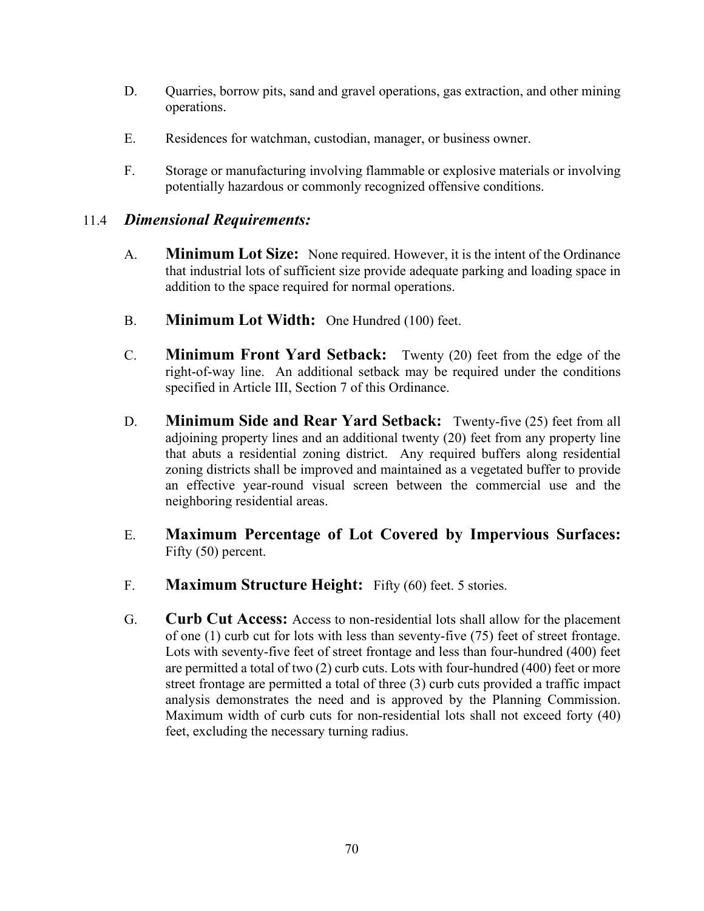D. Quarries, borrow pits, sand and gravel operations, gas extraction, and other mining operations.

E. Residences for watchman, custodian, manager, or business owner.

F. Storage or manufacturing involving flammable or explosive materials or involving potentially hazardous or commonly recognized offensive conditions.

### 11.4 *Dimensional Requirements:*

A. **Minimum Lot Size:** None required. However, it is the intent of the Ordinance that industrial lots of sufficient size provide adequate parking and loading space in addition to the space required for normal operations.

B. **Minimum Lot Width:** One Hundred (100) feet.

C. **Minimum Front Yard Setback:** Twenty (20) feet from the edge of the right-of-way line. An additional setback may be required under the conditions specified in Article III, Section 7 of this Ordinance.

D. **Minimum Side and Rear Yard Setback:** Twenty-five (25) feet from all adjoining property lines and an additional twenty (20) feet from any property line that abuts a residential zoning district. Any required buffers along residential zoning districts shall be improved and maintained as a vegetated buffer to provide an effective year-round visual screen between the commercial use and the neighboring residential areas.

E. **Maximum Percentage of Lot Covered by Impervious Surfaces:** Fifty (50) percent.

F. **Maximum Structure Height:** Fifty (60) feet. 5 stories.

G. **Curb Cut Access:** Access to non-residential lots shall allow for the placement of one (1) curb cut for lots with less than seventy-five (75) feet of street frontage. Lots with seventy-five feet of street frontage and less than four-hundred (400) feet are permitted a total of two (2) curb cuts. Lots with four-hundred (400) feet or more street frontage are permitted a total of three (3) curb cuts provided a traffic impact analysis demonstrates the need and is approved by the Planning Commission. Maximum width of curb cuts for non-residential lots shall not exceed forty (40) feet, excluding the necessary turning radius.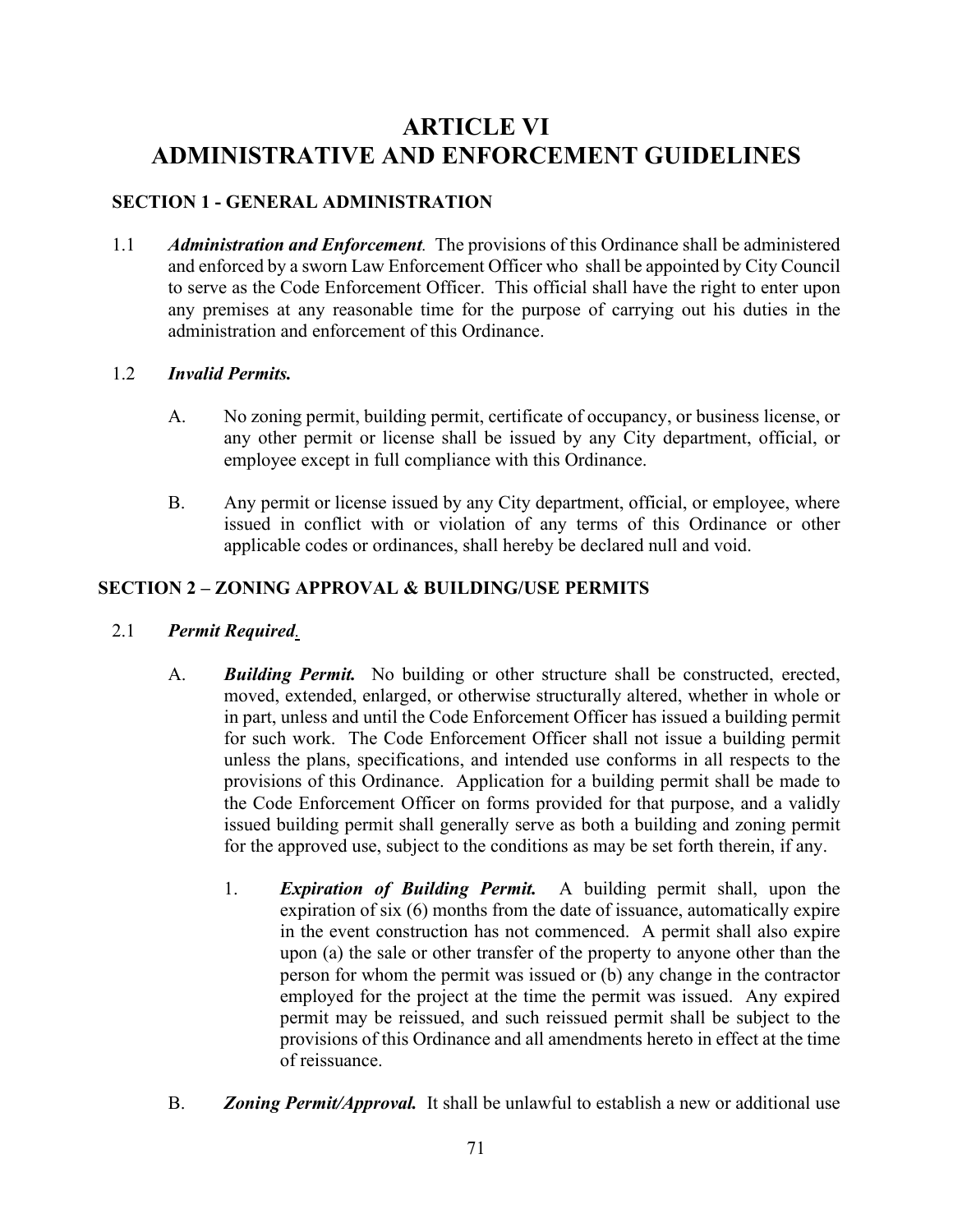# ARTICLE VI
# ADMINISTRATIVE AND ENFORCEMENT GUIDELINES

## SECTION 1 - GENERAL ADMINISTRATION

1.1 ***Administration and Enforcement*.** The provisions of this Ordinance shall be administered and enforced by a sworn Law Enforcement Officer who shall be appointed by City Council to serve as the Code Enforcement Officer. This official shall have the right to enter upon any premises at any reasonable time for the purpose of carrying out his duties in the administration and enforcement of this Ordinance.

1.2 ***Invalid Permits.***

A. No zoning permit, building permit, certificate of occupancy, or business license, or any other permit or license shall be issued by any City department, official, or employee except in full compliance with this Ordinance.

B. Any permit or license issued by any City department, official, or employee, where issued in conflict with or violation of any terms of this Ordinance or other applicable codes or ordinances, shall hereby be declared null and void.

## SECTION 2 – ZONING APPROVAL & BUILDING/USE PERMITS

2.1 ***Permit Required.***

A. ***Building Permit.*** No building or other structure shall be constructed, erected, moved, extended, enlarged, or otherwise structurally altered, whether in whole or in part, unless and until the Code Enforcement Officer has issued a building permit for such work. The Code Enforcement Officer shall not issue a building permit unless the plans, specifications, and intended use conforms in all respects to the provisions of this Ordinance. Application for a building permit shall be made to the Code Enforcement Officer on forms provided for that purpose, and a validly issued building permit shall generally serve as both a building and zoning permit for the approved use, subject to the conditions as may be set forth therein, if any.

1. ***Expiration of Building Permit.*** A building permit shall, upon the expiration of six (6) months from the date of issuance, automatically expire in the event construction has not commenced. A permit shall also expire upon (a) the sale or other transfer of the property to anyone other than the person for whom the permit was issued or (b) any change in the contractor employed for the project at the time the permit was issued. Any expired permit may be reissued, and such reissued permit shall be subject to the provisions of this Ordinance and all amendments hereto in effect at the time of reissuance.

B. ***Zoning Permit/Approval.*** It shall be unlawful to establish a new or additional use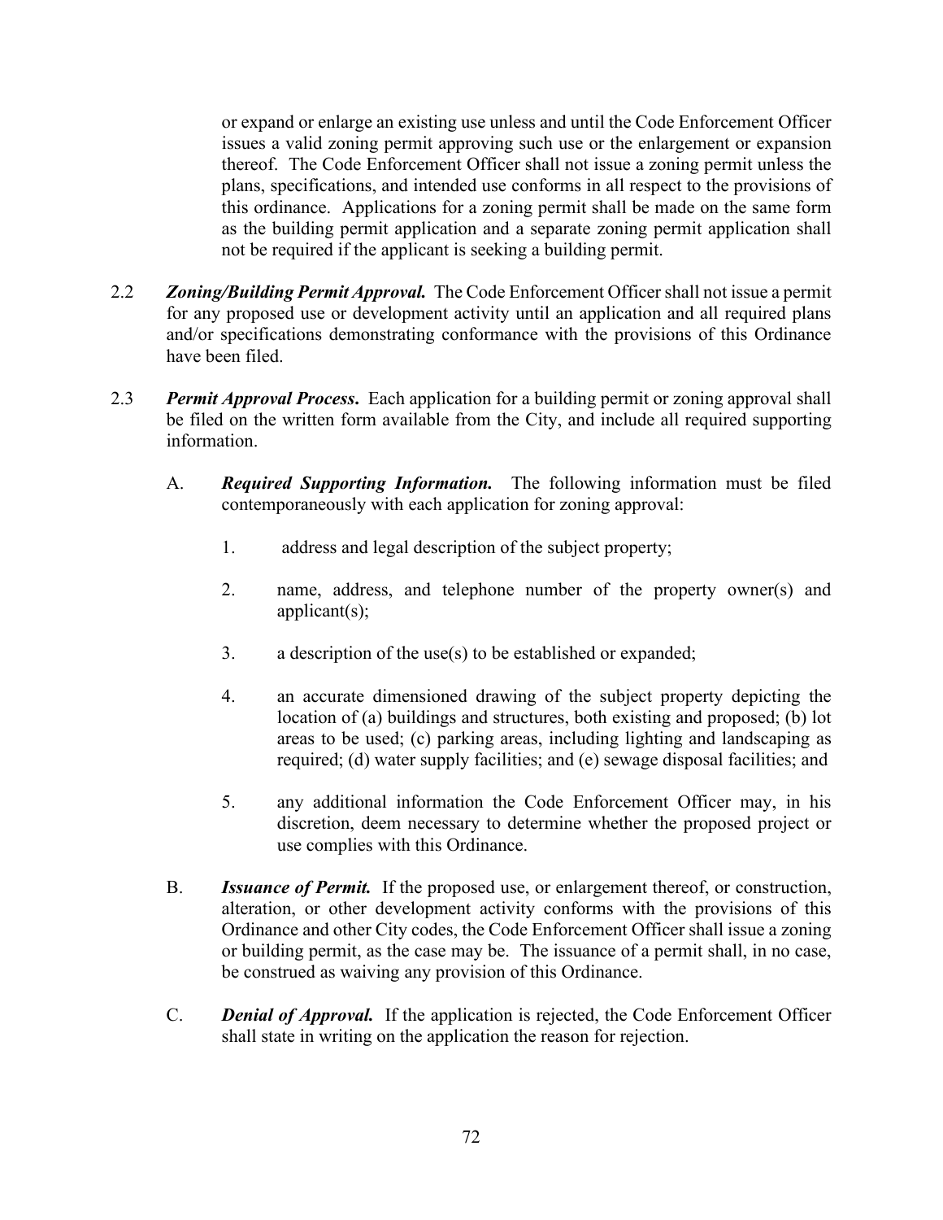or expand or enlarge an existing use unless and until the Code Enforcement Officer issues a valid zoning permit approving such use or the enlargement or expansion thereof. The Code Enforcement Officer shall not issue a zoning permit unless the plans, specifications, and intended use conforms in all respect to the provisions of this ordinance. Applications for a zoning permit shall be made on the same form as the building permit application and a separate zoning permit application shall not be required if the applicant is seeking a building permit.

2.2 ***Zoning/Building Permit Approval.*** The Code Enforcement Officer shall not issue a permit for any proposed use or development activity until an application and all required plans and/or specifications demonstrating conformance with the provisions of this Ordinance have been filed.

2.3 ***Permit Approval Process.*** Each application for a building permit or zoning approval shall be filed on the written form available from the City, and include all required supporting information.

A. ***Required Supporting Information.*** The following information must be filed contemporaneously with each application for zoning approval:

1. address and legal description of the subject property;

2. name, address, and telephone number of the property owner(s) and applicant(s);

3. a description of the use(s) to be established or expanded;

4. an accurate dimensioned drawing of the subject property depicting the location of (a) buildings and structures, both existing and proposed; (b) lot areas to be used; (c) parking areas, including lighting and landscaping as required; (d) water supply facilities; and (e) sewage disposal facilities; and

5. any additional information the Code Enforcement Officer may, in his discretion, deem necessary to determine whether the proposed project or use complies with this Ordinance.

B. ***Issuance of Permit.*** If the proposed use, or enlargement thereof, or construction, alteration, or other development activity conforms with the provisions of this Ordinance and other City codes, the Code Enforcement Officer shall issue a zoning or building permit, as the case may be. The issuance of a permit shall, in no case, be construed as waiving any provision of this Ordinance.

C. ***Denial of Approval.*** If the application is rejected, the Code Enforcement Officer shall state in writing on the application the reason for rejection.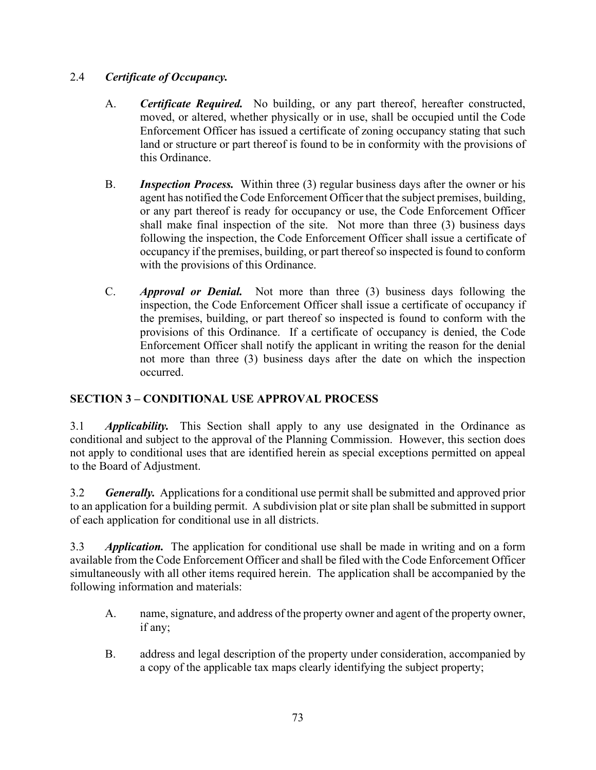2.4 ***Certificate of Occupancy.***

A. ***Certificate Required.*** No building, or any part thereof, hereafter constructed, moved, or altered, whether physically or in use, shall be occupied until the Code Enforcement Officer has issued a certificate of zoning occupancy stating that such land or structure or part thereof is found to be in conformity with the provisions of this Ordinance.

B. ***Inspection Process.*** Within three (3) regular business days after the owner or his agent has notified the Code Enforcement Officer that the subject premises, building, or any part thereof is ready for occupancy or use, the Code Enforcement Officer shall make final inspection of the site. Not more than three (3) business days following the inspection, the Code Enforcement Officer shall issue a certificate of occupancy if the premises, building, or part thereof so inspected is found to conform with the provisions of this Ordinance.

C. ***Approval or Denial.*** Not more than three (3) business days following the inspection, the Code Enforcement Officer shall issue a certificate of occupancy if the premises, building, or part thereof so inspected is found to conform with the provisions of this Ordinance. If a certificate of occupancy is denied, the Code Enforcement Officer shall notify the applicant in writing the reason for the denial not more than three (3) business days after the date on which the inspection occurred.

## SECTION 3 – CONDITIONAL USE APPROVAL PROCESS

3.1 ***Applicability.*** This Section shall apply to any use designated in the Ordinance as conditional and subject to the approval of the Planning Commission. However, this section does not apply to conditional uses that are identified herein as special exceptions permitted on appeal to the Board of Adjustment.

3.2 ***Generally.*** Applications for a conditional use permit shall be submitted and approved prior to an application for a building permit. A subdivision plat or site plan shall be submitted in support of each application for conditional use in all districts.

3.3 ***Application.*** The application for conditional use shall be made in writing and on a form available from the Code Enforcement Officer and shall be filed with the Code Enforcement Officer simultaneously with all other items required herein. The application shall be accompanied by the following information and materials:

A. name, signature, and address of the property owner and agent of the property owner, if any;

B. address and legal description of the property under consideration, accompanied by a copy of the applicable tax maps clearly identifying the subject property;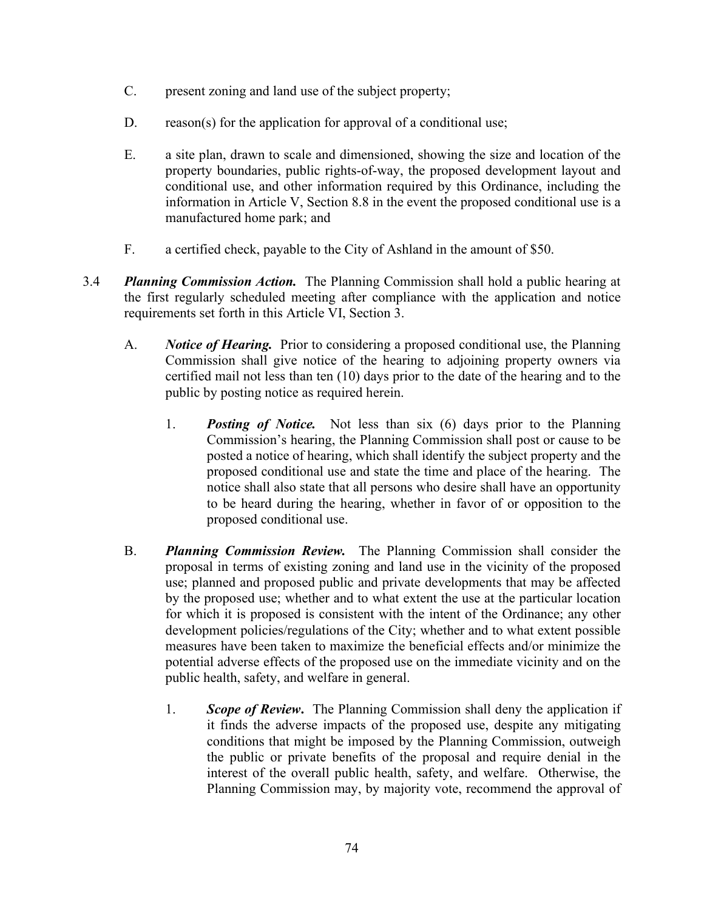C. present zoning and land use of the subject property;

D. reason(s) for the application for approval of a conditional use;

E. a site plan, drawn to scale and dimensioned, showing the size and location of the property boundaries, public rights-of-way, the proposed development layout and conditional use, and other information required by this Ordinance, including the information in Article V, Section 8.8 in the event the proposed conditional use is a manufactured home park; and

F. a certified check, payable to the City of Ashland in the amount of $50.

3.4 ***Planning Commission Action.*** The Planning Commission shall hold a public hearing at the first regularly scheduled meeting after compliance with the application and notice requirements set forth in this Article VI, Section 3.

A. ***Notice of Hearing.*** Prior to considering a proposed conditional use, the Planning Commission shall give notice of the hearing to adjoining property owners via certified mail not less than ten (10) days prior to the date of the hearing and to the public by posting notice as required herein.

1. ***Posting of Notice.*** Not less than six (6) days prior to the Planning Commission's hearing, the Planning Commission shall post or cause to be posted a notice of hearing, which shall identify the subject property and the proposed conditional use and state the time and place of the hearing. The notice shall also state that all persons who desire shall have an opportunity to be heard during the hearing, whether in favor of or opposition to the proposed conditional use.

B. ***Planning Commission Review.*** The Planning Commission shall consider the proposal in terms of existing zoning and land use in the vicinity of the proposed use; planned and proposed public and private developments that may be affected by the proposed use; whether and to what extent the use at the particular location for which it is proposed is consistent with the intent of the Ordinance; any other development policies/regulations of the City; whether and to what extent possible measures have been taken to maximize the beneficial effects and/or minimize the potential adverse effects of the proposed use on the immediate vicinity and on the public health, safety, and welfare in general.

1. ***Scope of Review***. The Planning Commission shall deny the application if it finds the adverse impacts of the proposed use, despite any mitigating conditions that might be imposed by the Planning Commission, outweigh the public or private benefits of the proposal and require denial in the interest of the overall public health, safety, and welfare. Otherwise, the Planning Commission may, by majority vote, recommend the approval of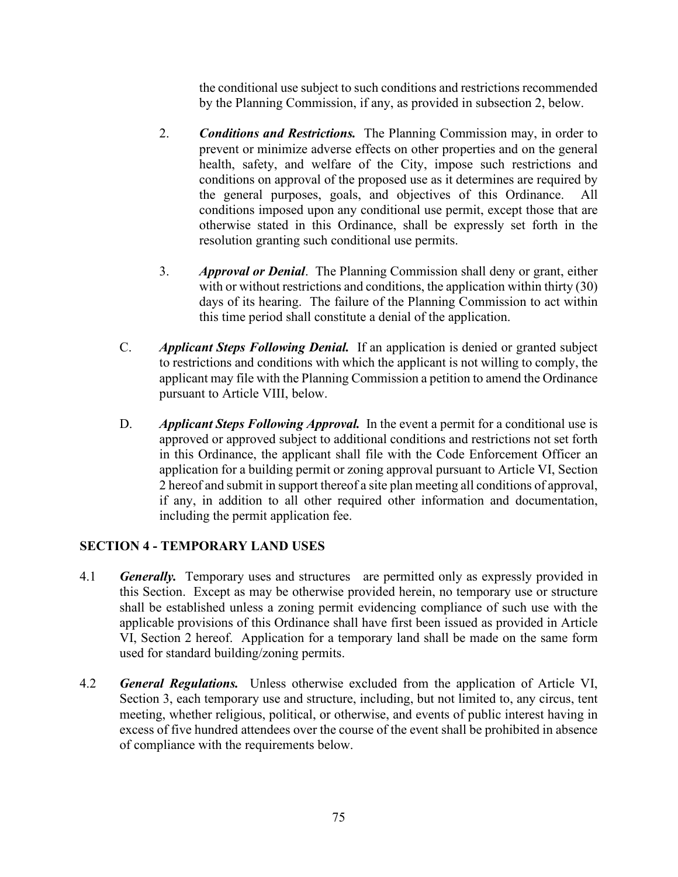the conditional use subject to such conditions and restrictions recommended by the Planning Commission, if any, as provided in subsection 2, below.

2. ***Conditions and Restrictions.*** The Planning Commission may, in order to prevent or minimize adverse effects on other properties and on the general health, safety, and welfare of the City, impose such restrictions and conditions on approval of the proposed use as it determines are required by the general purposes, goals, and objectives of this Ordinance. All conditions imposed upon any conditional use permit, except those that are otherwise stated in this Ordinance, shall be expressly set forth in the resolution granting such conditional use permits.

3. ***Approval or Denial***. The Planning Commission shall deny or grant, either with or without restrictions and conditions, the application within thirty (30) days of its hearing. The failure of the Planning Commission to act within this time period shall constitute a denial of the application.

C. ***Applicant Steps Following Denial.*** If an application is denied or granted subject to restrictions and conditions with which the applicant is not willing to comply, the applicant may file with the Planning Commission a petition to amend the Ordinance pursuant to Article VIII, below.

D. ***Applicant Steps Following Approval.*** In the event a permit for a conditional use is approved or approved subject to additional conditions and restrictions not set forth in this Ordinance, the applicant shall file with the Code Enforcement Officer an application for a building permit or zoning approval pursuant to Article VI, Section 2 hereof and submit in support thereof a site plan meeting all conditions of approval, if any, in addition to all other required other information and documentation, including the permit application fee.

## SECTION 4 - TEMPORARY LAND USES

4.1 ***Generally.*** Temporary uses and structures are permitted only as expressly provided in this Section. Except as may be otherwise provided herein, no temporary use or structure shall be established unless a zoning permit evidencing compliance of such use with the applicable provisions of this Ordinance shall have first been issued as provided in Article VI, Section 2 hereof. Application for a temporary land shall be made on the same form used for standard building/zoning permits.

4.2 ***General Regulations.*** Unless otherwise excluded from the application of Article VI, Section 3, each temporary use and structure, including, but not limited to, any circus, tent meeting, whether religious, political, or otherwise, and events of public interest having in excess of five hundred attendees over the course of the event shall be prohibited in absence of compliance with the requirements below.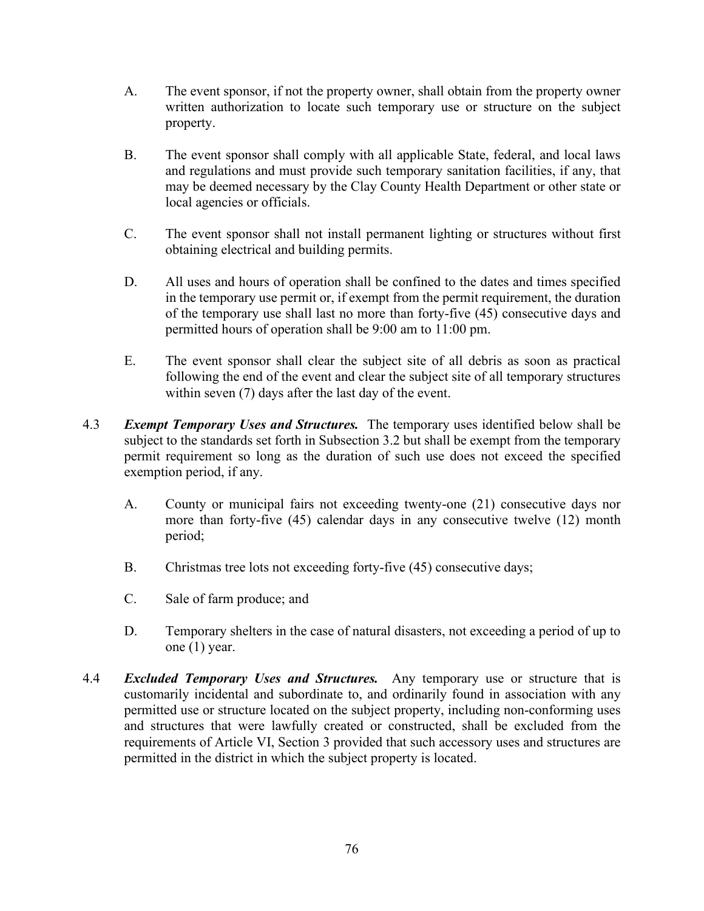A. The event sponsor, if not the property owner, shall obtain from the property owner written authorization to locate such temporary use or structure on the subject property.

B. The event sponsor shall comply with all applicable State, federal, and local laws and regulations and must provide such temporary sanitation facilities, if any, that may be deemed necessary by the Clay County Health Department or other state or local agencies or officials.

C. The event sponsor shall not install permanent lighting or structures without first obtaining electrical and building permits.

D. All uses and hours of operation shall be confined to the dates and times specified in the temporary use permit or, if exempt from the permit requirement, the duration of the temporary use shall last no more than forty-five (45) consecutive days and permitted hours of operation shall be 9:00 am to 11:00 pm.

E. The event sponsor shall clear the subject site of all debris as soon as practical following the end of the event and clear the subject site of all temporary structures within seven (7) days after the last day of the event.

4.3 ***Exempt Temporary Uses and Structures.*** The temporary uses identified below shall be subject to the standards set forth in Subsection 3.2 but shall be exempt from the temporary permit requirement so long as the duration of such use does not exceed the specified exemption period, if any.

A. County or municipal fairs not exceeding twenty-one (21) consecutive days nor more than forty-five (45) calendar days in any consecutive twelve (12) month period;

B. Christmas tree lots not exceeding forty-five (45) consecutive days;

C. Sale of farm produce; and

D. Temporary shelters in the case of natural disasters, not exceeding a period of up to one (1) year.

4.4 ***Excluded Temporary Uses and Structures.*** Any temporary use or structure that is customarily incidental and subordinate to, and ordinarily found in association with any permitted use or structure located on the subject property, including non-conforming uses and structures that were lawfully created or constructed, shall be excluded from the requirements of Article VI, Section 3 provided that such accessory uses and structures are permitted in the district in which the subject property is located.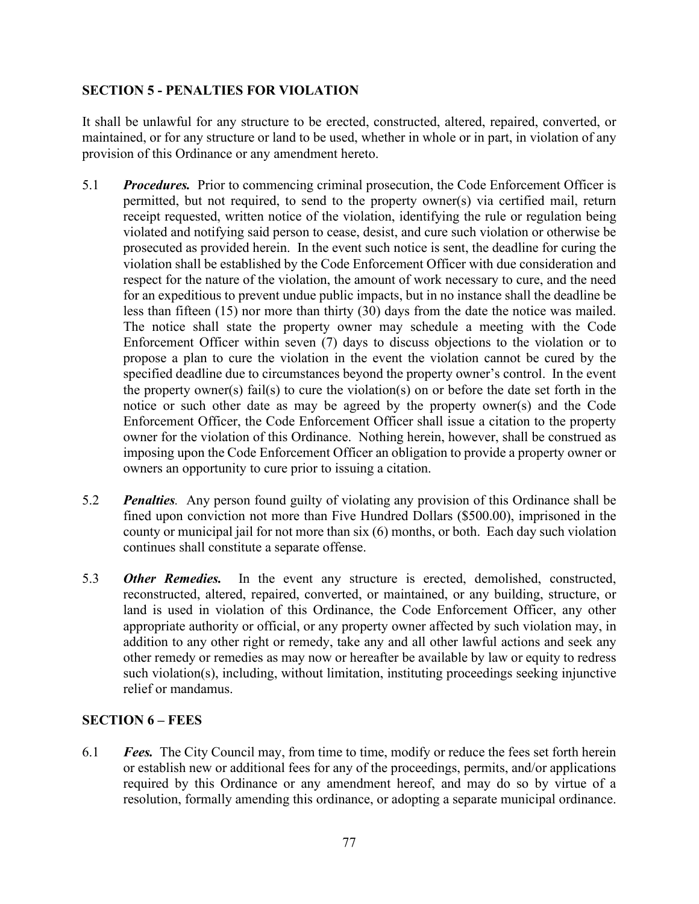## SECTION 5 - PENALTIES FOR VIOLATION

It shall be unlawful for any structure to be erected, constructed, altered, repaired, converted, or maintained, or for any structure or land to be used, whether in whole or in part, in violation of any provision of this Ordinance or any amendment hereto.

5.1 ***Procedures.*** Prior to commencing criminal prosecution, the Code Enforcement Officer is permitted, but not required, to send to the property owner(s) via certified mail, return receipt requested, written notice of the violation, identifying the rule or regulation being violated and notifying said person to cease, desist, and cure such violation or otherwise be prosecuted as provided herein. In the event such notice is sent, the deadline for curing the violation shall be established by the Code Enforcement Officer with due consideration and respect for the nature of the violation, the amount of work necessary to cure, and the need for an expeditious to prevent undue public impacts, but in no instance shall the deadline be less than fifteen (15) nor more than thirty (30) days from the date the notice was mailed. The notice shall state the property owner may schedule a meeting with the Code Enforcement Officer within seven (7) days to discuss objections to the violation or to propose a plan to cure the violation in the event the violation cannot be cured by the specified deadline due to circumstances beyond the property owner's control. In the event the property owner(s) fail(s) to cure the violation(s) on or before the date set forth in the notice or such other date as may be agreed by the property owner(s) and the Code Enforcement Officer, the Code Enforcement Officer shall issue a citation to the property owner for the violation of this Ordinance. Nothing herein, however, shall be construed as imposing upon the Code Enforcement Officer an obligation to provide a property owner or owners an opportunity to cure prior to issuing a citation.

5.2 ***Penalties***. Any person found guilty of violating any provision of this Ordinance shall be fined upon conviction not more than Five Hundred Dollars ($500.00), imprisoned in the county or municipal jail for not more than six (6) months, or both. Each day such violation continues shall constitute a separate offense.

5.3 ***Other Remedies.*** In the event any structure is erected, demolished, constructed, reconstructed, altered, repaired, converted, or maintained, or any building, structure, or land is used in violation of this Ordinance, the Code Enforcement Officer, any other appropriate authority or official, or any property owner affected by such violation may, in addition to any other right or remedy, take any and all other lawful actions and seek any other remedy or remedies as may now or hereafter be available by law or equity to redress such violation(s), including, without limitation, instituting proceedings seeking injunctive relief or mandamus.

## SECTION 6 – FEES

6.1 ***Fees.*** The City Council may, from time to time, modify or reduce the fees set forth herein or establish new or additional fees for any of the proceedings, permits, and/or applications required by this Ordinance or any amendment hereof, and may do so by virtue of a resolution, formally amending this ordinance, or adopting a separate municipal ordinance.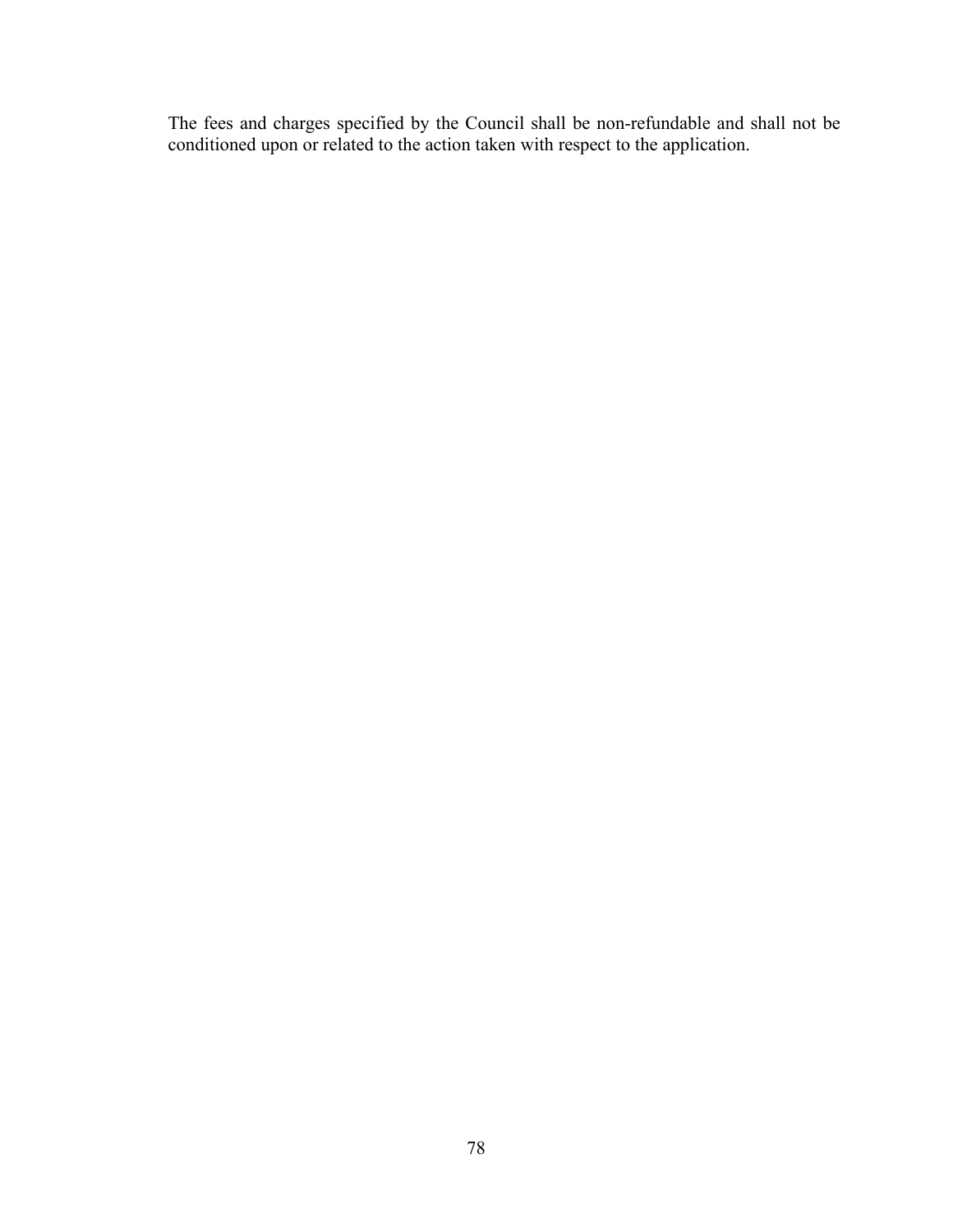The fees and charges specified by the Council shall be non-refundable and shall not be conditioned upon or related to the action taken with respect to the application.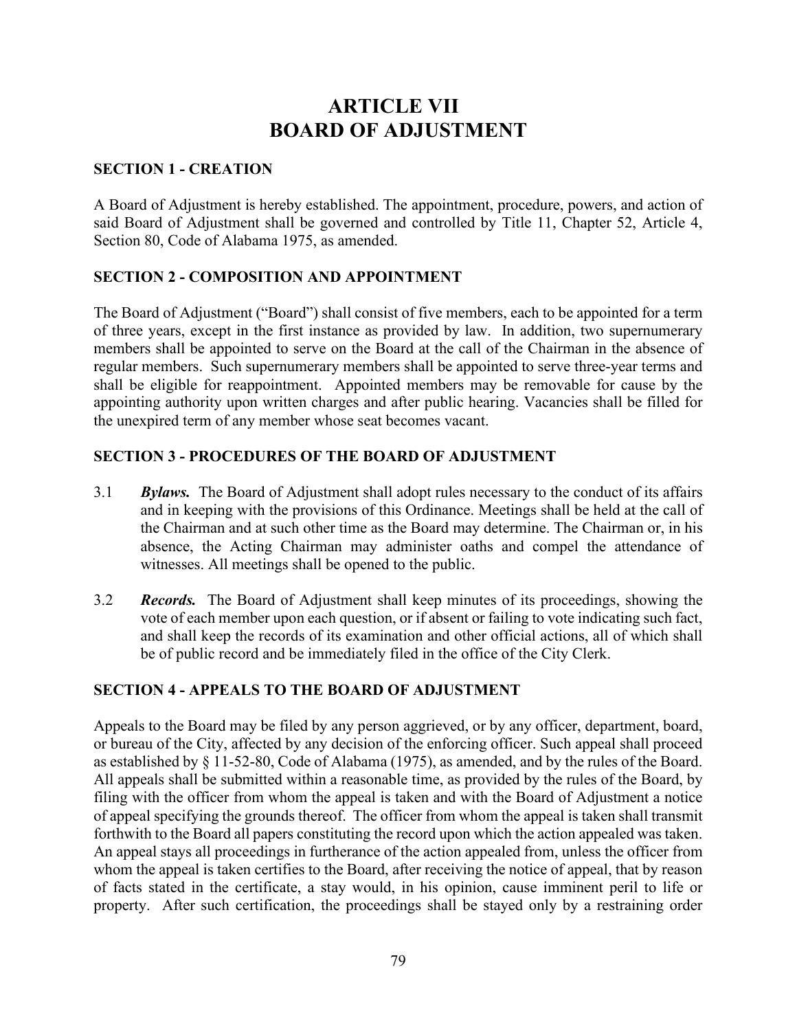# ARTICLE VII
# BOARD OF ADJUSTMENT

### SECTION 1 - CREATION

A Board of Adjustment is hereby established. The appointment, procedure, powers, and action of said Board of Adjustment shall be governed and controlled by Title 11, Chapter 52, Article 4, Section 80, Code of Alabama 1975, as amended.

### SECTION 2 - COMPOSITION AND APPOINTMENT

The Board of Adjustment ("Board") shall consist of five members, each to be appointed for a term of three years, except in the first instance as provided by law. In addition, two supernumerary members shall be appointed to serve on the Board at the call of the Chairman in the absence of regular members. Such supernumerary members shall be appointed to serve three-year terms and shall be eligible for reappointment. Appointed members may be removable for cause by the appointing authority upon written charges and after public hearing. Vacancies shall be filled for the unexpired term of any member whose seat becomes vacant.

### SECTION 3 - PROCEDURES OF THE BOARD OF ADJUSTMENT

3.1 ***Bylaws.*** The Board of Adjustment shall adopt rules necessary to the conduct of its affairs and in keeping with the provisions of this Ordinance. Meetings shall be held at the call of the Chairman and at such other time as the Board may determine. The Chairman or, in his absence, the Acting Chairman may administer oaths and compel the attendance of witnesses. All meetings shall be opened to the public.

3.2 ***Records.*** The Board of Adjustment shall keep minutes of its proceedings, showing the vote of each member upon each question, or if absent or failing to vote indicating such fact, and shall keep the records of its examination and other official actions, all of which shall be of public record and be immediately filed in the office of the City Clerk.

### SECTION 4 - APPEALS TO THE BOARD OF ADJUSTMENT

Appeals to the Board may be filed by any person aggrieved, or by any officer, department, board, or bureau of the City, affected by any decision of the enforcing officer. Such appeal shall proceed as established by § 11-52-80, Code of Alabama (1975), as amended, and by the rules of the Board. All appeals shall be submitted within a reasonable time, as provided by the rules of the Board, by filing with the officer from whom the appeal is taken and with the Board of Adjustment a notice of appeal specifying the grounds thereof. The officer from whom the appeal is taken shall transmit forthwith to the Board all papers constituting the record upon which the action appealed was taken. An appeal stays all proceedings in furtherance of the action appealed from, unless the officer from whom the appeal is taken certifies to the Board, after receiving the notice of appeal, that by reason of facts stated in the certificate, a stay would, in his opinion, cause imminent peril to life or property. After such certification, the proceedings shall be stayed only by a restraining order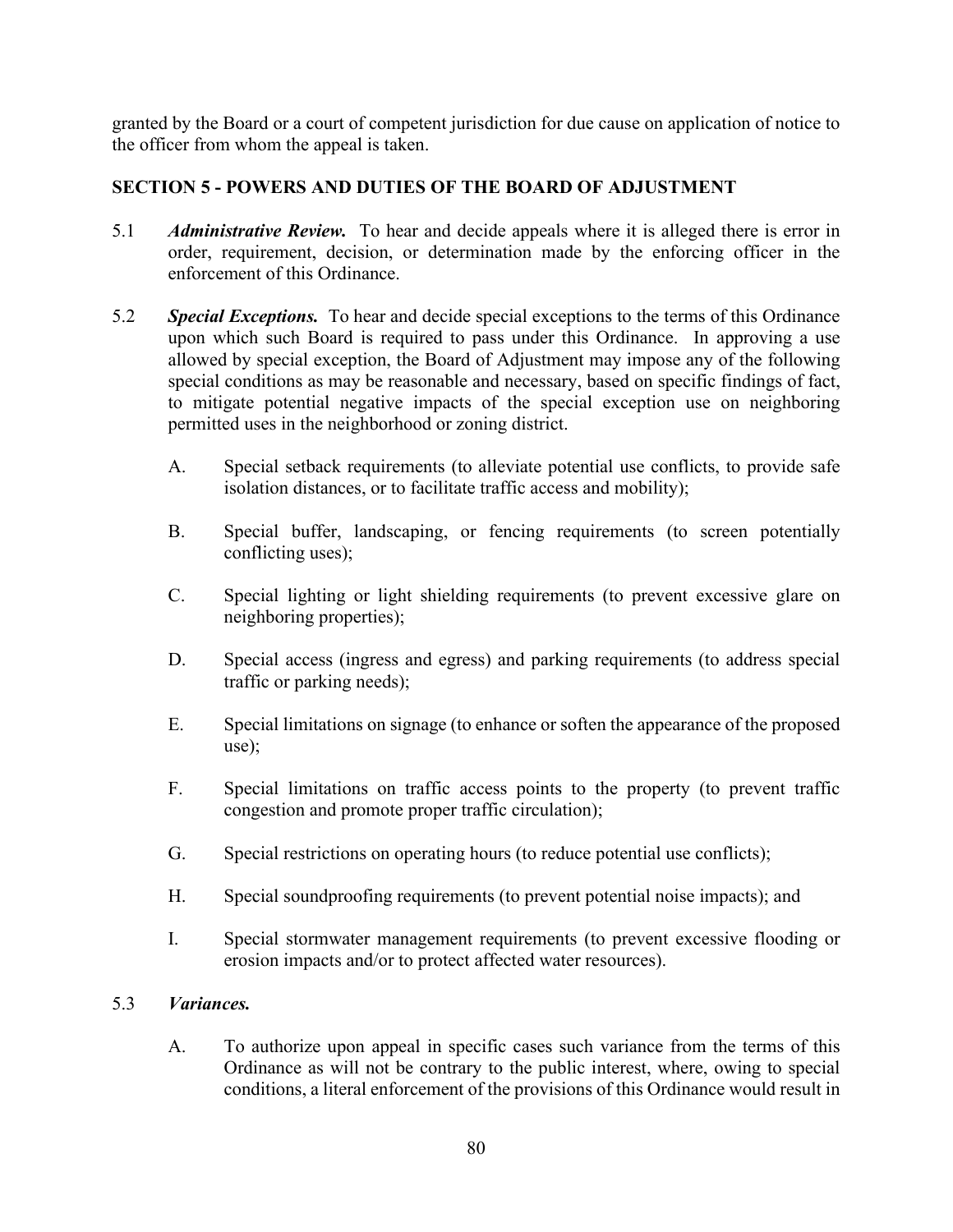granted by the Board or a court of competent jurisdiction for due cause on application of notice to the officer from whom the appeal is taken.

## SECTION 5 - POWERS AND DUTIES OF THE BOARD OF ADJUSTMENT

5.1 ***Administrative Review.*** To hear and decide appeals where it is alleged there is error in order, requirement, decision, or determination made by the enforcing officer in the enforcement of this Ordinance.

5.2 ***Special Exceptions.*** To hear and decide special exceptions to the terms of this Ordinance upon which such Board is required to pass under this Ordinance. In approving a use allowed by special exception, the Board of Adjustment may impose any of the following special conditions as may be reasonable and necessary, based on specific findings of fact, to mitigate potential negative impacts of the special exception use on neighboring permitted uses in the neighborhood or zoning district.

A. Special setback requirements (to alleviate potential use conflicts, to provide safe isolation distances, or to facilitate traffic access and mobility);

B. Special buffer, landscaping, or fencing requirements (to screen potentially conflicting uses);

C. Special lighting or light shielding requirements (to prevent excessive glare on neighboring properties);

D. Special access (ingress and egress) and parking requirements (to address special traffic or parking needs);

E. Special limitations on signage (to enhance or soften the appearance of the proposed use);

F. Special limitations on traffic access points to the property (to prevent traffic congestion and promote proper traffic circulation);

G. Special restrictions on operating hours (to reduce potential use conflicts);

H. Special soundproofing requirements (to prevent potential noise impacts); and

I. Special stormwater management requirements (to prevent excessive flooding or erosion impacts and/or to protect affected water resources).

5.3 ***Variances.***

A. To authorize upon appeal in specific cases such variance from the terms of this Ordinance as will not be contrary to the public interest, where, owing to special conditions, a literal enforcement of the provisions of this Ordinance would result in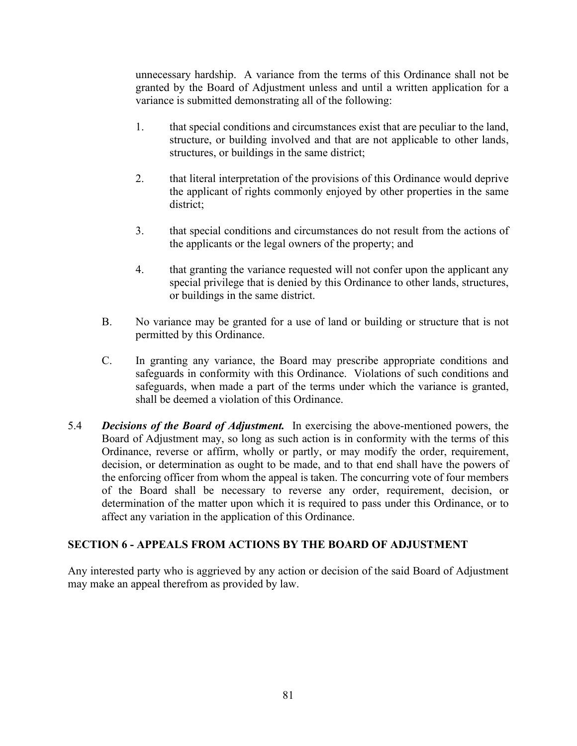unnecessary hardship. A variance from the terms of this Ordinance shall not be granted by the Board of Adjustment unless and until a written application for a variance is submitted demonstrating all of the following:

1. that special conditions and circumstances exist that are peculiar to the land, structure, or building involved and that are not applicable to other lands, structures, or buildings in the same district;

2. that literal interpretation of the provisions of this Ordinance would deprive the applicant of rights commonly enjoyed by other properties in the same district;

3. that special conditions and circumstances do not result from the actions of the applicants or the legal owners of the property; and

4. that granting the variance requested will not confer upon the applicant any special privilege that is denied by this Ordinance to other lands, structures, or buildings in the same district.

B. No variance may be granted for a use of land or building or structure that is not permitted by this Ordinance.

C. In granting any variance, the Board may prescribe appropriate conditions and safeguards in conformity with this Ordinance. Violations of such conditions and safeguards, when made a part of the terms under which the variance is granted, shall be deemed a violation of this Ordinance.

5.4 ***Decisions of the Board of Adjustment.*** In exercising the above-mentioned powers, the Board of Adjustment may, so long as such action is in conformity with the terms of this Ordinance, reverse or affirm, wholly or partly, or may modify the order, requirement, decision, or determination as ought to be made, and to that end shall have the powers of the enforcing officer from whom the appeal is taken. The concurring vote of four members of the Board shall be necessary to reverse any order, requirement, decision, or determination of the matter upon which it is required to pass under this Ordinance, or to affect any variation in the application of this Ordinance.

## SECTION 6 - APPEALS FROM ACTIONS BY THE BOARD OF ADJUSTMENT

Any interested party who is aggrieved by any action or decision of the said Board of Adjustment may make an appeal therefrom as provided by law.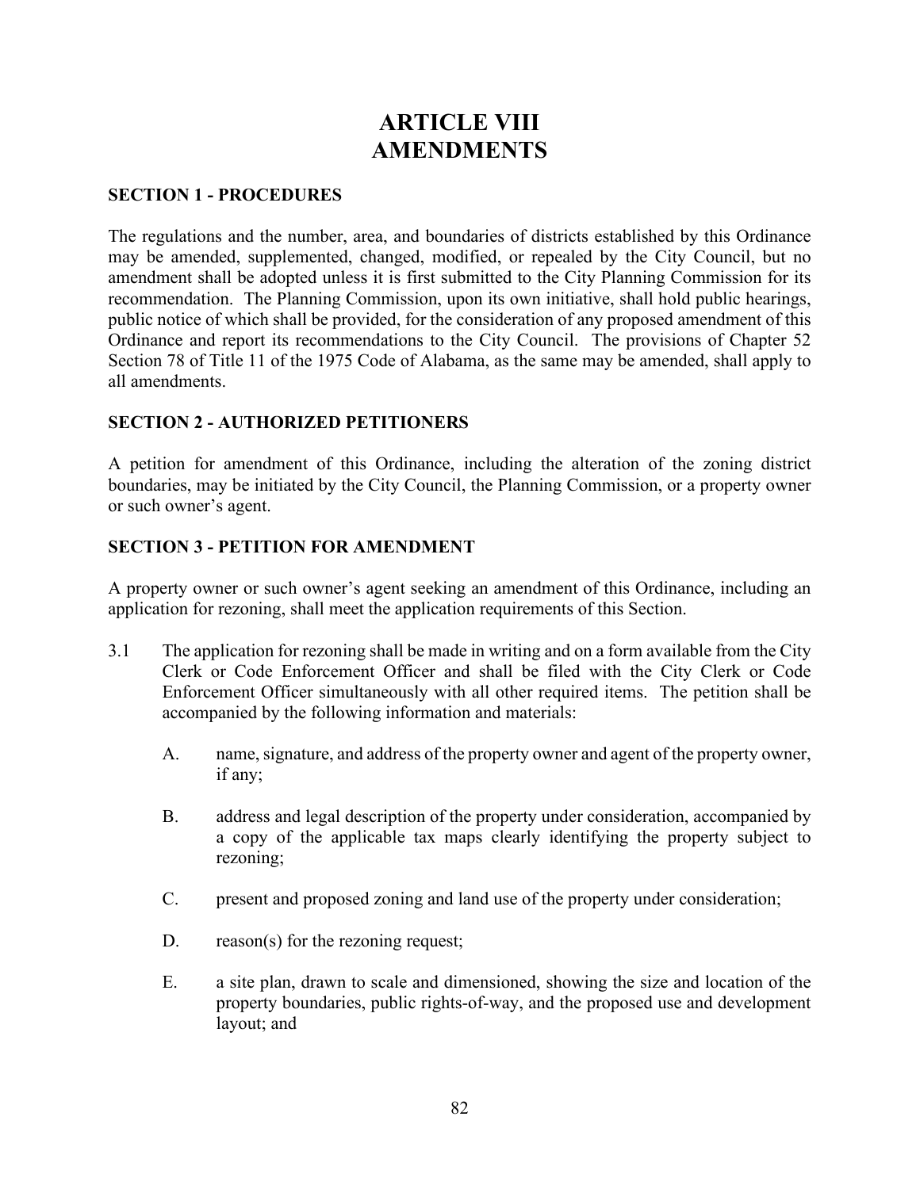# ARTICLE VIII
# AMENDMENTS

## SECTION 1 - PROCEDURES

The regulations and the number, area, and boundaries of districts established by this Ordinance may be amended, supplemented, changed, modified, or repealed by the City Council, but no amendment shall be adopted unless it is first submitted to the City Planning Commission for its recommendation. The Planning Commission, upon its own initiative, shall hold public hearings, public notice of which shall be provided, for the consideration of any proposed amendment of this Ordinance and report its recommendations to the City Council. The provisions of Chapter 52 Section 78 of Title 11 of the 1975 Code of Alabama, as the same may be amended, shall apply to all amendments.

## SECTION 2 - AUTHORIZED PETITIONERS

A petition for amendment of this Ordinance, including the alteration of the zoning district boundaries, may be initiated by the City Council, the Planning Commission, or a property owner or such owner's agent.

## SECTION 3 - PETITION FOR AMENDMENT

A property owner or such owner's agent seeking an amendment of this Ordinance, including an application for rezoning, shall meet the application requirements of this Section.

3.1 The application for rezoning shall be made in writing and on a form available from the City Clerk or Code Enforcement Officer and shall be filed with the City Clerk or Code Enforcement Officer simultaneously with all other required items. The petition shall be accompanied by the following information and materials:

  A. name, signature, and address of the property owner and agent of the property owner, if any;

  B. address and legal description of the property under consideration, accompanied by a copy of the applicable tax maps clearly identifying the property subject to rezoning;

  C. present and proposed zoning and land use of the property under consideration;

  D. reason(s) for the rezoning request;

  E. a site plan, drawn to scale and dimensioned, showing the size and location of the property boundaries, public rights-of-way, and the proposed use and development layout; and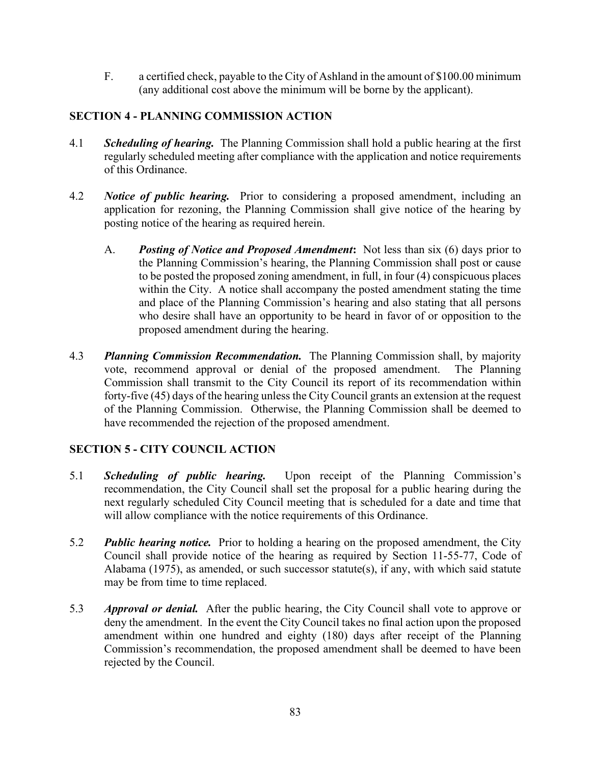F. a certified check, payable to the City of Ashland in the amount of $100.00 minimum (any additional cost above the minimum will be borne by the applicant).

## SECTION 4 - PLANNING COMMISSION ACTION

4.1 ***Scheduling of hearing.*** The Planning Commission shall hold a public hearing at the first regularly scheduled meeting after compliance with the application and notice requirements of this Ordinance.

4.2 ***Notice of public hearing.*** Prior to considering a proposed amendment, including an application for rezoning, the Planning Commission shall give notice of the hearing by posting notice of the hearing as required herein.

A. ***Posting of Notice and Proposed Amendment*:** Not less than six (6) days prior to the Planning Commission's hearing, the Planning Commission shall post or cause to be posted the proposed zoning amendment, in full, in four (4) conspicuous places within the City. A notice shall accompany the posted amendment stating the time and place of the Planning Commission's hearing and also stating that all persons who desire shall have an opportunity to be heard in favor of or opposition to the proposed amendment during the hearing.

4.3 ***Planning Commission Recommendation.*** The Planning Commission shall, by majority vote, recommend approval or denial of the proposed amendment. The Planning Commission shall transmit to the City Council its report of its recommendation within forty-five (45) days of the hearing unless the City Council grants an extension at the request of the Planning Commission. Otherwise, the Planning Commission shall be deemed to have recommended the rejection of the proposed amendment.

## SECTION 5 - CITY COUNCIL ACTION

5.1 ***Scheduling of public hearing.*** Upon receipt of the Planning Commission's recommendation, the City Council shall set the proposal for a public hearing during the next regularly scheduled City Council meeting that is scheduled for a date and time that will allow compliance with the notice requirements of this Ordinance.

5.2 ***Public hearing notice.*** Prior to holding a hearing on the proposed amendment, the City Council shall provide notice of the hearing as required by Section 11-55-77, Code of Alabama (1975), as amended, or such successor statute(s), if any, with which said statute may be from time to time replaced.

5.3 ***Approval or denial.*** After the public hearing, the City Council shall vote to approve or deny the amendment. In the event the City Council takes no final action upon the proposed amendment within one hundred and eighty (180) days after receipt of the Planning Commission's recommendation, the proposed amendment shall be deemed to have been rejected by the Council.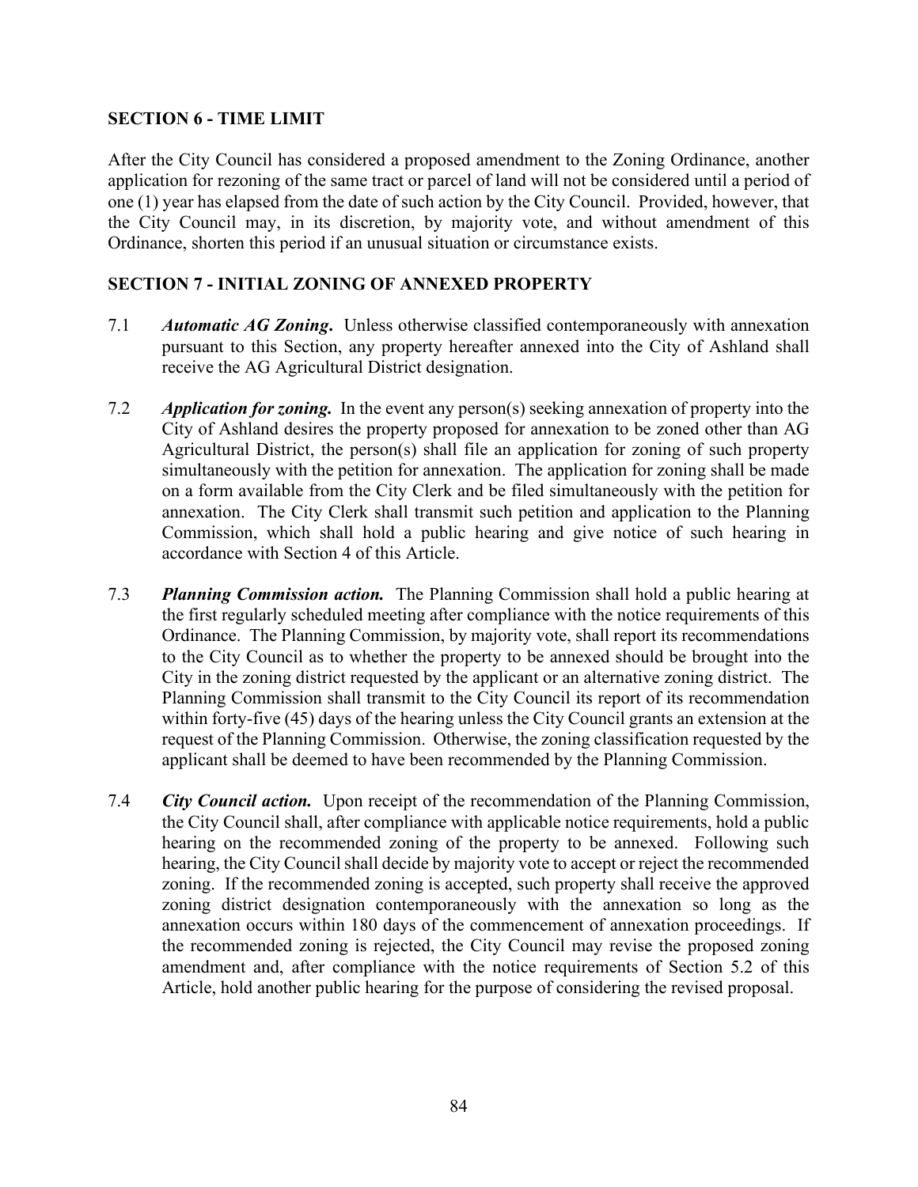## SECTION 6 - TIME LIMIT

After the City Council has considered a proposed amendment to the Zoning Ordinance, another application for rezoning of the same tract or parcel of land will not be considered until a period of one (1) year has elapsed from the date of such action by the City Council. Provided, however, that the City Council may, in its discretion, by majority vote, and without amendment of this Ordinance, shorten this period if an unusual situation or circumstance exists.

## SECTION 7 - INITIAL ZONING OF ANNEXED PROPERTY

7.1 ***Automatic AG Zoning*.** Unless otherwise classified contemporaneously with annexation pursuant to this Section, any property hereafter annexed into the City of Ashland shall receive the AG Agricultural District designation.

7.2 ***Application for zoning.*** In the event any person(s) seeking annexation of property into the City of Ashland desires the property proposed for annexation to be zoned other than AG Agricultural District, the person(s) shall file an application for zoning of such property simultaneously with the petition for annexation. The application for zoning shall be made on a form available from the City Clerk and be filed simultaneously with the petition for annexation. The City Clerk shall transmit such petition and application to the Planning Commission, which shall hold a public hearing and give notice of such hearing in accordance with Section 4 of this Article.

7.3 ***Planning Commission action.*** The Planning Commission shall hold a public hearing at the first regularly scheduled meeting after compliance with the notice requirements of this Ordinance. The Planning Commission, by majority vote, shall report its recommendations to the City Council as to whether the property to be annexed should be brought into the City in the zoning district requested by the applicant or an alternative zoning district. The Planning Commission shall transmit to the City Council its report of its recommendation within forty-five (45) days of the hearing unless the City Council grants an extension at the request of the Planning Commission. Otherwise, the zoning classification requested by the applicant shall be deemed to have been recommended by the Planning Commission.

7.4 ***City Council action.*** Upon receipt of the recommendation of the Planning Commission, the City Council shall, after compliance with applicable notice requirements, hold a public hearing on the recommended zoning of the property to be annexed. Following such hearing, the City Council shall decide by majority vote to accept or reject the recommended zoning. If the recommended zoning is accepted, such property shall receive the approved zoning district designation contemporaneously with the annexation so long as the annexation occurs within 180 days of the commencement of annexation proceedings. If the recommended zoning is rejected, the City Council may revise the proposed zoning amendment and, after compliance with the notice requirements of Section 5.2 of this Article, hold another public hearing for the purpose of considering the revised proposal.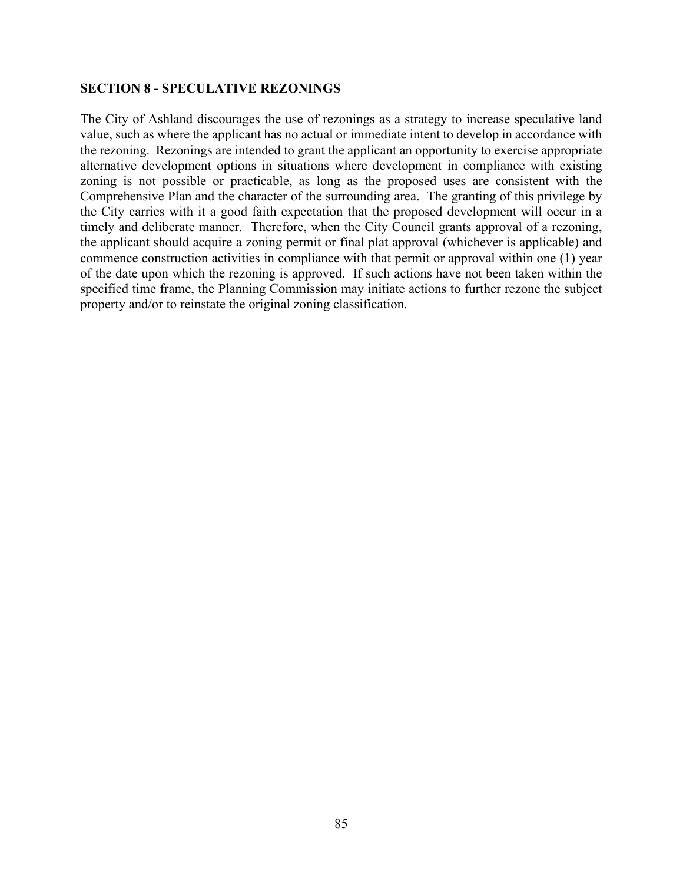## SECTION 8 - SPECULATIVE REZONINGS

The City of Ashland discourages the use of rezonings as a strategy to increase speculative land value, such as where the applicant has no actual or immediate intent to develop in accordance with the rezoning. Rezonings are intended to grant the applicant an opportunity to exercise appropriate alternative development options in situations where development in compliance with existing zoning is not possible or practicable, as long as the proposed uses are consistent with the Comprehensive Plan and the character of the surrounding area. The granting of this privilege by the City carries with it a good faith expectation that the proposed development will occur in a timely and deliberate manner. Therefore, when the City Council grants approval of a rezoning, the applicant should acquire a zoning permit or final plat approval (whichever is applicable) and commence construction activities in compliance with that permit or approval within one (1) year of the date upon which the rezoning is approved. If such actions have not been taken within the specified time frame, the Planning Commission may initiate actions to further rezone the subject property and/or to reinstate the original zoning classification.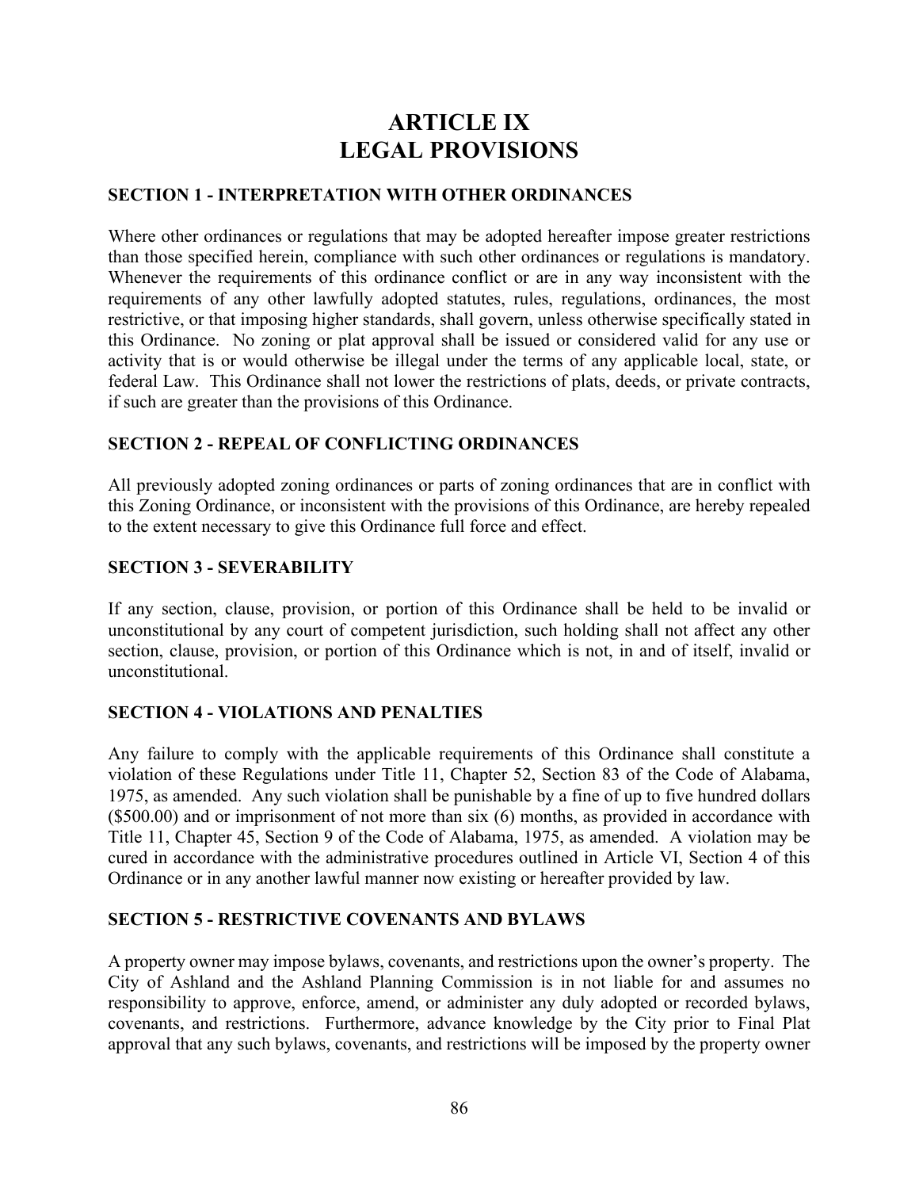# ARTICLE IX
# LEGAL PROVISIONS

### SECTION 1 - INTERPRETATION WITH OTHER ORDINANCES

Where other ordinances or regulations that may be adopted hereafter impose greater restrictions than those specified herein, compliance with such other ordinances or regulations is mandatory. Whenever the requirements of this ordinance conflict or are in any way inconsistent with the requirements of any other lawfully adopted statutes, rules, regulations, ordinances, the most restrictive, or that imposing higher standards, shall govern, unless otherwise specifically stated in this Ordinance. No zoning or plat approval shall be issued or considered valid for any use or activity that is or would otherwise be illegal under the terms of any applicable local, state, or federal Law. This Ordinance shall not lower the restrictions of plats, deeds, or private contracts, if such are greater than the provisions of this Ordinance.

### SECTION 2 - REPEAL OF CONFLICTING ORDINANCES

All previously adopted zoning ordinances or parts of zoning ordinances that are in conflict with this Zoning Ordinance, or inconsistent with the provisions of this Ordinance, are hereby repealed to the extent necessary to give this Ordinance full force and effect.

### SECTION 3 - SEVERABILITY

If any section, clause, provision, or portion of this Ordinance shall be held to be invalid or unconstitutional by any court of competent jurisdiction, such holding shall not affect any other section, clause, provision, or portion of this Ordinance which is not, in and of itself, invalid or unconstitutional.

### SECTION 4 - VIOLATIONS AND PENALTIES

Any failure to comply with the applicable requirements of this Ordinance shall constitute a violation of these Regulations under Title 11, Chapter 52, Section 83 of the Code of Alabama, 1975, as amended. Any such violation shall be punishable by a fine of up to five hundred dollars ($500.00) and or imprisonment of not more than six (6) months, as provided in accordance with Title 11, Chapter 45, Section 9 of the Code of Alabama, 1975, as amended. A violation may be cured in accordance with the administrative procedures outlined in Article VI, Section 4 of this Ordinance or in any another lawful manner now existing or hereafter provided by law.

### SECTION 5 - RESTRICTIVE COVENANTS AND BYLAWS

A property owner may impose bylaws, covenants, and restrictions upon the owner's property. The City of Ashland and the Ashland Planning Commission is in not liable for and assumes no responsibility to approve, enforce, amend, or administer any duly adopted or recorded bylaws, covenants, and restrictions. Furthermore, advance knowledge by the City prior to Final Plat approval that any such bylaws, covenants, and restrictions will be imposed by the property owner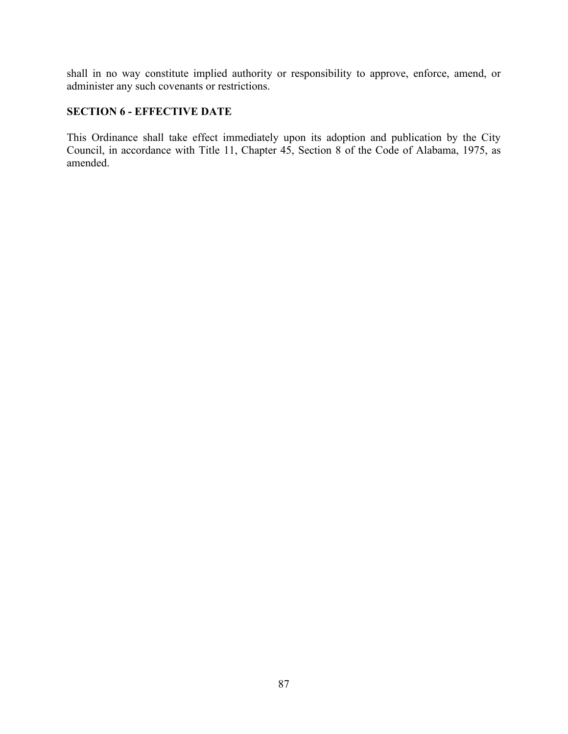shall in no way constitute implied authority or responsibility to approve, enforce, amend, or administer any such covenants or restrictions.

**SECTION 6 - EFFECTIVE DATE**

This Ordinance shall take effect immediately upon its adoption and publication by the City Council, in accordance with Title 11, Chapter 45, Section 8 of the Code of Alabama, 1975, as amended.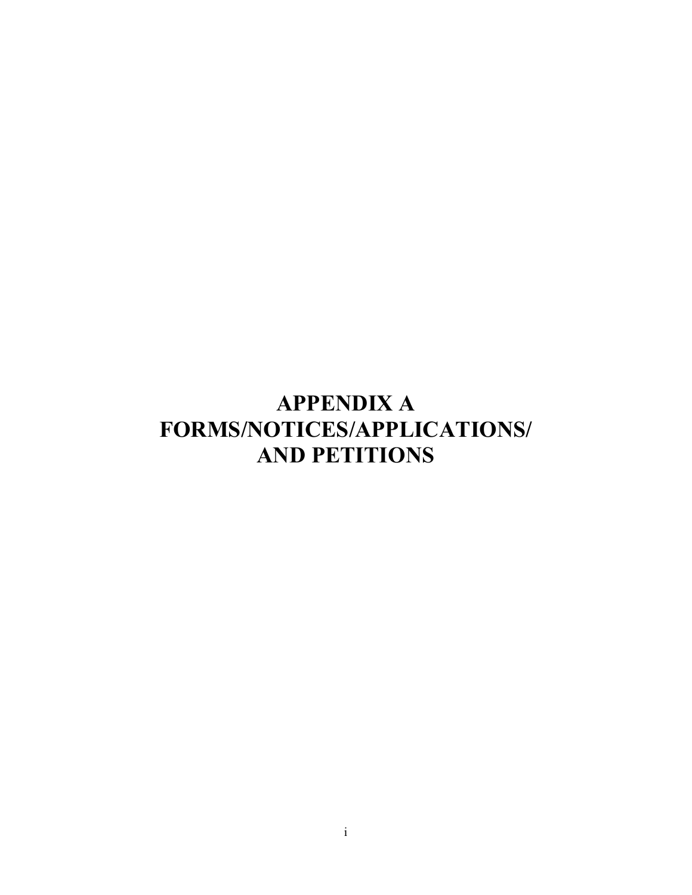# APPENDIX A
# FORMS/NOTICES/APPLICATIONS/ AND PETITIONS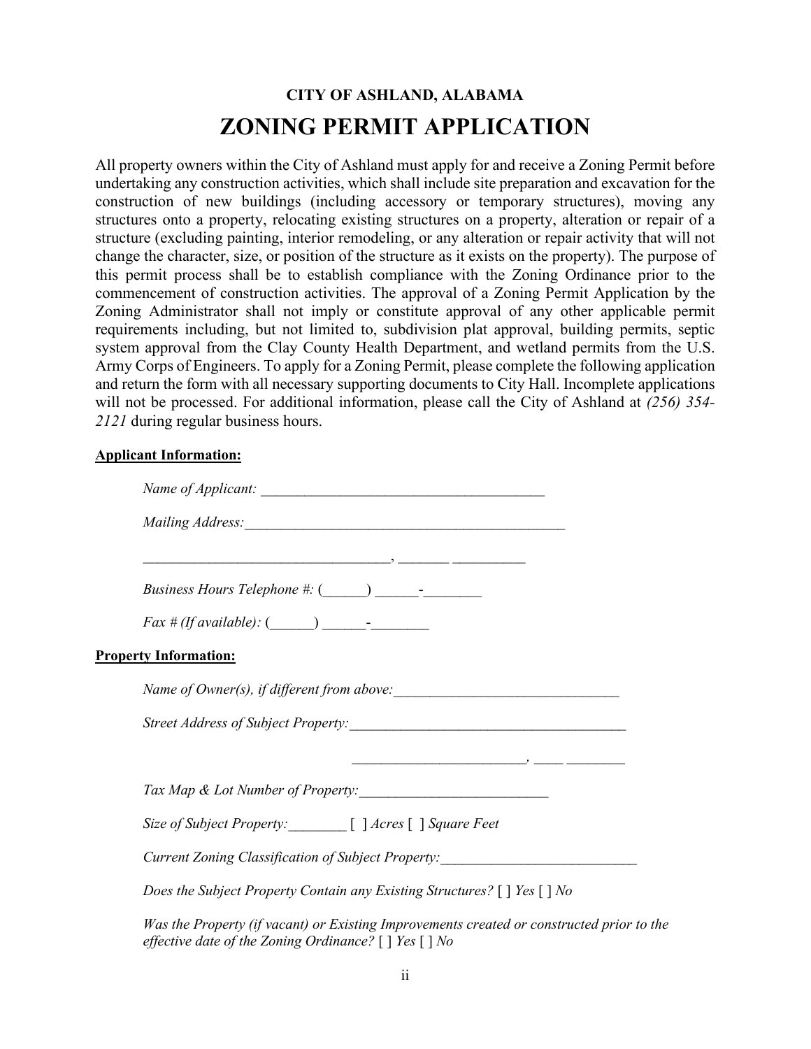**CITY OF ASHLAND, ALABAMA**

# ZONING PERMIT APPLICATION

All property owners within the City of Ashland must apply for and receive a Zoning Permit before undertaking any construction activities, which shall include site preparation and excavation for the construction of new buildings (including accessory or temporary structures), moving any structures onto a property, relocating existing structures on a property, alteration or repair of a structure (excluding painting, interior remodeling, or any alteration or repair activity that will not change the character, size, or position of the structure as it exists on the property). The purpose of this permit process shall be to establish compliance with the Zoning Ordinance prior to the commencement of construction activities. The approval of a Zoning Permit Application by the Zoning Administrator shall not imply or constitute approval of any other applicable permit requirements including, but not limited to, subdivision plat approval, building permits, septic system approval from the Clay County Health Department, and wetland permits from the U.S. Army Corps of Engineers. To apply for a Zoning Permit, please complete the following application and return the form with all necessary supporting documents to City Hall. Incomplete applications will not be processed. For additional information, please call the City of Ashland at *(256) 354-2121* during regular business hours.

**Applicant Information:**

*Name of Applicant:* _______________________________________

*Mailing Address:*_____________________________________________

__________________________________, _______ __________

*Business Hours Telephone #:* (______) ______-________

*Fax # (If available):* (______) ______-________

**Property Information:**

*Name of Owner(s), if different from above:*_______________________________

*Street Address of Subject Property:*______________________________________

________________________, ____ ________

*Tax Map & Lot Number of Property:*__________________________

*Size of Subject Property:*________ [ ] *Acres* [ ] *Square Feet*

*Current Zoning Classification of Subject Property:*___________________________

*Does the Subject Property Contain any Existing Structures?* [ ] *Yes* [ ] *No*

*Was the Property (if vacant) or Existing Improvements created or constructed prior to the effective date of the Zoning Ordinance?* [ ] *Yes* [ ] *No*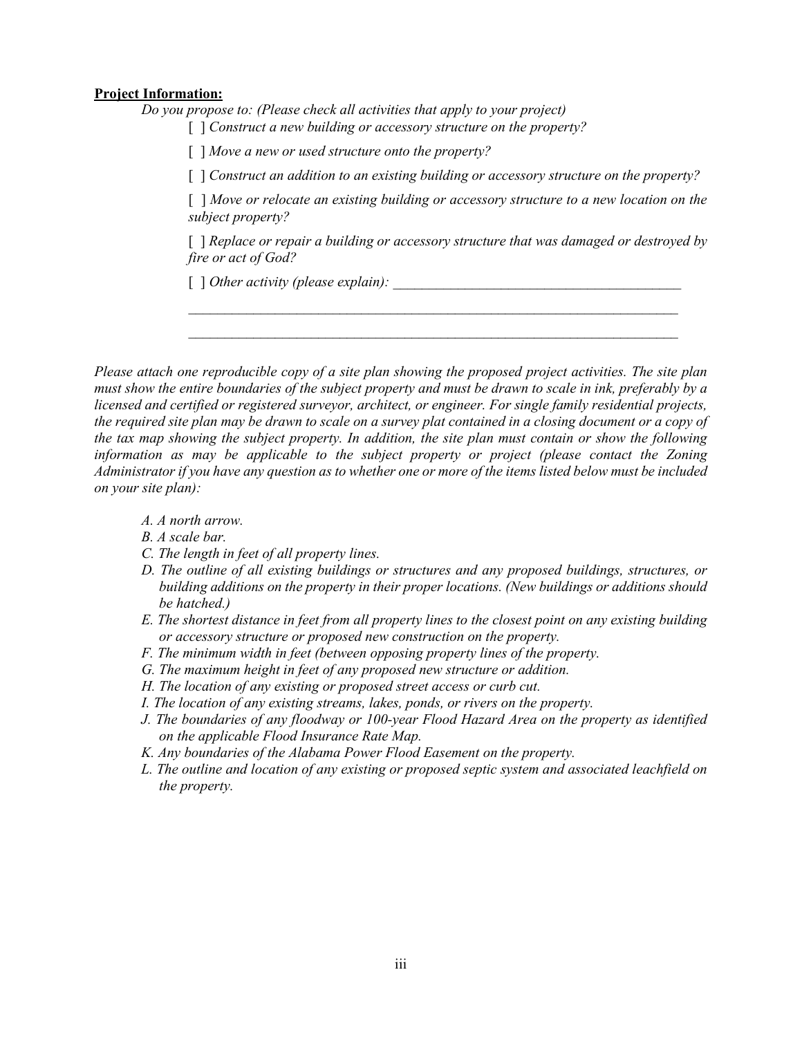**Project Information:**

*Do you propose to: (Please check all activities that apply to your project)*

[ ] *Construct a new building or accessory structure on the property?*

[ ] *Move a new or used structure onto the property?*

[ ] *Construct an addition to an existing building or accessory structure on the property?*

[ ] *Move or relocate an existing building or accessory structure to a new location on the subject property?*

[ ] *Replace or repair a building or accessory structure that was damaged or destroyed by fire or act of God?*

[ ] *Other activity (please explain):* ________________________________________

______________________________________________________________________

______________________________________________________________________

*Please attach one reproducible copy of a site plan showing the proposed project activities. The site plan must show the entire boundaries of the subject property and must be drawn to scale in ink, preferably by a licensed and certified or registered surveyor, architect, or engineer. For single family residential projects, the required site plan may be drawn to scale on a survey plat contained in a closing document or a copy of the tax map showing the subject property. In addition, the site plan must contain or show the following information as may be applicable to the subject property or project (please contact the Zoning Administrator if you have any question as to whether one or more of the items listed below must be included on your site plan):*

*A. A north arrow.*
*B. A scale bar.*
*C. The length in feet of all property lines.*
*D. The outline of all existing buildings or structures and any proposed buildings, structures, or building additions on the property in their proper locations. (New buildings or additions should be hatched.)*
*E. The shortest distance in feet from all property lines to the closest point on any existing building or accessory structure or proposed new construction on the property.*
*F. The minimum width in feet (between opposing property lines of the property.*
*G. The maximum height in feet of any proposed new structure or addition.*
*H. The location of any existing or proposed street access or curb cut.*
*I. The location of any existing streams, lakes, ponds, or rivers on the property.*
*J. The boundaries of any floodway or 100-year Flood Hazard Area on the property as identified on the applicable Flood Insurance Rate Map.*
*K. Any boundaries of the Alabama Power Flood Easement on the property.*
*L. The outline and location of any existing or proposed septic system and associated leachfield on the property.*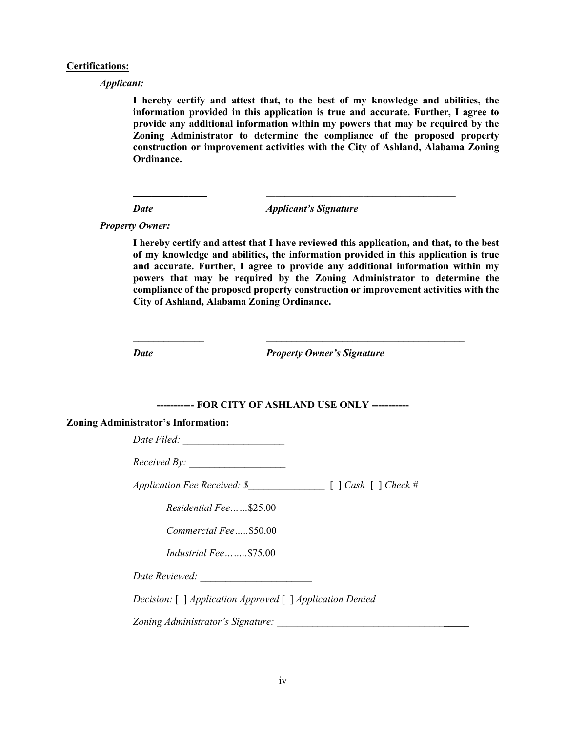**Certifications:**

*Applicant:*

**I hereby certify and attest that, to the best of my knowledge and abilities, the information provided in this application is true and accurate. Further, I agree to provide any additional information within my powers that may be required by the Zoning Administrator to determine the compliance of the proposed property construction or improvement activities with the City of Ashland, Alabama Zoning Ordinance.**

_______________ ________________________________________

***Date*** ***Applicant's Signature***

*Property Owner:*

**I hereby certify and attest that I have reviewed this application, and that, to the best of my knowledge and abilities, the information provided in this application is true and accurate. Further, I agree to provide any additional information within my powers that may be required by the Zoning Administrator to determine the compliance of the proposed property construction or improvement activities with the City of Ashland, Alabama Zoning Ordinance.**

_______________ __________________________________________

***Date*** ***Property Owner's Signature***

**----------- FOR CITY OF ASHLAND USE ONLY -----------**

**Zoning Administrator's Information:**

*Date Filed:* ____________________

*Received By:* ___________________

*Application Fee Received: $*_______________ [ ] *Cash* [ ] *Check #*

*Residential Fee……*$25.00

*Commercial Fee…..*$50.00

*Industrial Fee……..*$75.00

*Date Reviewed:* ______________________

*Decision:* [ ] *Application Approved* [ ] *Application Denied*

*Zoning Administrator's Signature:* ________________________________________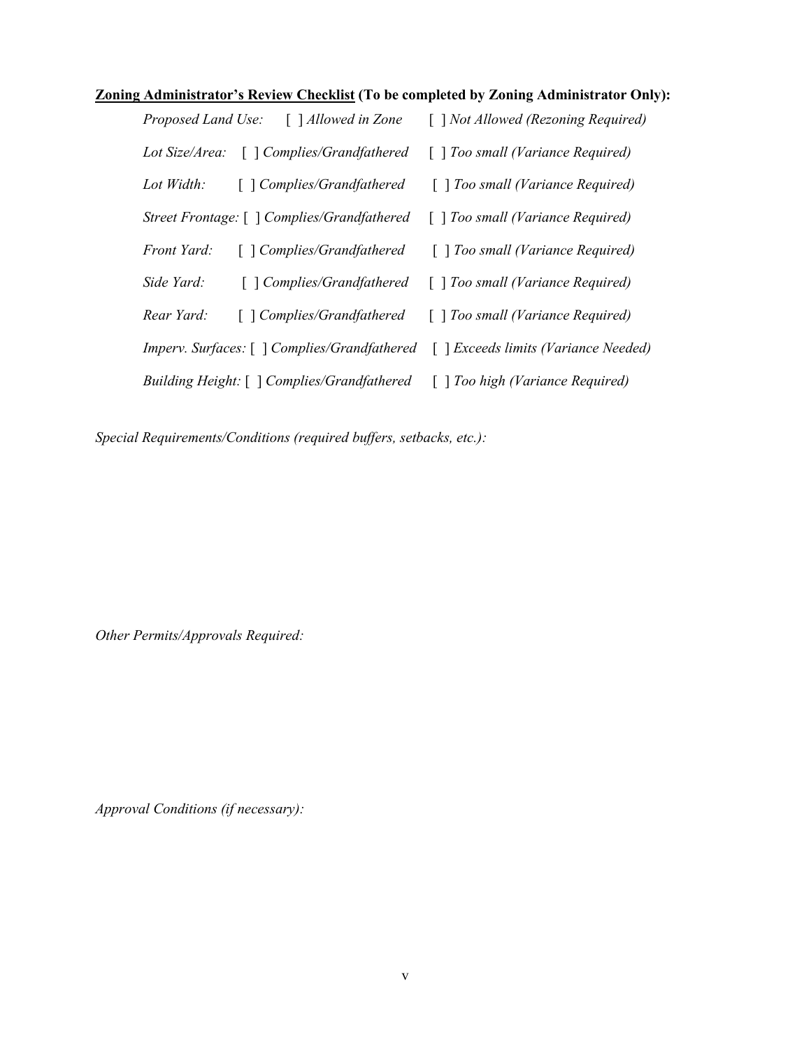**<u>Zoning Administrator's Review Checklist</u> (To be completed by Zoning Administrator Only):**

*Proposed Land Use:* [ ] *Allowed in Zone* [ ] *Not Allowed (Rezoning Required)*

*Lot Size/Area:* [ ] *Complies/Grandfathered* [ ] *Too small (Variance Required)*

*Lot Width:* [ ] *Complies/Grandfathered* [ ] *Too small (Variance Required)*

*Street Frontage:* [ ] *Complies/Grandfathered* [ ] *Too small (Variance Required)*

*Front Yard:* [ ] *Complies/Grandfathered* [ ] *Too small (Variance Required)*

*Side Yard:* [ ] *Complies/Grandfathered* [ ] *Too small (Variance Required)*

*Rear Yard:* [ ] *Complies/Grandfathered* [ ] *Too small (Variance Required)*

*Imperv. Surfaces:* [ ] *Complies/Grandfathered* [ ] *Exceeds limits (Variance Needed)*

*Building Height:* [ ] *Complies/Grandfathered* [ ] *Too high (Variance Required)*

*Special Requirements/Conditions (required buffers, setbacks, etc.):*

*Other Permits/Approvals Required:*

*Approval Conditions (if necessary):*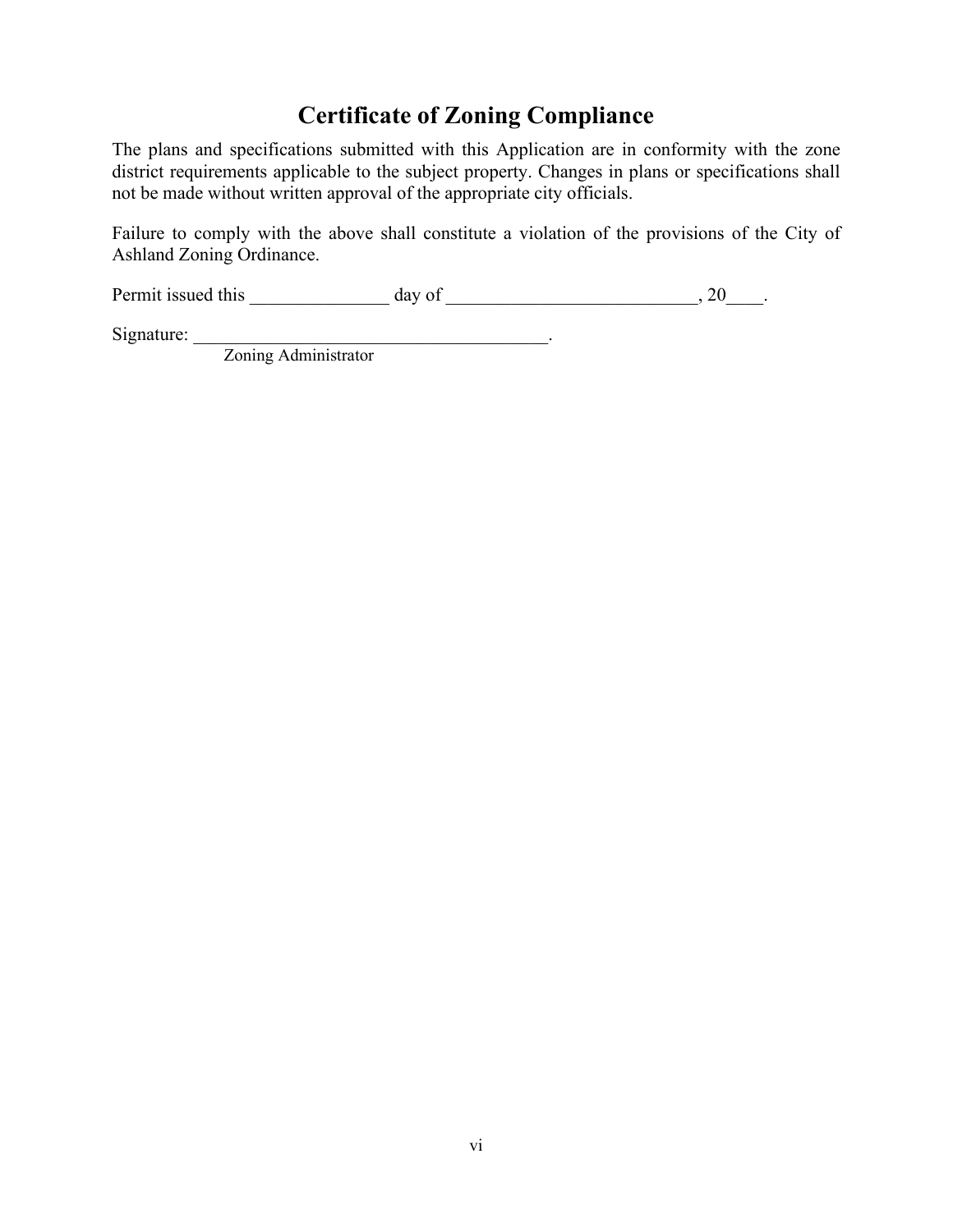# Certificate of Zoning Compliance

The plans and specifications submitted with this Application are in conformity with the zone district requirements applicable to the subject property. Changes in plans or specifications shall not be made without written approval of the appropriate city officials.

Failure to comply with the above shall constitute a violation of the provisions of the City of Ashland Zoning Ordinance.

Permit issued this _______________ day of ___________________________, 20____.

Signature: _______________________________________.
Zoning Administrator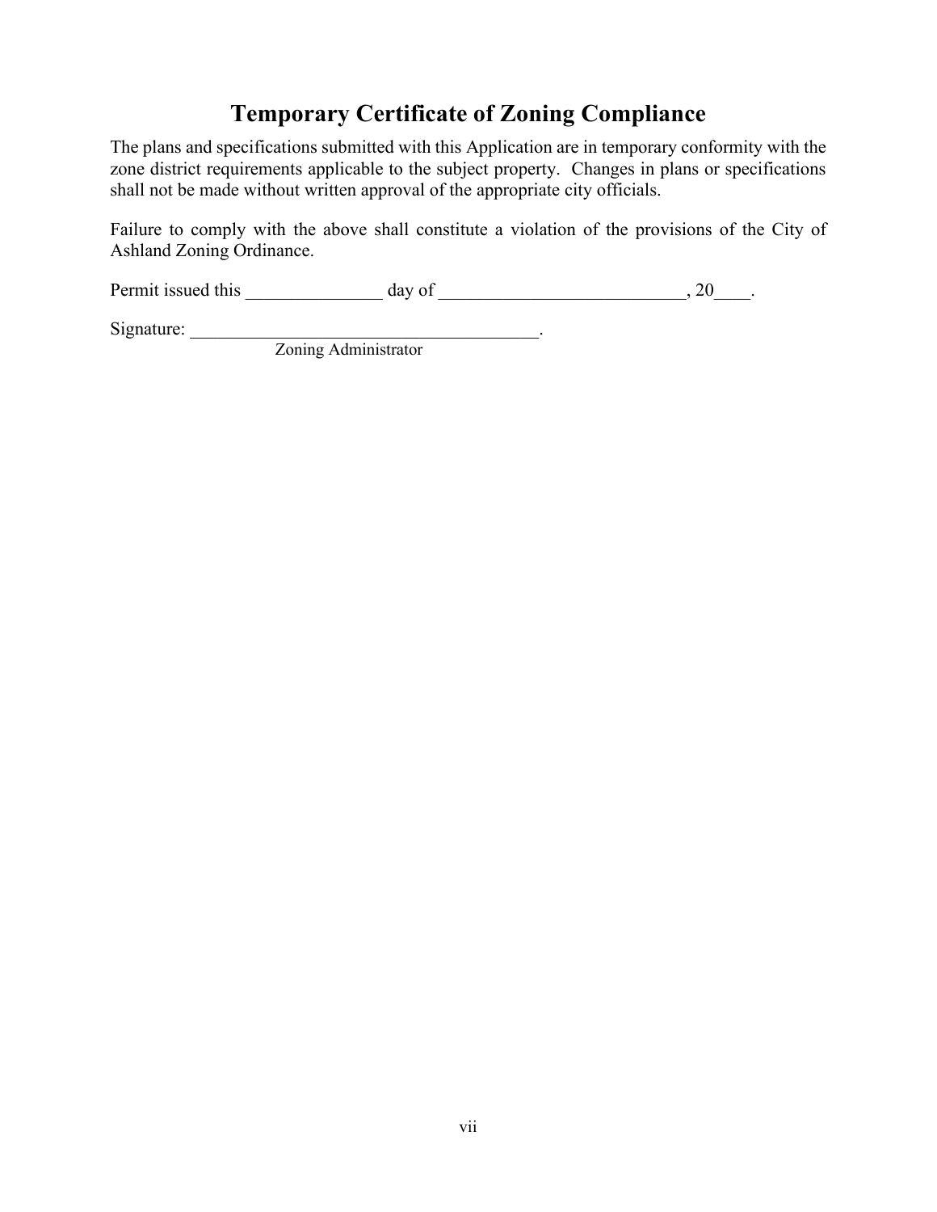# Temporary Certificate of Zoning Compliance

The plans and specifications submitted with this Application are in temporary conformity with the zone district requirements applicable to the subject property. Changes in plans or specifications shall not be made without written approval of the appropriate city officials.

Failure to comply with the above shall constitute a violation of the provisions of the City of Ashland Zoning Ordinance.

Permit issued this _______________ day of ___________________________, 20____.

Signature: _______________________________________.
Zoning Administrator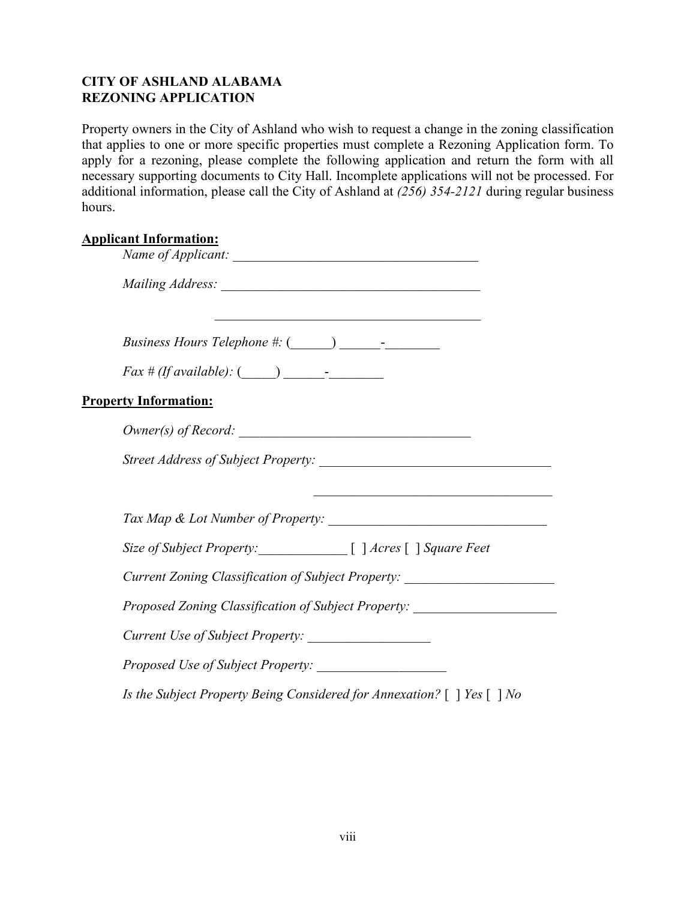**CITY OF ASHLAND ALABAMA**
**REZONING APPLICATION**

Property owners in the City of Ashland who wish to request a change in the zoning classification that applies to one or more specific properties must complete a Rezoning Application form. To apply for a rezoning, please complete the following application and return the form with all necessary supporting documents to City Hall. Incomplete applications will not be processed. For additional information, please call the City of Ashland at *(256) 354-2121* during regular business hours.

**Applicant Information:**

*Name of Applicant:* _____________________________________

*Mailing Address:* _______________________________________

_______________________________________

*Business Hours Telephone #:* (______) ______-________

*Fax # (If available):* (_____) ______-________

**Property Information:**

*Owner(s) of Record:* __________________________________

*Street Address of Subject Property:* _________________________________

_________________________________

*Tax Map & Lot Number of Property:* ________________________________

*Size of Subject Property:*_____________ [ ] *Acres* [ ] *Square Feet*

*Current Zoning Classification of Subject Property:* _____________________

*Proposed Zoning Classification of Subject Property:* _____________________

*Current Use of Subject Property:* __________________

*Proposed Use of Subject Property:* ___________________

*Is the Subject Property Being Considered for Annexation?* [ ] *Yes* [ ] *No*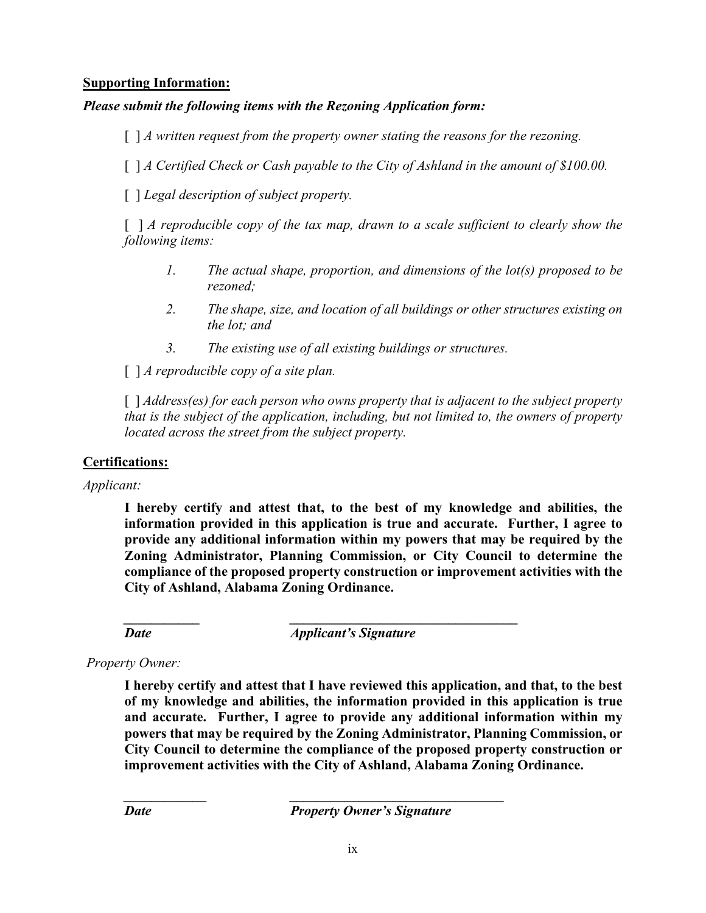**Supporting Information:**

***Please submit the following items with the Rezoning Application form:***

[ ] *A written request from the property owner stating the reasons for the rezoning.*

[ ] *A Certified Check or Cash payable to the City of Ashland in the amount of $100.00.*

[ ] *Legal description of subject property.*

[ ] *A reproducible copy of the tax map, drawn to a scale sufficient to clearly show the following items:*

1. *The actual shape, proportion, and dimensions of the lot(s) proposed to be rezoned;*
2. *The shape, size, and location of all buildings or other structures existing on the lot; and*
3. *The existing use of all existing buildings or structures.*

[ ] *A reproducible copy of a site plan.*

[ ] *Address(es) for each person who owns property that is adjacent to the subject property that is the subject of the application, including, but not limited to, the owners of property located across the street from the subject property.*

**Certifications:**

*Applicant:*

**I hereby certify and attest that, to the best of my knowledge and abilities, the information provided in this application is true and accurate. Further, I agree to provide any additional information within my powers that may be required by the Zoning Administrator, Planning Commission, or City Council to determine the compliance of the proposed property construction or improvement activities with the City of Ashland, Alabama Zoning Ordinance.**

___________ ___________________________________

***Date*** ***Applicant's Signature***

*Property Owner:*

**I hereby certify and attest that I have reviewed this application, and that, to the best of my knowledge and abilities, the information provided in this application is true and accurate. Further, I agree to provide any additional information within my powers that may be required by the Zoning Administrator, Planning Commission, or City Council to determine the compliance of the proposed property construction or improvement activities with the City of Ashland, Alabama Zoning Ordinance.**

____________ _________________________________

***Date*** ***Property Owner's Signature***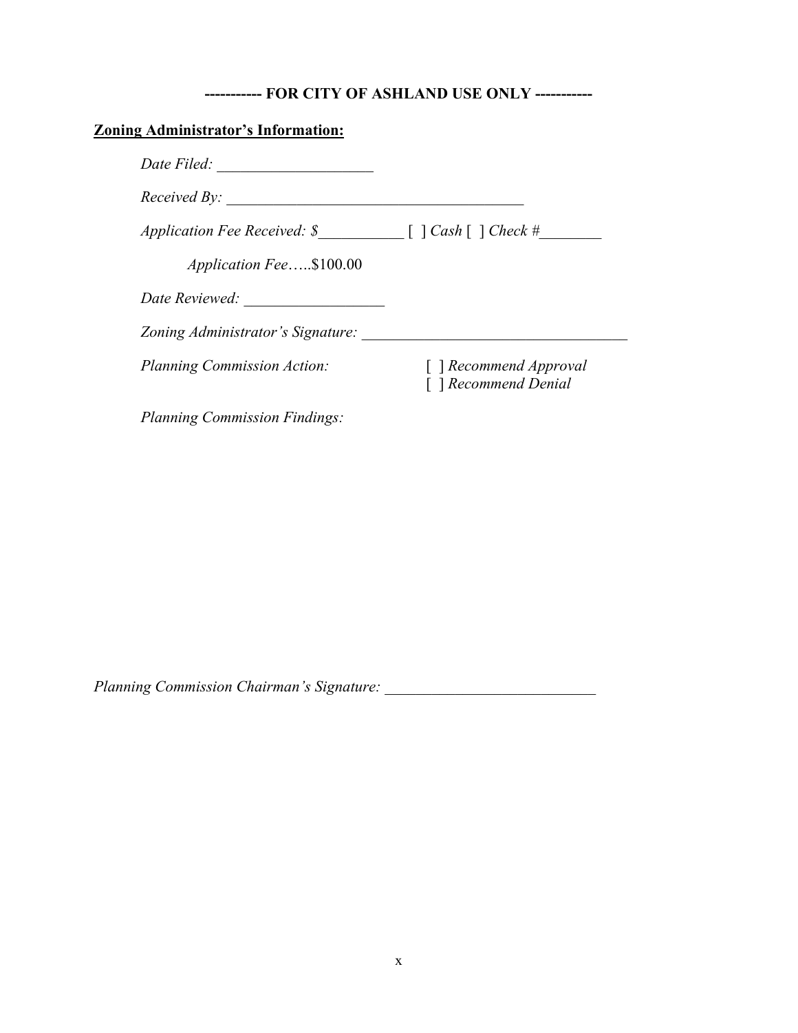**----------- FOR CITY OF ASHLAND USE ONLY -----------**

**Zoning Administrator's Information:**

*Date Filed:* ____________________

*Received By:* ________________________________________

*Application Fee Received: $*___________ [ ] *Cash* [ ] *Check #*________

*Application Fee*…..$100.00

*Date Reviewed:* __________________

*Zoning Administrator's Signature:* ___________________________________

*Planning Commission Action:* [ ] *Recommend Approval*
[ ] *Recommend Denial*

*Planning Commission Findings:*

*Planning Commission Chairman's Signature:* ___________________________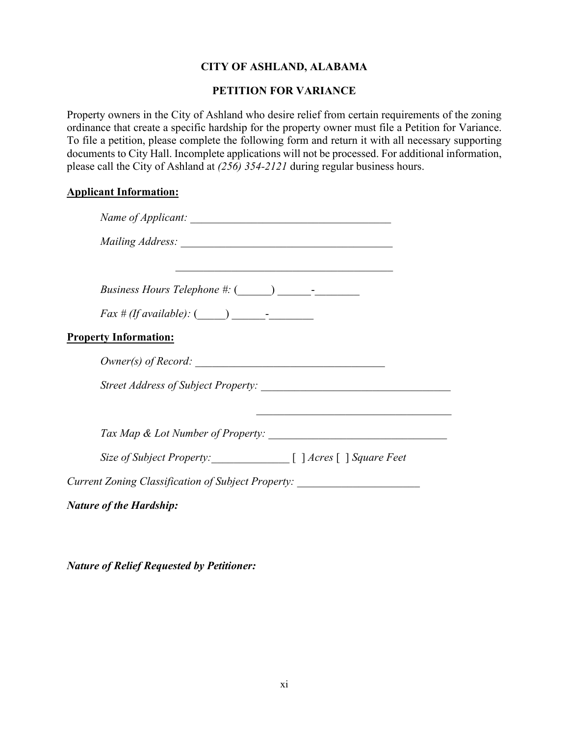# CITY OF ASHLAND, ALABAMA

## PETITION FOR VARIANCE

Property owners in the City of Ashland who desire relief from certain requirements of the zoning ordinance that create a specific hardship for the property owner must file a Petition for Variance. To file a petition, please complete the following form and return it with all necessary supporting documents to City Hall. Incomplete applications will not be processed. For additional information, please call the City of Ashland at *(256) 354-2121* during regular business hours.

**Applicant Information:**

*Name of Applicant:* ____________________________________

*Mailing Address:* ______________________________________

______________________________________

*Business Hours Telephone #:* (______) ______-________

*Fax # (If available):* (_____) ______-________

**Property Information:**

*Owner(s) of Record:* __________________________________

*Street Address of Subject Property:* __________________________________

__________________________________

*Tax Map & Lot Number of Property:* _______________________________

*Size of Subject Property:*______________ [ ] *Acres* [ ] *Square Feet*

*Current Zoning Classification of Subject Property:* ______________________

***Nature of the Hardship:***

***Nature of Relief Requested by Petitioner:***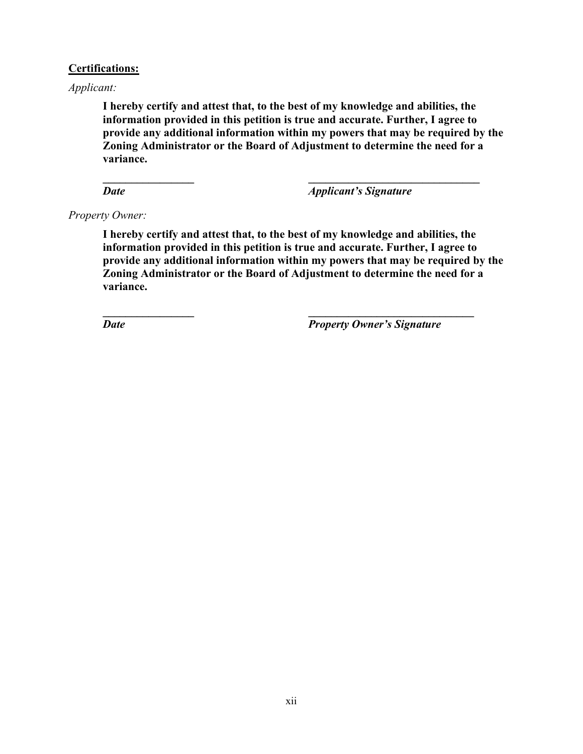**<u>Certifications:</u>**

*Applicant:*

**I hereby certify and attest that, to the best of my knowledge and abilities, the information provided in this petition is true and accurate. Further, I agree to provide any additional information within my powers that may be required by the Zoning Administrator or the Board of Adjustment to determine the need for a variance.**

| ***________________*** | ***______________________________*** |
|---|---|
| ***Date*** | ***Applicant's Signature*** |

*Property Owner:*

**I hereby certify and attest that, to the best of my knowledge and abilities, the information provided in this petition is true and accurate. Further, I agree to provide any additional information within my powers that may be required by the Zoning Administrator or the Board of Adjustment to determine the need for a variance.**

| ***________________*** | ***_____________________________*** |
|---|---|
| ***Date*** | ***Property Owner's Signature*** |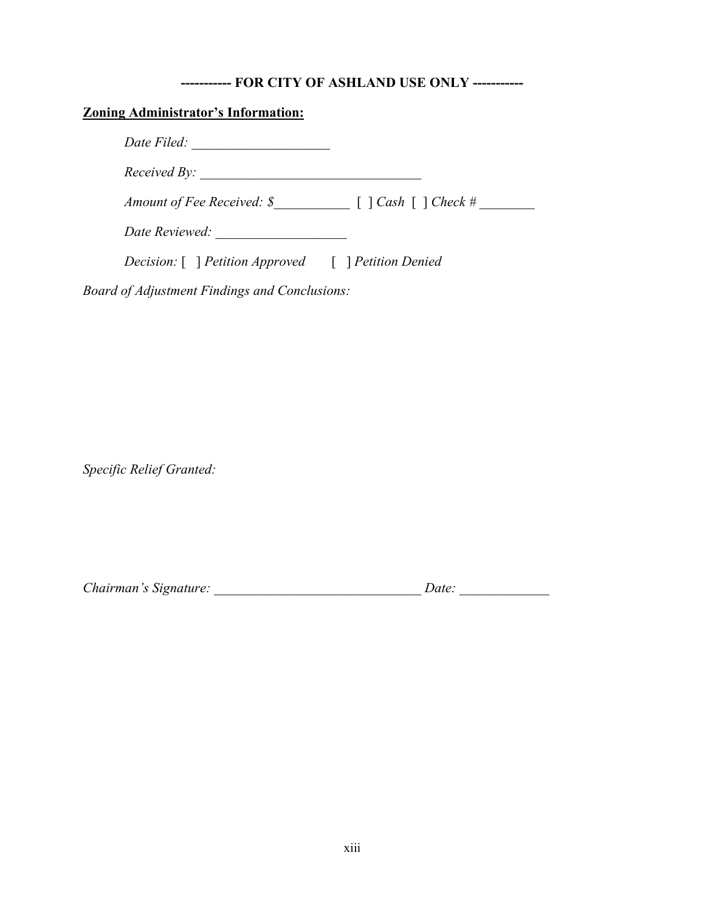**----------- FOR CITY OF ASHLAND USE ONLY -----------**

**<u>Zoning Administrator's Information:</u>**

*Date Filed:* ____________________

*Received By:* _________________________________

*Amount of Fee Received: $*___________ [ ] *Cash* [ ] *Check #* ________

*Date Reviewed:* ___________________

*Decision:* [ ] *Petition Approved* [ ] *Petition Denied*

*Board of Adjustment Findings and Conclusions:*

*Specific Relief Granted:*

*Chairman's Signature:* ______________________________ *Date:* _____________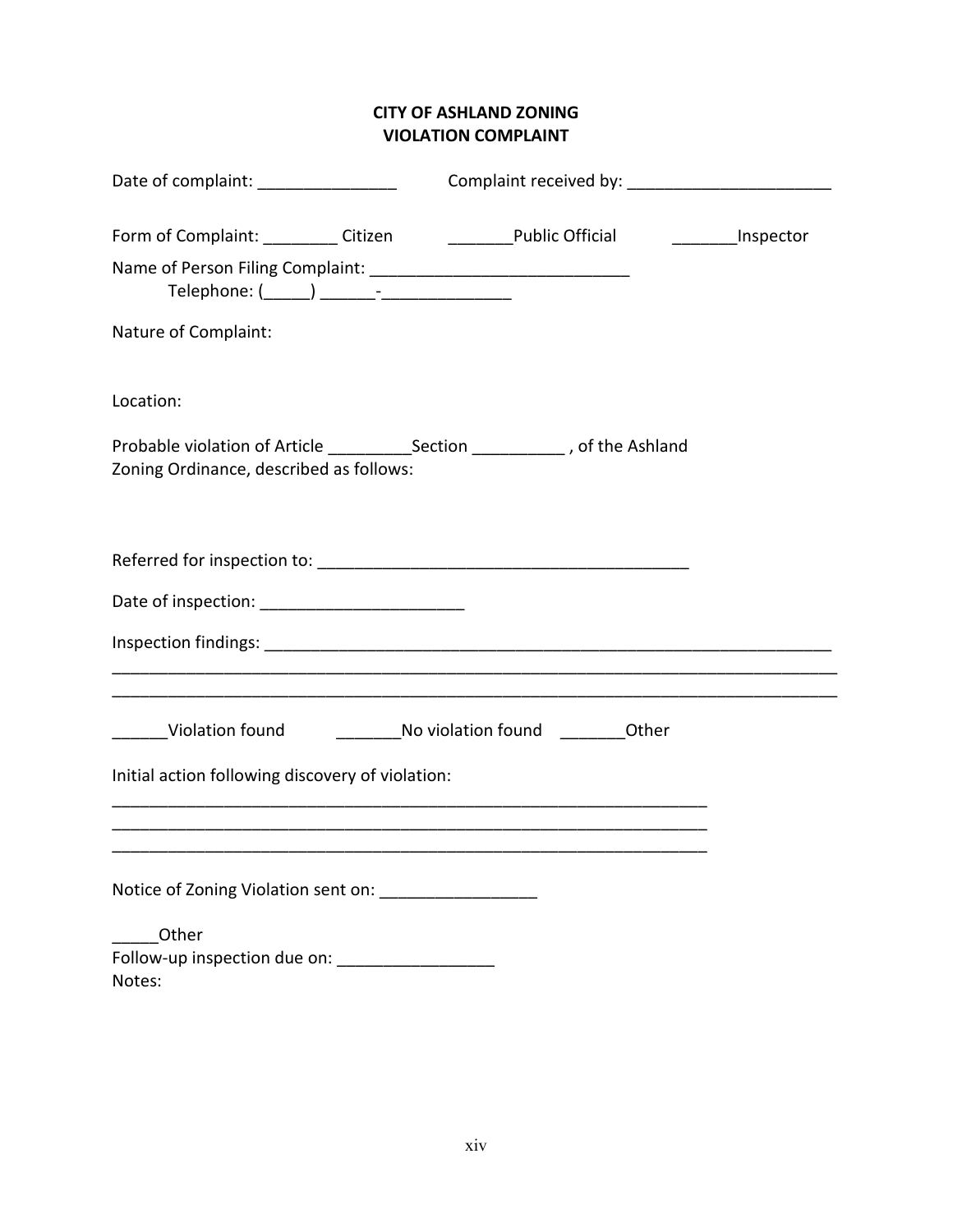**CITY OF ASHLAND ZONING**
**VIOLATION COMPLAINT**

Date of complaint: _______________ Complaint received by: ______________________

Form of Complaint: ________ Citizen _______Public Official _______Inspector

Name of Person Filing Complaint: ____________________________
Telephone: (_____) ______-______________

Nature of Complaint:

Location:

Probable violation of Article _________Section __________ , of the Ashland Zoning Ordinance, described as follows:

Referred for inspection to: ________________________________________

Date of inspection: ______________________

Inspection findings: _______________________________________________________________
_______________________________________________________________________________
_______________________________________________________________________________

______Violation found _______No violation found _______Other

Initial action following discovery of violation:
_________________________________________________________________
_________________________________________________________________
_________________________________________________________________

Notice of Zoning Violation sent on: _________________

_____Other
Follow-up inspection due on: _________________
Notes: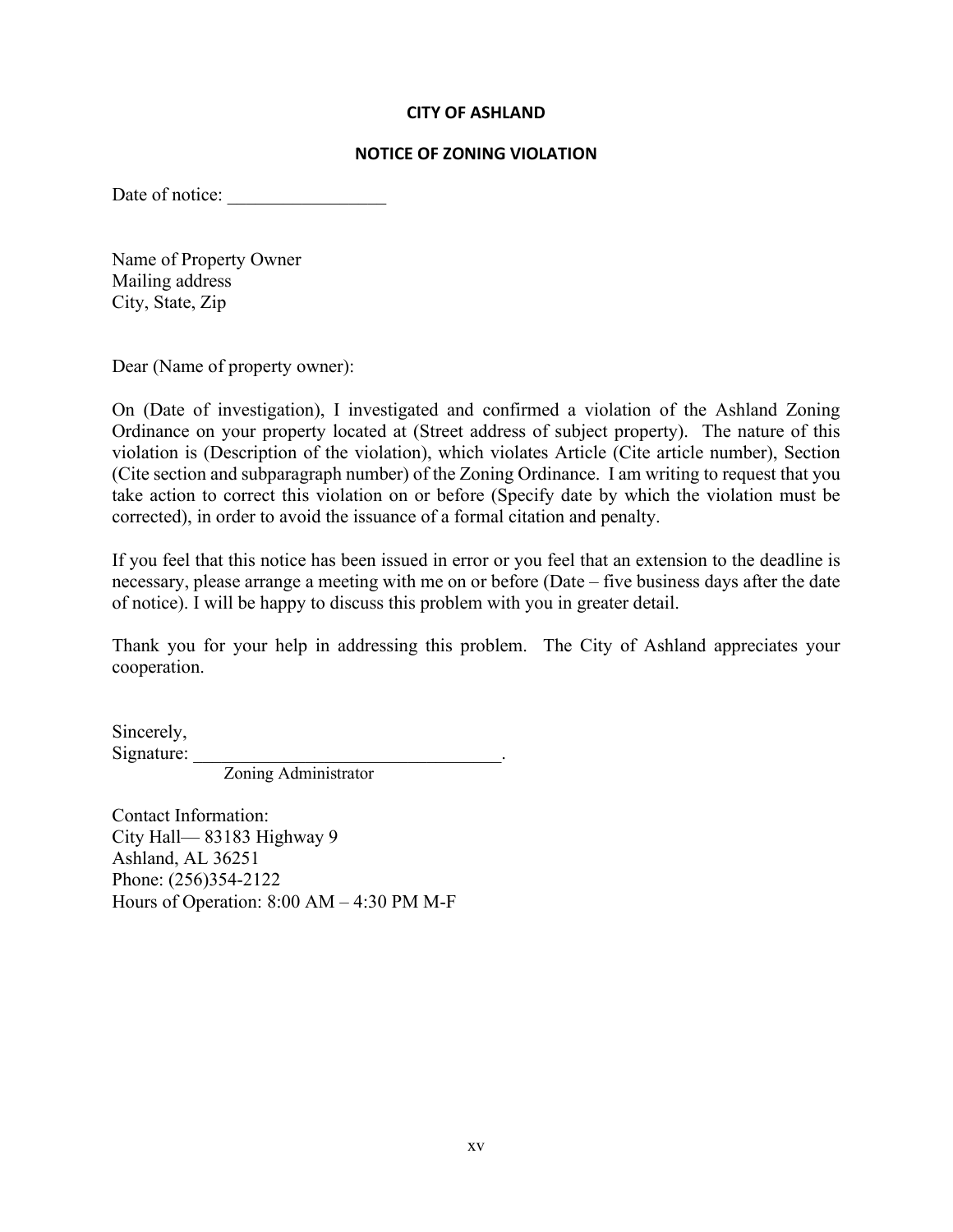**CITY OF ASHLAND**

**NOTICE OF ZONING VIOLATION**

Date of notice: _________________

Name of Property Owner
Mailing address
City, State, Zip

Dear (Name of property owner):

On (Date of investigation), I investigated and confirmed a violation of the Ashland Zoning Ordinance on your property located at (Street address of subject property). The nature of this violation is (Description of the violation), which violates Article (Cite article number), Section (Cite section and subparagraph number) of the Zoning Ordinance. I am writing to request that you take action to correct this violation on or before (Specify date by which the violation must be corrected), in order to avoid the issuance of a formal citation and penalty.

If you feel that this notice has been issued in error or you feel that an extension to the deadline is necessary, please arrange a meeting with me on or before (Date – five business days after the date of notice). I will be happy to discuss this problem with you in greater detail.

Thank you for your help in addressing this problem. The City of Ashland appreciates your cooperation.

Sincerely,
Signature: _________________________________.
Zoning Administrator

Contact Information:
City Hall— 83183 Highway 9
Ashland, AL 36251
Phone: (256)354-2122
Hours of Operation: 8:00 AM – 4:30 PM M-F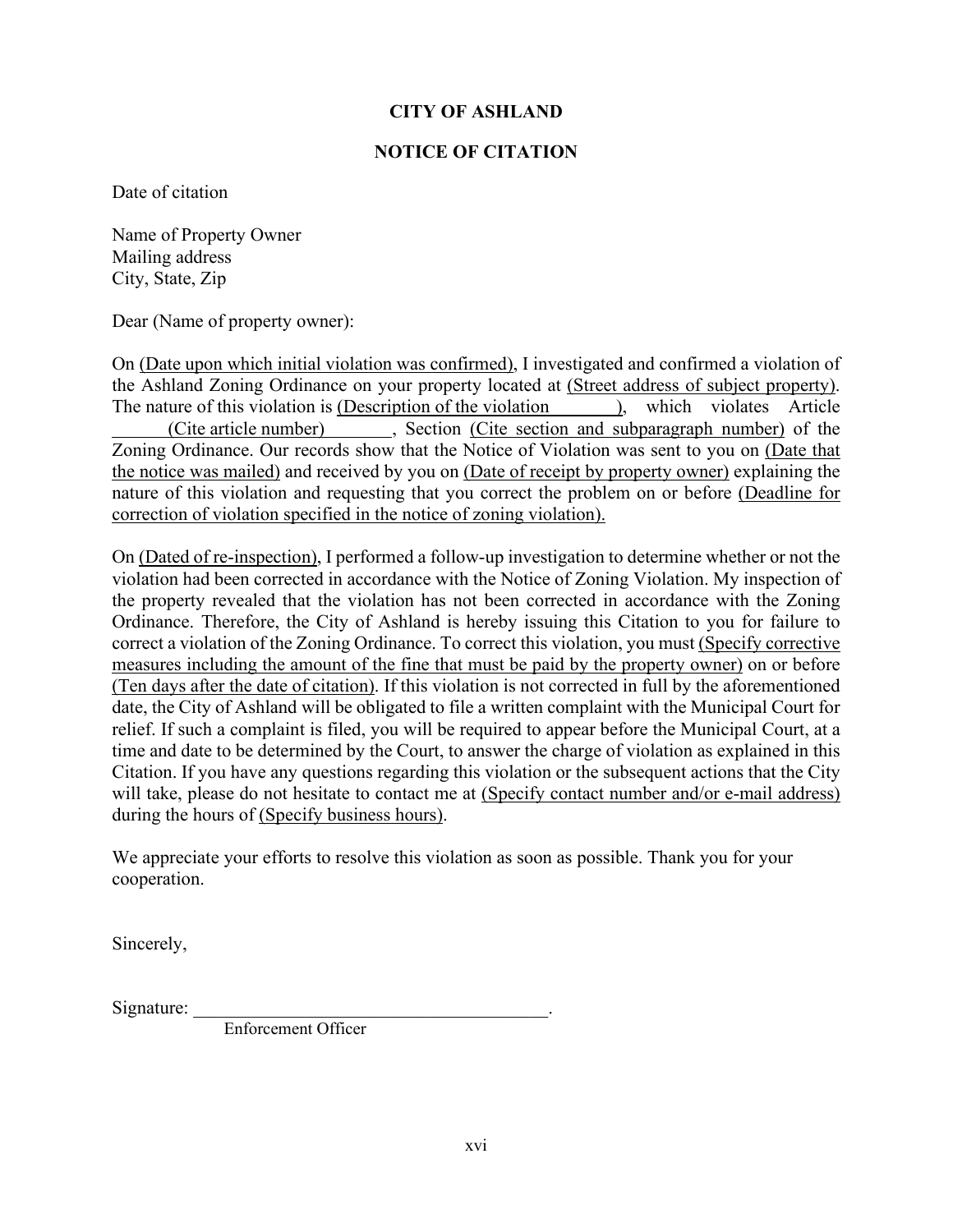**CITY OF ASHLAND**

**NOTICE OF CITATION**

Date of citation

Name of Property Owner
Mailing address
City, State, Zip

Dear (Name of property owner):

On <u>(Date upon which initial violation was confirmed)</u>, I investigated and confirmed a violation of the Ashland Zoning Ordinance on your property located at <u>(Street address of subject property)</u>. The nature of this violation is <u>(Description of the violation )</u>, which violates Article <u>(Cite article number)</u>, Section <u>(Cite section and subparagraph number)</u> of the Zoning Ordinance. Our records show that the Notice of Violation was sent to you on <u>(Date that the notice was mailed)</u> and received by you on <u>(Date of receipt by property owner)</u> explaining the nature of this violation and requesting that you correct the problem on or before <u>(Deadline for correction of violation specified in the notice of zoning violation).</u>

On <u>(Dated of re-inspection)</u>, I performed a follow-up investigation to determine whether or not the violation had been corrected in accordance with the Notice of Zoning Violation. My inspection of the property revealed that the violation has not been corrected in accordance with the Zoning Ordinance. Therefore, the City of Ashland is hereby issuing this Citation to you for failure to correct a violation of the Zoning Ordinance. To correct this violation, you must <u>(Specify corrective measures including the amount of the fine that must be paid by the property owner)</u> on or before <u>(Ten days after the date of citation)</u>. If this violation is not corrected in full by the aforementioned date, the City of Ashland will be obligated to file a written complaint with the Municipal Court for relief. If such a complaint is filed, you will be required to appear before the Municipal Court, at a time and date to be determined by the Court, to answer the charge of violation as explained in this Citation. If you have any questions regarding this violation or the subsequent actions that the City will take, please do not hesitate to contact me at <u>(Specify contact number and/or e-mail address)</u> during the hours of <u>(Specify business hours)</u>.

We appreciate your efforts to resolve this violation as soon as possible. Thank you for your cooperation.

Sincerely,

Signature: ________________________________________.
Enforcement Officer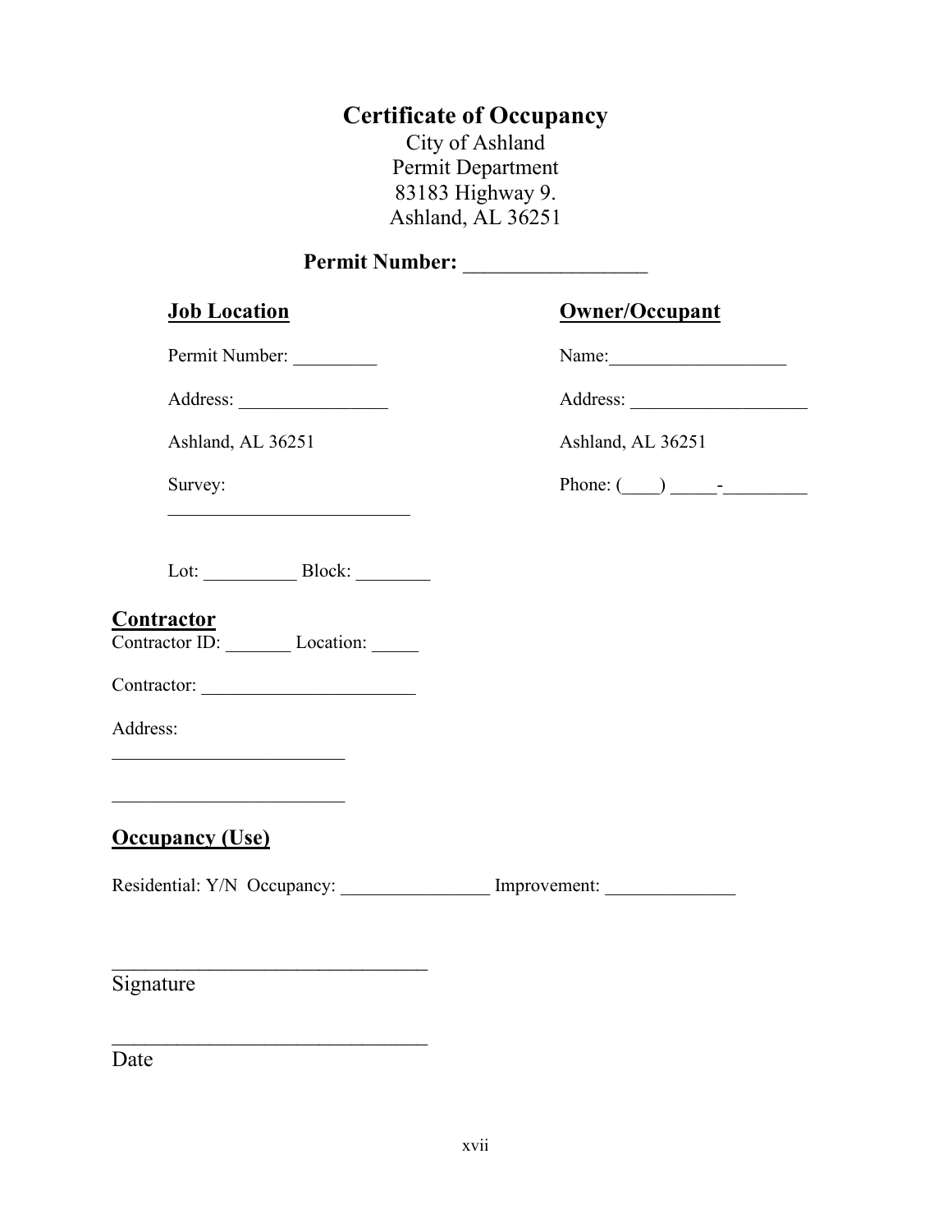# Certificate of Occupancy

City of Ashland
Permit Department
83183 Highway 9.
Ashland, AL 36251

**Permit Number:** _________________

## Job Location

Permit Number: _________

Address: ________________

Ashland, AL 36251

Survey:
__________________________

Lot: __________ Block: ________

## Owner/Occupant

Name:___________________

Address: ___________________

Ashland, AL 36251

Phone: (____) _____-_________

## Contractor

Contractor ID: _______ Location: _____

Contractor: _______________________

Address:
_________________________

_________________________

## Occupancy (Use)

Residential: Y/N Occupancy: ________________ Improvement: ______________

________________________________
Signature

________________________________
Date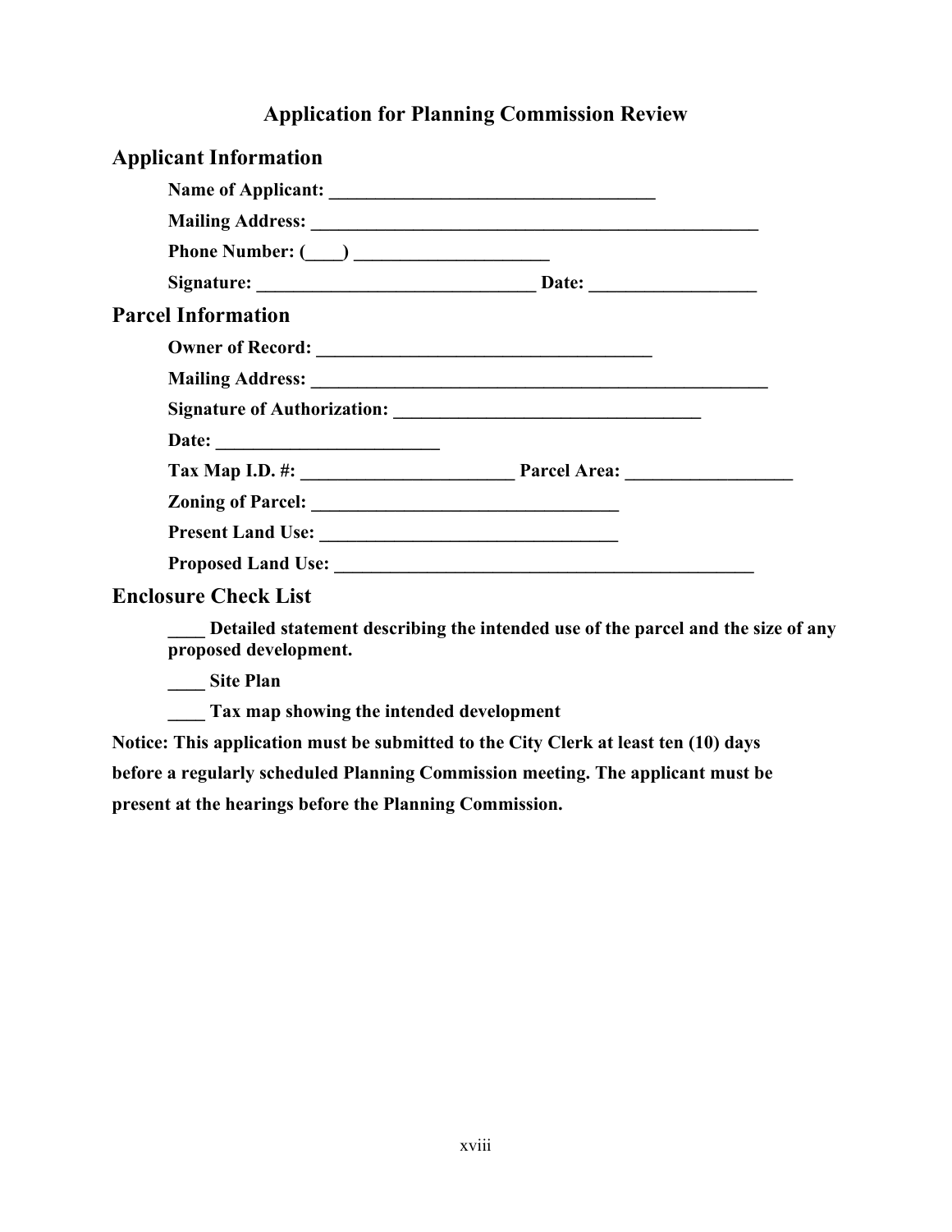# Application for Planning Commission Review

## Applicant Information

**Name of Applicant: ___________________________________**

**Mailing Address: ________________________________________________**

**Phone Number: (____) ____________________**

**Signature: _____________________________ Date: _________________**

## Parcel Information

**Owner of Record: ____________________________________**

**Mailing Address: _________________________________________________**

**Signature of Authorization: _________________________________**

**Date: ________________________**

**Tax Map I.D. #: _______________________ Parcel Area: _________________**

**Zoning of Parcel: _________________________________**

**Present Land Use: ________________________________**

**Proposed Land Use: ______________________________________________**

## Enclosure Check List

**____ Detailed statement describing the intended use of the parcel and the size of any proposed development.**

**____ Site Plan**

**____ Tax map showing the intended development**

**Notice: This application must be submitted to the City Clerk at least ten (10) days before a regularly scheduled Planning Commission meeting. The applicant must be present at the hearings before the Planning Commission.**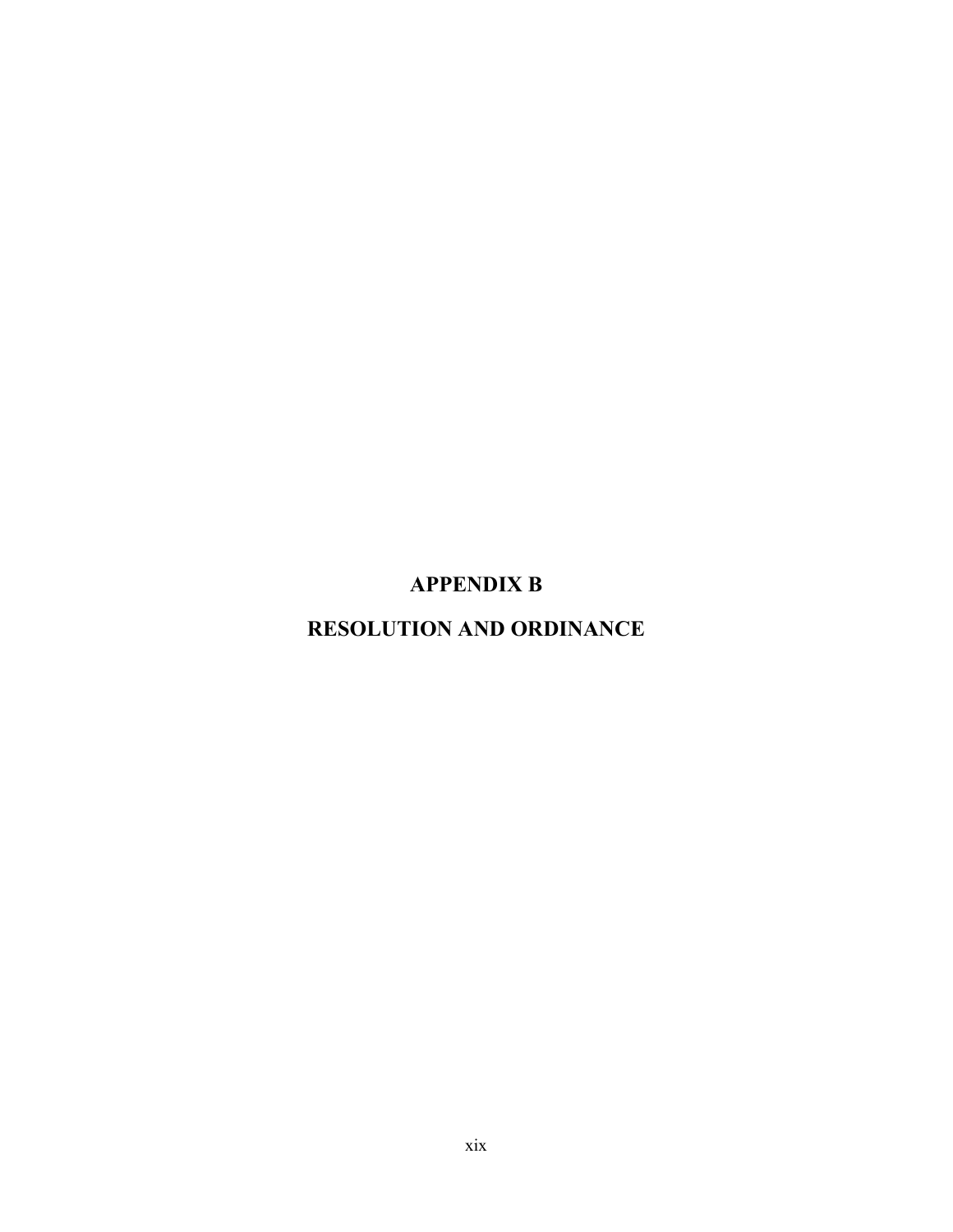# APPENDIX B

# RESOLUTION AND ORDINANCE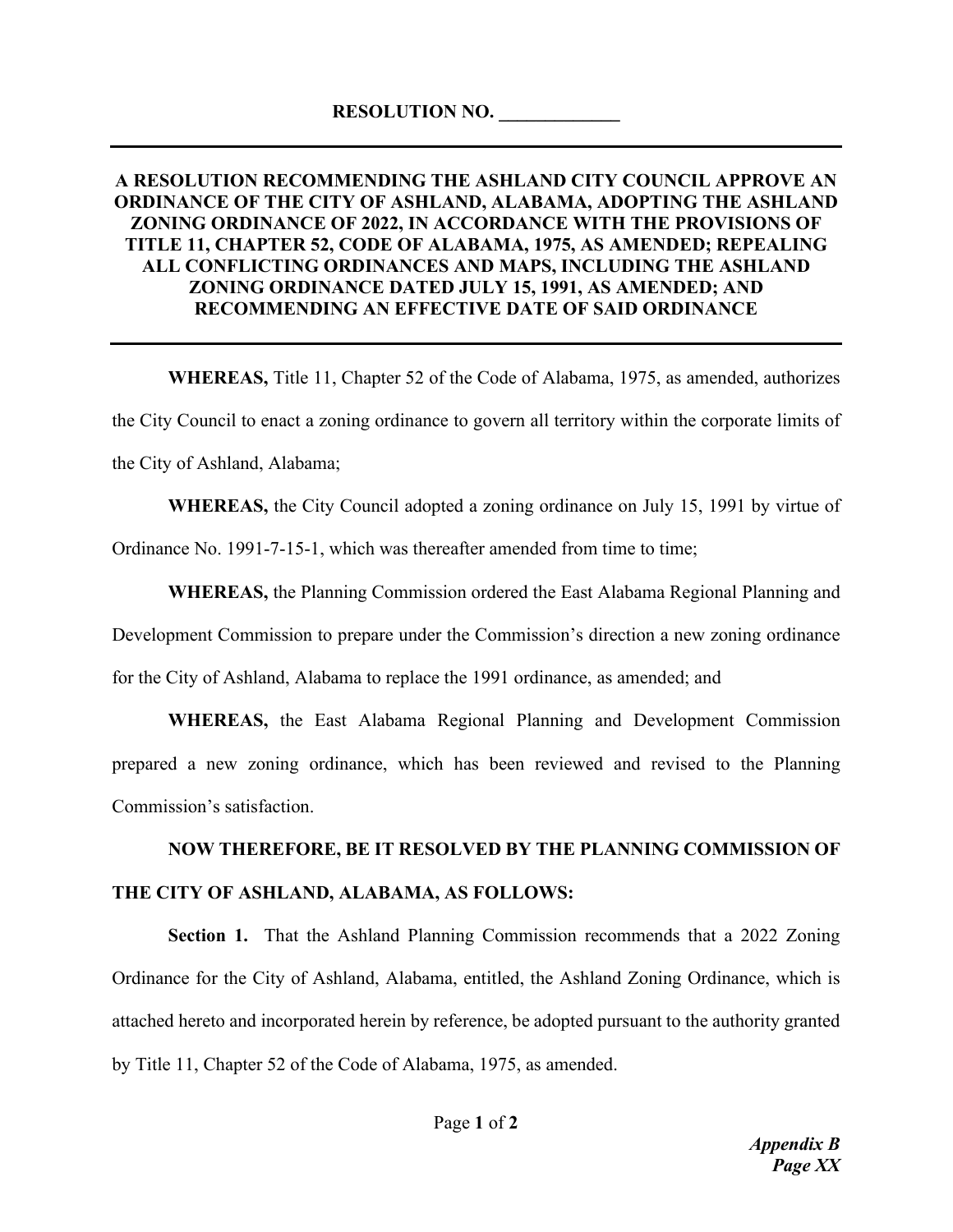**RESOLUTION NO. _____________**

---

**A RESOLUTION RECOMMENDING THE ASHLAND CITY COUNCIL APPROVE AN ORDINANCE OF THE CITY OF ASHLAND, ALABAMA, ADOPTING THE ASHLAND ZONING ORDINANCE OF 2022, IN ACCORDANCE WITH THE PROVISIONS OF TITLE 11, CHAPTER 52, CODE OF ALABAMA, 1975, AS AMENDED; REPEALING ALL CONFLICTING ORDINANCES AND MAPS, INCLUDING THE ASHLAND ZONING ORDINANCE DATED JULY 15, 1991, AS AMENDED; AND RECOMMENDING AN EFFECTIVE DATE OF SAID ORDINANCE**

---

**WHEREAS,** Title 11, Chapter 52 of the Code of Alabama, 1975, as amended, authorizes the City Council to enact a zoning ordinance to govern all territory within the corporate limits of the City of Ashland, Alabama;

**WHEREAS,** the City Council adopted a zoning ordinance on July 15, 1991 by virtue of Ordinance No. 1991-7-15-1, which was thereafter amended from time to time;

**WHEREAS,** the Planning Commission ordered the East Alabama Regional Planning and Development Commission to prepare under the Commission's direction a new zoning ordinance for the City of Ashland, Alabama to replace the 1991 ordinance, as amended; and

**WHEREAS,** the East Alabama Regional Planning and Development Commission prepared a new zoning ordinance, which has been reviewed and revised to the Planning Commission's satisfaction.

**NOW THEREFORE, BE IT RESOLVED BY THE PLANNING COMMISSION OF THE CITY OF ASHLAND, ALABAMA, AS FOLLOWS:**

**Section 1.** That the Ashland Planning Commission recommends that a 2022 Zoning Ordinance for the City of Ashland, Alabama, entitled, the Ashland Zoning Ordinance, which is attached hereto and incorporated herein by reference, be adopted pursuant to the authority granted by Title 11, Chapter 52 of the Code of Alabama, 1975, as amended.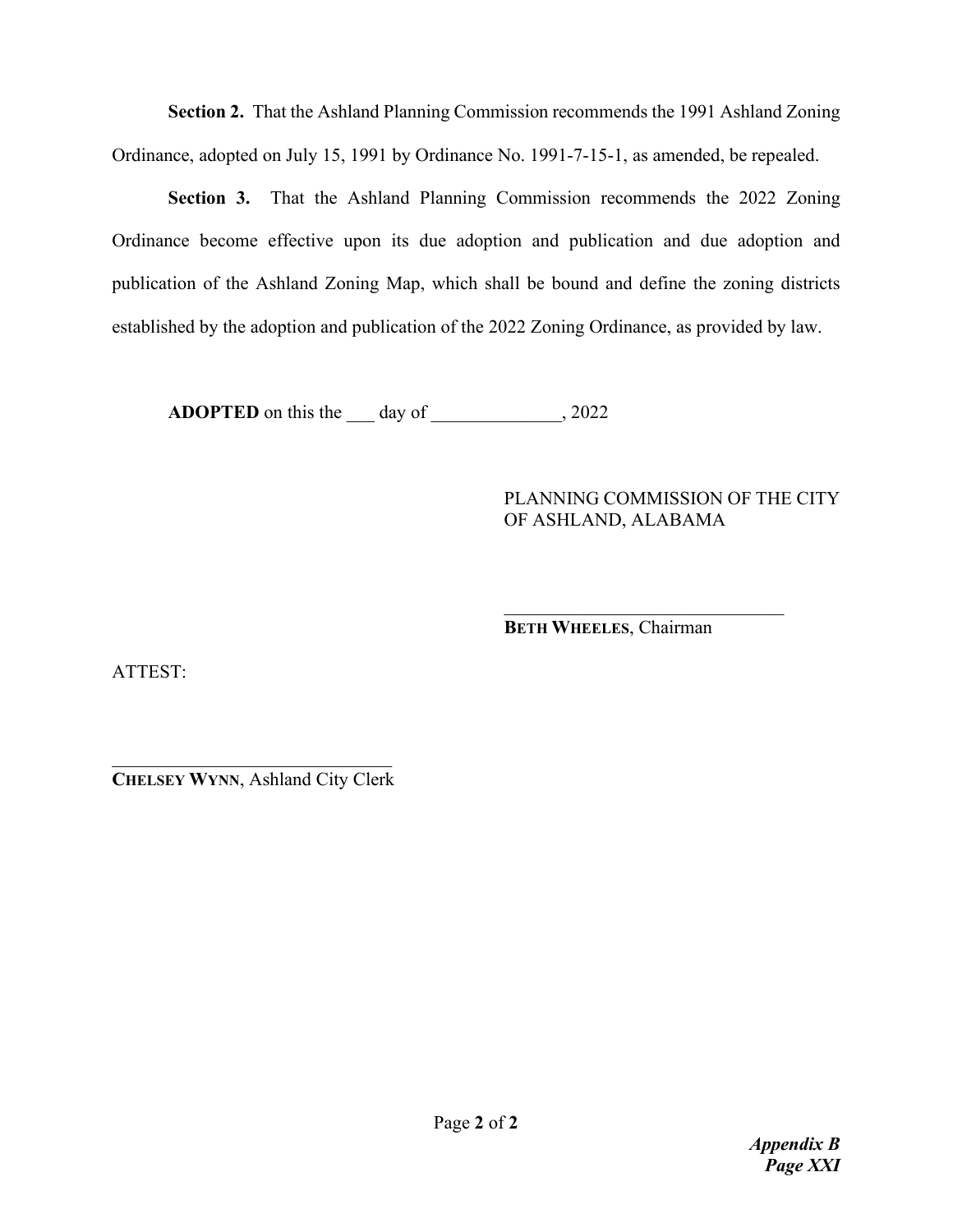**Section 2.** That the Ashland Planning Commission recommends the 1991 Ashland Zoning Ordinance, adopted on July 15, 1991 by Ordinance No. 1991-7-15-1, as amended, be repealed.

**Section 3.** That the Ashland Planning Commission recommends the 2022 Zoning Ordinance become effective upon its due adoption and publication and due adoption and publication of the Ashland Zoning Map, which shall be bound and define the zoning districts established by the adoption and publication of the 2022 Zoning Ordinance, as provided by law.

**ADOPTED** on this the ___ day of ______________, 2022

PLANNING COMMISSION OF THE CITY OF ASHLAND, ALABAMA

_______________________________
**BETH WHEELES**, Chairman

ATTEST:

_______________________________
**CHELSEY WYNN**, Ashland City Clerk

***Appendix B***
***Page XXI***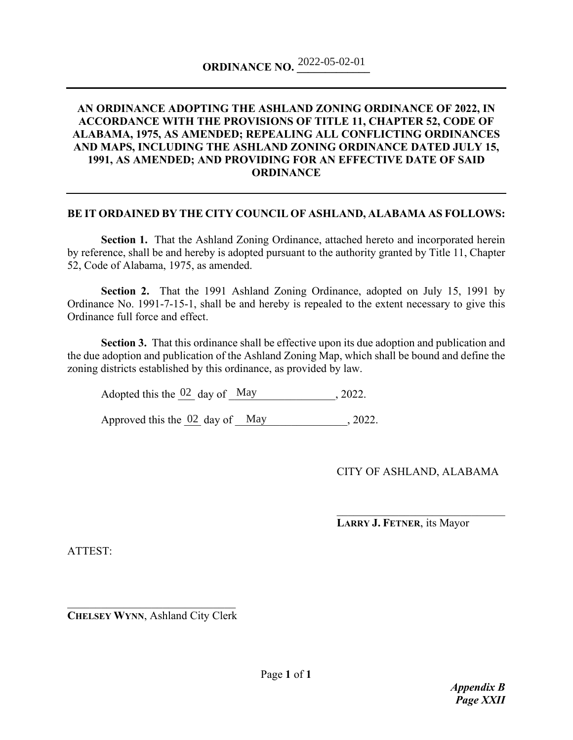# ORDINANCE NO. 2022-05-02-01

**AN ORDINANCE ADOPTING THE ASHLAND ZONING ORDINANCE OF 2022, IN ACCORDANCE WITH THE PROVISIONS OF TITLE 11, CHAPTER 52, CODE OF ALABAMA, 1975, AS AMENDED; REPEALING ALL CONFLICTING ORDINANCES AND MAPS, INCLUDING THE ASHLAND ZONING ORDINANCE DATED JULY 15, 1991, AS AMENDED; AND PROVIDING FOR AN EFFECTIVE DATE OF SAID ORDINANCE**

---

**BE IT ORDAINED BY THE CITY COUNCIL OF ASHLAND, ALABAMA AS FOLLOWS:**

**Section 1.** That the Ashland Zoning Ordinance, attached hereto and incorporated herein by reference, shall be and hereby is adopted pursuant to the authority granted by Title 11, Chapter 52, Code of Alabama, 1975, as amended.

**Section 2.** That the 1991 Ashland Zoning Ordinance, adopted on July 15, 1991 by Ordinance No. 1991-7-15-1, shall be and hereby is repealed to the extent necessary to give this Ordinance full force and effect.

**Section 3.** That this ordinance shall be effective upon its due adoption and publication and the due adoption and publication of the Ashland Zoning Map, which shall be bound and define the zoning districts established by this ordinance, as provided by law.

Adopted this the 02 day of May, 2022.

Approved this the 02 day of May, 2022.

CITY OF ASHLAND, ALABAMA

______________________________

**LARRY J. FETNER**, its Mayor

ATTEST:

______________________________

**CHELSEY WYNN**, Ashland City Clerk

***Appendix B***
***Page XXII***